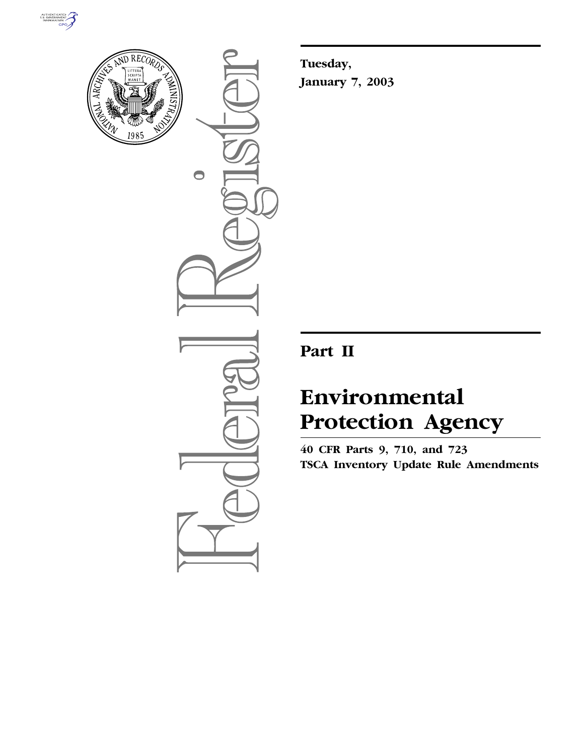# Federal Register

**Tuesday,**
**January 7, 2003**

## Part II

# Environmental Protection Agency

**40 CFR Parts 9, 710, and 723**
**TSCA Inventory Update Rule Amendments**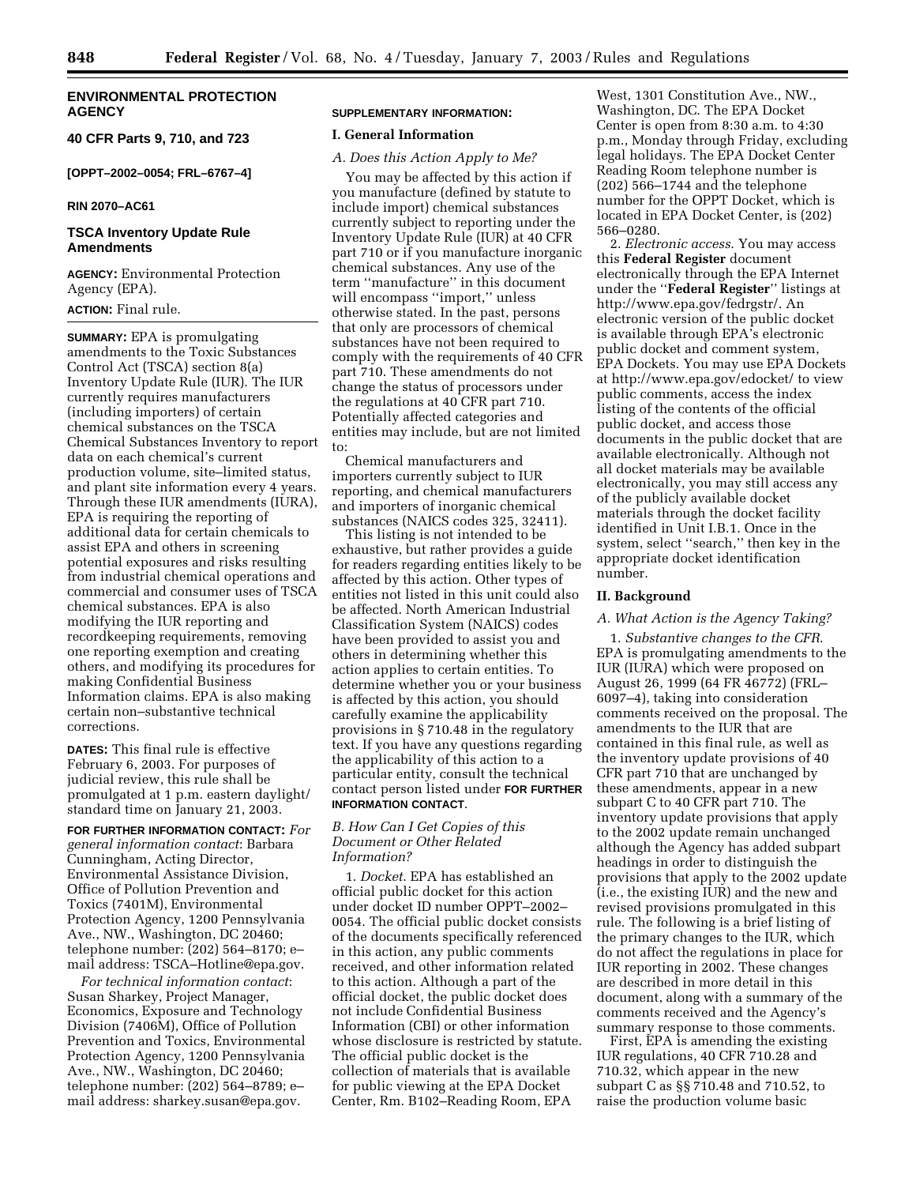# ENVIRONMENTAL PROTECTION AGENCY

## 40 CFR Parts 9, 710, and 723

**[OPPT–2002–0054; FRL–6767–4]**

**RIN 2070–AC61**

## TSCA Inventory Update Rule Amendments

**AGENCY:** Environmental Protection Agency (EPA).

**ACTION:** Final rule.

**SUMMARY:** EPA is promulgating amendments to the Toxic Substances Control Act (TSCA) section 8(a) Inventory Update Rule (IUR). The IUR currently requires manufacturers (including importers) of certain chemical substances on the TSCA Chemical Substances Inventory to report data on each chemical's current production volume, site–limited status, and plant site information every 4 years. Through these IUR amendments (IURA), EPA is requiring the reporting of additional data for certain chemicals to assist EPA and others in screening potential exposures and risks resulting from industrial chemical operations and commercial and consumer uses of TSCA chemical substances. EPA is also modifying the IUR reporting and recordkeeping requirements, removing one reporting exemption and creating others, and modifying its procedures for making Confidential Business Information claims. EPA is also making certain non–substantive technical corrections.

**DATES:** This final rule is effective February 6, 2003. For purposes of judicial review, this rule shall be promulgated at 1 p.m. eastern daylight/standard time on January 21, 2003.

**FOR FURTHER INFORMATION CONTACT:** *For general information contact*: Barbara Cunningham, Acting Director, Environmental Assistance Division, Office of Pollution Prevention and Toxics (7401M), Environmental Protection Agency, 1200 Pennsylvania Ave., NW., Washington, DC 20460; telephone number: (202) 564–8170; e–mail address: TSCA–Hotline@epa.gov.

*For technical information contact*: Susan Sharkey, Project Manager, Economics, Exposure and Technology Division (7406M), Office of Pollution Prevention and Toxics, Environmental Protection Agency, 1200 Pennsylvania Ave., NW., Washington, DC 20460; telephone number: (202) 564–8789; e–mail address: sharkey.susan@epa.gov.

**SUPPLEMENTARY INFORMATION:**

### I. General Information

*A. Does this Action Apply to Me?*

You may be affected by this action if you manufacture (defined by statute to include import) chemical substances currently subject to reporting under the Inventory Update Rule (IUR) at 40 CFR part 710 or if you manufacture inorganic chemical substances. Any use of the term ''manufacture'' in this document will encompass ''import,'' unless otherwise stated. In the past, persons that only are processors of chemical substances have not been required to comply with the requirements of 40 CFR part 710. These amendments do not change the status of processors under the regulations at 40 CFR part 710. Potentially affected categories and entities may include, but are not limited to:

Chemical manufacturers and importers currently subject to IUR reporting, and chemical manufacturers and importers of inorganic chemical substances (NAICS codes 325, 32411).

This listing is not intended to be exhaustive, but rather provides a guide for readers regarding entities likely to be affected by this action. Other types of entities not listed in this unit could also be affected. North American Industrial Classification System (NAICS) codes have been provided to assist you and others in determining whether this action applies to certain entities. To determine whether you or your business is affected by this action, you should carefully examine the applicability provisions in § 710.48 in the regulatory text. If you have any questions regarding the applicability of this action to a particular entity, consult the technical contact person listed under **FOR FURTHER INFORMATION CONTACT**.

*B. How Can I Get Copies of this Document or Other Related Information?*

1. *Docket*. EPA has established an official public docket for this action under docket ID number OPPT–2002–0054. The official public docket consists of the documents specifically referenced in this action, any public comments received, and other information related to this action. Although a part of the official docket, the public docket does not include Confidential Business Information (CBI) or other information whose disclosure is restricted by statute. The official public docket is the collection of materials that is available for public viewing at the EPA Docket Center, Rm. B102–Reading Room, EPA West, 1301 Constitution Ave., NW., Washington, DC. The EPA Docket Center is open from 8:30 a.m. to 4:30 p.m., Monday through Friday, excluding legal holidays. The EPA Docket Center Reading Room telephone number is (202) 566–1744 and the telephone number for the OPPT Docket, which is located in EPA Docket Center, is (202) 566–0280.

2. *Electronic access*. You may access this **Federal Register** document electronically through the EPA Internet under the ''**Federal Register**'' listings at http://www.epa.gov/fedrgstr/. An electronic version of the public docket is available through EPA's electronic public docket and comment system, EPA Dockets. You may use EPA Dockets at http://www.epa.gov/edocket/ to view public comments, access the index listing of the contents of the official public docket, and access those documents in the public docket that are available electronically. Although not all docket materials may be available electronically, you may still access any of the publicly available docket materials through the docket facility identified in Unit I.B.1. Once in the system, select ''search,'' then key in the appropriate docket identification number.

### II. Background

*A. What Action is the Agency Taking?*

1. *Substantive changes to the CFR*. EPA is promulgating amendments to the IUR (IURA) which were proposed on August 26, 1999 (64 FR 46772) (FRL–6097–4), taking into consideration comments received on the proposal. The amendments to the IUR that are contained in this final rule, as well as the inventory update provisions of 40 CFR part 710 that are unchanged by these amendments, appear in a new subpart C to 40 CFR part 710. The inventory update provisions that apply to the 2002 update remain unchanged although the Agency has added subpart headings in order to distinguish the provisions that apply to the 2002 update (i.e., the existing IUR) and the new and revised provisions promulgated in this rule. The following is a brief listing of the primary changes to the IUR, which do not affect the regulations in place for IUR reporting in 2002. These changes are described in more detail in this document, along with a summary of the comments received and the Agency's summary response to those comments.

First, EPA is amending the existing IUR regulations, 40 CFR 710.28 and 710.32, which appear in the new subpart C as §§ 710.48 and 710.52, to raise the production volume basic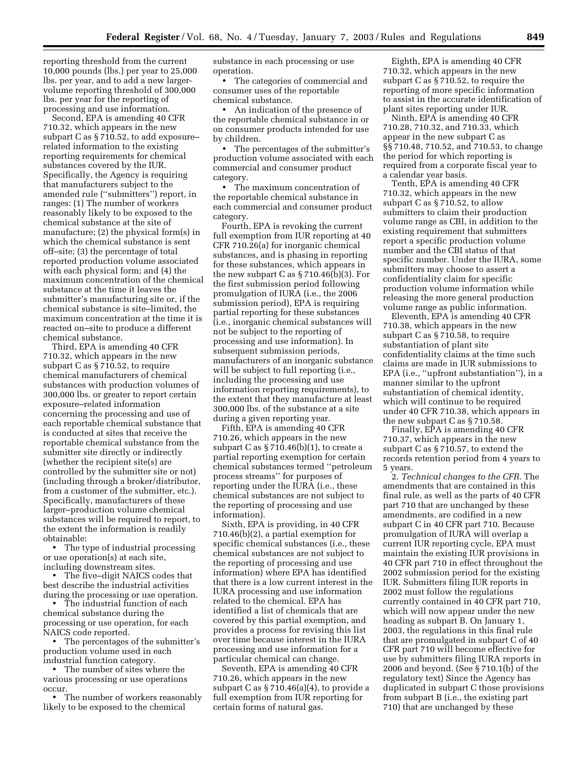reporting threshold from the current 10,000 pounds (lbs.) per year to 25,000 lbs. per year, and to add a new larger-volume reporting threshold of 300,000 lbs. per year for the reporting of processing and use information.

Second, EPA is amending 40 CFR 710.32, which appears in the new subpart C as § 710.52, to add exposure–related information to the existing reporting requirements for chemical substances covered by the IUR. Specifically, the Agency is requiring that manufacturers subject to the amended rule (''submitters'') report, in ranges: (1) The number of workers reasonably likely to be exposed to the chemical substance at the site of manufacture; (2) the physical form(s) in which the chemical substance is sent off–site; (3) the percentage of total reported production volume associated with each physical form; and (4) the maximum concentration of the chemical substance at the time it leaves the submitter's manufacturing site or, if the chemical substance is site–limited, the maximum concentration at the time it is reacted on–site to produce a different chemical substance.

Third, EPA is amending 40 CFR 710.32, which appears in the new subpart C as § 710.52, to require chemical manufacturers of chemical substances with production volumes of 300,000 lbs. or greater to report certain exposure–related information concerning the processing and use of each reportable chemical substance that is conducted at sites that receive the reportable chemical substance from the submitter site directly or indirectly (whether the recipient site(s) are controlled by the submitter site or not) (including through a broker/distributor, from a customer of the submitter, etc.). Specifically, manufacturers of these larger–production volume chemical substances will be required to report, to the extent the information is readily obtainable:

- The type of industrial processing or use operation(s) at each site, including downstream sites.
- The five–digit NAICS codes that best describe the industrial activities during the processing or use operation.
- The industrial function of each chemical substance during the processing or use operation, for each NAICS code reported.
- The percentages of the submitter's production volume used in each industrial function category.
- The number of sites where the various processing or use operations occur.
- The number of workers reasonably likely to be exposed to the chemical substance in each processing or use operation.
- The categories of commercial and consumer uses of the reportable chemical substance.
- An indication of the presence of the reportable chemical substance in or on consumer products intended for use by children.
- The percentages of the submitter's production volume associated with each commercial and consumer product category.
- The maximum concentration of the reportable chemical substance in each commercial and consumer product category.

Fourth, EPA is revoking the current full exemption from IUR reporting at 40 CFR 710.26(a) for inorganic chemical substances, and is phasing in reporting for these substances, which appears in the new subpart C as § 710.46(b)(3). For the first submission period following promulgation of IURA (i.e., the 2006 submission period), EPA is requiring partial reporting for these substances (i.e., inorganic chemical substances will not be subject to the reporting of processing and use information). In subsequent submission periods, manufacturers of an inorganic substance will be subject to full reporting (i.e., including the processing and use information reporting requirements), to the extent that they manufacture at least 300,000 lbs. of the substance at a site during a given reporting year.

Fifth, EPA is amending 40 CFR 710.26, which appears in the new subpart C as § 710.46(b)(1), to create a partial reporting exemption for certain chemical substances termed ''petroleum process streams'' for purposes of reporting under the IURA (i.e., these chemical substances are not subject to the reporting of processing and use information).

Sixth, EPA is providing, in 40 CFR 710.46(b)(2), a partial exemption for specific chemical substances (i.e., these chemical substances are not subject to the reporting of processing and use information) where EPA has identified that there is a low current interest in the IURA processing and use information related to the chemical. EPA has identified a list of chemicals that are covered by this partial exemption, and provides a process for revising this list over time because interest in the IURA processing and use information for a particular chemical can change.

Seventh, EPA is amending 40 CFR 710.26, which appears in the new subpart C as § 710.46(a)(4), to provide a full exemption from IUR reporting for certain forms of natural gas.

Eighth, EPA is amending 40 CFR 710.32, which appears in the new subpart C as § 710.52, to require the reporting of more specific information to assist in the accurate identification of plant sites reporting under IUR.

Ninth, EPA is amending 40 CFR 710.28, 710.32, and 710.33, which appear in the new subpart C as §§ 710.48, 710.52, and 710.53, to change the period for which reporting is required from a corporate fiscal year to a calendar year basis.

Tenth, EPA is amending 40 CFR 710.32, which appears in the new subpart C as § 710.52, to allow submitters to claim their production volume range as CBI, in addition to the existing requirement that submitters report a specific production volume number and the CBI status of that specific number. Under the IURA, some submitters may choose to assert a confidentiality claim for specific production volume information while releasing the more general production volume range as public information.

Eleventh, EPA is amending 40 CFR 710.38, which appears in the new subpart C as § 710.58, to require substantiation of plant site confidentiality claims at the time such claims are made in IUR submissions to EPA (i.e., ''upfront substantiation''), in a manner similar to the upfront substantiation of chemical identity, which will continue to be required under 40 CFR 710.38, which appears in the new subpart C as § 710.58.

Finally, EPA is amending 40 CFR 710.37, which appears in the new subpart C as § 710.57, to extend the records retention period from 4 years to 5 years.

2. *Technical changes to the CFR*. The amendments that are contained in this final rule, as well as the parts of 40 CFR part 710 that are unchanged by these amendments, are codified in a new subpart C in 40 CFR part 710. Because promulgation of IURA will overlap a current IUR reporting cycle, EPA must maintain the existing IUR provisions in 40 CFR part 710 in effect throughout the 2002 submission period for the existing IUR. Submitters filing IUR reports in 2002 must follow the regulations currently contained in 40 CFR part 710, which will now appear under the new heading as subpart B. On January 1, 2003, the regulations in this final rule that are promulgated in subpart C of 40 CFR part 710 will become effective for use by submitters filing IURA reports in 2006 and beyond. (See § 710.1(b) of the regulatory text) Since the Agency has duplicated in subpart C those provisions from subpart B (i.e., the existing part 710) that are unchanged by these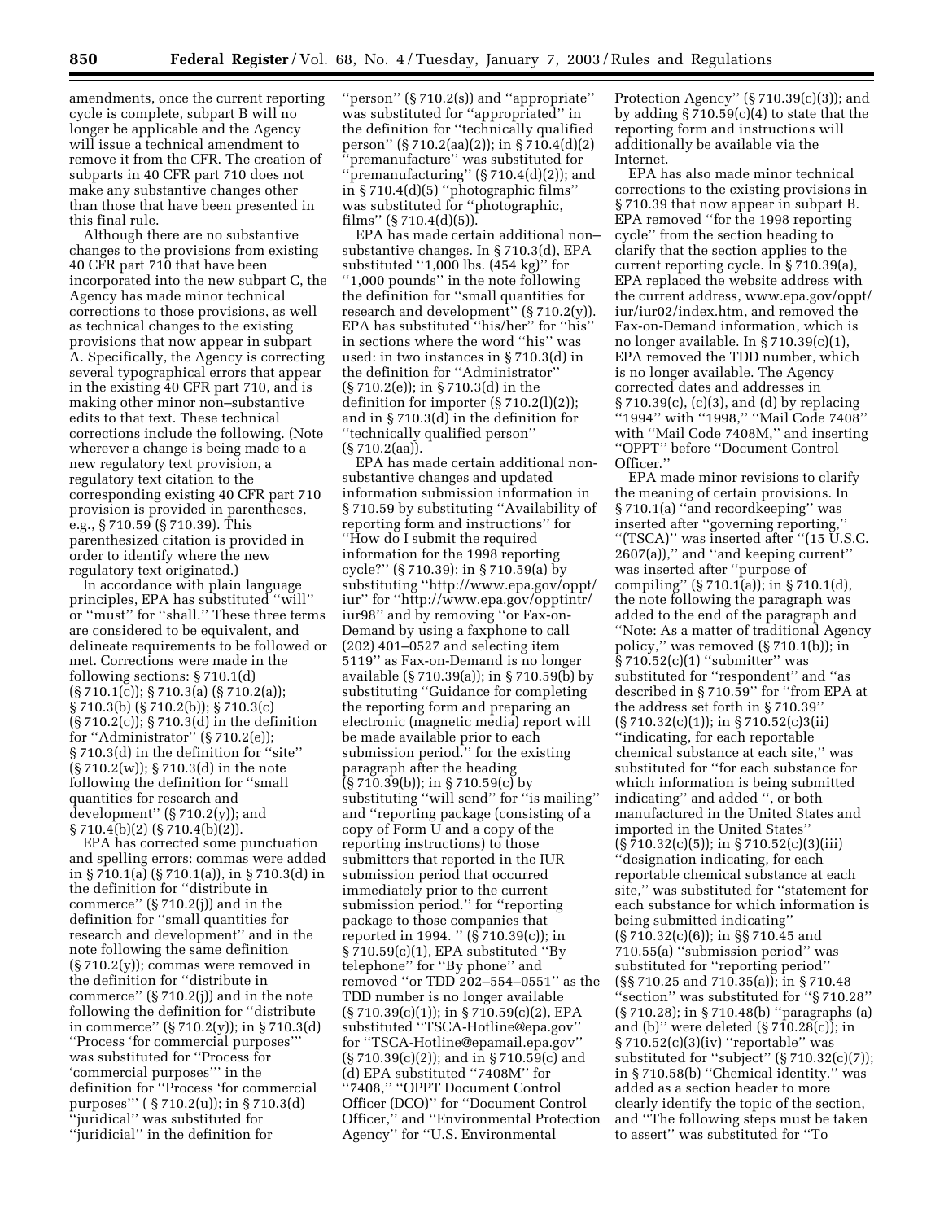amendments, once the current reporting cycle is complete, subpart B will no longer be applicable and the Agency will issue a technical amendment to remove it from the CFR. The creation of subparts in 40 CFR part 710 does not make any substantive changes other than those that have been presented in this final rule.

Although there are no substantive changes to the provisions from existing 40 CFR part 710 that have been incorporated into the new subpart C, the Agency has made minor technical corrections to those provisions, as well as technical changes to the existing provisions that now appear in subpart A. Specifically, the Agency is correcting several typographical errors that appear in the existing 40 CFR part 710, and is making other minor non–substantive edits to that text. These technical corrections include the following. (Note wherever a change is being made to a new regulatory text provision, a regulatory text citation to the corresponding existing 40 CFR part 710 provision is provided in parentheses, e.g., § 710.59 (§ 710.39). This parenthesized citation is provided in order to identify where the new regulatory text originated.)

In accordance with plain language principles, EPA has substituted ''will'' or ''must'' for ''shall.'' These three terms are considered to be equivalent, and delineate requirements to be followed or met. Corrections were made in the following sections: § 710.1(d) (§ 710.1(c)); § 710.3(a) (§ 710.2(a)); § 710.3(b) (§ 710.2(b)); § 710.3(c) (§ 710.2(c)); § 710.3(d) in the definition for ''Administrator'' (§ 710.2(e)); § 710.3(d) in the definition for ''site'' (§ 710.2(w)); § 710.3(d) in the note following the definition for ''small quantities for research and development'' (§ 710.2(y)); and § 710.4(b)(2) (§ 710.4(b)(2)).

EPA has corrected some punctuation and spelling errors: commas were added in § 710.1(a) (§ 710.1(a)), in § 710.3(d) in the definition for ''distribute in commerce'' (§ 710.2(j)) and in the definition for ''small quantities for research and development'' and in the note following the same definition (§ 710.2(y)); commas were removed in the definition for ''distribute in commerce'' (§ 710.2(j)) and in the note following the definition for ''distribute in commerce'' (§ 710.2(y)); in § 710.3(d) ''Process 'for commercial purposes''' was substituted for ''Process for 'commercial purposes''' in the definition for ''Process 'for commercial purposes''' ( § 710.2(u)); in § 710.3(d) ''juridical'' was substituted for ''juridicial'' in the definition for ''person'' (§ 710.2(s)) and ''appropriate'' was substituted for ''appropriated'' in the definition for ''technically qualified person'' (§ 710.2(aa)(2)); in § 710.4(d)(2) ''premanufacture'' was substituted for ''premanufacturing'' (§ 710.4(d)(2)); and in § 710.4(d)(5) ''photographic films'' was substituted for ''photographic, films'' (§ 710.4(d)(5)).

EPA has made certain additional non–substantive changes. In § 710.3(d), EPA substituted ''1,000 lbs. (454 kg)'' for ''1,000 pounds'' in the note following the definition for ''small quantities for research and development'' (§ 710.2(y)). EPA has substituted ''his/her'' for ''his'' in sections where the word ''his'' was used: in two instances in § 710.3(d) in the definition for ''Administrator'' (§ 710.2(e)); in § 710.3(d) in the definition for importer (§ 710.2(l)(2)); and in § 710.3(d) in the definition for ''technically qualified person'' (§ 710.2(aa)).

EPA has made certain additional non-substantive changes and updated information submission information in § 710.59 by substituting ''Availability of reporting form and instructions'' for ''How do I submit the required information for the 1998 reporting cycle?'' (§ 710.39); in § 710.59(a) by substituting ''http://www.epa.gov/oppt/iur'' for ''http://www.epa.gov/opptintr/iur98'' and by removing ''or Fax-on-Demand by using a faxphone to call (202) 401–0527 and selecting item 5119'' as Fax-on-Demand is no longer available (§ 710.39(a)); in § 710.59(b) by substituting ''Guidance for completing the reporting form and preparing an electronic (magnetic media) report will be made available prior to each submission period.'' for the existing paragraph after the heading (§ 710.39(b)); in § 710.59(c) by substituting ''will send'' for ''is mailing'' and ''reporting package (consisting of a copy of Form U and a copy of the reporting instructions) to those submitters that reported in the IUR submission period that occurred immediately prior to the current submission period.'' for ''reporting package to those companies that reported in 1994. '' (§ 710.39(c)); in § 710.59(c)(1), EPA substituted ''By telephone'' for ''By phone'' and removed ''or TDD 202–554–0551'' as the TDD number is no longer available (§ 710.39(c)(1)); in § 710.59(c)(2), EPA substituted ''TSCA-Hotline@epa.gov'' for ''TSCA-Hotline@epamail.epa.gov'' (§ 710.39(c)(2)); and in § 710.59(c) and (d) EPA substituted ''7408M'' for ''7408,'' ''OPPT Document Control Officer (DCO)'' for ''Document Control Officer,'' and ''Environmental Protection Agency'' for ''U.S. Environmental Protection Agency'' (§ 710.39(c)(3)); and by adding § 710.59(c)(4) to state that the reporting form and instructions will additionally be available via the Internet.

EPA has also made minor technical corrections to the existing provisions in § 710.39 that now appear in subpart B. EPA removed ''for the 1998 reporting cycle'' from the section heading to clarify that the section applies to the current reporting cycle. In § 710.39(a), EPA replaced the website address with the current address, www.epa.gov/oppt/iur/iur02/index.htm, and removed the Fax-on-Demand information, which is no longer available. In § 710.39(c)(1), EPA removed the TDD number, which is no longer available. The Agency corrected dates and addresses in § 710.39(c), (c)(3), and (d) by replacing ''1994'' with ''1998,'' ''Mail Code 7408'' with ''Mail Code 7408M,'' and inserting ''OPPT'' before ''Document Control Officer.''

EPA made minor revisions to clarify the meaning of certain provisions. In § 710.1(a) ''and recordkeeping'' was inserted after ''governing reporting,'' ''(TSCA)'' was inserted after ''(15 U.S.C. 2607(a)),'' and ''and keeping current'' was inserted after ''purpose of compiling'' (§ 710.1(a)); in § 710.1(d), the note following the paragraph was added to the end of the paragraph and ''Note: As a matter of traditional Agency policy,'' was removed (§ 710.1(b)); in § 710.52(c)(1) ''submitter'' was substituted for ''respondent'' and ''as described in § 710.59'' for ''from EPA at the address set forth in § 710.39'' (§ 710.32(c)(1)); in § 710.52(c)3(ii) ''indicating, for each reportable chemical substance at each site,'' was substituted for ''for each substance for which information is being submitted indicating'' and added '', or both manufactured in the United States and imported in the United States'' (§ 710.32(c)(5)); in § 710.52(c)(3)(iii) ''designation indicating, for each reportable chemical substance at each site,'' was substituted for ''statement for each substance for which information is being submitted indicating'' (§ 710.32(c)(6)); in §§ 710.45 and 710.55(a) ''submission period'' was substituted for ''reporting period'' (§§ 710.25 and 710.35(a)); in § 710.48 ''section'' was substituted for ''§ 710.28'' (§ 710.28); in § 710.48(b) ''paragraphs (a) and (b)'' were deleted (§ 710.28(c)); in § 710.52(c)(3)(iv) ''reportable'' was substituted for ''subject'' (§ 710.32(c)(7)); in § 710.58(b) ''Chemical identity.'' was added as a section header to more clearly identify the topic of the section, and ''The following steps must be taken to assert'' was substituted for ''To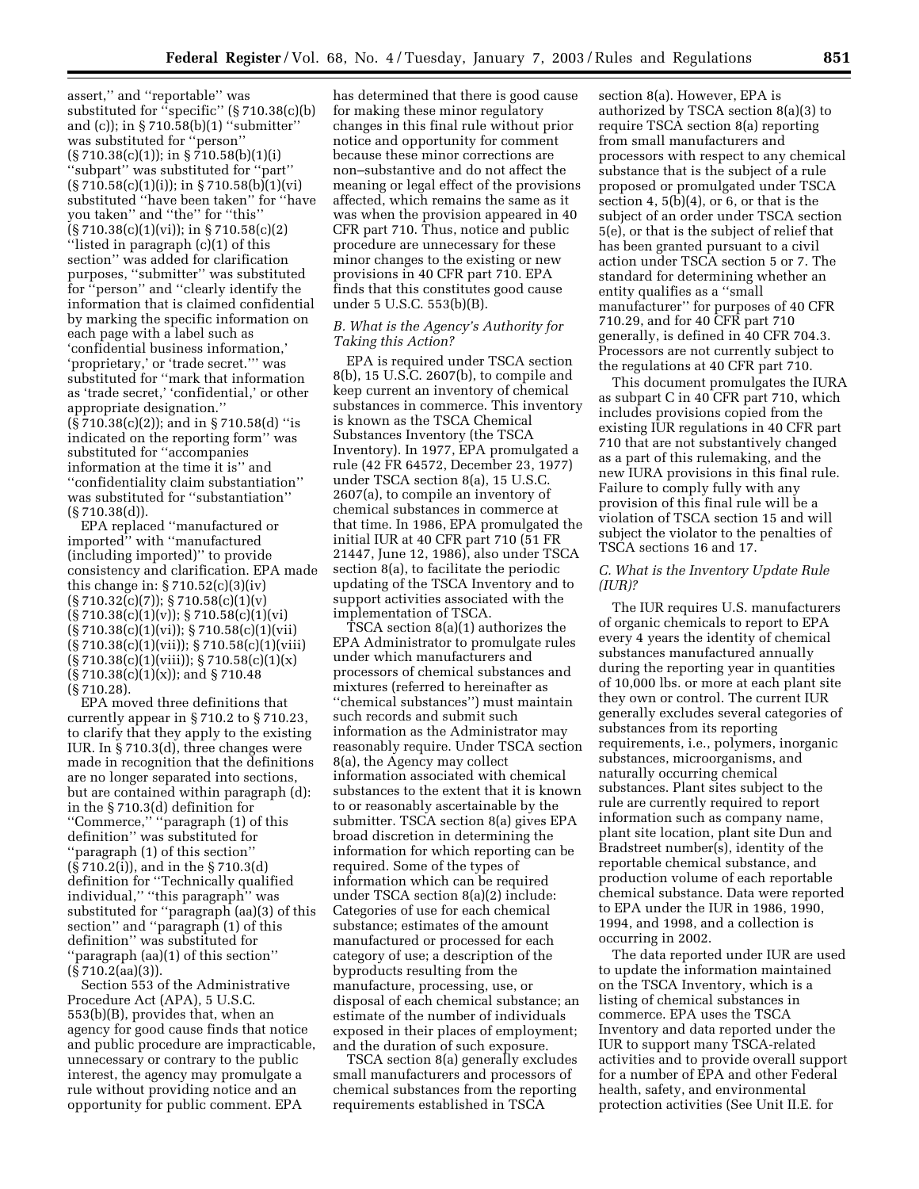assert,'' and ''reportable'' was substituted for ''specific'' (§ 710.38(c)(b) and (c)); in § 710.58(b)(1) ''submitter'' was substituted for ''person'' (§ 710.38(c)(1)); in § 710.58(b)(1)(i) ''subpart'' was substituted for ''part'' (§ 710.58(c)(1)(i)); in § 710.58(b)(1)(vi) substituted ''have been taken'' for ''have you taken'' and ''the'' for ''this'' (§ 710.38(c)(1)(vi)); in § 710.58(c)(2) ''listed in paragraph (c)(1) of this section'' was added for clarification purposes, ''submitter'' was substituted for ''person'' and ''clearly identify the information that is claimed confidential by marking the specific information on each page with a label such as 'confidential business information,' 'proprietary,' or 'trade secret.''' was substituted for ''mark that information as 'trade secret,' 'confidential,' or other appropriate designation.'' (§ 710.38(c)(2)); and in § 710.58(d) ''is indicated on the reporting form'' was substituted for ''accompanies information at the time it is'' and ''confidentiality claim substantiation'' was substituted for ''substantiation'' (§ 710.38(d)).

EPA replaced ''manufactured or imported'' with ''manufactured (including imported)'' to provide consistency and clarification. EPA made this change in: § 710.52(c)(3)(iv) (§ 710.32(c)(7)); § 710.58(c)(1)(v) (§ 710.38(c)(1)(v)); § 710.58(c)(1)(vi) (§ 710.38(c)(1)(vi)); § 710.58(c)(1)(vii) (§ 710.38(c)(1)(vii)); § 710.58(c)(1)(viii) (§ 710.38(c)(1)(viii)); § 710.58(c)(1)(x) (§ 710.38(c)(1)(x)); and § 710.48 (§ 710.28).

EPA moved three definitions that currently appear in § 710.2 to § 710.23, to clarify that they apply to the existing IUR. In § 710.3(d), three changes were made in recognition that the definitions are no longer separated into sections, but are contained within paragraph (d): in the § 710.3(d) definition for ''Commerce,'' ''paragraph (1) of this definition'' was substituted for ''paragraph (1) of this section'' (§ 710.2(i)), and in the § 710.3(d) definition for ''Technically qualified individual,'' ''this paragraph'' was substituted for ''paragraph (aa)(3) of this section'' and ''paragraph (1) of this definition'' was substituted for ''paragraph (aa)(1) of this section'' (§ 710.2(aa)(3)).

Section 553 of the Administrative Procedure Act (APA), 5 U.S.C. 553(b)(B), provides that, when an agency for good cause finds that notice and public procedure are impracticable, unnecessary or contrary to the public interest, the agency may promulgate a rule without providing notice and an opportunity for public comment. EPA has determined that there is good cause for making these minor regulatory changes in this final rule without prior notice and opportunity for comment because these minor corrections are non–substantive and do not affect the meaning or legal effect of the provisions affected, which remains the same as it was when the provision appeared in 40 CFR part 710. Thus, notice and public procedure are unnecessary for these minor changes to the existing or new provisions in 40 CFR part 710. EPA finds that this constitutes good cause under 5 U.S.C. 553(b)(B).

### *B. What is the Agency's Authority for Taking this Action?*

EPA is required under TSCA section 8(b), 15 U.S.C. 2607(b), to compile and keep current an inventory of chemical substances in commerce. This inventory is known as the TSCA Chemical Substances Inventory (the TSCA Inventory). In 1977, EPA promulgated a rule (42 FR 64572, December 23, 1977) under TSCA section 8(a), 15 U.S.C. 2607(a), to compile an inventory of chemical substances in commerce at that time. In 1986, EPA promulgated the initial IUR at 40 CFR part 710 (51 FR 21447, June 12, 1986), also under TSCA section 8(a), to facilitate the periodic updating of the TSCA Inventory and to support activities associated with the implementation of TSCA.

TSCA section 8(a)(1) authorizes the EPA Administrator to promulgate rules under which manufacturers and processors of chemical substances and mixtures (referred to hereinafter as ''chemical substances'') must maintain such records and submit such information as the Administrator may reasonably require. Under TSCA section 8(a), the Agency may collect information associated with chemical substances to the extent that it is known to or reasonably ascertainable by the submitter. TSCA section 8(a) gives EPA broad discretion in determining the information for which reporting can be required. Some of the types of information which can be required under TSCA section 8(a)(2) include: Categories of use for each chemical substance; estimates of the amount manufactured or processed for each category of use; a description of the byproducts resulting from the manufacture, processing, use, or disposal of each chemical substance; an estimate of the number of individuals exposed in their places of employment; and the duration of such exposure.

TSCA section 8(a) generally excludes small manufacturers and processors of chemical substances from the reporting requirements established in TSCA section 8(a). However, EPA is authorized by TSCA section 8(a)(3) to require TSCA section 8(a) reporting from small manufacturers and processors with respect to any chemical substance that is the subject of a rule proposed or promulgated under TSCA section 4, 5(b)(4), or 6, or that is the subject of an order under TSCA section 5(e), or that is the subject of relief that has been granted pursuant to a civil action under TSCA section 5 or 7. The standard for determining whether an entity qualifies as a ''small manufacturer'' for purposes of 40 CFR 710.29, and for 40 CFR part 710 generally, is defined in 40 CFR 704.3. Processors are not currently subject to the regulations at 40 CFR part 710.

This document promulgates the IURA as subpart C in 40 CFR part 710, which includes provisions copied from the existing IUR regulations in 40 CFR part 710 that are not substantively changed as a part of this rulemaking, and the new IURA provisions in this final rule. Failure to comply fully with any provision of this final rule will be a violation of TSCA section 15 and will subject the violator to the penalties of TSCA sections 16 and 17.

### *C. What is the Inventory Update Rule (IUR)?*

The IUR requires U.S. manufacturers of organic chemicals to report to EPA every 4 years the identity of chemical substances manufactured annually during the reporting year in quantities of 10,000 lbs. or more at each plant site they own or control. The current IUR generally excludes several categories of substances from its reporting requirements, i.e., polymers, inorganic substances, microorganisms, and naturally occurring chemical substances. Plant sites subject to the rule are currently required to report information such as company name, plant site location, plant site Dun and Bradstreet number(s), identity of the reportable chemical substance, and production volume of each reportable chemical substance. Data were reported to EPA under the IUR in 1986, 1990, 1994, and 1998, and a collection is occurring in 2002.

The data reported under IUR are used to update the information maintained on the TSCA Inventory, which is a listing of chemical substances in commerce. EPA uses the TSCA Inventory and data reported under the IUR to support many TSCA-related activities and to provide overall support for a number of EPA and other Federal health, safety, and environmental protection activities (See Unit II.E. for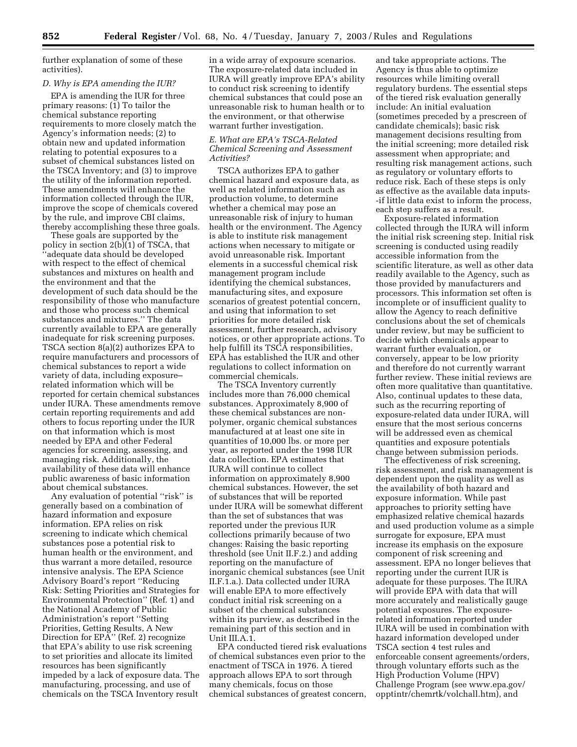further explanation of some of these activities).

### D. Why is EPA amending the IUR?

EPA is amending the IUR for three primary reasons: (1) To tailor the chemical substance reporting requirements to more closely match the Agency's information needs; (2) to obtain new and updated information relating to potential exposures to a subset of chemical substances listed on the TSCA Inventory; and (3) to improve the utility of the information reported. These amendments will enhance the information collected through the IUR, improve the scope of chemicals covered by the rule, and improve CBI claims, thereby accomplishing these three goals.

These goals are supported by the policy in section 2(b)(1) of TSCA, that ''adequate data should be developed with respect to the effect of chemical substances and mixtures on health and the environment and that the development of such data should be the responsibility of those who manufacture and those who process such chemical substances and mixtures.'' The data currently available to EPA are generally inadequate for risk screening purposes. TSCA section 8(a)(2) authorizes EPA to require manufacturers and processors of chemical substances to report a wide variety of data, including exposure–related information which will be reported for certain chemical substances under IURA. These amendments remove certain reporting requirements and add others to focus reporting under the IUR on that information which is most needed by EPA and other Federal agencies for screening, assessing, and managing risk. Additionally, the availability of these data will enhance public awareness of basic information about chemical substances.

Any evaluation of potential ''risk'' is generally based on a combination of hazard information and exposure information. EPA relies on risk screening to indicate which chemical substances pose a potential risk to human health or the environment, and thus warrant a more detailed, resource intensive analysis. The EPA Science Advisory Board's report ''Reducing Risk: Setting Priorities and Strategies for Environmental Protection'' (Ref. 1) and the National Academy of Public Administration's report ''Setting Priorities, Getting Results, A New Direction for EPA'' (Ref. 2) recognize that EPA's ability to use risk screening to set priorities and allocate its limited resources has been significantly impeded by a lack of exposure data. The manufacturing, processing, and use of chemicals on the TSCA Inventory result in a wide array of exposure scenarios. The exposure-related data included in IURA will greatly improve EPA's ability to conduct risk screening to identify chemical substances that could pose an unreasonable risk to human health or to the environment, or that otherwise warrant further investigation.

### E. What are EPA's TSCA-Related Chemical Screening and Assessment Activities?

TSCA authorizes EPA to gather chemical hazard and exposure data, as well as related information such as production volume, to determine whether a chemical may pose an unreasonable risk of injury to human health or the environment. The Agency is able to institute risk management actions when necessary to mitigate or avoid unreasonable risk. Important elements in a successful chemical risk management program include identifying the chemical substances, manufacturing sites, and exposure scenarios of greatest potential concern, and using that information to set priorities for more detailed risk assessment, further research, advisory notices, or other appropriate actions. To help fulfill its TSCA responsibilities, EPA has established the IUR and other regulations to collect information on commercial chemicals.

The TSCA Inventory currently includes more than 76,000 chemical substances. Approximately 8,900 of these chemical substances are non-polymer, organic chemical substances manufactured at at least one site in quantities of 10,000 lbs. or more per year, as reported under the 1998 IUR data collection. EPA estimates that IURA will continue to collect information on approximately 8,900 chemical substances. However, the set of substances that will be reported under IURA will be somewhat different than the set of substances that was reported under the previous IUR collections primarily because of two changes: Raising the basic reporting threshold (see Unit II.F.2.) and adding reporting on the manufacture of inorganic chemical substances (see Unit II.F.1.a.). Data collected under IURA will enable EPA to more effectively conduct initial risk screening on a subset of the chemical substances within its purview, as described in the remaining part of this section and in Unit III.A.1.

EPA conducted tiered risk evaluations of chemical substances even prior to the enactment of TSCA in 1976. A tiered approach allows EPA to sort through many chemicals, focus on those chemical substances of greatest concern, and take appropriate actions. The Agency is thus able to optimize resources while limiting overall regulatory burdens. The essential steps of the tiered risk evaluation generally include: An initial evaluation (sometimes preceded by a prescreen of candidate chemicals); basic risk management decisions resulting from the initial screening; more detailed risk assessment when appropriate; and resulting risk management actions, such as regulatory or voluntary efforts to reduce risk. Each of these steps is only as effective as the available data inputs--if little data exist to inform the process, each step suffers as a result.

Exposure-related information collected through the IURA will inform the initial risk screening step. Initial risk screening is conducted using readily accessible information from the scientific literature, as well as other data readily available to the Agency, such as those provided by manufacturers and processors. This information set often is incomplete or of insufficient quality to allow the Agency to reach definitive conclusions about the set of chemicals under review, but may be sufficient to decide which chemicals appear to warrant further evaluation, or conversely, appear to be low priority and therefore do not currently warrant further review. These initial reviews are often more qualitative than quantitative. Also, continual updates to these data, such as the recurring reporting of exposure-related data under IURA, will ensure that the most serious concerns will be addressed even as chemical quantities and exposure potentials change between submission periods.

The effectiveness of risk screening, risk assessment, and risk management is dependent upon the quality as well as the availability of both hazard and exposure information. While past approaches to priority setting have emphasized relative chemical hazards and used production volume as a simple surrogate for exposure, EPA must increase its emphasis on the exposure component of risk screening and assessment. EPA no longer believes that reporting under the current IUR is adequate for these purposes. The IURA will provide EPA with data that will more accurately and realistically gauge potential exposures. The exposure-related information reported under IURA will be used in combination with hazard information developed under TSCA section 4 test rules and enforceable consent agreements/orders, through voluntary efforts such as the High Production Volume (HPV) Challenge Program (see www.epa.gov/opptintr/chemrtk/volchall.htm), and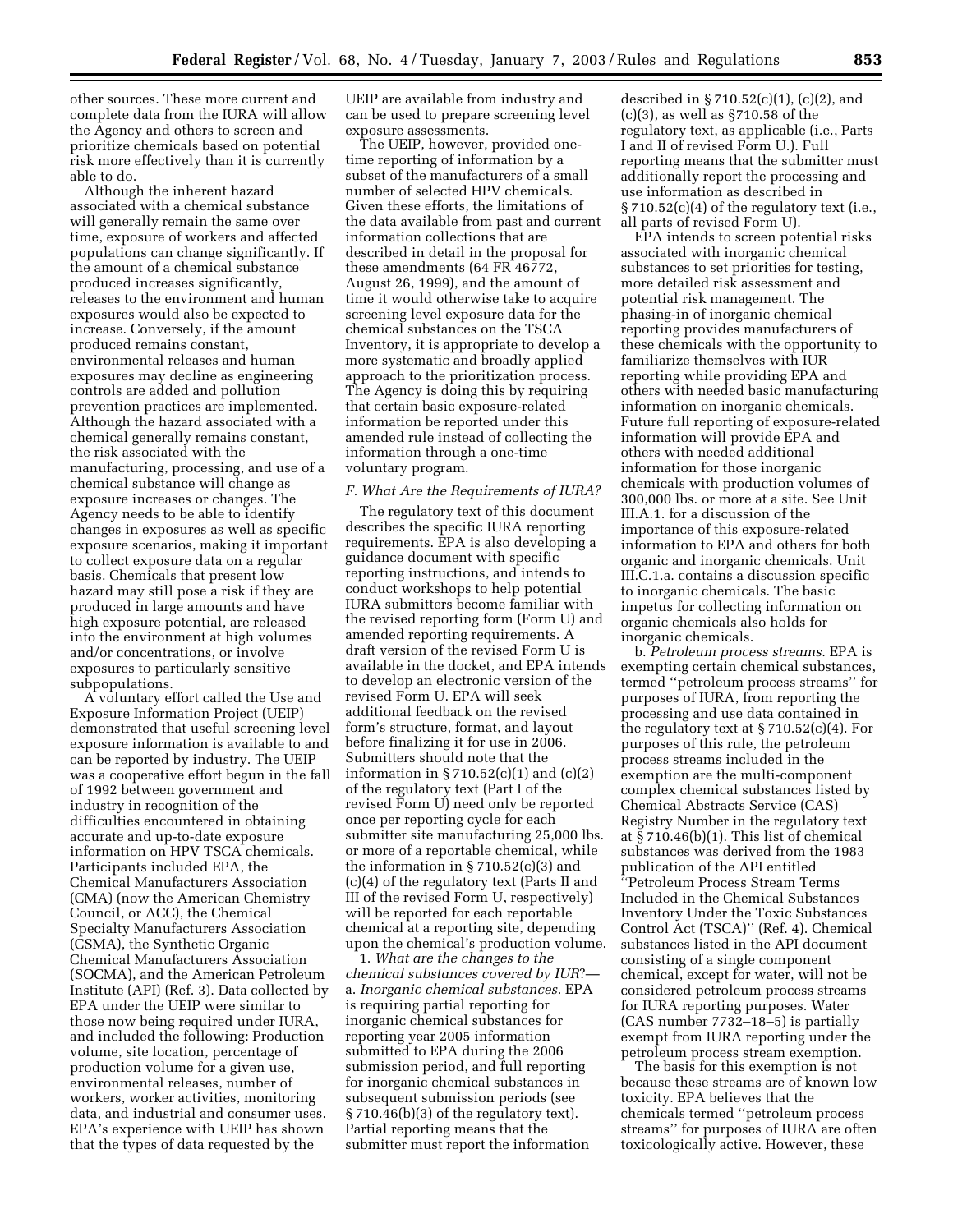other sources. These more current and complete data from the IURA will allow the Agency and others to screen and prioritize chemicals based on potential risk more effectively than it is currently able to do.

Although the inherent hazard associated with a chemical substance will generally remain the same over time, exposure of workers and affected populations can change significantly. If the amount of a chemical substance produced increases significantly, releases to the environment and human exposures would also be expected to increase. Conversely, if the amount produced remains constant, environmental releases and human exposures may decline as engineering controls are added and pollution prevention practices are implemented. Although the hazard associated with a chemical generally remains constant, the risk associated with the manufacturing, processing, and use of a chemical substance will change as exposure increases or changes. The Agency needs to be able to identify changes in exposures as well as specific exposure scenarios, making it important to collect exposure data on a regular basis. Chemicals that present low hazard may still pose a risk if they are produced in large amounts and have high exposure potential, are released into the environment at high volumes and/or concentrations, or involve exposures to particularly sensitive subpopulations.

A voluntary effort called the Use and Exposure Information Project (UEIP) demonstrated that useful screening level exposure information is available to and can be reported by industry. The UEIP was a cooperative effort begun in the fall of 1992 between government and industry in recognition of the difficulties encountered in obtaining accurate and up-to-date exposure information on HPV TSCA chemicals. Participants included EPA, the Chemical Manufacturers Association (CMA) (now the American Chemistry Council, or ACC), the Chemical Specialty Manufacturers Association (CSMA), the Synthetic Organic Chemical Manufacturers Association (SOCMA), and the American Petroleum Institute (API) (Ref. 3). Data collected by EPA under the UEIP were similar to those now being required under IURA, and included the following: Production volume, site location, percentage of production volume for a given use, environmental releases, number of workers, worker activities, monitoring data, and industrial and consumer uses. EPA's experience with UEIP has shown that the types of data requested by the UEIP are available from industry and can be used to prepare screening level exposure assessments.

The UEIP, however, provided one-time reporting of information by a subset of the manufacturers of a small number of selected HPV chemicals. Given these efforts, the limitations of the data available from past and current information collections that are described in detail in the proposal for these amendments (64 FR 46772, August 26, 1999), and the amount of time it would otherwise take to acquire screening level exposure data for the chemical substances on the TSCA Inventory, it is appropriate to develop a more systematic and broadly applied approach to the prioritization process. The Agency is doing this by requiring that certain basic exposure-related information be reported under this amended rule instead of collecting the information through a one-time voluntary program.

### *F. What Are the Requirements of IURA?*

The regulatory text of this document describes the specific IURA reporting requirements. EPA is also developing a guidance document with specific reporting instructions, and intends to conduct workshops to help potential IURA submitters become familiar with the revised reporting form (Form U) and amended reporting requirements. A draft version of the revised Form U is available in the docket, and EPA intends to develop an electronic version of the revised Form U. EPA will seek additional feedback on the revised form's structure, format, and layout before finalizing it for use in 2006. Submitters should note that the information in § 710.52(c)(1) and (c)(2) of the regulatory text (Part I of the revised Form U) need only be reported once per reporting cycle for each submitter site manufacturing 25,000 lbs. or more of a reportable chemical, while the information in § 710.52(c)(3) and (c)(4) of the regulatory text (Parts II and III of the revised Form U, respectively) will be reported for each reportable chemical at a reporting site, depending upon the chemical's production volume.

1. *What are the changes to the chemical substances covered by IUR*?—a. *Inorganic chemical substances*. EPA is requiring partial reporting for inorganic chemical substances for reporting year 2005 information submitted to EPA during the 2006 submission period, and full reporting for inorganic chemical substances in subsequent submission periods (see § 710.46(b)(3) of the regulatory text). Partial reporting means that the submitter must report the information described in § 710.52(c)(1), (c)(2), and (c)(3), as well as §710.58 of the regulatory text, as applicable (i.e., Parts I and II of revised Form U.). Full reporting means that the submitter must additionally report the processing and use information as described in § 710.52(c)(4) of the regulatory text (i.e., all parts of revised Form U).

EPA intends to screen potential risks associated with inorganic chemical substances to set priorities for testing, more detailed risk assessment and potential risk management. The phasing-in of inorganic chemical reporting provides manufacturers of these chemicals with the opportunity to familiarize themselves with IUR reporting while providing EPA and others with needed basic manufacturing information on inorganic chemicals. Future full reporting of exposure-related information will provide EPA and others with needed additional information for those inorganic chemicals with production volumes of 300,000 lbs. or more at a site. See Unit III.A.1. for a discussion of the importance of this exposure-related information to EPA and others for both organic and inorganic chemicals. Unit III.C.1.a. contains a discussion specific to inorganic chemicals. The basic impetus for collecting information on organic chemicals also holds for inorganic chemicals.

b. *Petroleum process streams*. EPA is exempting certain chemical substances, termed ''petroleum process streams'' for purposes of IURA, from reporting the processing and use data contained in the regulatory text at § 710.52(c)(4). For purposes of this rule, the petroleum process streams included in the exemption are the multi-component complex chemical substances listed by Chemical Abstracts Service (CAS) Registry Number in the regulatory text at § 710.46(b)(1). This list of chemical substances was derived from the 1983 publication of the API entitled ''Petroleum Process Stream Terms Included in the Chemical Substances Inventory Under the Toxic Substances Control Act (TSCA)'' (Ref. 4). Chemical substances listed in the API document consisting of a single component chemical, except for water, will not be considered petroleum process streams for IURA reporting purposes. Water (CAS number 7732–18–5) is partially exempt from IURA reporting under the petroleum process stream exemption.

The basis for this exemption is not because these streams are of known low toxicity. EPA believes that the chemicals termed ''petroleum process streams'' for purposes of IURA are often toxicologically active. However, these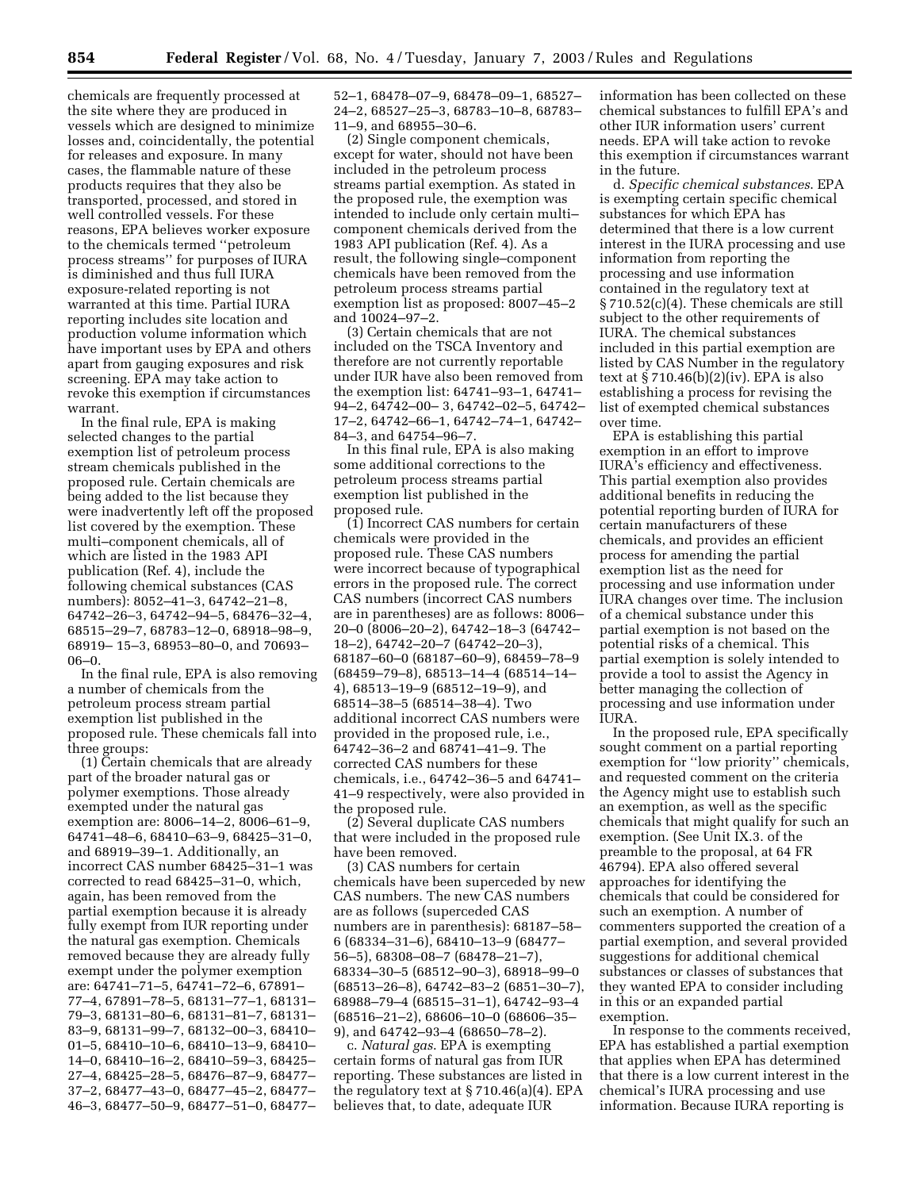chemicals are frequently processed at the site where they are produced in vessels which are designed to minimize losses and, coincidentally, the potential for releases and exposure. In many cases, the flammable nature of these products requires that they also be transported, processed, and stored in well controlled vessels. For these reasons, EPA believes worker exposure to the chemicals termed ''petroleum process streams'' for purposes of IURA is diminished and thus full IURA exposure-related reporting is not warranted at this time. Partial IURA reporting includes site location and production volume information which have important uses by EPA and others apart from gauging exposures and risk screening. EPA may take action to revoke this exemption if circumstances warrant.

In the final rule, EPA is making selected changes to the partial exemption list of petroleum process stream chemicals published in the proposed rule. Certain chemicals are being added to the list because they were inadvertently left off the proposed list covered by the exemption. These multi–component chemicals, all of which are listed in the 1983 API publication (Ref. 4), include the following chemical substances (CAS numbers): 8052–41–3, 64742–21–8, 64742–26–3, 64742–94–5, 68476–32–4, 68515–29–7, 68783–12–0, 68918–98–9, 68919– 15–3, 68953–80–0, and 70693–06–0.

In the final rule, EPA is also removing a number of chemicals from the petroleum process stream partial exemption list published in the proposed rule. These chemicals fall into three groups:

(1) Certain chemicals that are already part of the broader natural gas or polymer exemptions. Those already exempted under the natural gas exemption are: 8006–14–2, 8006–61–9, 64741–48–6, 68410–63–9, 68425–31–0, and 68919–39–1. Additionally, an incorrect CAS number 68425–31–1 was corrected to read 68425–31–0, which, again, has been removed from the partial exemption because it is already fully exempt from IUR reporting under the natural gas exemption. Chemicals removed because they are already fully exempt under the polymer exemption are: 64741–71–5, 64741–72–6, 67891–77–4, 67891–78–5, 68131–77–1, 68131–79–3, 68131–80–6, 68131–81–7, 68131–83–9, 68131–99–7, 68132–00–3, 68410–01–5, 68410–10–6, 68410–13–9, 68410–14–0, 68410–16–2, 68410–59–3, 68425–27–4, 68425–28–5, 68476–87–9, 68477–37–2, 68477–43–0, 68477–45–2, 68477–46–3, 68477–50–9, 68477–51–0, 68477–52–1, 68478–07–9, 68478–09–1, 68527–24–2, 68527–25–3, 68783–10–8, 68783–11–9, and 68955–30–6.

(2) Single component chemicals, except for water, should not have been included in the petroleum process streams partial exemption. As stated in the proposed rule, the exemption was intended to include only certain multi–component chemicals derived from the 1983 API publication (Ref. 4). As a result, the following single–component chemicals have been removed from the petroleum process streams partial exemption list as proposed: 8007–45–2 and 10024–97–2.

(3) Certain chemicals that are not included on the TSCA Inventory and therefore are not currently reportable under IUR have also been removed from the exemption list: 64741–93–1, 64741–94–2, 64742–00– 3, 64742–02–5, 64742–17–2, 64742–66–1, 64742–74–1, 64742–84–3, and 64754–96–7.

In this final rule, EPA is also making some additional corrections to the petroleum process streams partial exemption list published in the proposed rule.

(1) Incorrect CAS numbers for certain chemicals were provided in the proposed rule. These CAS numbers were incorrect because of typographical errors in the proposed rule. The correct CAS numbers (incorrect CAS numbers are in parentheses) are as follows: 8006–20–0 (8006–20–2), 64742–18–3 (64742–18–2), 64742–20–7 (64742–20–3), 68187–60–0 (68187–60–9), 68459–78–9 (68459–79–8), 68513–14–4 (68514–14–4), 68513–19–9 (68512–19–9), and 68514–38–5 (68514–38–4). Two additional incorrect CAS numbers were provided in the proposed rule, i.e., 64742–36–2 and 68741–41–9. The corrected CAS numbers for these chemicals, i.e., 64742–36–5 and 64741–41–9 respectively, were also provided in the proposed rule.

(2) Several duplicate CAS numbers that were included in the proposed rule have been removed.

(3) CAS numbers for certain chemicals have been superceded by new CAS numbers. The new CAS numbers are as follows (superceded CAS numbers are in parenthesis): 68187–58–6 (68334–31–6), 68410–13–9 (68477–56–5), 68308–08–7 (68478–21–7), 68334–30–5 (68512–90–3), 68918–99–0 (68513–26–8), 64742–83–2 (6851–30–7), 68988–79–4 (68515–31–1), 64742–93–4 (68516–21–2), 68606–10–0 (68606–35–9), and 64742–93–4 (68650–78–2).

c. *Natural gas*. EPA is exempting certain forms of natural gas from IUR reporting. These substances are listed in the regulatory text at § 710.46(a)(4). EPA believes that, to date, adequate IUR information has been collected on these chemical substances to fulfill EPA's and other IUR information users' current needs. EPA will take action to revoke this exemption if circumstances warrant in the future.

d. *Specific chemical substances*. EPA is exempting certain specific chemical substances for which EPA has determined that there is a low current interest in the IURA processing and use information from reporting the processing and use information contained in the regulatory text at § 710.52(c)(4). These chemicals are still subject to the other requirements of IURA. The chemical substances included in this partial exemption are listed by CAS Number in the regulatory text at § 710.46(b)(2)(iv). EPA is also establishing a process for revising the list of exempted chemical substances over time.

EPA is establishing this partial exemption in an effort to improve IURA's efficiency and effectiveness. This partial exemption also provides additional benefits in reducing the potential reporting burden of IURA for certain manufacturers of these chemicals, and provides an efficient process for amending the partial exemption list as the need for processing and use information under IURA changes over time. The inclusion of a chemical substance under this partial exemption is not based on the potential risks of a chemical. This partial exemption is solely intended to provide a tool to assist the Agency in better managing the collection of processing and use information under IURA.

In the proposed rule, EPA specifically sought comment on a partial reporting exemption for ''low priority'' chemicals, and requested comment on the criteria the Agency might use to establish such an exemption, as well as the specific chemicals that might qualify for such an exemption. (See Unit IX.3. of the preamble to the proposal, at 64 FR 46794). EPA also offered several approaches for identifying the chemicals that could be considered for such an exemption. A number of commenters supported the creation of a partial exemption, and several provided suggestions for additional chemical substances or classes of substances that they wanted EPA to consider including in this or an expanded partial exemption.

In response to the comments received, EPA has established a partial exemption that applies when EPA has determined that there is a low current interest in the chemical's IURA processing and use information. Because IURA reporting is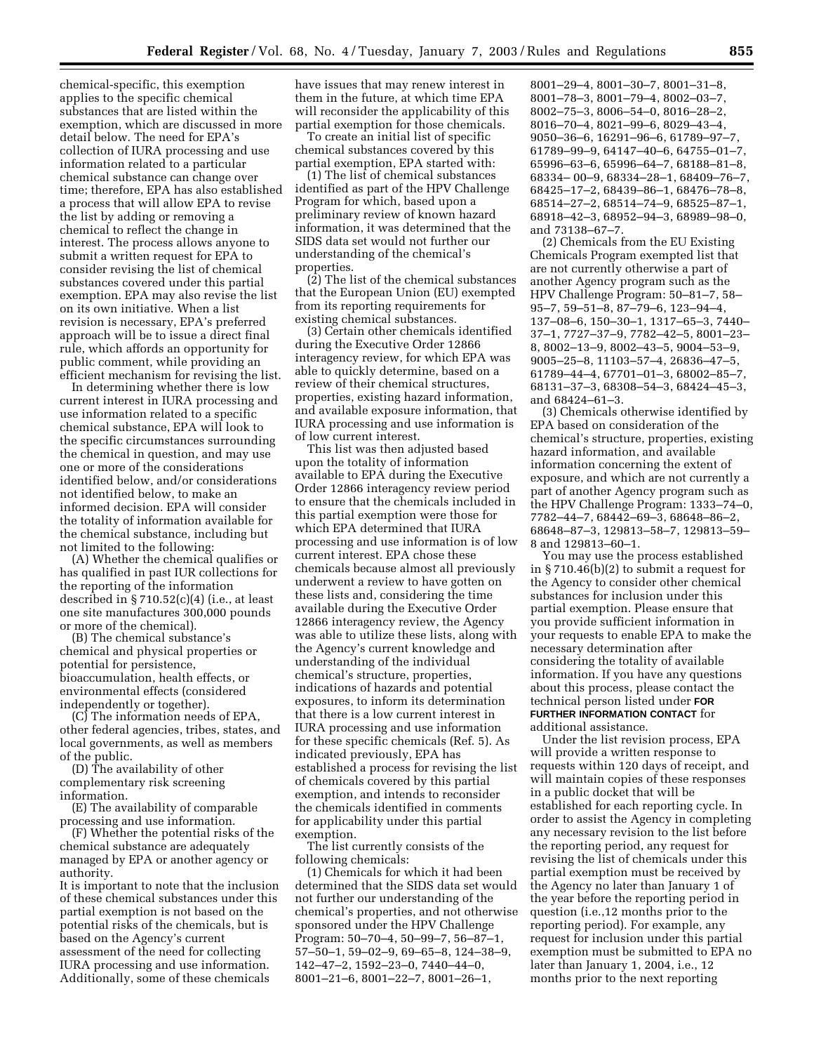chemical-specific, this exemption applies to the specific chemical substances that are listed within the exemption, which are discussed in more detail below. The need for EPA's collection of IURA processing and use information related to a particular chemical substance can change over time; therefore, EPA has also established a process that will allow EPA to revise the list by adding or removing a chemical to reflect the change in interest. The process allows anyone to submit a written request for EPA to consider revising the list of chemical substances covered under this partial exemption. EPA may also revise the list on its own initiative. When a list revision is necessary, EPA's preferred approach will be to issue a direct final rule, which affords an opportunity for public comment, while providing an efficient mechanism for revising the list.

In determining whether there is low current interest in IURA processing and use information related to a specific chemical substance, EPA will look to the specific circumstances surrounding the chemical in question, and may use one or more of the considerations identified below, and/or considerations not identified below, to make an informed decision. EPA will consider the totality of information available for the chemical substance, including but not limited to the following:

(A) Whether the chemical qualifies or has qualified in past IUR collections for the reporting of the information described in § 710.52(c)(4) (i.e., at least one site manufactures 300,000 pounds or more of the chemical).

(B) The chemical substance's chemical and physical properties or potential for persistence, bioaccumulation, health effects, or environmental effects (considered independently or together).

(C) The information needs of EPA, other federal agencies, tribes, states, and local governments, as well as members of the public.

(D) The availability of other complementary risk screening information.

(E) The availability of comparable processing and use information.

(F) Whether the potential risks of the chemical substance are adequately managed by EPA or another agency or authority.

It is important to note that the inclusion of these chemical substances under this partial exemption is not based on the potential risks of the chemicals, but is based on the Agency's current assessment of the need for collecting IURA processing and use information. Additionally, some of these chemicals have issues that may renew interest in them in the future, at which time EPA will reconsider the applicability of this partial exemption for those chemicals.

To create an initial list of specific chemical substances covered by this partial exemption, EPA started with:

(1) The list of chemical substances identified as part of the HPV Challenge Program for which, based upon a preliminary review of known hazard information, it was determined that the SIDS data set would not further our understanding of the chemical's properties.

(2) The list of the chemical substances that the European Union (EU) exempted from its reporting requirements for existing chemical substances.

(3) Certain other chemicals identified during the Executive Order 12866 interagency review, for which EPA was able to quickly determine, based on a review of their chemical structures, properties, existing hazard information, and available exposure information, that IURA processing and use information is of low current interest.

This list was then adjusted based upon the totality of information available to EPA during the Executive Order 12866 interagency review period to ensure that the chemicals included in this partial exemption were those for which EPA determined that IURA processing and use information is of low current interest. EPA chose these chemicals because almost all previously underwent a review to have gotten on these lists and, considering the time available during the Executive Order 12866 interagency review, the Agency was able to utilize these lists, along with the Agency's current knowledge and understanding of the individual chemical's structure, properties, indications of hazards and potential exposures, to inform its determination that there is a low current interest in IURA processing and use information for these specific chemicals (Ref. 5). As indicated previously, EPA has established a process for revising the list of chemicals covered by this partial exemption, and intends to reconsider the chemicals identified in comments for applicability under this partial exemption.

The list currently consists of the following chemicals:

(1) Chemicals for which it had been determined that the SIDS data set would not further our understanding of the chemical's properties, and not otherwise sponsored under the HPV Challenge Program: 50–70–4, 50–99–7, 56–87–1, 57–50–1, 59–02–9, 69–65–8, 124–38–9, 142–47–2, 1592–23–0, 7440–44–0, 8001–21–6, 8001–22–7, 8001–26–1, 8001–29–4, 8001–30–7, 8001–31–8, 8001–78–3, 8001–79–4, 8002–03–7, 8002–75–3, 8006–54–0, 8016–28–2, 8016–70–4, 8021–99–6, 8029–43–4, 9050–36–6, 16291–96–6, 61789–97–7, 61789–99–9, 64147–40–6, 64755–01–7, 65996–63–6, 65996–64–7, 68188–81–8, 68334– 00–9, 68334–28–1, 68409–76–7, 68425–17–2, 68439–86–1, 68476–78–8, 68514–27–2, 68514–74–9, 68525–87–1, 68918–42–3, 68952–94–3, 68989–98–0, and 73138–67–7.

(2) Chemicals from the EU Existing Chemicals Program exempted list that are not currently otherwise a part of another Agency program such as the HPV Challenge Program: 50–81–7, 58–95–7, 59–51–8, 87–79–6, 123–94–4, 137–08–6, 150–30–1, 1317–65–3, 7440–37–1, 7727–37–9, 7782–42–5, 8001–23–8, 8002–13–9, 8002–43–5, 9004–53–9, 9005–25–8, 11103–57–4, 26836–47–5, 61789–44–4, 67701–01–3, 68002–85–7, 68131–37–3, 68308–54–3, 68424–45–3, and 68424–61–3.

(3) Chemicals otherwise identified by EPA based on consideration of the chemical's structure, properties, existing hazard information, and available information concerning the extent of exposure, and which are not currently a part of another Agency program such as the HPV Challenge Program: 1333–74–0, 7782–44–7, 68442–69–3, 68648–86–2, 68648–87–3, 129813–58–7, 129813–59–8 and 129813–60–1.

You may use the process established in § 710.46(b)(2) to submit a request for the Agency to consider other chemical substances for inclusion under this partial exemption. Please ensure that you provide sufficient information in your requests to enable EPA to make the necessary determination after considering the totality of available information. If you have any questions about this process, please contact the technical person listed under **FOR FURTHER INFORMATION CONTACT** for additional assistance.

Under the list revision process, EPA will provide a written response to requests within 120 days of receipt, and will maintain copies of these responses in a public docket that will be established for each reporting cycle. In order to assist the Agency in completing any necessary revision to the list before the reporting period, any request for revising the list of chemicals under this partial exemption must be received by the Agency no later than January 1 of the year before the reporting period in question (i.e.,12 months prior to the reporting period). For example, any request for inclusion under this partial exemption must be submitted to EPA no later than January 1, 2004, i.e., 12 months prior to the next reporting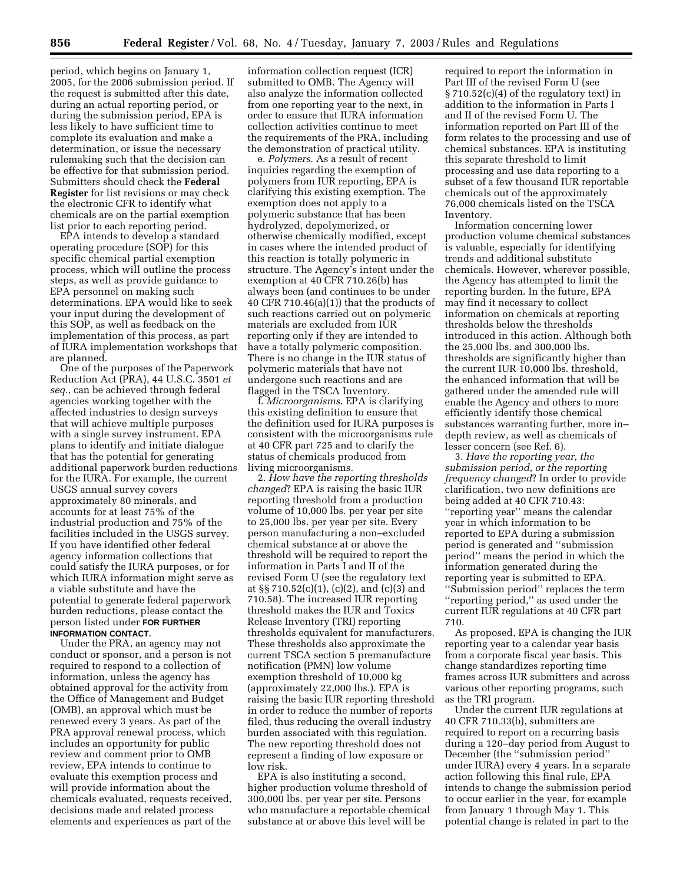period, which begins on January 1, 2005, for the 2006 submission period. If the request is submitted after this date, during an actual reporting period, or during the submission period, EPA is less likely to have sufficient time to complete its evaluation and make a determination, or issue the necessary rulemaking such that the decision can be effective for that submission period. Submitters should check the **Federal Register** for list revisions or may check the electronic CFR to identify what chemicals are on the partial exemption list prior to each reporting period.

EPA intends to develop a standard operating procedure (SOP) for this specific chemical partial exemption process, which will outline the process steps, as well as provide guidance to EPA personnel on making such determinations. EPA would like to seek your input during the development of this SOP, as well as feedback on the implementation of this process, as part of IURA implementation workshops that are planned.

One of the purposes of the Paperwork Reduction Act (PRA), 44 U.S.C. 3501 *et seq.*, can be achieved through federal agencies working together with the affected industries to design surveys that will achieve multiple purposes with a single survey instrument. EPA plans to identify and initiate dialogue that has the potential for generating additional paperwork burden reductions for the IURA. For example, the current USGS annual survey covers approximately 80 minerals, and accounts for at least 75% of the industrial production and 75% of the facilities included in the USGS survey. If you have identified other federal agency information collections that could satisfy the IURA purposes, or for which IURA information might serve as a viable substitute and have the potential to generate federal paperwork burden reductions, please contact the person listed under **FOR FURTHER INFORMATION CONTACT**.

Under the PRA, an agency may not conduct or sponsor, and a person is not required to respond to a collection of information, unless the agency has obtained approval for the activity from the Office of Management and Budget (OMB), an approval which must be renewed every 3 years. As part of the PRA approval renewal process, which includes an opportunity for public review and comment prior to OMB review, EPA intends to continue to evaluate this exemption process and will provide information about the chemicals evaluated, requests received, decisions made and related process elements and experiences as part of the information collection request (ICR) submitted to OMB. The Agency will also analyze the information collected from one reporting year to the next, in order to ensure that IURA information collection activities continue to meet the requirements of the PRA, including the demonstration of practical utility.

e. *Polymers*. As a result of recent inquiries regarding the exemption of polymers from IUR reporting, EPA is clarifying this existing exemption. The exemption does not apply to a polymeric substance that has been hydrolyzed, depolymerized, or otherwise chemically modified, except in cases where the intended product of this reaction is totally polymeric in structure. The Agency's intent under the exemption at 40 CFR 710.26(b) has always been (and continues to be under 40 CFR 710.46(a)(1)) that the products of such reactions carried out on polymeric materials are excluded from IUR reporting only if they are intended to have a totally polymeric composition. There is no change in the IUR status of polymeric materials that have not undergone such reactions and are flagged in the TSCA Inventory.

f. *Microorganisms*. EPA is clarifying this existing definition to ensure that the definition used for IURA purposes is consistent with the microorganisms rule at 40 CFR part 725 and to clarify the status of chemicals produced from living microorganisms.

2. *How have the reporting thresholds changed*? EPA is raising the basic IUR reporting threshold from a production volume of 10,000 lbs. per year per site to 25,000 lbs. per year per site. Every person manufacturing a non–excluded chemical substance at or above the threshold will be required to report the information in Parts I and II of the revised Form U (see the regulatory text at §§ 710.52(c)(1), (c)(2), and (c)(3) and 710.58). The increased IUR reporting threshold makes the IUR and Toxics Release Inventory (TRI) reporting thresholds equivalent for manufacturers. These thresholds also approximate the current TSCA section 5 premanufacture notification (PMN) low volume exemption threshold of 10,000 kg (approximately 22,000 lbs.). EPA is raising the basic IUR reporting threshold in order to reduce the number of reports filed, thus reducing the overall industry burden associated with this regulation. The new reporting threshold does not represent a finding of low exposure or low risk.

EPA is also instituting a second, higher production volume threshold of 300,000 lbs. per year per site. Persons who manufacture a reportable chemical substance at or above this level will be required to report the information in Part III of the revised Form U (see § 710.52(c)(4) of the regulatory text) in addition to the information in Parts I and II of the revised Form U. The information reported on Part III of the form relates to the processing and use of chemical substances. EPA is instituting this separate threshold to limit processing and use data reporting to a subset of a few thousand IUR reportable chemicals out of the approximately 76,000 chemicals listed on the TSCA Inventory.

Information concerning lower production volume chemical substances is valuable, especially for identifying trends and additional substitute chemicals. However, wherever possible, the Agency has attempted to limit the reporting burden. In the future, EPA may find it necessary to collect information on chemicals at reporting thresholds below the thresholds introduced in this action. Although both the 25,000 lbs. and 300,000 lbs. thresholds are significantly higher than the current IUR 10,000 lbs. threshold, the enhanced information that will be gathered under the amended rule will enable the Agency and others to more efficiently identify those chemical substances warranting further, more in–depth review, as well as chemicals of lesser concern (see Ref. 6).

3. *Have the reporting year, the submission period, or the reporting frequency changed*? In order to provide clarification, two new definitions are being added at 40 CFR 710.43: ''reporting year'' means the calendar year in which information to be reported to EPA during a submission period is generated and ''submission period'' means the period in which the information generated during the reporting year is submitted to EPA. ''Submission period'' replaces the term ''reporting period,'' as used under the current IUR regulations at 40 CFR part 710.

As proposed, EPA is changing the IUR reporting year to a calendar year basis from a corporate fiscal year basis. This change standardizes reporting time frames across IUR submitters and across various other reporting programs, such as the TRI program.

Under the current IUR regulations at 40 CFR 710.33(b), submitters are required to report on a recurring basis during a 120–day period from August to December (the ''submission period'' under IURA) every 4 years. In a separate action following this final rule, EPA intends to change the submission period to occur earlier in the year, for example from January 1 through May 1. This potential change is related in part to the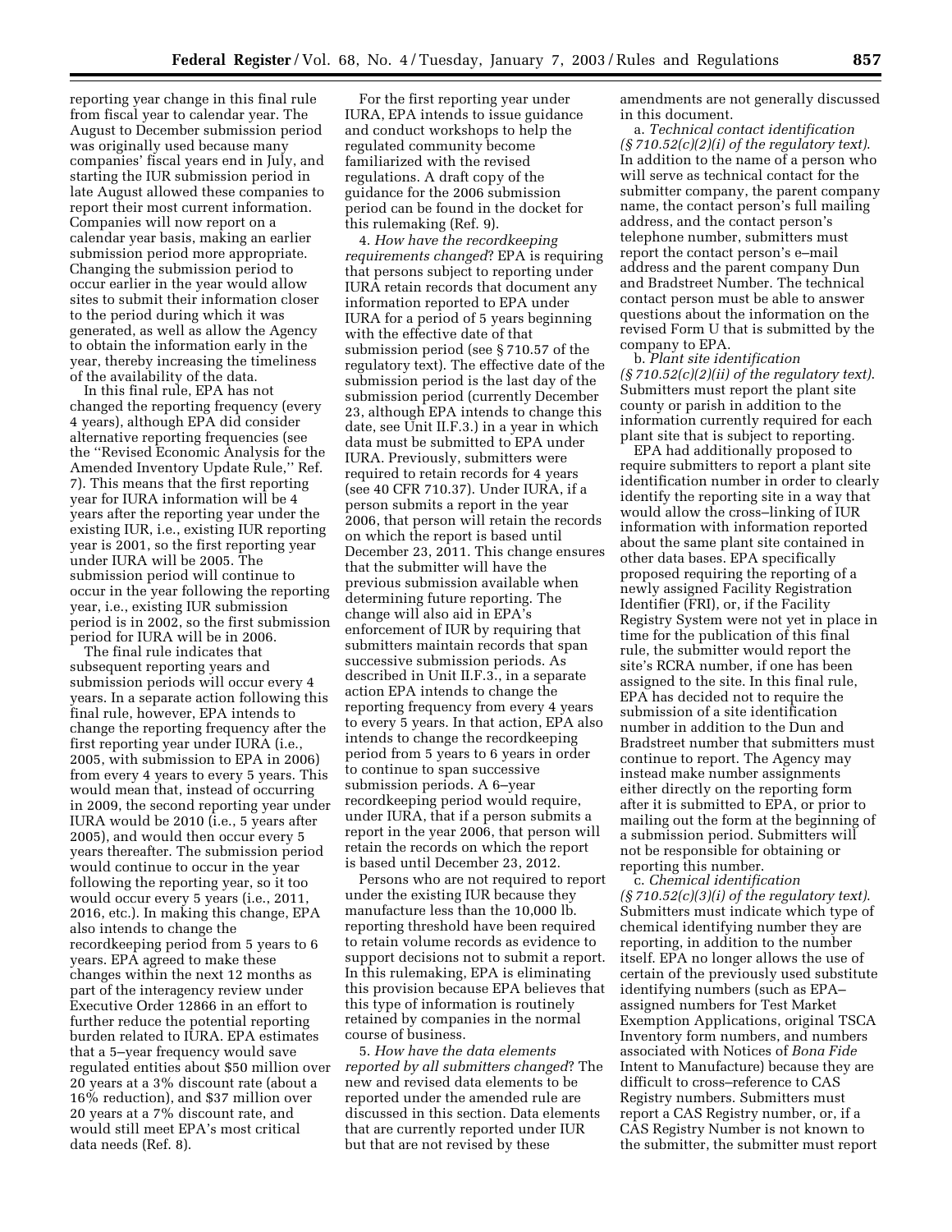reporting year change in this final rule from fiscal year to calendar year. The August to December submission period was originally used because many companies' fiscal years end in July, and starting the IUR submission period in late August allowed these companies to report their most current information. Companies will now report on a calendar year basis, making an earlier submission period more appropriate. Changing the submission period to occur earlier in the year would allow sites to submit their information closer to the period during which it was generated, as well as allow the Agency to obtain the information early in the year, thereby increasing the timeliness of the availability of the data.

In this final rule, EPA has not changed the reporting frequency (every 4 years), although EPA did consider alternative reporting frequencies (see the ''Revised Economic Analysis for the Amended Inventory Update Rule,'' Ref. 7). This means that the first reporting year for IURA information will be 4 years after the reporting year under the existing IUR, i.e., existing IUR reporting year is 2001, so the first reporting year under IURA will be 2005. The submission period will continue to occur in the year following the reporting year, i.e., existing IUR submission period is in 2002, so the first submission period for IURA will be in 2006.

The final rule indicates that subsequent reporting years and submission periods will occur every 4 years. In a separate action following this final rule, however, EPA intends to change the reporting frequency after the first reporting year under IURA (i.e., 2005, with submission to EPA in 2006) from every 4 years to every 5 years. This would mean that, instead of occurring in 2009, the second reporting year under IURA would be 2010 (i.e., 5 years after 2005), and would then occur every 5 years thereafter. The submission period would continue to occur in the year following the reporting year, so it too would occur every 5 years (i.e., 2011, 2016, etc.). In making this change, EPA also intends to change the recordkeeping period from 5 years to 6 years. EPA agreed to make these changes within the next 12 months as part of the interagency review under Executive Order 12866 in an effort to further reduce the potential reporting burden related to IURA. EPA estimates that a 5–year frequency would save regulated entities about $50 million over 20 years at a 3% discount rate (about a 16% reduction), and $37 million over 20 years at a 7% discount rate, and would still meet EPA's most critical data needs (Ref. 8).

For the first reporting year under IURA, EPA intends to issue guidance and conduct workshops to help the regulated community become familiarized with the revised regulations. A draft copy of the guidance for the 2006 submission period can be found in the docket for this rulemaking (Ref. 9).

4. *How have the recordkeeping requirements changed*? EPA is requiring that persons subject to reporting under IURA retain records that document any information reported to EPA under IURA for a period of 5 years beginning with the effective date of that submission period (see § 710.57 of the regulatory text). The effective date of the submission period is the last day of the submission period (currently December 23, although EPA intends to change this date, see Unit II.F.3.) in a year in which data must be submitted to EPA under IURA. Previously, submitters were required to retain records for 4 years (see 40 CFR 710.37). Under IURA, if a person submits a report in the year 2006, that person will retain the records on which the report is based until December 23, 2011. This change ensures that the submitter will have the previous submission available when determining future reporting. The change will also aid in EPA's enforcement of IUR by requiring that submitters maintain records that span successive submission periods. As described in Unit II.F.3., in a separate action EPA intends to change the reporting frequency from every 4 years to every 5 years. In that action, EPA also intends to change the recordkeeping period from 5 years to 6 years in order to continue to span successive submission periods. A 6–year recordkeeping period would require, under IURA, that if a person submits a report in the year 2006, that person will retain the records on which the report is based until December 23, 2012.

Persons who are not required to report under the existing IUR because they manufacture less than the 10,000 lb. reporting threshold have been required to retain volume records as evidence to support decisions not to submit a report. In this rulemaking, EPA is eliminating this provision because EPA believes that this type of information is routinely retained by companies in the normal course of business.

5. *How have the data elements reported by all submitters changed*? The new and revised data elements to be reported under the amended rule are discussed in this section. Data elements that are currently reported under IUR but that are not revised by these amendments are not generally discussed in this document.

a. *Technical contact identification (§ 710.52(c)(2)(i) of the regulatory text)*. In addition to the name of a person who will serve as technical contact for the submitter company, the parent company name, the contact person's full mailing address, and the contact person's telephone number, submitters must report the contact person's e–mail address and the parent company Dun and Bradstreet Number. The technical contact person must be able to answer questions about the information on the revised Form U that is submitted by the company to EPA.

b. *Plant site identification (§ 710.52(c)(2)(ii) of the regulatory text)*. Submitters must report the plant site county or parish in addition to the information currently required for each plant site that is subject to reporting.

EPA had additionally proposed to require submitters to report a plant site identification number in order to clearly identify the reporting site in a way that would allow the cross–linking of IUR information with information reported about the same plant site contained in other data bases. EPA specifically proposed requiring the reporting of a newly assigned Facility Registration Identifier (FRI), or, if the Facility Registry System were not yet in place in time for the publication of this final rule, the submitter would report the site's RCRA number, if one has been assigned to the site. In this final rule, EPA has decided not to require the submission of a site identification number in addition to the Dun and Bradstreet number that submitters must continue to report. The Agency may instead make number assignments either directly on the reporting form after it is submitted to EPA, or prior to mailing out the form at the beginning of a submission period. Submitters will not be responsible for obtaining or reporting this number.

c. *Chemical identification (§ 710.52(c)(3)(i) of the regulatory text)*. Submitters must indicate which type of chemical identifying number they are reporting, in addition to the number itself. EPA no longer allows the use of certain of the previously used substitute identifying numbers (such as EPA–assigned numbers for Test Market Exemption Applications, original TSCA Inventory form numbers, and numbers associated with Notices of *Bona Fide* Intent to Manufacture) because they are difficult to cross–reference to CAS Registry numbers. Submitters must report a CAS Registry number, or, if a CAS Registry Number is not known to the submitter, the submitter must report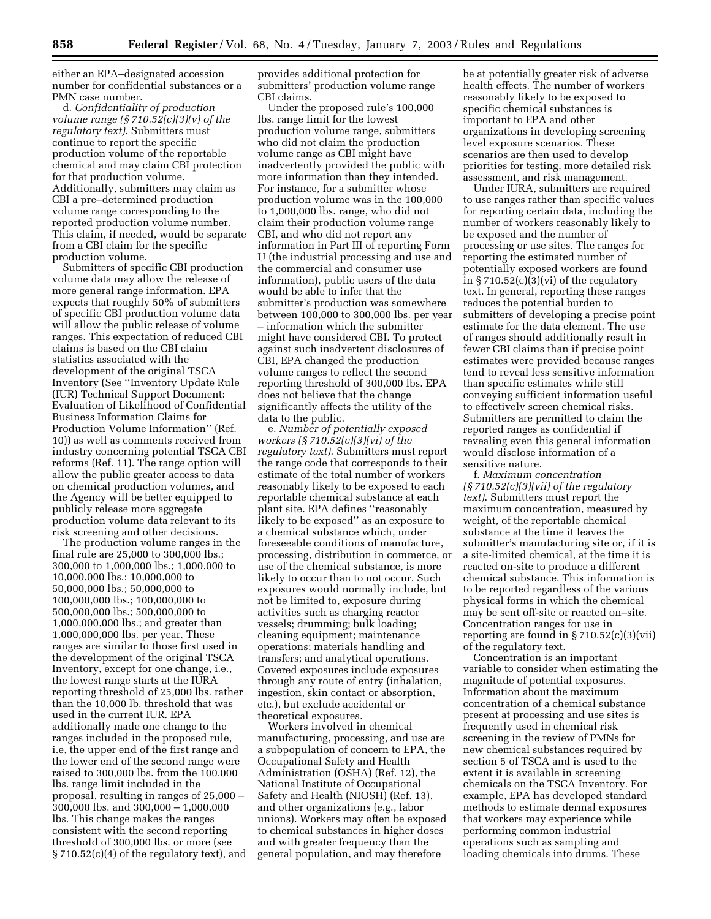either an EPA–designated accession number for confidential substances or a PMN case number.

d. *Confidentiality of production volume range (§ 710.52(c)(3)(v) of the regulatory text)*. Submitters must continue to report the specific production volume of the reportable chemical and may claim CBI protection for that production volume. Additionally, submitters may claim as CBI a pre–determined production volume range corresponding to the reported production volume number. This claim, if needed, would be separate from a CBI claim for the specific production volume.

Submitters of specific CBI production volume data may allow the release of more general range information. EPA expects that roughly 50% of submitters of specific CBI production volume data will allow the public release of volume ranges. This expectation of reduced CBI claims is based on the CBI claim statistics associated with the development of the original TSCA Inventory (See ''Inventory Update Rule (IUR) Technical Support Document: Evaluation of Likelihood of Confidential Business Information Claims for Production Volume Information'' (Ref. 10)) as well as comments received from industry concerning potential TSCA CBI reforms (Ref. 11). The range option will allow the public greater access to data on chemical production volumes, and the Agency will be better equipped to publicly release more aggregate production volume data relevant to its risk screening and other decisions.

The production volume ranges in the final rule are 25,000 to 300,000 lbs.; 300,000 to 1,000,000 lbs.; 1,000,000 to 10,000,000 lbs.; 10,000,000 to 50,000,000 lbs.; 50,000,000 to 100,000,000 lbs.; 100,000,000 to 500,000,000 lbs.; 500,000,000 to 1,000,000,000 lbs.; and greater than 1,000,000,000 lbs. per year. These ranges are similar to those first used in the development of the original TSCA Inventory, except for one change, i.e., the lowest range starts at the IURA reporting threshold of 25,000 lbs. rather than the 10,000 lb. threshold that was used in the current IUR. EPA additionally made one change to the ranges included in the proposed rule, i.e, the upper end of the first range and the lower end of the second range were raised to 300,000 lbs. from the 100,000 lbs. range limit included in the proposal, resulting in ranges of 25,000 – 300,000 lbs. and 300,000 – 1,000,000 lbs. This change makes the ranges consistent with the second reporting threshold of 300,000 lbs. or more (see § 710.52(c)(4) of the regulatory text), and provides additional protection for submitters' production volume range CBI claims.

Under the proposed rule's 100,000 lbs. range limit for the lowest production volume range, submitters who did not claim the production volume range as CBI might have inadvertently provided the public with more information than they intended. For instance, for a submitter whose production volume was in the 100,000 to 1,000,000 lbs. range, who did not claim their production volume range CBI, and who did not report any information in Part III of reporting Form U (the industrial processing and use and the commercial and consumer use information), public users of the data would be able to infer that the submitter's production was somewhere between 100,000 to 300,000 lbs. per year – information which the submitter might have considered CBI. To protect against such inadvertent disclosures of CBI, EPA changed the production volume ranges to reflect the second reporting threshold of 300,000 lbs. EPA does not believe that the change significantly affects the utility of the data to the public.

e. *Number of potentially exposed workers (§ 710.52(c)(3)(vi) of the regulatory text)*. Submitters must report the range code that corresponds to their estimate of the total number of workers reasonably likely to be exposed to each reportable chemical substance at each plant site. EPA defines ''reasonably likely to be exposed'' as an exposure to a chemical substance which, under foreseeable conditions of manufacture, processing, distribution in commerce, or use of the chemical substance, is more likely to occur than to not occur. Such exposures would normally include, but not be limited to, exposure during activities such as charging reactor vessels; drumming; bulk loading; cleaning equipment; maintenance operations; materials handling and transfers; and analytical operations. Covered exposures include exposures through any route of entry (inhalation, ingestion, skin contact or absorption, etc.), but exclude accidental or theoretical exposures.

Workers involved in chemical manufacturing, processing, and use are a subpopulation of concern to EPA, the Occupational Safety and Health Administration (OSHA) (Ref. 12), the National Institute of Occupational Safety and Health (NIOSH) (Ref. 13), and other organizations (e.g., labor unions). Workers may often be exposed to chemical substances in higher doses and with greater frequency than the general population, and may therefore be at potentially greater risk of adverse health effects. The number of workers reasonably likely to be exposed to specific chemical substances is important to EPA and other organizations in developing screening level exposure scenarios. These scenarios are then used to develop priorities for testing, more detailed risk assessment, and risk management.

Under IURA, submitters are required to use ranges rather than specific values for reporting certain data, including the number of workers reasonably likely to be exposed and the number of processing or use sites. The ranges for reporting the estimated number of potentially exposed workers are found in § 710.52(c)(3)(vi) of the regulatory text. In general, reporting these ranges reduces the potential burden to submitters of developing a precise point estimate for the data element. The use of ranges should additionally result in fewer CBI claims than if precise point estimates were provided because ranges tend to reveal less sensitive information than specific estimates while still conveying sufficient information useful to effectively screen chemical risks. Submitters are permitted to claim the reported ranges as confidential if revealing even this general information would disclose information of a sensitive nature.

f. *Maximum concentration (§ 710.52(c)(3)(vii) of the regulatory text)*. Submitters must report the maximum concentration, measured by weight, of the reportable chemical substance at the time it leaves the submitter's manufacturing site or, if it is a site-limited chemical, at the time it is reacted on-site to produce a different chemical substance. This information is to be reported regardless of the various physical forms in which the chemical may be sent off-site or reacted on–site. Concentration ranges for use in reporting are found in § 710.52(c)(3)(vii) of the regulatory text.

Concentration is an important variable to consider when estimating the magnitude of potential exposures. Information about the maximum concentration of a chemical substance present at processing and use sites is frequently used in chemical risk screening in the review of PMNs for new chemical substances required by section 5 of TSCA and is used to the extent it is available in screening chemicals on the TSCA Inventory. For example, EPA has developed standard methods to estimate dermal exposures that workers may experience while performing common industrial operations such as sampling and loading chemicals into drums. These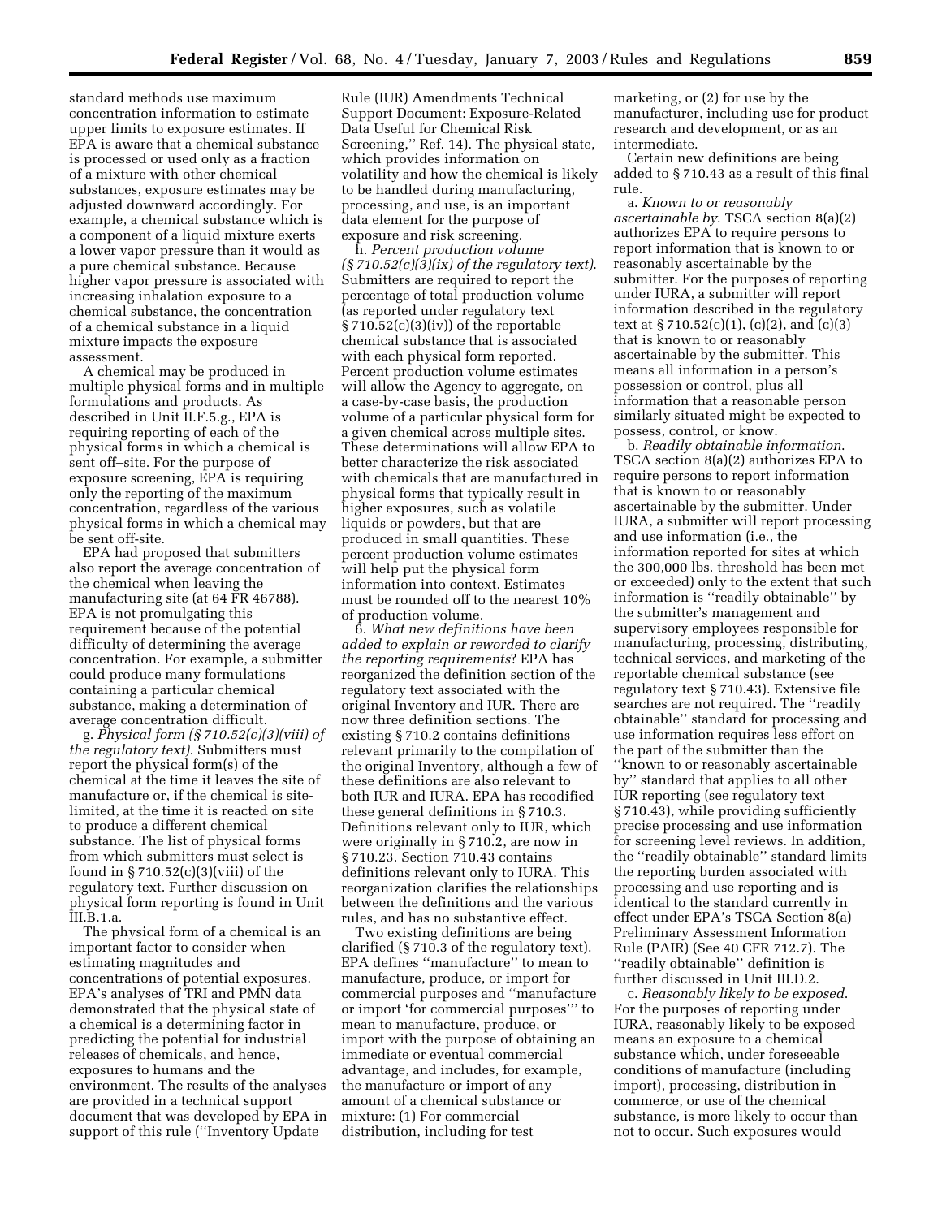standard methods use maximum concentration information to estimate upper limits to exposure estimates. If EPA is aware that a chemical substance is processed or used only as a fraction of a mixture with other chemical substances, exposure estimates may be adjusted downward accordingly. For example, a chemical substance which is a component of a liquid mixture exerts a lower vapor pressure than it would as a pure chemical substance. Because higher vapor pressure is associated with increasing inhalation exposure to a chemical substance, the concentration of a chemical substance in a liquid mixture impacts the exposure assessment.

A chemical may be produced in multiple physical forms and in multiple formulations and products. As described in Unit II.F.5.g., EPA is requiring reporting of each of the physical forms in which a chemical is sent off–site. For the purpose of exposure screening, EPA is requiring only the reporting of the maximum concentration, regardless of the various physical forms in which a chemical may be sent off-site.

EPA had proposed that submitters also report the average concentration of the chemical when leaving the manufacturing site (at 64 FR 46788). EPA is not promulgating this requirement because of the potential difficulty of determining the average concentration. For example, a submitter could produce many formulations containing a particular chemical substance, making a determination of average concentration difficult.

g. *Physical form (§ 710.52(c)(3)(viii) of the regulatory text)*. Submitters must report the physical form(s) of the chemical at the time it leaves the site of manufacture or, if the chemical is site-limited, at the time it is reacted on site to produce a different chemical substance. The list of physical forms from which submitters must select is found in § 710.52(c)(3)(viii) of the regulatory text. Further discussion on physical form reporting is found in Unit III.B.1.a.

The physical form of a chemical is an important factor to consider when estimating magnitudes and concentrations of potential exposures. EPA's analyses of TRI and PMN data demonstrated that the physical state of a chemical is a determining factor in predicting the potential for industrial releases of chemicals, and hence, exposures to humans and the environment. The results of the analyses are provided in a technical support document that was developed by EPA in support of this rule (''Inventory Update Rule (IUR) Amendments Technical Support Document: Exposure-Related Data Useful for Chemical Risk Screening,'' Ref. 14). The physical state, which provides information on volatility and how the chemical is likely to be handled during manufacturing, processing, and use, is an important data element for the purpose of exposure and risk screening.

h. *Percent production volume (§ 710.52(c)(3)(ix) of the regulatory text)*. Submitters are required to report the percentage of total production volume (as reported under regulatory text § 710.52(c)(3)(iv)) of the reportable chemical substance that is associated with each physical form reported. Percent production volume estimates will allow the Agency to aggregate, on a case-by-case basis, the production volume of a particular physical form for a given chemical across multiple sites. These determinations will allow EPA to better characterize the risk associated with chemicals that are manufactured in physical forms that typically result in higher exposures, such as volatile liquids or powders, but that are produced in small quantities. These percent production volume estimates will help put the physical form information into context. Estimates must be rounded off to the nearest 10% of production volume.

6. *What new definitions have been added to explain or reworded to clarify the reporting requirements*? EPA has reorganized the definition section of the regulatory text associated with the original Inventory and IUR. There are now three definition sections. The existing § 710.2 contains definitions relevant primarily to the compilation of the original Inventory, although a few of these definitions are also relevant to both IUR and IURA. EPA has recodified these general definitions in § 710.3. Definitions relevant only to IUR, which were originally in § 710.2, are now in § 710.23. Section 710.43 contains definitions relevant only to IURA. This reorganization clarifies the relationships between the definitions and the various rules, and has no substantive effect.

Two existing definitions are being clarified (§ 710.3 of the regulatory text). EPA defines ''manufacture'' to mean to manufacture, produce, or import for commercial purposes and ''manufacture or import 'for commercial purposes''' to mean to manufacture, produce, or import with the purpose of obtaining an immediate or eventual commercial advantage, and includes, for example, the manufacture or import of any amount of a chemical substance or mixture: (1) For commercial distribution, including for test marketing, or (2) for use by the manufacturer, including use for product research and development, or as an intermediate.

Certain new definitions are being added to § 710.43 as a result of this final rule.

a. *Known to or reasonably ascertainable by*. TSCA section 8(a)(2) authorizes EPA to require persons to report information that is known to or reasonably ascertainable by the submitter. For the purposes of reporting under IURA, a submitter will report information described in the regulatory text at § 710.52(c)(1), (c)(2), and (c)(3) that is known to or reasonably ascertainable by the submitter. This means all information in a person's possession or control, plus all information that a reasonable person similarly situated might be expected to possess, control, or know.

b. *Readily obtainable information*. TSCA section 8(a)(2) authorizes EPA to require persons to report information that is known to or reasonably ascertainable by the submitter. Under IURA, a submitter will report processing and use information (i.e., the information reported for sites at which the 300,000 lbs. threshold has been met or exceeded) only to the extent that such information is ''readily obtainable'' by the submitter's management and supervisory employees responsible for manufacturing, processing, distributing, technical services, and marketing of the reportable chemical substance (see regulatory text § 710.43). Extensive file searches are not required. The ''readily obtainable'' standard for processing and use information requires less effort on the part of the submitter than the ''known to or reasonably ascertainable by'' standard that applies to all other IUR reporting (see regulatory text § 710.43), while providing sufficiently precise processing and use information for screening level reviews. In addition, the ''readily obtainable'' standard limits the reporting burden associated with processing and use reporting and is identical to the standard currently in effect under EPA's TSCA Section 8(a) Preliminary Assessment Information Rule (PAIR) (See 40 CFR 712.7). The ''readily obtainable'' definition is further discussed in Unit III.D.2.

c. *Reasonably likely to be exposed*. For the purposes of reporting under IURA, reasonably likely to be exposed means an exposure to a chemical substance which, under foreseeable conditions of manufacture (including import), processing, distribution in commerce, or use of the chemical substance, is more likely to occur than not to occur. Such exposures would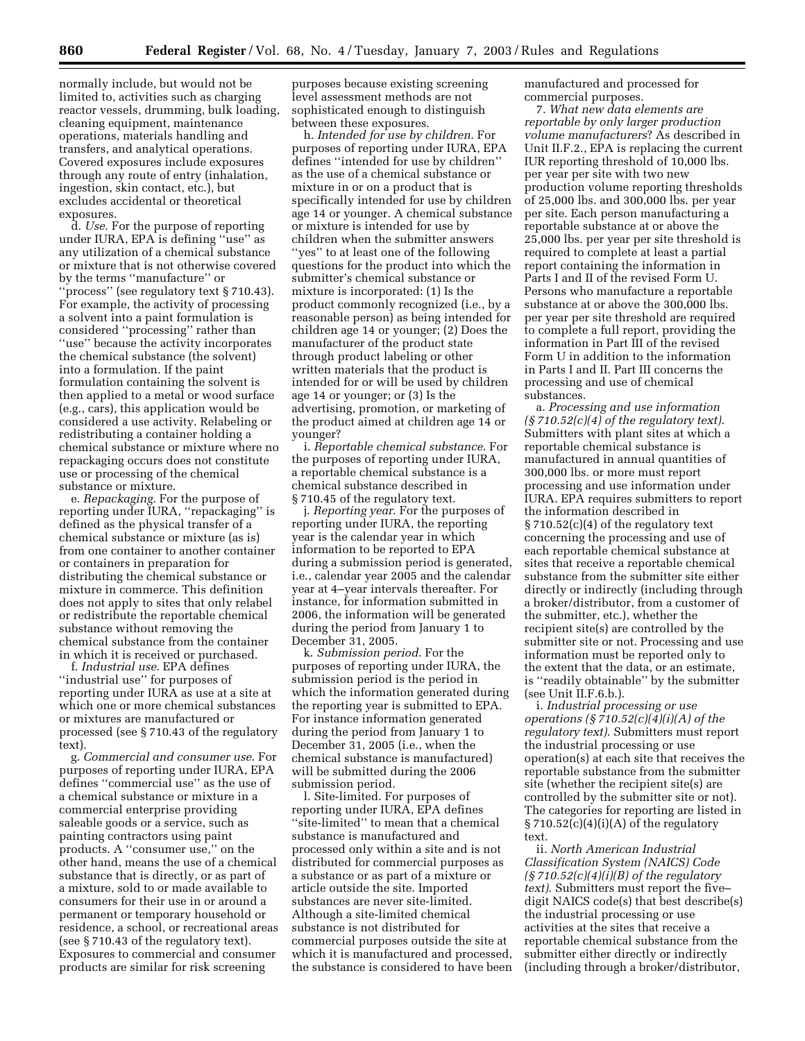normally include, but would not be limited to, activities such as charging reactor vessels, drumming, bulk loading, cleaning equipment, maintenance operations, materials handling and transfers, and analytical operations. Covered exposures include exposures through any route of entry (inhalation, ingestion, skin contact, etc.), but excludes accidental or theoretical exposures.

d. *Use*. For the purpose of reporting under IURA, EPA is defining ''use'' as any utilization of a chemical substance or mixture that is not otherwise covered by the terms ''manufacture'' or ''process'' (see regulatory text § 710.43). For example, the activity of processing a solvent into a paint formulation is considered ''processing'' rather than ''use'' because the activity incorporates the chemical substance (the solvent) into a formulation. If the paint formulation containing the solvent is then applied to a metal or wood surface (e.g., cars), this application would be considered a use activity. Relabeling or redistributing a container holding a chemical substance or mixture where no repackaging occurs does not constitute use or processing of the chemical substance or mixture.

e. *Repackaging*. For the purpose of reporting under IURA, ''repackaging'' is defined as the physical transfer of a chemical substance or mixture (as is) from one container to another container or containers in preparation for distributing the chemical substance or mixture in commerce. This definition does not apply to sites that only relabel or redistribute the reportable chemical substance without removing the chemical substance from the container in which it is received or purchased.

f. *Industrial use*. EPA defines ''industrial use'' for purposes of reporting under IURA as use at a site at which one or more chemical substances or mixtures are manufactured or processed (see § 710.43 of the regulatory text).

g. *Commercial and consumer use*. For purposes of reporting under IURA, EPA defines ''commercial use'' as the use of a chemical substance or mixture in a commercial enterprise providing saleable goods or a service, such as painting contractors using paint products. A ''consumer use,'' on the other hand, means the use of a chemical substance that is directly, or as part of a mixture, sold to or made available to consumers for their use in or around a permanent or temporary household or residence, a school, or recreational areas (see § 710.43 of the regulatory text). Exposures to commercial and consumer products are similar for risk screening purposes because existing screening level assessment methods are not sophisticated enough to distinguish between these exposures.

h. *Intended for use by children*. For purposes of reporting under IURA, EPA defines ''intended for use by children'' as the use of a chemical substance or mixture in or on a product that is specifically intended for use by children age 14 or younger. A chemical substance or mixture is intended for use by children when the submitter answers ''yes'' to at least one of the following questions for the product into which the submitter's chemical substance or mixture is incorporated: (1) Is the product commonly recognized (i.e., by a reasonable person) as being intended for children age 14 or younger; (2) Does the manufacturer of the product state through product labeling or other written materials that the product is intended for or will be used by children age 14 or younger; or (3) Is the advertising, promotion, or marketing of the product aimed at children age 14 or younger?

i. *Reportable chemical substance*. For the purposes of reporting under IURA, a reportable chemical substance is a chemical substance described in § 710.45 of the regulatory text.

j. *Reporting year*. For the purposes of reporting under IURA, the reporting year is the calendar year in which information to be reported to EPA during a submission period is generated, i.e., calendar year 2005 and the calendar year at 4–year intervals thereafter. For instance, for information submitted in 2006, the information will be generated during the period from January 1 to December 31, 2005.

k. *Submission period*. For the purposes of reporting under IURA, the submission period is the period in which the information generated during the reporting year is submitted to EPA. For instance information generated during the period from January 1 to December 31, 2005 (i.e., when the chemical substance is manufactured) will be submitted during the 2006 submission period.

l. Site-limited. For purposes of reporting under IURA, EPA defines ''site-limited'' to mean that a chemical substance is manufactured and processed only within a site and is not distributed for commercial purposes as a substance or as part of a mixture or article outside the site. Imported substances are never site-limited. Although a site-limited chemical substance is not distributed for commercial purposes outside the site at which it is manufactured and processed, the substance is considered to have been manufactured and processed for commercial purposes.

7. *What new data elements are reportable by only larger production volume manufacturers*? As described in Unit II.F.2., EPA is replacing the current IUR reporting threshold of 10,000 lbs. per year per site with two new production volume reporting thresholds of 25,000 lbs. and 300,000 lbs. per year per site. Each person manufacturing a reportable substance at or above the 25,000 lbs. per year per site threshold is required to complete at least a partial report containing the information in Parts I and II of the revised Form U. Persons who manufacture a reportable substance at or above the 300,000 lbs. per year per site threshold are required to complete a full report, providing the information in Part III of the revised Form U in addition to the information in Parts I and II. Part III concerns the processing and use of chemical substances.

a. *Processing and use information (§ 710.52(c)(4) of the regulatory text)*. Submitters with plant sites at which a reportable chemical substance is manufactured in annual quantities of 300,000 lbs. or more must report processing and use information under IURA. EPA requires submitters to report the information described in § 710.52(c)(4) of the regulatory text concerning the processing and use of each reportable chemical substance at sites that receive a reportable chemical substance from the submitter site either directly or indirectly (including through a broker/distributor, from a customer of the submitter, etc.), whether the recipient site(s) are controlled by the submitter site or not. Processing and use information must be reported only to the extent that the data, or an estimate, is ''readily obtainable'' by the submitter (see Unit II.F.6.b.).

i. *Industrial processing or use operations (§ 710.52(c)(4)(i)(A) of the regulatory text)*. Submitters must report the industrial processing or use operation(s) at each site that receives the reportable substance from the submitter site (whether the recipient site(s) are controlled by the submitter site or not). The categories for reporting are listed in § 710.52(c)(4)(i)(A) of the regulatory text.

ii. *North American Industrial Classification System (NAICS) Code (§ 710.52(c)(4)(i)(B) of the regulatory text)*. Submitters must report the five–digit NAICS code(s) that best describe(s) the industrial processing or use activities at the sites that receive a reportable chemical substance from the submitter either directly or indirectly (including through a broker/distributor,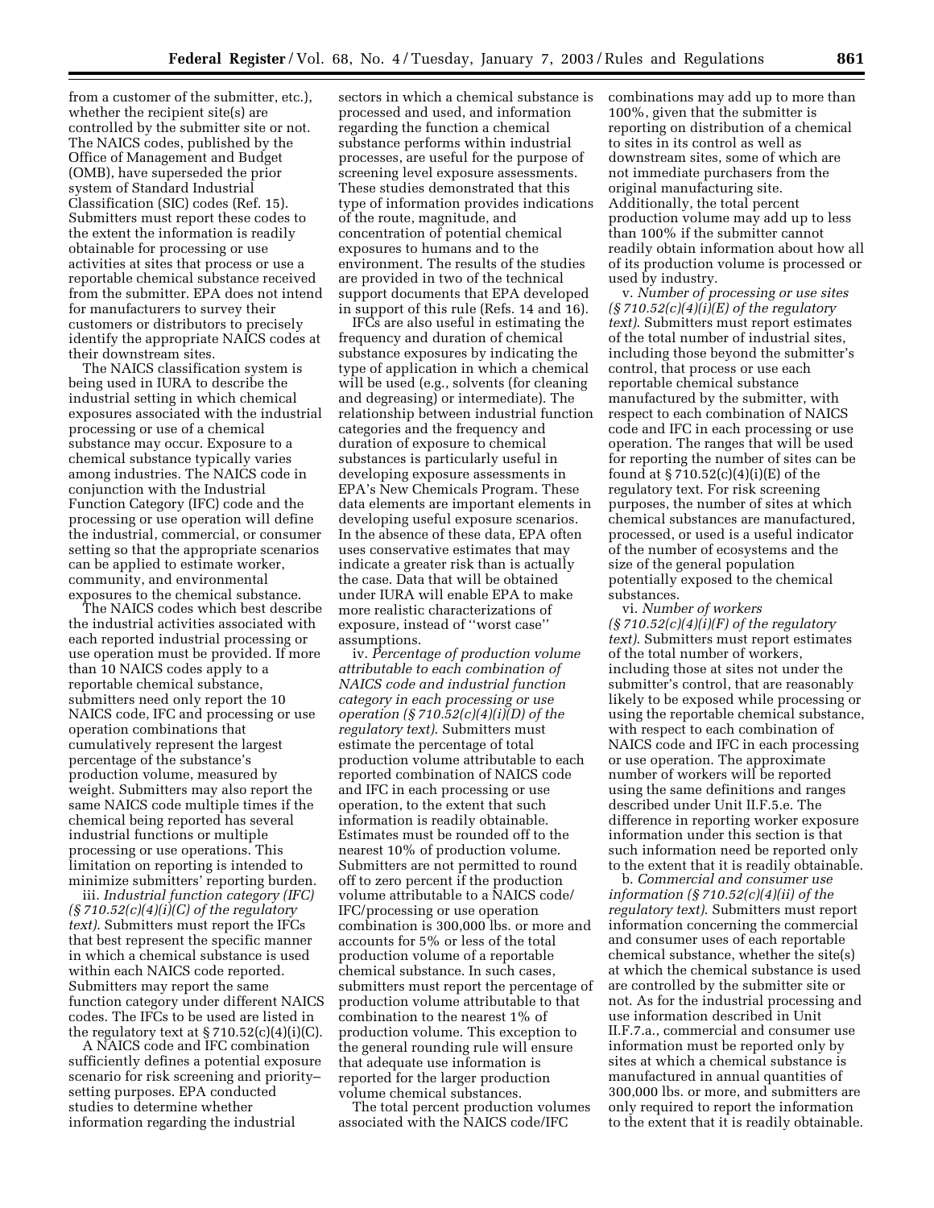from a customer of the submitter, etc.), whether the recipient site(s) are controlled by the submitter site or not. The NAICS codes, published by the Office of Management and Budget (OMB), have superseded the prior system of Standard Industrial Classification (SIC) codes (Ref. 15). Submitters must report these codes to the extent the information is readily obtainable for processing or use activities at sites that process or use a reportable chemical substance received from the submitter. EPA does not intend for manufacturers to survey their customers or distributors to precisely identify the appropriate NAICS codes at their downstream sites.

The NAICS classification system is being used in IURA to describe the industrial setting in which chemical exposures associated with the industrial processing or use of a chemical substance may occur. Exposure to a chemical substance typically varies among industries. The NAICS code in conjunction with the Industrial Function Category (IFC) code and the processing or use operation will define the industrial, commercial, or consumer setting so that the appropriate scenarios can be applied to estimate worker, community, and environmental exposures to the chemical substance.

The NAICS codes which best describe the industrial activities associated with each reported industrial processing or use operation must be provided. If more than 10 NAICS codes apply to a reportable chemical substance, submitters need only report the 10 NAICS code, IFC and processing or use operation combinations that cumulatively represent the largest percentage of the substance's production volume, measured by weight. Submitters may also report the same NAICS code multiple times if the chemical being reported has several industrial functions or multiple processing or use operations. This limitation on reporting is intended to minimize submitters' reporting burden.

iii. *Industrial function category (IFC) (§ 710.52(c)(4)(i)(C) of the regulatory text)*. Submitters must report the IFCs that best represent the specific manner in which a chemical substance is used within each NAICS code reported. Submitters may report the same function category under different NAICS codes. The IFCs to be used are listed in the regulatory text at § 710.52(c)(4)(i)(C).

A NAICS code and IFC combination sufficiently defines a potential exposure scenario for risk screening and priority–setting purposes. EPA conducted studies to determine whether information regarding the industrial sectors in which a chemical substance is processed and used, and information regarding the function a chemical substance performs within industrial processes, are useful for the purpose of screening level exposure assessments. These studies demonstrated that this type of information provides indications of the route, magnitude, and concentration of potential chemical exposures to humans and to the environment. The results of the studies are provided in two of the technical support documents that EPA developed in support of this rule (Refs. 14 and 16).

IFCs are also useful in estimating the frequency and duration of chemical substance exposures by indicating the type of application in which a chemical will be used (e.g., solvents (for cleaning and degreasing) or intermediate). The relationship between industrial function categories and the frequency and duration of exposure to chemical substances is particularly useful in developing exposure assessments in EPA's New Chemicals Program. These data elements are important elements in developing useful exposure scenarios. In the absence of these data, EPA often uses conservative estimates that may indicate a greater risk than is actually the case. Data that will be obtained under IURA will enable EPA to make more realistic characterizations of exposure, instead of ''worst case'' assumptions.

iv. *Percentage of production volume attributable to each combination of NAICS code and industrial function category in each processing or use operation (§ 710.52(c)(4)(i)(D) of the regulatory text)*. Submitters must estimate the percentage of total production volume attributable to each reported combination of NAICS code and IFC in each processing or use operation, to the extent that such information is readily obtainable. Estimates must be rounded off to the nearest 10% of production volume. Submitters are not permitted to round off to zero percent if the production volume attributable to a NAICS code/IFC/processing or use operation combination is 300,000 lbs. or more and accounts for 5% or less of the total production volume of a reportable chemical substance. In such cases, submitters must report the percentage of production volume attributable to that combination to the nearest 1% of production volume. This exception to the general rounding rule will ensure that adequate use information is reported for the larger production volume chemical substances.

The total percent production volumes associated with the NAICS code/IFC combinations may add up to more than 100%, given that the submitter is reporting on distribution of a chemical to sites in its control as well as downstream sites, some of which are not immediate purchasers from the original manufacturing site. Additionally, the total percent production volume may add up to less than 100% if the submitter cannot readily obtain information about how all of its production volume is processed or used by industry.

v. *Number of processing or use sites (§ 710.52(c)(4)(i)(E) of the regulatory text)*. Submitters must report estimates of the total number of industrial sites, including those beyond the submitter's control, that process or use each reportable chemical substance manufactured by the submitter, with respect to each combination of NAICS code and IFC in each processing or use operation. The ranges that will be used for reporting the number of sites can be found at § 710.52(c)(4)(i)(E) of the regulatory text. For risk screening purposes, the number of sites at which chemical substances are manufactured, processed, or used is a useful indicator of the number of ecosystems and the size of the general population potentially exposed to the chemical substances.

vi. *Number of workers (§ 710.52(c)(4)(i)(F) of the regulatory text)*. Submitters must report estimates of the total number of workers, including those at sites not under the submitter's control, that are reasonably likely to be exposed while processing or using the reportable chemical substance, with respect to each combination of NAICS code and IFC in each processing or use operation. The approximate number of workers will be reported using the same definitions and ranges described under Unit II.F.5.e. The difference in reporting worker exposure information under this section is that such information need be reported only to the extent that it is readily obtainable.

b. *Commercial and consumer use information (§ 710.52(c)(4)(ii) of the regulatory text)*. Submitters must report information concerning the commercial and consumer uses of each reportable chemical substance, whether the site(s) at which the chemical substance is used are controlled by the submitter site or not. As for the industrial processing and use information described in Unit II.F.7.a., commercial and consumer use information must be reported only by sites at which a chemical substance is manufactured in annual quantities of 300,000 lbs. or more, and submitters are only required to report the information to the extent that it is readily obtainable.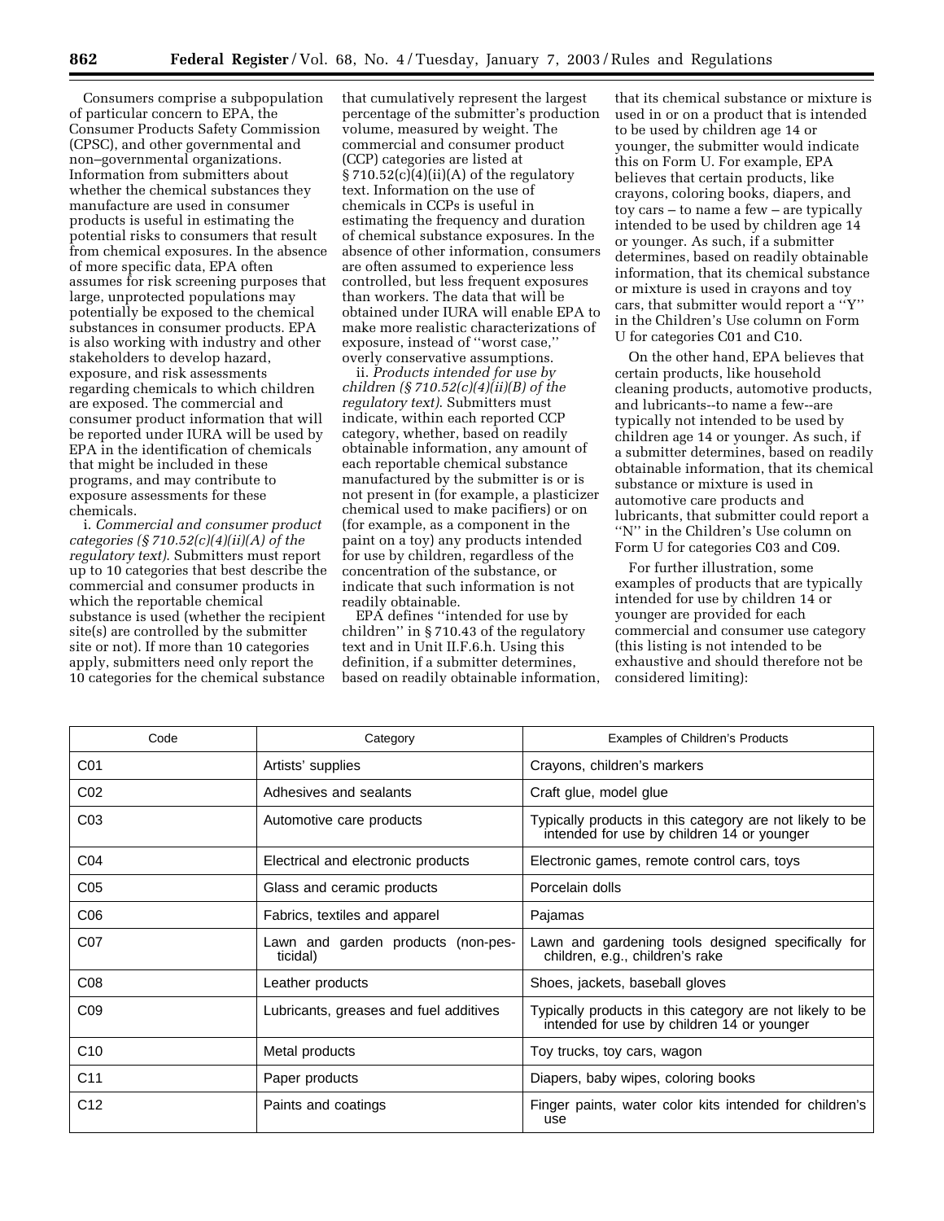Consumers comprise a subpopulation of particular concern to EPA, the Consumer Products Safety Commission (CPSC), and other governmental and non–governmental organizations. Information from submitters about whether the chemical substances they manufacture are used in consumer products is useful in estimating the potential risks to consumers that result from chemical exposures. In the absence of more specific data, EPA often assumes for risk screening purposes that large, unprotected populations may potentially be exposed to the chemical substances in consumer products. EPA is also working with industry and other stakeholders to develop hazard, exposure, and risk assessments regarding chemicals to which children are exposed. The commercial and consumer product information that will be reported under IURA will be used by EPA in the identification of chemicals that might be included in these programs, and may contribute to exposure assessments for these chemicals.

i. *Commercial and consumer product categories (§ 710.52(c)(4)(ii)(A) of the regulatory text).* Submitters must report up to 10 categories that best describe the commercial and consumer products in which the reportable chemical substance is used (whether the recipient site(s) are controlled by the submitter site or not). If more than 10 categories apply, submitters need only report the 10 categories for the chemical substance that cumulatively represent the largest percentage of the submitter's production volume, measured by weight. The commercial and consumer product (CCP) categories are listed at § 710.52(c)(4)(ii)(A) of the regulatory text. Information on the use of chemicals in CCPs is useful in estimating the frequency and duration of chemical substance exposures. In the absence of other information, consumers are often assumed to experience less controlled, but less frequent exposures than workers. The data that will be obtained under IURA will enable EPA to make more realistic characterizations of exposure, instead of ''worst case,'' overly conservative assumptions.

ii. *Products intended for use by children (§ 710.52(c)(4)(ii)(B) of the regulatory text).* Submitters must indicate, within each reported CCP category, whether, based on readily obtainable information, any amount of each reportable chemical substance manufactured by the submitter is or is not present in (for example, a plasticizer chemical used to make pacifiers) or on (for example, as a component in the paint on a toy) any products intended for use by children, regardless of the concentration of the substance, or indicate that such information is not readily obtainable.

EPA defines ''intended for use by children'' in § 710.43 of the regulatory text and in Unit II.F.6.h. Using this definition, if a submitter determines, based on readily obtainable information, that its chemical substance or mixture is used in or on a product that is intended to be used by children age 14 or younger, the submitter would indicate this on Form U. For example, EPA believes that certain products, like crayons, coloring books, diapers, and toy cars – to name a few – are typically intended to be used by children age 14 or younger. As such, if a submitter determines, based on readily obtainable information, that its chemical substance or mixture is used in crayons and toy cars, that submitter would report a ''Y'' in the Children's Use column on Form U for categories C01 and C10.

On the other hand, EPA believes that certain products, like household cleaning products, automotive products, and lubricants--to name a few--are typically not intended to be used by children age 14 or younger. As such, if a submitter determines, based on readily obtainable information, that its chemical substance or mixture is used in automotive care products and lubricants, that submitter could report a ''N'' in the Children's Use column on Form U for categories C03 and C09.

For further illustration, some examples of products that are typically intended for use by children 14 or younger are provided for each commercial and consumer use category (this listing is not intended to be exhaustive and should therefore not be considered limiting):

| Code | Category | Examples of Children's Products |
|---|---|---|
| C01 | Artists' supplies | Crayons, children's markers |
| C02 | Adhesives and sealants | Craft glue, model glue |
| C03 | Automotive care products | Typically products in this category are not likely to be intended for use by children 14 or younger |
| C04 | Electrical and electronic products | Electronic games, remote control cars, toys |
| C05 | Glass and ceramic products | Porcelain dolls |
| C06 | Fabrics, textiles and apparel | Pajamas |
| C07 | Lawn and garden products (non-pesticidal) | Lawn and gardening tools designed specifically for children, e.g., children's rake |
| C08 | Leather products | Shoes, jackets, baseball gloves |
| C09 | Lubricants, greases and fuel additives | Typically products in this category are not likely to be intended for use by children 14 or younger |
| C10 | Metal products | Toy trucks, toy cars, wagon |
| C11 | Paper products | Diapers, baby wipes, coloring books |
| C12 | Paints and coatings | Finger paints, water color kits intended for children's use |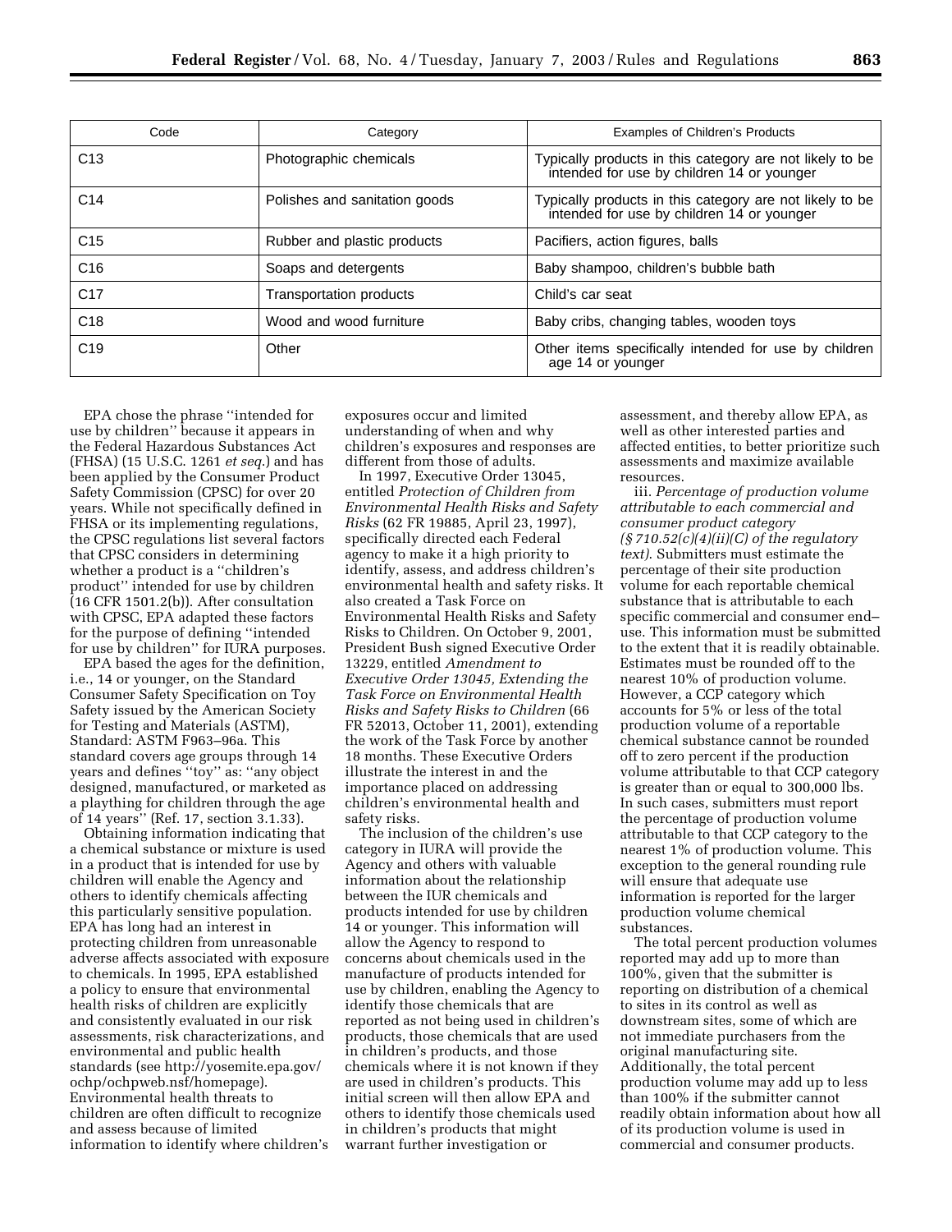| Code | Category | Examples of Children's Products |
| --- | --- | --- |
| C13 | Photographic chemicals | Typically products in this category are not likely to be intended for use by children 14 or younger |
| C14 | Polishes and sanitation goods | Typically products in this category are not likely to be intended for use by children 14 or younger |
| C15 | Rubber and plastic products | Pacifiers, action figures, balls |
| C16 | Soaps and detergents | Baby shampoo, children's bubble bath |
| C17 | Transportation products | Child's car seat |
| C18 | Wood and wood furniture | Baby cribs, changing tables, wooden toys |
| C19 | Other | Other items specifically intended for use by children age 14 or younger |

EPA chose the phrase ''intended for use by children'' because it appears in the Federal Hazardous Substances Act (FHSA) (15 U.S.C. 1261 *et seq.*) and has been applied by the Consumer Product Safety Commission (CPSC) for over 20 years. While not specifically defined in FHSA or its implementing regulations, the CPSC regulations list several factors that CPSC considers in determining whether a product is a ''children's product'' intended for use by children (16 CFR 1501.2(b)). After consultation with CPSC, EPA adapted these factors for the purpose of defining ''intended for use by children'' for IURA purposes.

EPA based the ages for the definition, i.e., 14 or younger, on the Standard Consumer Safety Specification on Toy Safety issued by the American Society for Testing and Materials (ASTM), Standard: ASTM F963–96a. This standard covers age groups through 14 years and defines ''toy'' as: ''any object designed, manufactured, or marketed as a plaything for children through the age of 14 years'' (Ref. 17, section 3.1.33).

Obtaining information indicating that a chemical substance or mixture is used in a product that is intended for use by children will enable the Agency and others to identify chemicals affecting this particularly sensitive population. EPA has long had an interest in protecting children from unreasonable adverse affects associated with exposure to chemicals. In 1995, EPA established a policy to ensure that environmental health risks of children are explicitly and consistently evaluated in our risk assessments, risk characterizations, and environmental and public health standards (see http://yosemite.epa.gov/ochp/ochpweb.nsf/homepage). Environmental health threats to children are often difficult to recognize and assess because of limited information to identify where children's exposures occur and limited understanding of when and why children's exposures and responses are different from those of adults.

In 1997, Executive Order 13045, entitled *Protection of Children from Environmental Health Risks and Safety Risks* (62 FR 19885, April 23, 1997), specifically directed each Federal agency to make it a high priority to identify, assess, and address children's environmental health and safety risks. It also created a Task Force on Environmental Health Risks and Safety Risks to Children. On October 9, 2001, President Bush signed Executive Order 13229, entitled *Amendment to Executive Order 13045, Extending the Task Force on Environmental Health Risks and Safety Risks to Children* (66 FR 52013, October 11, 2001), extending the work of the Task Force by another 18 months. These Executive Orders illustrate the interest in and the importance placed on addressing children's environmental health and safety risks.

The inclusion of the children's use category in IURA will provide the Agency and others with valuable information about the relationship between the IUR chemicals and products intended for use by children 14 or younger. This information will allow the Agency to respond to concerns about chemicals used in the manufacture of products intended for use by children, enabling the Agency to identify those chemicals that are reported as not being used in children's products, those chemicals that are used in children's products, and those chemicals where it is not known if they are used in children's products. This initial screen will then allow EPA and others to identify those chemicals used in children's products that might warrant further investigation or assessment, and thereby allow EPA, as well as other interested parties and affected entities, to better prioritize such assessments and maximize available resources.

iii. *Percentage of production volume attributable to each commercial and consumer product category (§ 710.52(c)(4)(ii)(C) of the regulatory text).* Submitters must estimate the percentage of their site production volume for each reportable chemical substance that is attributable to each specific commercial and consumer end–use. This information must be submitted to the extent that it is readily obtainable. Estimates must be rounded off to the nearest 10% of production volume. However, a CCP category which accounts for 5% or less of the total production volume of a reportable chemical substance cannot be rounded off to zero percent if the production volume attributable to that CCP category is greater than or equal to 300,000 lbs. In such cases, submitters must report the percentage of production volume attributable to that CCP category to the nearest 1% of production volume. This exception to the general rounding rule will ensure that adequate use information is reported for the larger production volume chemical substances.

The total percent production volumes reported may add up to more than 100%, given that the submitter is reporting on distribution of a chemical to sites in its control as well as downstream sites, some of which are not immediate purchasers from the original manufacturing site. Additionally, the total percent production volume may add up to less than 100% if the submitter cannot readily obtain information about how all of its production volume is used in commercial and consumer products.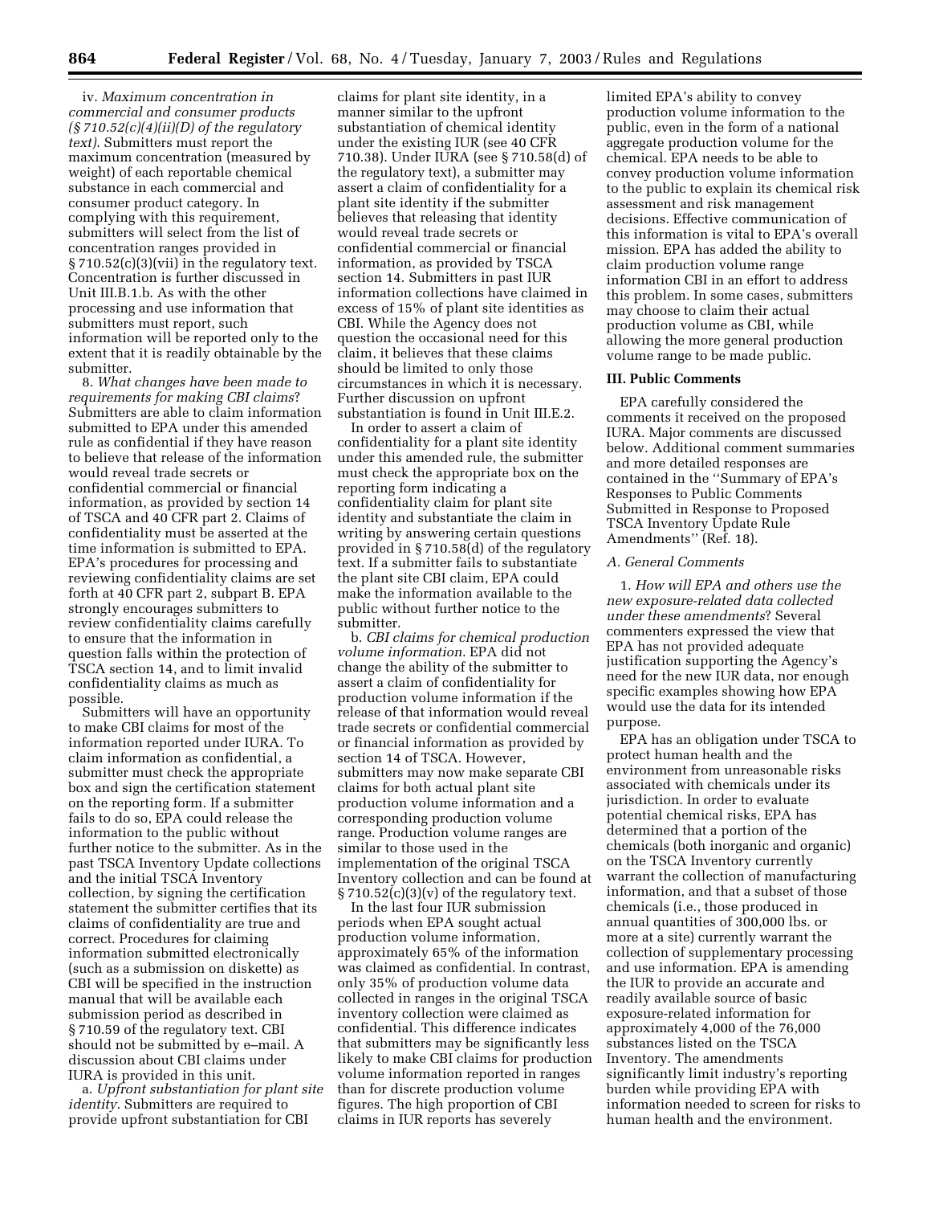iv. *Maximum concentration in commercial and consumer products (§ 710.52(c)(4)(ii)(D) of the regulatory text).* Submitters must report the maximum concentration (measured by weight) of each reportable chemical substance in each commercial and consumer product category. In complying with this requirement, submitters will select from the list of concentration ranges provided in § 710.52(c)(3)(vii) in the regulatory text. Concentration is further discussed in Unit III.B.1.b. As with the other processing and use information that submitters must report, such information will be reported only to the extent that it is readily obtainable by the submitter.

8. *What changes have been made to requirements for making CBI claims*? Submitters are able to claim information submitted to EPA under this amended rule as confidential if they have reason to believe that release of the information would reveal trade secrets or confidential commercial or financial information, as provided by section 14 of TSCA and 40 CFR part 2. Claims of confidentiality must be asserted at the time information is submitted to EPA. EPA's procedures for processing and reviewing confidentiality claims are set forth at 40 CFR part 2, subpart B. EPA strongly encourages submitters to review confidentiality claims carefully to ensure that the information in question falls within the protection of TSCA section 14, and to limit invalid confidentiality claims as much as possible.

Submitters will have an opportunity to make CBI claims for most of the information reported under IURA. To claim information as confidential, a submitter must check the appropriate box and sign the certification statement on the reporting form. If a submitter fails to do so, EPA could release the information to the public without further notice to the submitter. As in the past TSCA Inventory Update collections and the initial TSCA Inventory collection, by signing the certification statement the submitter certifies that its claims of confidentiality are true and correct. Procedures for claiming information submitted electronically (such as a submission on diskette) as CBI will be specified in the instruction manual that will be available each submission period as described in § 710.59 of the regulatory text. CBI should not be submitted by e–mail. A discussion about CBI claims under IURA is provided in this unit.

a. *Upfront substantiation for plant site identity.* Submitters are required to provide upfront substantiation for CBI claims for plant site identity, in a manner similar to the upfront substantiation of chemical identity under the existing IUR (see 40 CFR 710.38). Under IURA (see § 710.58(d) of the regulatory text), a submitter may assert a claim of confidentiality for a plant site identity if the submitter believes that releasing that identity would reveal trade secrets or confidential commercial or financial information, as provided by TSCA section 14. Submitters in past IUR information collections have claimed in excess of 15% of plant site identities as CBI. While the Agency does not question the occasional need for this claim, it believes that these claims should be limited to only those circumstances in which it is necessary. Further discussion on upfront substantiation is found in Unit III.E.2.

In order to assert a claim of confidentiality for a plant site identity under this amended rule, the submitter must check the appropriate box on the reporting form indicating a confidentiality claim for plant site identity and substantiate the claim in writing by answering certain questions provided in § 710.58(d) of the regulatory text. If a submitter fails to substantiate the plant site CBI claim, EPA could make the information available to the public without further notice to the submitter.

b. *CBI claims for chemical production volume information.* EPA did not change the ability of the submitter to assert a claim of confidentiality for production volume information if the release of that information would reveal trade secrets or confidential commercial or financial information as provided by section 14 of TSCA. However, submitters may now make separate CBI claims for both actual plant site production volume information and a corresponding production volume range. Production volume ranges are similar to those used in the implementation of the original TSCA Inventory collection and can be found at § 710.52(c)(3)(v) of the regulatory text.

In the last four IUR submission periods when EPA sought actual production volume information, approximately 65% of the information was claimed as confidential. In contrast, only 35% of production volume data collected in ranges in the original TSCA inventory collection were claimed as confidential. This difference indicates that submitters may be significantly less likely to make CBI claims for production volume information reported in ranges than for discrete production volume figures. The high proportion of CBI claims in IUR reports has severely limited EPA's ability to convey production volume information to the public, even in the form of a national aggregate production volume for the chemical. EPA needs to be able to convey production volume information to the public to explain its chemical risk assessment and risk management decisions. Effective communication of this information is vital to EPA's overall mission. EPA has added the ability to claim production volume range information CBI in an effort to address this problem. In some cases, submitters may choose to claim their actual production volume as CBI, while allowing the more general production volume range to be made public.

## III. Public Comments

EPA carefully considered the comments it received on the proposed IURA. Major comments are discussed below. Additional comment summaries and more detailed responses are contained in the ''Summary of EPA's Responses to Public Comments Submitted in Response to Proposed TSCA Inventory Update Rule Amendments'' (Ref. 18).

### *A. General Comments*

1. *How will EPA and others use the new exposure-related data collected under these amendments*? Several commenters expressed the view that EPA has not provided adequate justification supporting the Agency's need for the new IUR data, nor enough specific examples showing how EPA would use the data for its intended purpose.

EPA has an obligation under TSCA to protect human health and the environment from unreasonable risks associated with chemicals under its jurisdiction. In order to evaluate potential chemical risks, EPA has determined that a portion of the chemicals (both inorganic and organic) on the TSCA Inventory currently warrant the collection of manufacturing information, and that a subset of those chemicals (i.e., those produced in annual quantities of 300,000 lbs. or more at a site) currently warrant the collection of supplementary processing and use information. EPA is amending the IUR to provide an accurate and readily available source of basic exposure-related information for approximately 4,000 of the 76,000 substances listed on the TSCA Inventory. The amendments significantly limit industry's reporting burden while providing EPA with information needed to screen for risks to human health and the environment.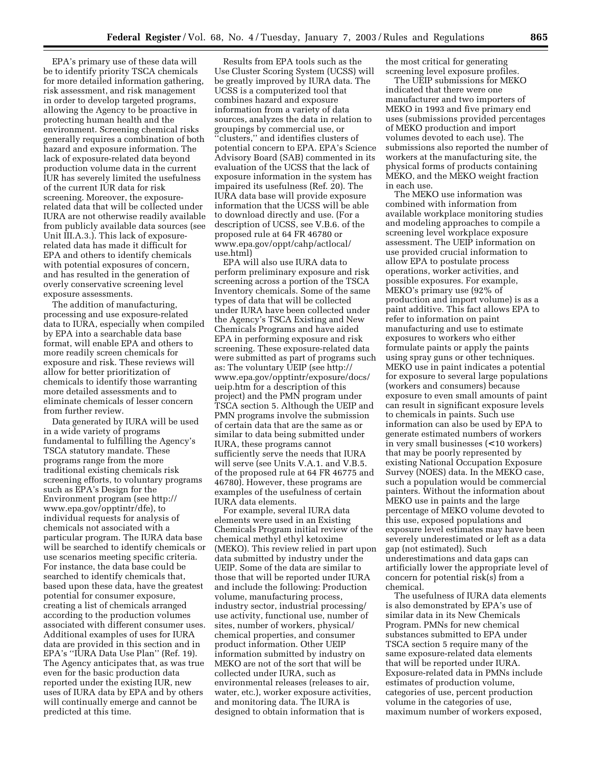EPA's primary use of these data will be to identify priority TSCA chemicals for more detailed information gathering, risk assessment, and risk management in order to develop targeted programs, allowing the Agency to be proactive in protecting human health and the environment. Screening chemical risks generally requires a combination of both hazard and exposure information. The lack of exposure-related data beyond production volume data in the current IUR has severely limited the usefulness of the current IUR data for risk screening. Moreover, the exposure-related data that will be collected under IURA are not otherwise readily available from publicly available data sources (see Unit III.A.3.). This lack of exposure-related data has made it difficult for EPA and others to identify chemicals with potential exposures of concern, and has resulted in the generation of overly conservative screening level exposure assessments.

The addition of manufacturing, processing and use exposure-related data to IURA, especially when compiled by EPA into a searchable data base format, will enable EPA and others to more readily screen chemicals for exposure and risk. These reviews will allow for better prioritization of chemicals to identify those warranting more detailed assessments and to eliminate chemicals of lesser concern from further review.

Data generated by IURA will be used in a wide variety of programs fundamental to fulfilling the Agency's TSCA statutory mandate. These programs range from the more traditional existing chemicals risk screening efforts, to voluntary programs such as EPA's Design for the Environment program (see http://www.epa.gov/opptintr/dfe), to individual requests for analysis of chemicals not associated with a particular program. The IURA data base will be searched to identify chemicals or use scenarios meeting specific criteria. For instance, the data base could be searched to identify chemicals that, based upon these data, have the greatest potential for consumer exposure, creating a list of chemicals arranged according to the production volumes associated with different consumer uses. Additional examples of uses for IURA data are provided in this section and in EPA's ''IURA Data Use Plan'' (Ref. 19). The Agency anticipates that, as was true even for the basic production data reported under the existing IUR, new uses of IURA data by EPA and by others will continually emerge and cannot be predicted at this time.

Results from EPA tools such as the Use Cluster Scoring System (UCSS) will be greatly improved by IURA data. The UCSS is a computerized tool that combines hazard and exposure information from a variety of data sources, analyzes the data in relation to groupings by commercial use, or ''clusters,'' and identifies clusters of potential concern to EPA. EPA's Science Advisory Board (SAB) commented in its evaluation of the UCSS that the lack of exposure information in the system has impaired its usefulness (Ref. 20). The IURA data base will provide exposure information that the UCSS will be able to download directly and use. (For a description of UCSS, see V.B.6. of the proposed rule at 64 FR 46780 or www.epa.gov/oppt/cahp/actlocal/use.html)

EPA will also use IURA data to perform preliminary exposure and risk screening across a portion of the TSCA Inventory chemicals. Some of the same types of data that will be collected under IURA have been collected under the Agency's TSCA Existing and New Chemicals Programs and have aided EPA in performing exposure and risk screening. These exposure-related data were submitted as part of programs such as: The voluntary UEIP (see http://www.epa.gov/opptintr/exposure/docs/ueip.htm for a description of this project) and the PMN program under TSCA section 5. Although the UEIP and PMN programs involve the submission of certain data that are the same as or similar to data being submitted under IURA, these programs cannot sufficiently serve the needs that IURA will serve (see Units V.A.1. and V.B.5. of the proposed rule at 64 FR 46775 and 46780). However, these programs are examples of the usefulness of certain IURA data elements.

For example, several IURA data elements were used in an Existing Chemicals Program initial review of the chemical methyl ethyl ketoxime (MEKO). This review relied in part upon data submitted by industry under the UEIP. Some of the data are similar to those that will be reported under IURA and include the following: Production volume, manufacturing process, industry sector, industrial processing/use activity, functional use, number of sites, number of workers, physical/chemical properties, and consumer product information. Other UEIP information submitted by industry on MEKO are not of the sort that will be collected under IURA, such as environmental releases (releases to air, water, etc.), worker exposure activities, and monitoring data. The IURA is designed to obtain information that is the most critical for generating screening level exposure profiles.

The UEIP submissions for MEKO indicated that there were one manufacturer and two importers of MEKO in 1993 and five primary end uses (submissions provided percentages of MEKO production and import volumes devoted to each use). The submissions also reported the number of workers at the manufacturing site, the physical forms of products containing MEKO, and the MEKO weight fraction in each use.

The MEKO use information was combined with information from available workplace monitoring studies and modeling approaches to compile a screening level workplace exposure assessment. The UEIP information on use provided crucial information to allow EPA to postulate process operations, worker activities, and possible exposures. For example, MEKO's primary use (92% of production and import volume) is as a paint additive. This fact allows EPA to refer to information on paint manufacturing and use to estimate exposures to workers who either formulate paints or apply the paints using spray guns or other techniques. MEKO use in paint indicates a potential for exposure to several large populations (workers and consumers) because exposure to even small amounts of paint can result in significant exposure levels to chemicals in paints. Such use information can also be used by EPA to generate estimated numbers of workers in very small businesses (<10 workers) that may be poorly represented by existing National Occupation Exposure Survey (NOES) data. In the MEKO case, such a population would be commercial painters. Without the information about MEKO use in paints and the large percentage of MEKO volume devoted to this use, exposed populations and exposure level estimates may have been severely underestimated or left as a data gap (not estimated). Such underestimations and data gaps can artificially lower the appropriate level of concern for potential risk(s) from a chemical.

The usefulness of IURA data elements is also demonstrated by EPA's use of similar data in its New Chemicals Program. PMNs for new chemical substances submitted to EPA under TSCA section 5 require many of the same exposure-related data elements that will be reported under IURA. Exposure-related data in PMNs include estimates of production volume, categories of use, percent production volume in the categories of use, maximum number of workers exposed,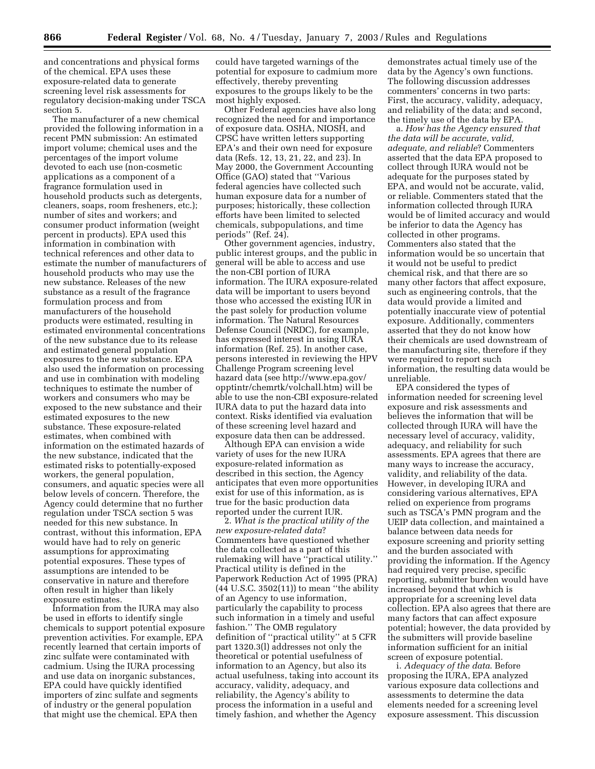and concentrations and physical forms of the chemical. EPA uses these exposure-related data to generate screening level risk assessments for regulatory decision-making under TSCA section 5.

The manufacturer of a new chemical provided the following information in a recent PMN submission: An estimated import volume; chemical uses and the percentages of the import volume devoted to each use (non-cosmetic applications as a component of a fragrance formulation used in household products such as detergents, cleaners, soaps, room fresheners, etc.); number of sites and workers; and consumer product information (weight percent in products). EPA used this information in combination with technical references and other data to estimate the number of manufacturers of household products who may use the new substance. Releases of the new substance as a result of the fragrance formulation process and from manufacturers of the household products were estimated, resulting in estimated environmental concentrations of the new substance due to its release and estimated general population exposures to the new substance. EPA also used the information on processing and use in combination with modeling techniques to estimate the number of workers and consumers who may be exposed to the new substance and their estimated exposures to the new substance. These exposure-related estimates, when combined with information on the estimated hazards of the new substance, indicated that the estimated risks to potentially-exposed workers, the general population, consumers, and aquatic species were all below levels of concern. Therefore, the Agency could determine that no further regulation under TSCA section 5 was needed for this new substance. In contrast, without this information, EPA would have had to rely on generic assumptions for approximating potential exposures. These types of assumptions are intended to be conservative in nature and therefore often result in higher than likely exposure estimates.

Information from the IURA may also be used in efforts to identify single chemicals to support potential exposure prevention activities. For example, EPA recently learned that certain imports of zinc sulfate were contaminated with cadmium. Using the IURA processing and use data on inorganic substances, EPA could have quickly identified importers of zinc sulfate and segments of industry or the general population that might use the chemical. EPA then could have targeted warnings of the potential for exposure to cadmium more effectively, thereby preventing exposures to the groups likely to be the most highly exposed.

Other Federal agencies have also long recognized the need for and importance of exposure data. OSHA, NIOSH, and CPSC have written letters supporting EPA's and their own need for exposure data (Refs. 12, 13, 21, 22, and 23). In May 2000, the Government Accounting Office (GAO) stated that ''Various federal agencies have collected such human exposure data for a number of purposes; historically, these collection efforts have been limited to selected chemicals, subpopulations, and time periods'' (Ref. 24).

Other government agencies, industry, public interest groups, and the public in general will be able to access and use the non-CBI portion of IURA information. The IURA exposure-related data will be important to users beyond those who accessed the existing IUR in the past solely for production volume information. The Natural Resources Defense Council (NRDC), for example, has expressed interest in using IURA information (Ref. 25). In another case, persons interested in reviewing the HPV Challenge Program screening level hazard data (see http://www.epa.gov/opptintr/chemrtk/volchall.htm) will be able to use the non-CBI exposure-related IURA data to put the hazard data into context. Risks identified via evaluation of these screening level hazard and exposure data then can be addressed.

Although EPA can envision a wide variety of uses for the new IURA exposure-related information as described in this section, the Agency anticipates that even more opportunities exist for use of this information, as is true for the basic production data reported under the current IUR.

2. *What is the practical utility of the new exposure-related data*? Commenters have questioned whether the data collected as a part of this rulemaking will have ''practical utility.'' Practical utility is defined in the Paperwork Reduction Act of 1995 (PRA) (44 U.S.C. 3502(11)) to mean ''the ability of an Agency to use information, particularly the capability to process such information in a timely and useful fashion.'' The OMB regulatory definition of ''practical utility'' at 5 CFR part 1320.3(l) addresses not only the theoretical or potential usefulness of information to an Agency, but also its actual usefulness, taking into account its accuracy, validity, adequacy, and reliability, the Agency's ability to process the information in a useful and timely fashion, and whether the Agency demonstrates actual timely use of the data by the Agency's own functions. The following discussion addresses commenters' concerns in two parts: First, the accuracy, validity, adequacy, and reliability of the data; and second, the timely use of the data by EPA.

a. *How has the Agency ensured that the data will be accurate, valid, adequate, and reliable*? Commenters asserted that the data EPA proposed to collect through IURA would not be adequate for the purposes stated by EPA, and would not be accurate, valid, or reliable. Commenters stated that the information collected through IURA would be of limited accuracy and would be inferior to data the Agency has collected in other programs. Commenters also stated that the information would be so uncertain that it would not be useful to predict chemical risk, and that there are so many other factors that affect exposure, such as engineering controls, that the data would provide a limited and potentially inaccurate view of potential exposure. Additionally, commenters asserted that they do not know how their chemicals are used downstream of the manufacturing site, therefore if they were required to report such information, the resulting data would be unreliable.

EPA considered the types of information needed for screening level exposure and risk assessments and believes the information that will be collected through IURA will have the necessary level of accuracy, validity, adequacy, and reliability for such assessments. EPA agrees that there are many ways to increase the accuracy, validity, and reliability of the data. However, in developing IURA and considering various alternatives, EPA relied on experience from programs such as TSCA's PMN program and the UEIP data collection, and maintained a balance between data needs for exposure screening and priority setting and the burden associated with providing the information. If the Agency had required very precise, specific reporting, submitter burden would have increased beyond that which is appropriate for a screening level data collection. EPA also agrees that there are many factors that can affect exposure potential; however, the data provided by the submitters will provide baseline information sufficient for an initial screen of exposure potential.

i. *Adequacy of the data*. Before proposing the IURA, EPA analyzed various exposure data collections and assessments to determine the data elements needed for a screening level exposure assessment. This discussion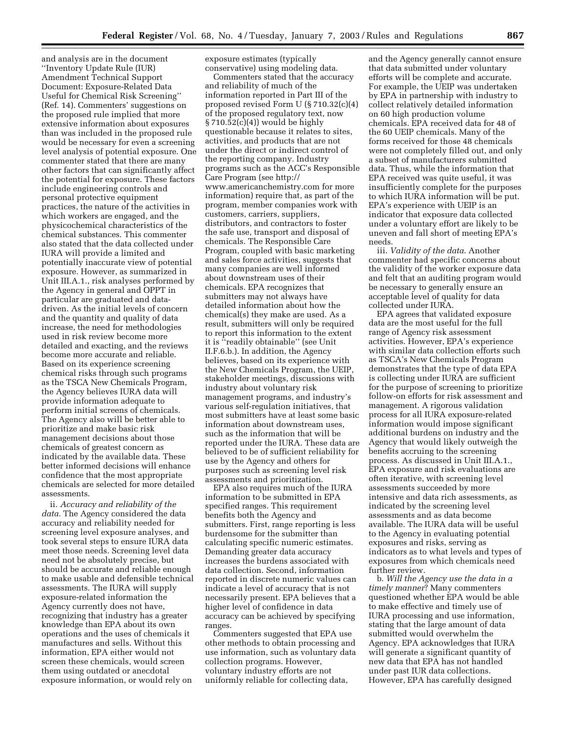and analysis are in the document ''Inventory Update Rule (IUR) Amendment Technical Support Document: Exposure-Related Data Useful for Chemical Risk Screening'' (Ref. 14). Commenters' suggestions on the proposed rule implied that more extensive information about exposures than was included in the proposed rule would be necessary for even a screening level analysis of potential exposure. One commenter stated that there are many other factors that can significantly affect the potential for exposure. These factors include engineering controls and personal protective equipment practices, the nature of the activities in which workers are engaged, and the physicochemical characteristics of the chemical substances. This commenter also stated that the data collected under IURA will provide a limited and potentially inaccurate view of potential exposure. However, as summarized in Unit III.A.1., risk analyses performed by the Agency in general and OPPT in particular are graduated and data-driven. As the initial levels of concern and the quantity and quality of data increase, the need for methodologies used in risk review become more detailed and exacting, and the reviews become more accurate and reliable. Based on its experience screening chemical risks through such programs as the TSCA New Chemicals Program, the Agency believes IURA data will provide information adequate to perform initial screens of chemicals. The Agency also will be better able to prioritize and make basic risk management decisions about those chemicals of greatest concern as indicated by the available data. These better informed decisions will enhance confidence that the most appropriate chemicals are selected for more detailed assessments.

ii. *Accuracy and reliability of the data*. The Agency considered the data accuracy and reliability needed for screening level exposure analyses, and took several steps to ensure IURA data meet those needs. Screening level data need not be absolutely precise, but should be accurate and reliable enough to make usable and defensible technical assessments. The IURA will supply exposure-related information the Agency currently does not have, recognizing that industry has a greater knowledge than EPA about its own operations and the uses of chemicals it manufactures and sells. Without this information, EPA either would not screen these chemicals, would screen them using outdated or anecdotal exposure information, or would rely on exposure estimates (typically conservative) using modeling data.

Commenters stated that the accuracy and reliability of much of the information reported in Part III of the proposed revised Form U (§ 710.32(c)(4) of the proposed regulatory text, now § 710.52(c)(4)) would be highly questionable because it relates to sites, activities, and products that are not under the direct or indirect control of the reporting company. Industry programs such as the ACC's Responsible Care Program (see http://www.americanchemistry.com for more information) require that, as part of the program, member companies work with customers, carriers, suppliers, distributors, and contractors to foster the safe use, transport and disposal of chemicals. The Responsible Care Program, coupled with basic marketing and sales force activities, suggests that many companies are well informed about downstream uses of their chemicals. EPA recognizes that submitters may not always have detailed information about how the chemical(s) they make are used. As a result, submitters will only be required to report this information to the extent it is ''readily obtainable'' (see Unit II.F.6.b.). In addition, the Agency believes, based on its experience with the New Chemicals Program, the UEIP, stakeholder meetings, discussions with industry about voluntary risk management programs, and industry's various self-regulation initiatives, that most submitters have at least some basic information about downstream uses, such as the information that will be reported under the IURA. These data are believed to be of sufficient reliability for use by the Agency and others for purposes such as screening level risk assessments and prioritization.

EPA also requires much of the IURA information to be submitted in EPA specified ranges. This requirement benefits both the Agency and submitters. First, range reporting is less burdensome for the submitter than calculating specific numeric estimates. Demanding greater data accuracy increases the burdens associated with data collection. Second, information reported in discrete numeric values can indicate a level of accuracy that is not necessarily present. EPA believes that a higher level of confidence in data accuracy can be achieved by specifying ranges.

Commenters suggested that EPA use other methods to obtain processing and use information, such as voluntary data collection programs. However, voluntary industry efforts are not uniformly reliable for collecting data, and the Agency generally cannot ensure that data submitted under voluntary efforts will be complete and accurate. For example, the UEIP was undertaken by EPA in partnership with industry to collect relatively detailed information on 60 high production volume chemicals. EPA received data for 48 of the 60 UEIP chemicals. Many of the forms received for those 48 chemicals were not completely filled out, and only a subset of manufacturers submitted data. Thus, while the information that EPA received was quite useful, it was insufficiently complete for the purposes to which IURA information will be put. EPA's experience with UEIP is an indicator that exposure data collected under a voluntary effort are likely to be uneven and fall short of meeting EPA's needs.

iii. *Validity of the data*. Another commenter had specific concerns about the validity of the worker exposure data and felt that an auditing program would be necessary to generally ensure an acceptable level of quality for data collected under IURA.

EPA agrees that validated exposure data are the most useful for the full range of Agency risk assessment activities. However, EPA's experience with similar data collection efforts such as TSCA's New Chemicals Program demonstrates that the type of data EPA is collecting under IURA are sufficient for the purpose of screening to prioritize follow-on efforts for risk assessment and management. A rigorous validation process for all IURA exposure-related information would impose significant additional burdens on industry and the Agency that would likely outweigh the benefits accruing to the screening process. As discussed in Unit III.A.1., EPA exposure and risk evaluations are often iterative, with screening level assessments succeeded by more intensive and data rich assessments, as indicated by the screening level assessments and as data become available. The IURA data will be useful to the Agency in evaluating potential exposures and risks, serving as indicators as to what levels and types of exposures from which chemicals need further review.

b. *Will the Agency use the data in a timely manner*? Many commenters questioned whether EPA would be able to make effective and timely use of IURA processing and use information, stating that the large amount of data submitted would overwhelm the Agency. EPA acknowledges that IURA will generate a significant quantity of new data that EPA has not handled under past IUR data collections. However, EPA has carefully designed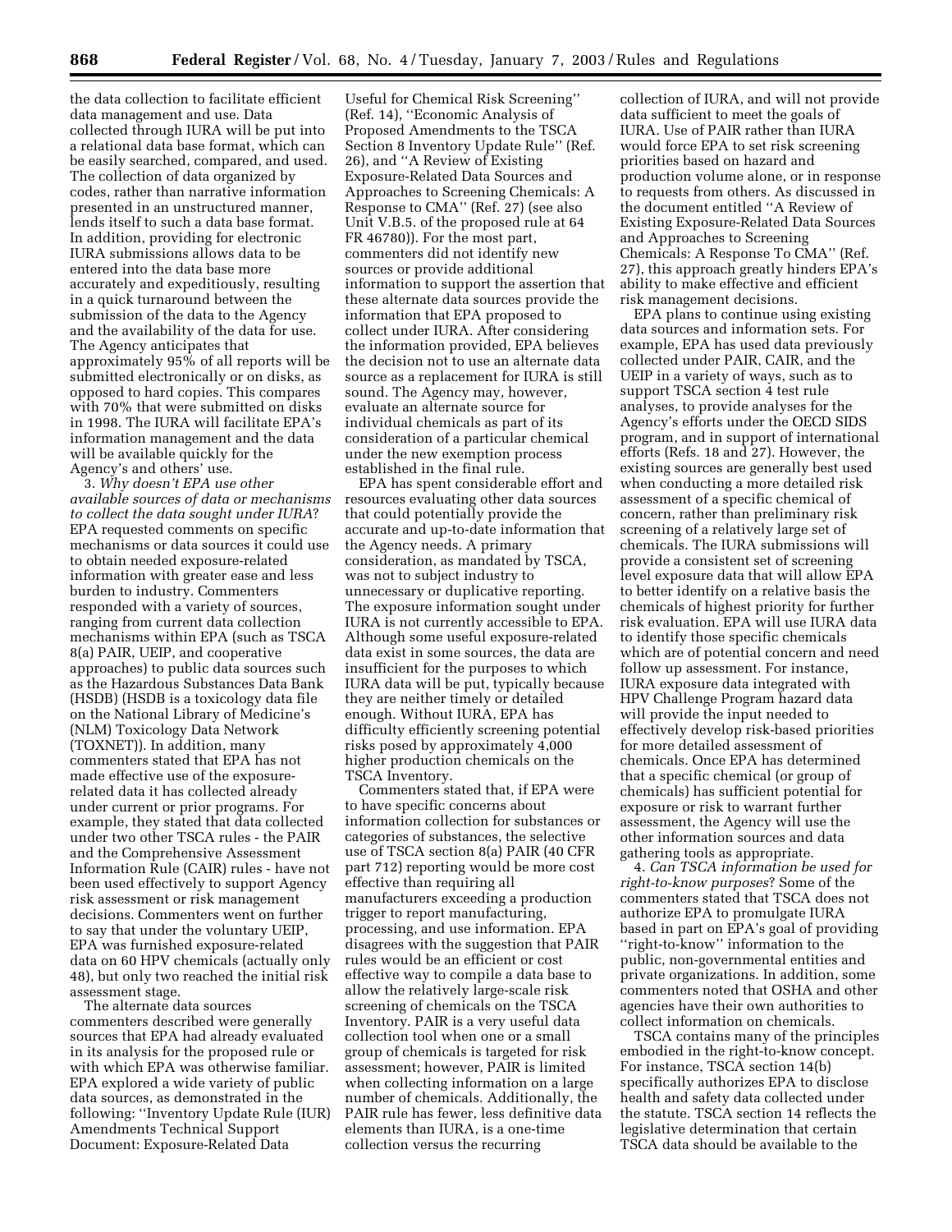the data collection to facilitate efficient data management and use. Data collected through IURA will be put into a relational data base format, which can be easily searched, compared, and used. The collection of data organized by codes, rather than narrative information presented in an unstructured manner, lends itself to such a data base format. In addition, providing for electronic IURA submissions allows data to be entered into the data base more accurately and expeditiously, resulting in a quick turnaround between the submission of the data to the Agency and the availability of the data for use. The Agency anticipates that approximately 95% of all reports will be submitted electronically or on disks, as opposed to hard copies. This compares with 70% that were submitted on disks in 1998. The IURA will facilitate EPA's information management and the data will be available quickly for the Agency's and others' use.

3. *Why doesn't EPA use other available sources of data or mechanisms to collect the data sought under IURA*? EPA requested comments on specific mechanisms or data sources it could use to obtain needed exposure-related information with greater ease and less burden to industry. Commenters responded with a variety of sources, ranging from current data collection mechanisms within EPA (such as TSCA 8(a) PAIR, UEIP, and cooperative approaches) to public data sources such as the Hazardous Substances Data Bank (HSDB) (HSDB is a toxicology data file on the National Library of Medicine's (NLM) Toxicology Data Network (TOXNET)). In addition, many commenters stated that EPA has not made effective use of the exposure-related data it has collected already under current or prior programs. For example, they stated that data collected under two other TSCA rules - the PAIR and the Comprehensive Assessment Information Rule (CAIR) rules - have not been used effectively to support Agency risk assessment or risk management decisions. Commenters went on further to say that under the voluntary UEIP, EPA was furnished exposure-related data on 60 HPV chemicals (actually only 48), but only two reached the initial risk assessment stage.

The alternate data sources commenters described were generally sources that EPA had already evaluated in its analysis for the proposed rule or with which EPA was otherwise familiar. EPA explored a wide variety of public data sources, as demonstrated in the following: ''Inventory Update Rule (IUR) Amendments Technical Support Document: Exposure-Related Data Useful for Chemical Risk Screening'' (Ref. 14), ''Economic Analysis of Proposed Amendments to the TSCA Section 8 Inventory Update Rule'' (Ref. 26), and ''A Review of Existing Exposure-Related Data Sources and Approaches to Screening Chemicals: A Response to CMA'' (Ref. 27) (see also Unit V.B.5. of the proposed rule at 64 FR 46780)). For the most part, commenters did not identify new sources or provide additional information to support the assertion that these alternate data sources provide the information that EPA proposed to collect under IURA. After considering the information provided, EPA believes the decision not to use an alternate data source as a replacement for IURA is still sound. The Agency may, however, evaluate an alternate source for individual chemicals as part of its consideration of a particular chemical under the new exemption process established in the final rule.

EPA has spent considerable effort and resources evaluating other data sources that could potentially provide the accurate and up-to-date information that the Agency needs. A primary consideration, as mandated by TSCA, was not to subject industry to unnecessary or duplicative reporting. The exposure information sought under IURA is not currently accessible to EPA. Although some useful exposure-related data exist in some sources, the data are insufficient for the purposes to which IURA data will be put, typically because they are neither timely or detailed enough. Without IURA, EPA has difficulty efficiently screening potential risks posed by approximately 4,000 higher production chemicals on the TSCA Inventory.

Commenters stated that, if EPA were to have specific concerns about information collection for substances or categories of substances, the selective use of TSCA section 8(a) PAIR (40 CFR part 712) reporting would be more cost effective than requiring all manufacturers exceeding a production trigger to report manufacturing, processing, and use information. EPA disagrees with the suggestion that PAIR rules would be an efficient or cost effective way to compile a data base to allow the relatively large-scale risk screening of chemicals on the TSCA Inventory. PAIR is a very useful data collection tool when one or a small group of chemicals is targeted for risk assessment; however, PAIR is limited when collecting information on a large number of chemicals. Additionally, the PAIR rule has fewer, less definitive data elements than IURA, is a one-time collection versus the recurring collection of IURA, and will not provide data sufficient to meet the goals of IURA. Use of PAIR rather than IURA would force EPA to set risk screening priorities based on hazard and production volume alone, or in response to requests from others. As discussed in the document entitled ''A Review of Existing Exposure-Related Data Sources and Approaches to Screening Chemicals: A Response To CMA'' (Ref. 27), this approach greatly hinders EPA's ability to make effective and efficient risk management decisions.

EPA plans to continue using existing data sources and information sets. For example, EPA has used data previously collected under PAIR, CAIR, and the UEIP in a variety of ways, such as to support TSCA section 4 test rule analyses, to provide analyses for the Agency's efforts under the OECD SIDS program, and in support of international efforts (Refs. 18 and 27). However, the existing sources are generally best used when conducting a more detailed risk assessment of a specific chemical of concern, rather than preliminary risk screening of a relatively large set of chemicals. The IURA submissions will provide a consistent set of screening level exposure data that will allow EPA to better identify on a relative basis the chemicals of highest priority for further risk evaluation. EPA will use IURA data to identify those specific chemicals which are of potential concern and need follow up assessment. For instance, IURA exposure data integrated with HPV Challenge Program hazard data will provide the input needed to effectively develop risk-based priorities for more detailed assessment of chemicals. Once EPA has determined that a specific chemical (or group of chemicals) has sufficient potential for exposure or risk to warrant further assessment, the Agency will use the other information sources and data gathering tools as appropriate.

4. *Can TSCA information be used for right-to-know purposes*? Some of the commenters stated that TSCA does not authorize EPA to promulgate IURA based in part on EPA's goal of providing ''right-to-know'' information to the public, non-governmental entities and private organizations. In addition, some commenters noted that OSHA and other agencies have their own authorities to collect information on chemicals.

TSCA contains many of the principles embodied in the right-to-know concept. For instance, TSCA section 14(b) specifically authorizes EPA to disclose health and safety data collected under the statute. TSCA section 14 reflects the legislative determination that certain TSCA data should be available to the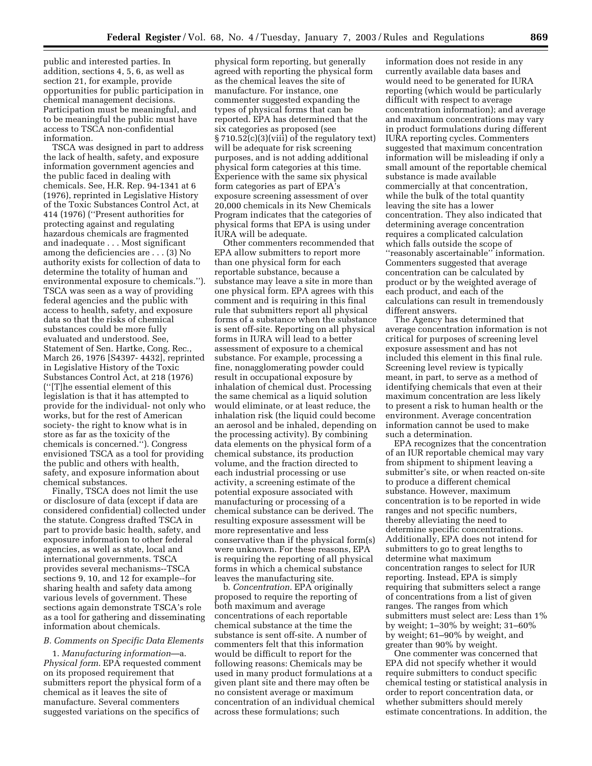public and interested parties. In addition, sections 4, 5, 6, as well as section 21, for example, provide opportunities for public participation in chemical management decisions. Participation must be meaningful, and to be meaningful the public must have access to TSCA non-confidential information.

TSCA was designed in part to address the lack of health, safety, and exposure information government agencies and the public faced in dealing with chemicals. See, H.R. Rep. 94-1341 at 6 (1976), reprinted in Legislative History of the Toxic Substances Control Act, at 414 (1976) (''Present authorities for protecting against and regulating hazardous chemicals are fragmented and inadequate . . . Most significant among the deficiencies are . . . (3) No authority exists for collection of data to determine the totality of human and environmental exposure to chemicals.''). TSCA was seen as a way of providing federal agencies and the public with access to health, safety, and exposure data so that the risks of chemical substances could be more fully evaluated and understood. See, Statement of Sen. Hartke, Cong. Rec., March 26, 1976 [S4397- 4432], reprinted in Legislative History of the Toxic Substances Control Act, at 218 (1976) (''[T]he essential element of this legislation is that it has attempted to provide for the individual- not only who works, but for the rest of American society- the right to know what is in store as far as the toxicity of the chemicals is concerned.''). Congress envisioned TSCA as a tool for providing the public and others with health, safety, and exposure information about chemical substances.

Finally, TSCA does not limit the use or disclosure of data (except if data are considered confidential) collected under the statute. Congress drafted TSCA in part to provide basic health, safety, and exposure information to other federal agencies, as well as state, local and international governments. TSCA provides several mechanisms--TSCA sections 9, 10, and 12 for example--for sharing health and safety data among various levels of government. These sections again demonstrate TSCA's role as a tool for gathering and disseminating information about chemicals.

### *B. Comments on Specific Data Elements*

1. *Manufacturing information*—a. *Physical form*. EPA requested comment on its proposed requirement that submitters report the physical form of a chemical as it leaves the site of manufacture. Several commenters suggested variations on the specifics of physical form reporting, but generally agreed with reporting the physical form as the chemical leaves the site of manufacture. For instance, one commenter suggested expanding the types of physical forms that can be reported. EPA has determined that the six categories as proposed (see § 710.52(c)(3)(viii) of the regulatory text) will be adequate for risk screening purposes, and is not adding additional physical form categories at this time. Experience with the same six physical form categories as part of EPA's exposure screening assessment of over 20,000 chemicals in its New Chemicals Program indicates that the categories of physical forms that EPA is using under IURA will be adequate.

Other commenters recommended that EPA allow submitters to report more than one physical form for each reportable substance, because a substance may leave a site in more than one physical form. EPA agrees with this comment and is requiring in this final rule that submitters report all physical forms of a substance when the substance is sent off-site. Reporting on all physical forms in IURA will lead to a better assessment of exposure to a chemical substance. For example, processing a fine, nonagglomerating powder could result in occupational exposure by inhalation of chemical dust. Processing the same chemical as a liquid solution would eliminate, or at least reduce, the inhalation risk (the liquid could become an aerosol and be inhaled, depending on the processing activity). By combining data elements on the physical form of a chemical substance, its production volume, and the fraction directed to each industrial processing or use activity, a screening estimate of the potential exposure associated with manufacturing or processing of a chemical substance can be derived. The resulting exposure assessment will be more representative and less conservative than if the physical form(s) were unknown. For these reasons, EPA is requiring the reporting of all physical forms in which a chemical substance leaves the manufacturing site.

b. *Concentration*. EPA originally proposed to require the reporting of both maximum and average concentrations of each reportable chemical substance at the time the substance is sent off-site. A number of commenters felt that this information would be difficult to report for the following reasons: Chemicals may be used in many product formulations at a given plant site and there may often be no consistent average or maximum concentration of an individual chemical across these formulations; such information does not reside in any currently available data bases and would need to be generated for IURA reporting (which would be particularly difficult with respect to average concentration information); and average and maximum concentrations may vary in product formulations during different IURA reporting cycles. Commenters suggested that maximum concentration information will be misleading if only a small amount of the reportable chemical substance is made available commercially at that concentration, while the bulk of the total quantity leaving the site has a lower concentration. They also indicated that determining average concentration requires a complicated calculation which falls outside the scope of ''reasonably ascertainable'' information. Commenters suggested that average concentration can be calculated by product or by the weighted average of each product, and each of the calculations can result in tremendously different answers.

The Agency has determined that average concentration information is not critical for purposes of screening level exposure assessment and has not included this element in this final rule. Screening level review is typically meant, in part, to serve as a method of identifying chemicals that even at their maximum concentration are less likely to present a risk to human health or the environment. Average concentration information cannot be used to make such a determination.

EPA recognizes that the concentration of an IUR reportable chemical may vary from shipment to shipment leaving a submitter's site, or when reacted on-site to produce a different chemical substance. However, maximum concentration is to be reported in wide ranges and not specific numbers, thereby alleviating the need to determine specific concentrations. Additionally, EPA does not intend for submitters to go to great lengths to determine what maximum concentration ranges to select for IUR reporting. Instead, EPA is simply requiring that submitters select a range of concentrations from a list of given ranges. The ranges from which submitters must select are: Less than 1% by weight; 1–30% by weight; 31–60% by weight; 61–90% by weight, and greater than 90% by weight.

One commenter was concerned that EPA did not specify whether it would require submitters to conduct specific chemical testing or statistical analysis in order to report concentration data, or whether submitters should merely estimate concentrations. In addition, the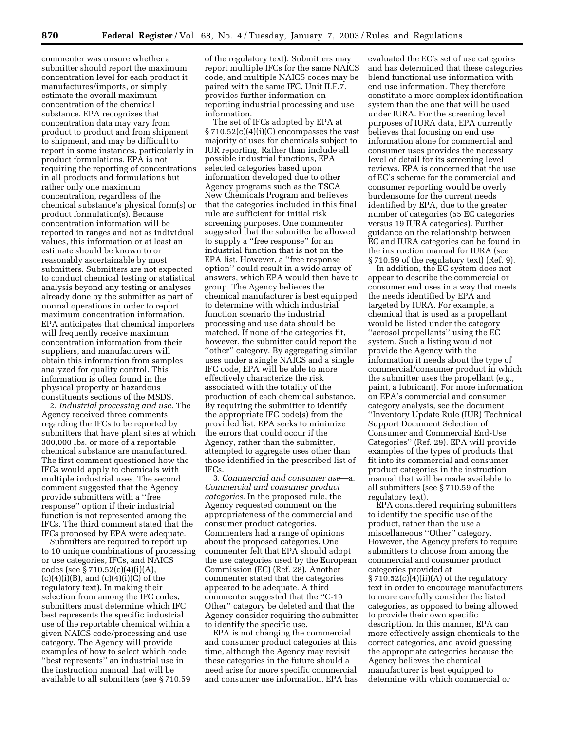commenter was unsure whether a submitter should report the maximum concentration level for each product it manufactures/imports, or simply estimate the overall maximum concentration of the chemical substance. EPA recognizes that concentration data may vary from product to product and from shipment to shipment, and may be difficult to report in some instances, particularly in product formulations. EPA is not requiring the reporting of concentrations in all products and formulations but rather only one maximum concentration, regardless of the chemical substance's physical form(s) or product formulation(s). Because concentration information will be reported in ranges and not as individual values, this information or at least an estimate should be known to or reasonably ascertainable by most submitters. Submitters are not expected to conduct chemical testing or statistical analysis beyond any testing or analyses already done by the submitter as part of normal operations in order to report maximum concentration information. EPA anticipates that chemical importers will frequently receive maximum concentration information from their suppliers, and manufacturers will obtain this information from samples analyzed for quality control. This information is often found in the physical property or hazardous constituents sections of the MSDS.

2. *Industrial processing and use*. The Agency received three comments regarding the IFCs to be reported by submitters that have plant sites at which 300,000 lbs. or more of a reportable chemical substance are manufactured. The first comment questioned how the IFCs would apply to chemicals with multiple industrial uses. The second comment suggested that the Agency provide submitters with a ''free response'' option if their industrial function is not represented among the IFCs. The third comment stated that the IFCs proposed by EPA were adequate.

Submitters are required to report up to 10 unique combinations of processing or use categories, IFCs, and NAICS codes (see § 710.52(c)(4)(i)(A), (c)(4)(i)(B), and (c)(4)(i)(C) of the regulatory text). In making their selection from among the IFC codes, submitters must determine which IFC best represents the specific industrial use of the reportable chemical within a given NAICS code/processing and use category. The Agency will provide examples of how to select which code ''best represents'' an industrial use in the instruction manual that will be available to all submitters (see § 710.59 of the regulatory text). Submitters may report multiple IFCs for the same NAICS code, and multiple NAICS codes may be paired with the same IFC. Unit II.F.7. provides further information on reporting industrial processing and use information.

The set of IFCs adopted by EPA at § 710.52(c)(4)(i)(C) encompasses the vast majority of uses for chemicals subject to IUR reporting. Rather than include all possible industrial functions, EPA selected categories based upon information developed due to other Agency programs such as the TSCA New Chemicals Program and believes that the categories included in this final rule are sufficient for initial risk screening purposes. One commenter suggested that the submitter be allowed to supply a ''free response'' for an industrial function that is not on the EPA list. However, a ''free response option'' could result in a wide array of answers, which EPA would then have to group. The Agency believes the chemical manufacturer is best equipped to determine with which industrial function scenario the industrial processing and use data should be matched. If none of the categories fit, however, the submitter could report the ''other'' category. By aggregating similar uses under a single NAICS and a single IFC code, EPA will be able to more effectively characterize the risk associated with the totality of the production of each chemical substance. By requiring the submitter to identify the appropriate IFC code(s) from the provided list, EPA seeks to minimize the errors that could occur if the Agency, rather than the submitter, attempted to aggregate uses other than those identified in the prescribed list of IFCs.

3. *Commercial and consumer use*—a. *Commercial and consumer product categories*. In the proposed rule, the Agency requested comment on the appropriateness of the commercial and consumer product categories. Commenters had a range of opinions about the proposed categories. One commenter felt that EPA should adopt the use categories used by the European Commission (EC) (Ref. 28). Another commenter stated that the categories appeared to be adequate. A third commenter suggested that the ''C-19 Other'' category be deleted and that the Agency consider requiring the submitter to identify the specific use.

EPA is not changing the commercial and consumer product categories at this time, although the Agency may revisit these categories in the future should a need arise for more specific commercial and consumer use information. EPA has evaluated the EC's set of use categories and has determined that these categories blend functional use information with end use information. They therefore constitute a more complex identification system than the one that will be used under IUR. For the screening level purposes of IURA data, EPA currently believes that focusing on end use information alone for commercial and consumer uses provides the necessary level of detail for its screening level reviews. EPA is concerned that the use of EC's scheme for the commercial and consumer reporting would be overly burdensome for the current needs identified by EPA, due to the greater number of categories (55 EC categories versus 19 IURA categories). Further guidance on the relationship between EC and IURA categories can be found in the instruction manual for IURA (see § 710.59 of the regulatory text) (Ref. 9).

In addition, the EC system does not appear to describe the commercial or consumer end uses in a way that meets the needs identified by EPA and targeted by IURA. For example, a chemical that is used as a propellant would be listed under the category ''aerosol propellants'' using the EC system. Such a listing would not provide the Agency with the information it needs about the type of commercial/consumer product in which the submitter uses the propellant (e.g., paint, a lubricant). For more information on EPA's commercial and consumer category analysis, see the document ''Inventory Update Rule (IUR) Technical Support Document Selection of Consumer and Commercial End-Use Categories'' (Ref. 29). EPA will provide examples of the types of products that fit into its commercial and consumer product categories in the instruction manual that will be made available to all submitters (see § 710.59 of the regulatory text).

EPA considered requiring submitters to identify the specific use of the product, rather than the use a miscellaneous ''Other'' category. However, the Agency prefers to require submitters to choose from among the commercial and consumer product categories provided at § 710.52(c)(4)(ii)(A) of the regulatory text in order to encourage manufacturers to more carefully consider the listed categories, as opposed to being allowed to provide their own specific description. In this manner, EPA can more effectively assign chemicals to the correct categories, and avoid guessing the appropriate categories because the Agency believes the chemical manufacturer is best equipped to determine with which commercial or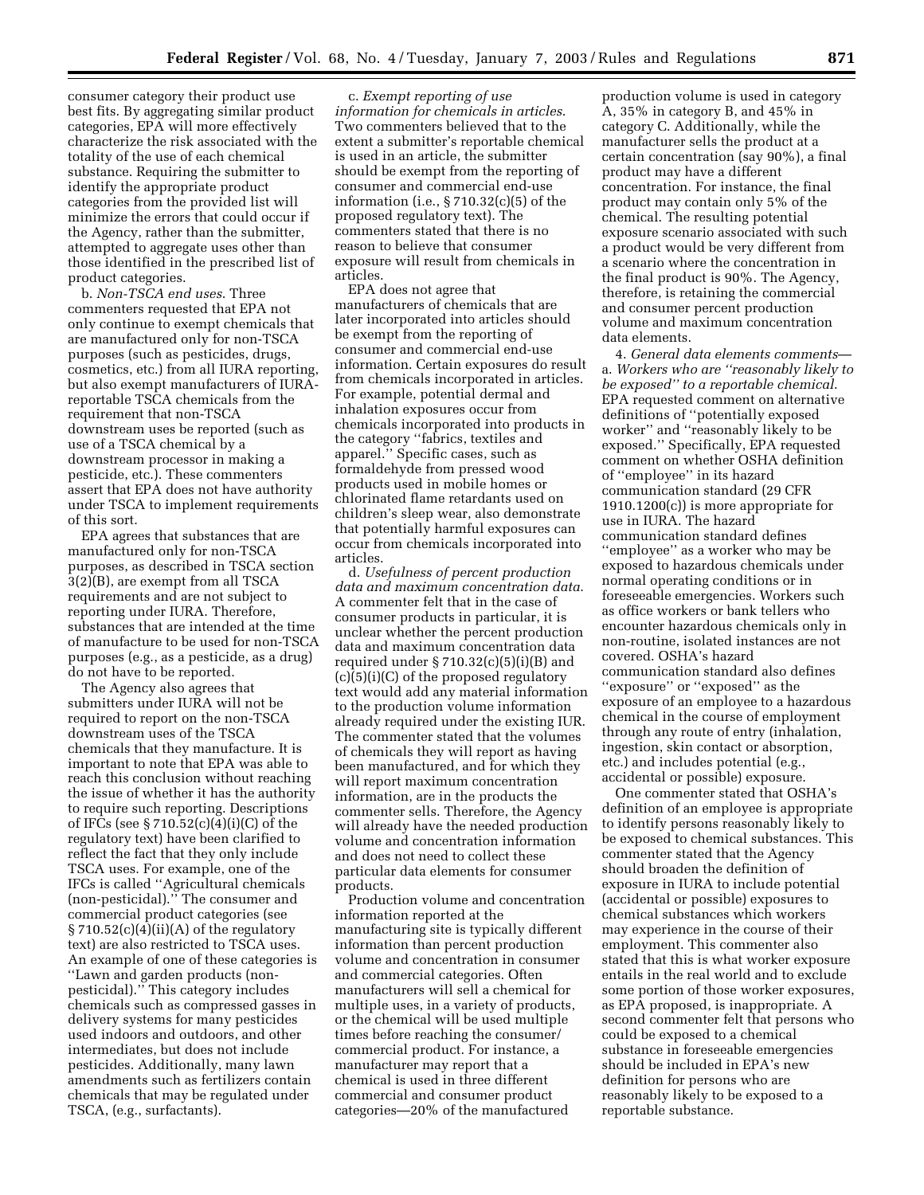consumer category their product use best fits. By aggregating similar product categories, EPA will more effectively characterize the risk associated with the totality of the use of each chemical substance. Requiring the submitter to identify the appropriate product categories from the provided list will minimize the errors that could occur if the Agency, rather than the submitter, attempted to aggregate uses other than those identified in the prescribed list of product categories.

b. *Non-TSCA end uses*. Three commenters requested that EPA not only continue to exempt chemicals that are manufactured only for non-TSCA purposes (such as pesticides, drugs, cosmetics, etc.) from all IURA reporting, but also exempt manufacturers of IURA-reportable TSCA chemicals from the requirement that non-TSCA downstream uses be reported (such as use of a TSCA chemical by a downstream processor in making a pesticide, etc.). These commenters assert that EPA does not have authority under TSCA to implement requirements of this sort.

EPA agrees that substances that are manufactured only for non-TSCA purposes, as described in TSCA section 3(2)(B), are exempt from all TSCA requirements and are not subject to reporting under IURA. Therefore, substances that are intended at the time of manufacture to be used for non-TSCA purposes (e.g., as a pesticide, as a drug) do not have to be reported.

The Agency also agrees that submitters under IURA will not be required to report on the non-TSCA downstream uses of the TSCA chemicals that they manufacture. It is important to note that EPA was able to reach this conclusion without reaching the issue of whether it has the authority to require such reporting. Descriptions of IFCs (see § 710.52(c)(4)(i)(C) of the regulatory text) have been clarified to reflect the fact that they only include TSCA uses. For example, one of the IFCs is called ''Agricultural chemicals (non-pesticidal).'' The consumer and commercial product categories (see § 710.52(c)(4)(ii)(A) of the regulatory text) are also restricted to TSCA uses. An example of one of these categories is ''Lawn and garden products (non-pesticidal).'' This category includes chemicals such as compressed gasses in delivery systems for many pesticides used indoors and outdoors, and other intermediates, but does not include pesticides. Additionally, many lawn amendments such as fertilizers contain chemicals that may be regulated under TSCA, (e.g., surfactants).

c. *Exempt reporting of use information for chemicals in articles*. Two commenters believed that to the extent a submitter's reportable chemical is used in an article, the submitter should be exempt from the reporting of consumer and commercial end-use information (i.e., § 710.32(c)(5) of the proposed regulatory text). The commenters stated that there is no reason to believe that consumer exposure will result from chemicals in articles.

EPA does not agree that manufacturers of chemicals that are later incorporated into articles should be exempt from the reporting of consumer and commercial end-use information. Certain exposures do result from chemicals incorporated in articles. For example, potential dermal and inhalation exposures occur from chemicals incorporated into products in the category ''fabrics, textiles and apparel.'' Specific cases, such as formaldehyde from pressed wood products used in mobile homes or chlorinated flame retardants used on children's sleep wear, also demonstrate that potentially harmful exposures can occur from chemicals incorporated into articles.

d. *Usefulness of percent production data and maximum concentration data*. A commenter felt that in the case of consumer products in particular, it is unclear whether the percent production data and maximum concentration data required under § 710.32(c)(5)(i)(B) and (c)(5)(i)(C) of the proposed regulatory text would add any material information to the production volume information already required under the existing IUR. The commenter stated that the volumes of chemicals they will report as having been manufactured, and for which they will report maximum concentration information, are in the products the commenter sells. Therefore, the Agency will already have the needed production volume and concentration information and does not need to collect these particular data elements for consumer products.

Production volume and concentration information reported at the manufacturing site is typically different information than percent production volume and concentration in consumer and commercial categories. Often manufacturers will sell a chemical for multiple uses, in a variety of products, or the chemical will be used multiple times before reaching the consumer/commercial product. For instance, a manufacturer may report that a chemical is used in three different commercial and consumer product categories—20% of the manufactured production volume is used in category A, 35% in category B, and 45% in category C. Additionally, while the manufacturer sells the product at a certain concentration (say 90%), a final product may have a different concentration. For instance, the final product may contain only 5% of the chemical. The resulting potential exposure scenario associated with such a product would be very different from a scenario where the concentration in the final product is 90%. The Agency, therefore, is retaining the commercial and consumer percent production volume and maximum concentration data elements.

4. *General data elements comments*—a. *Workers who are ''reasonably likely to be exposed'' to a reportable chemical*. EPA requested comment on alternative definitions of ''potentially exposed worker'' and ''reasonably likely to be exposed.'' Specifically, EPA requested comment on whether OSHA definition of ''employee'' in its hazard communication standard (29 CFR 1910.1200(c)) is more appropriate for use in IURA. The hazard communication standard defines ''employee'' as a worker who may be exposed to hazardous chemicals under normal operating conditions or in foreseeable emergencies. Workers such as office workers or bank tellers who encounter hazardous chemicals only in non-routine, isolated instances are not covered. OSHA's hazard communication standard also defines ''exposure'' or ''exposed'' as the exposure of an employee to a hazardous chemical in the course of employment through any route of entry (inhalation, ingestion, skin contact or absorption, etc.) and includes potential (e.g., accidental or possible) exposure.

One commenter stated that OSHA's definition of an employee is appropriate to identify persons reasonably likely to be exposed to chemical substances. This commenter stated that the Agency should broaden the definition of exposure in IURA to include potential (accidental or possible) exposures to chemical substances which workers may experience in the course of their employment. This commenter also stated that this is what worker exposure entails in the real world and to exclude some portion of those worker exposures, as EPA proposed, is inappropriate. A second commenter felt that persons who could be exposed to a chemical substance in foreseeable emergencies should be included in EPA's new definition for persons who are reasonably likely to be exposed to a reportable substance.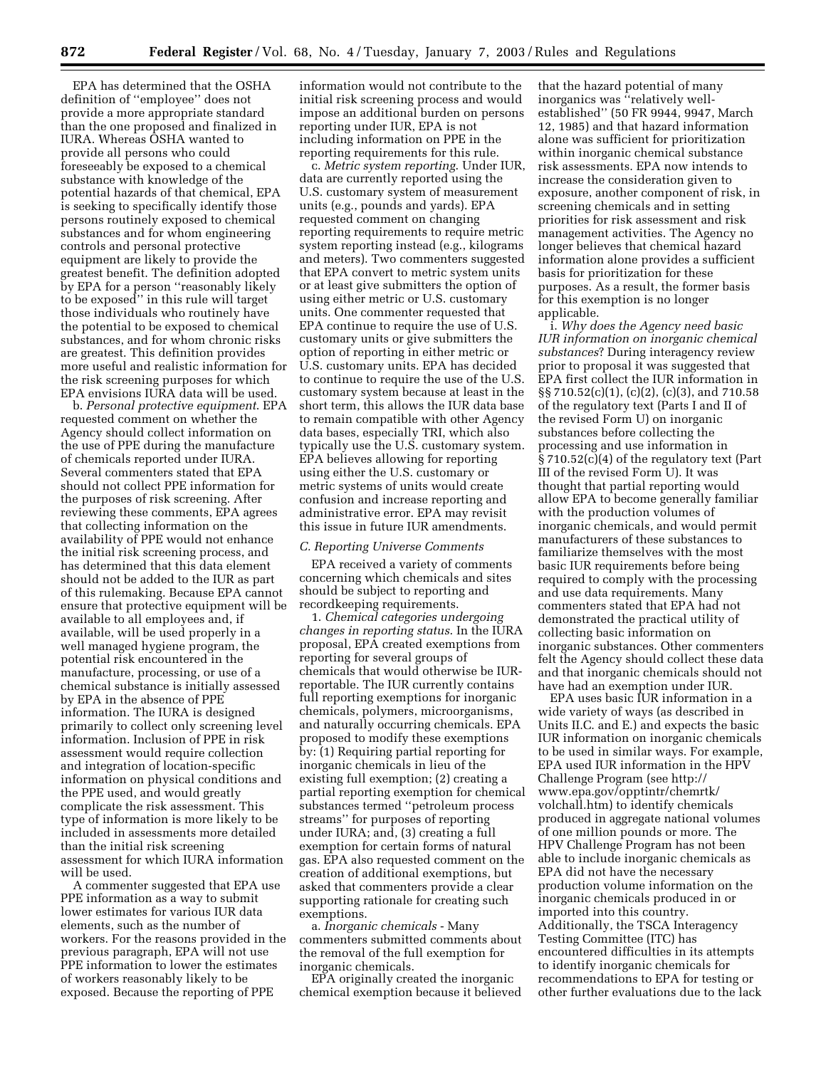EPA has determined that the OSHA definition of "employee" does not provide a more appropriate standard than the one proposed and finalized in IURA. Whereas OSHA wanted to provide all persons who could foreseeably be exposed to a chemical substance with knowledge of the potential hazards of that chemical, EPA is seeking to specifically identify those persons routinely exposed to chemical substances and for whom engineering controls and personal protective equipment are likely to provide the greatest benefit. The definition adopted by EPA for a person "reasonably likely to be exposed" in this rule will target those individuals who routinely have the potential to be exposed to chemical substances, and for whom chronic risks are greatest. This definition provides more useful and realistic information for the risk screening purposes for which EPA envisions IURA data will be used.

b. *Personal protective equipment*. EPA requested comment on whether the Agency should collect information on the use of PPE during the manufacture of chemicals reported under IURA. Several commenters stated that EPA should not collect PPE information for the purposes of risk screening. After reviewing these comments, EPA agrees that collecting information on the availability of PPE would not enhance the initial risk screening process, and has determined that this data element should not be added to the IUR as part of this rulemaking. Because EPA cannot ensure that protective equipment will be available to all employees and, if available, will be used properly in a well managed hygiene program, the potential risk encountered in the manufacture, processing, or use of a chemical substance is initially assessed by EPA in the absence of PPE information. The IURA is designed primarily to collect only screening level information. Inclusion of PPE in risk assessment would require collection and integration of location-specific information on physical conditions and the PPE used, and would greatly complicate the risk assessment. This type of information is more likely to be included in assessments more detailed than the initial risk screening assessment for which IURA information will be used.

A commenter suggested that EPA use PPE information as a way to submit lower estimates for various IUR data elements, such as the number of workers. For the reasons provided in the previous paragraph, EPA will not use PPE information to lower the estimates of workers reasonably likely to be exposed. Because the reporting of PPE information would not contribute to the initial risk screening process and would impose an additional burden on persons reporting under IUR, EPA is not including information on PPE in the reporting requirements for this rule.

c. *Metric system reporting*. Under IUR, data are currently reported using the U.S. customary system of measurement units (e.g., pounds and yards). EPA requested comment on changing reporting requirements to require metric system reporting instead (e.g., kilograms and meters). Two commenters suggested that EPA convert to metric system units or at least give submitters the option of using either metric or U.S. customary units. One commenter requested that EPA continue to require the use of U.S. customary units or give submitters the option of reporting in either metric or U.S. customary units. EPA has decided to continue to require the use of the U.S. customary system because at least in the short term, this allows the IUR data base to remain compatible with other Agency data bases, especially TRI, which also typically use the U.S. customary system. EPA believes allowing for reporting using either the U.S. customary or metric systems of units would create confusion and increase reporting and administrative error. EPA may revisit this issue in future IUR amendments.

### *C. Reporting Universe Comments*

EPA received a variety of comments concerning which chemicals and sites should be subject to reporting and recordkeeping requirements.

1. *Chemical categories undergoing changes in reporting status*. In the IURA proposal, EPA created exemptions from reporting for several groups of chemicals that would otherwise be IUR-reportable. The IUR currently contains full reporting exemptions for inorganic chemicals, polymers, microorganisms, and naturally occurring chemicals. EPA proposed to modify these exemptions by: (1) Requiring partial reporting for inorganic chemicals in lieu of the existing full exemption; (2) creating a partial reporting exemption for chemical substances termed "petroleum process streams" for purposes of reporting under IURA; and, (3) creating a full exemption for certain forms of natural gas. EPA also requested comment on the creation of additional exemptions, but asked that commenters provide a clear supporting rationale for creating such exemptions.

a. *Inorganic chemicals* - Many commenters submitted comments about the removal of the full exemption for inorganic chemicals.

EPA originally created the inorganic chemical exemption because it believed that the hazard potential of many inorganics was "relatively well-established" (50 FR 9944, 9947, March 12, 1985) and that hazard information alone was sufficient for prioritization within inorganic chemical substance risk assessments. EPA now intends to increase the consideration given to exposure, another component of risk, in screening chemicals and in setting priorities for risk assessment and risk management activities. The Agency no longer believes that chemical hazard information alone provides a sufficient basis for prioritization for these purposes. As a result, the former basis for this exemption is no longer applicable.

i. *Why does the Agency need basic IUR information on inorganic chemical substances*? During interagency review prior to proposal it was suggested that EPA first collect the IUR information in §§ 710.52(c)(1), (c)(2), (c)(3), and 710.58 of the regulatory text (Parts I and II of the revised Form U) on inorganic substances before collecting the processing and use information in § 710.52(c)(4) of the regulatory text (Part III of the revised Form U). It was thought that partial reporting would allow EPA to become generally familiar with the production volumes of inorganic chemicals, and would permit manufacturers of these substances to familiarize themselves with the most basic IUR requirements before being required to comply with the processing and use data requirements. Many commenters stated that EPA had not demonstrated the practical utility of collecting basic information on inorganic substances. Other commenters felt the Agency should collect these data and that inorganic chemicals should not have had an exemption under IUR.

EPA uses basic IUR information in a wide variety of ways (as described in Units II.C. and E.) and expects the basic IUR information on inorganic chemicals to be used in similar ways. For example, EPA used IUR information in the HPV Challenge Program (see http://www.epa.gov/opptintr/chemrtk/volchall.htm) to identify chemicals produced in aggregate national volumes of one million pounds or more. The HPV Challenge Program has not been able to include inorganic chemicals as EPA did not have the necessary production volume information on the inorganic chemicals produced in or imported into this country. Additionally, the TSCA Interagency Testing Committee (ITC) has encountered difficulties in its attempts to identify inorganic chemicals for recommendations to EPA for testing or other further evaluations due to the lack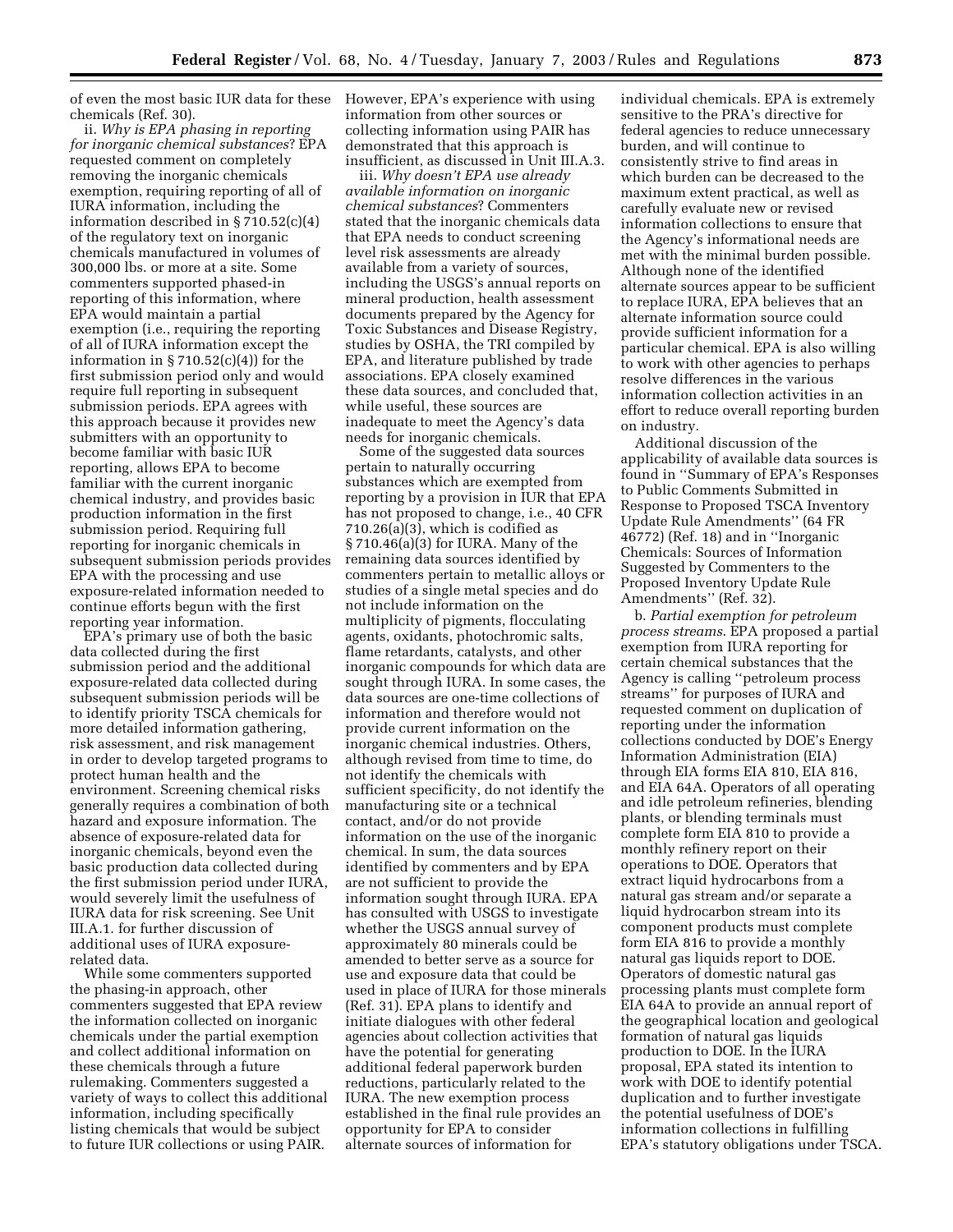of even the most basic IUR data for these chemicals (Ref. 30).

ii. *Why is EPA phasing in reporting for inorganic chemical substances*? EPA requested comment on completely removing the inorganic chemicals exemption, requiring reporting of all of IURA information, including the information described in § 710.52(c)(4) of the regulatory text on inorganic chemicals manufactured in volumes of 300,000 lbs. or more at a site. Some commenters supported phased-in reporting of this information, where EPA would maintain a partial exemption (i.e., requiring the reporting of all of IURA information except the information in § 710.52(c)(4)) for the first submission period only and would require full reporting in subsequent submission periods. EPA agrees with this approach because it provides new submitters with an opportunity to become familiar with basic IUR reporting, allows EPA to become familiar with the current inorganic chemical industry, and provides basic production information in the first submission period. Requiring full reporting for inorganic chemicals in subsequent submission periods provides EPA with the processing and use exposure-related information needed to continue efforts begun with the first reporting year information.

EPA's primary use of both the basic data collected during the first submission period and the additional exposure-related data collected during subsequent submission periods will be to identify priority TSCA chemicals for more detailed information gathering, risk assessment, and risk management in order to develop targeted programs to protect human health and the environment. Screening chemical risks generally requires a combination of both hazard and exposure information. The absence of exposure-related data for inorganic chemicals, beyond even the basic production data collected during the first submission period under IURA, would severely limit the usefulness of IURA data for risk screening. See Unit III.A.1. for further discussion of additional uses of IURA exposure-related data.

While some commenters supported the phasing-in approach, other commenters suggested that EPA review the information collected on inorganic chemicals under the partial exemption and collect additional information on these chemicals through a future rulemaking. Commenters suggested a variety of ways to collect this additional information, including specifically listing chemicals that would be subject to future IUR collections or using PAIR. However, EPA's experience with using information from other sources or collecting information using PAIR has demonstrated that this approach is insufficient, as discussed in Unit III.A.3.

iii. *Why doesn't EPA use already available information on inorganic chemical substances*? Commenters stated that the inorganic chemicals data that EPA needs to conduct screening level risk assessments are already available from a variety of sources, including the USGS's annual reports on mineral production, health assessment documents prepared by the Agency for Toxic Substances and Disease Registry, studies by OSHA, the TRI compiled by EPA, and literature published by trade associations. EPA closely examined these data sources, and concluded that, while useful, these sources are inadequate to meet the Agency's data needs for inorganic chemicals.

Some of the suggested data sources pertain to naturally occurring substances which are exempted from reporting by a provision in IUR that EPA has not proposed to change, i.e., 40 CFR 710.26(a)(3), which is codified as § 710.46(a)(3) for IURA. Many of the remaining data sources identified by commenters pertain to metallic alloys or studies of a single metal species and do not include information on the multiplicity of pigments, flocculating agents, oxidants, photochromic salts, flame retardants, catalysts, and other inorganic compounds for which data are sought through IURA. In some cases, the data sources are one-time collections of information and therefore would not provide current information on the inorganic chemical industries. Others, although revised from time to time, do not identify the chemicals with sufficient specificity, do not identify the manufacturing site or a technical contact, and/or do not provide information on the use of the inorganic chemical. In sum, the data sources identified by commenters and by EPA are not sufficient to provide the information sought through IURA. EPA has consulted with USGS to investigate whether the USGS annual survey of approximately 80 minerals could be amended to better serve as a source for use and exposure data that could be used in place of IURA for those minerals (Ref. 31). EPA plans to identify and initiate dialogues with other federal agencies about collection activities that have the potential for generating additional federal paperwork burden reductions, particularly related to the IURA. The new exemption process established in the final rule provides an opportunity for EPA to consider alternate sources of information for individual chemicals. EPA is extremely sensitive to the PRA's directive for federal agencies to reduce unnecessary burden, and will continue to consistently strive to find areas in which burden can be decreased to the maximum extent practical, as well as carefully evaluate new or revised information collections to ensure that the Agency's informational needs are met with the minimal burden possible. Although none of the identified alternate sources appear to be sufficient to replace IURA, EPA believes that an alternate information source could provide sufficient information for a particular chemical. EPA is also willing to work with other agencies to perhaps resolve differences in the various information collection activities in an effort to reduce overall reporting burden on industry.

Additional discussion of the applicability of available data sources is found in ''Summary of EPA's Responses to Public Comments Submitted in Response to Proposed TSCA Inventory Update Rule Amendments'' (64 FR 46772) (Ref. 18) and in ''Inorganic Chemicals: Sources of Information Suggested by Commenters to the Proposed Inventory Update Rule Amendments'' (Ref. 32).

b. *Partial exemption for petroleum process streams*. EPA proposed a partial exemption from IURA reporting for certain chemical substances that the Agency is calling ''petroleum process streams'' for purposes of IURA and requested comment on duplication of reporting under the information collections conducted by DOE's Energy Information Administration (EIA) through EIA forms EIA 810, EIA 816, and EIA 64A. Operators of all operating and idle petroleum refineries, blending plants, or blending terminals must complete form EIA 810 to provide a monthly refinery report on their operations to DOE. Operators that extract liquid hydrocarbons from a natural gas stream and/or separate a liquid hydrocarbon stream into its component products must complete form EIA 816 to provide a monthly natural gas liquids report to DOE. Operators of domestic natural gas processing plants must complete form EIA 64A to provide an annual report of the geographical location and geological formation of natural gas liquids production to DOE. In the IURA proposal, EPA stated its intention to work with DOE to identify potential duplication and to further investigate the potential usefulness of DOE's information collections in fulfilling EPA's statutory obligations under TSCA.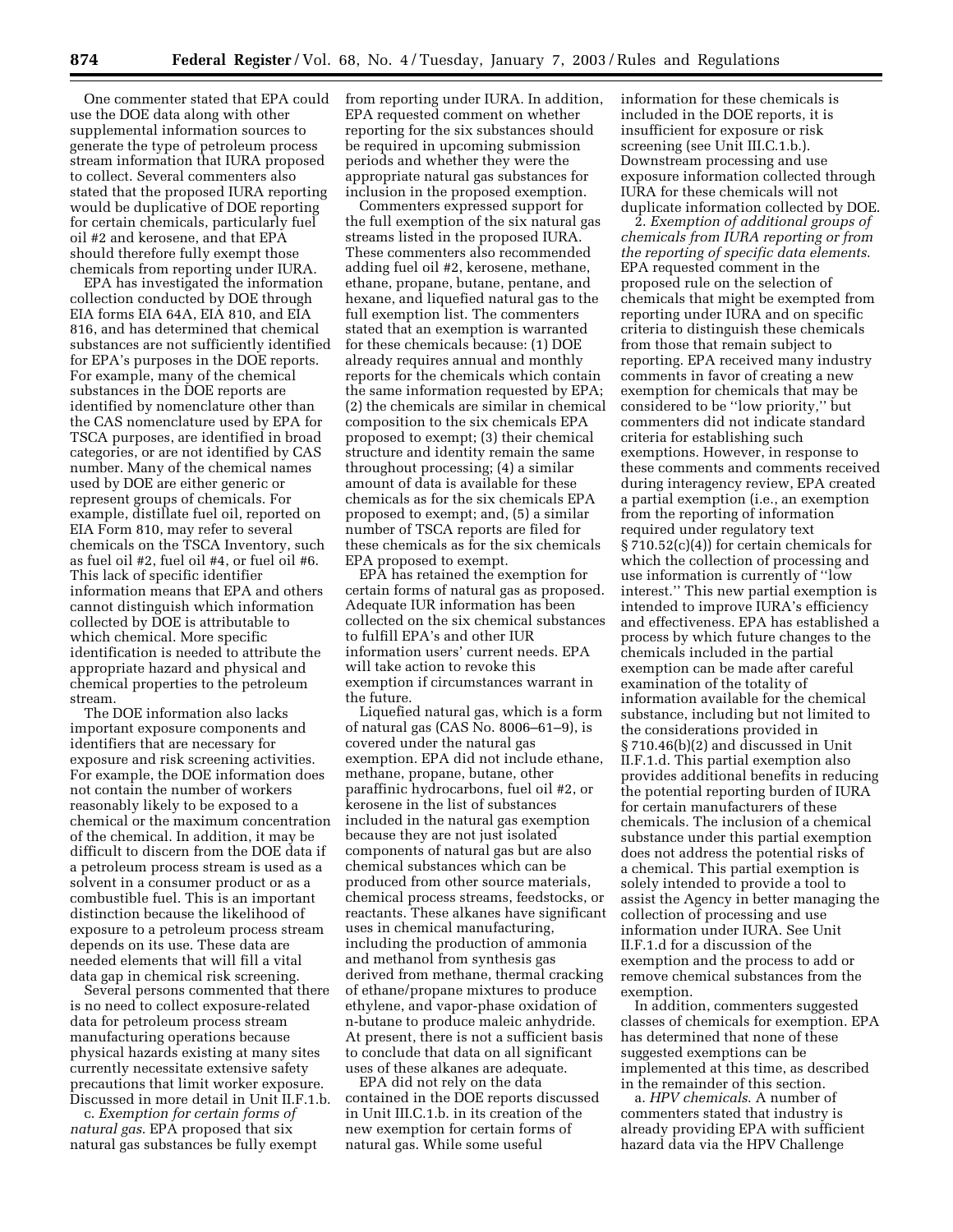One commenter stated that EPA could use the DOE data along with other supplemental information sources to generate the type of petroleum process stream information that IURA proposed to collect. Several commenters also stated that the proposed IURA reporting would be duplicative of DOE reporting for certain chemicals, particularly fuel oil #2 and kerosene, and that EPA should therefore fully exempt those chemicals from reporting under IURA.

EPA has investigated the information collection conducted by DOE through EIA forms EIA 64A, EIA 810, and EIA 816, and has determined that chemical substances are not sufficiently identified for EPA's purposes in the DOE reports. For example, many of the chemical substances in the DOE reports are identified by nomenclature other than the CAS nomenclature used by EPA for TSCA purposes, are identified in broad categories, or are not identified by CAS number. Many of the chemical names used by DOE are either generic or represent groups of chemicals. For example, distillate fuel oil, reported on EIA Form 810, may refer to several chemicals on the TSCA Inventory, such as fuel oil #2, fuel oil #4, or fuel oil #6. This lack of specific identifier information means that EPA and others cannot distinguish which information collected by DOE is attributable to which chemical. More specific identification is needed to attribute the appropriate hazard and physical and chemical properties to the petroleum stream.

The DOE information also lacks important exposure components and identifiers that are necessary for exposure and risk screening activities. For example, the DOE information does not contain the number of workers reasonably likely to be exposed to a chemical or the maximum concentration of the chemical. In addition, it may be difficult to discern from the DOE data if a petroleum process stream is used as a solvent in a consumer product or as a combustible fuel. This is an important distinction because the likelihood of exposure to a petroleum process stream depends on its use. These data are needed elements that will fill a vital data gap in chemical risk screening.

Several persons commented that there is no need to collect exposure-related data for petroleum process stream manufacturing operations because physical hazards existing at many sites currently necessitate extensive safety precautions that limit worker exposure. Discussed in more detail in Unit II.F.1.b.

c. *Exemption for certain forms of natural gas*. EPA proposed that six natural gas substances be fully exempt from reporting under IURA. In addition, EPA requested comment on whether reporting for the six substances should be required in upcoming submission periods and whether they were the appropriate natural gas substances for inclusion in the proposed exemption.

Commenters expressed support for the full exemption of the six natural gas streams listed in the proposed IURA. These commenters also recommended adding fuel oil #2, kerosene, methane, ethane, propane, butane, pentane, and hexane, and liquefied natural gas to the full exemption list. The commenters stated that an exemption is warranted for these chemicals because: (1) DOE already requires annual and monthly reports for the chemicals which contain the same information requested by EPA; (2) the chemicals are similar in chemical composition to the six chemicals EPA proposed to exempt; (3) their chemical structure and identity remain the same throughout processing; (4) a similar amount of data is available for these chemicals as for the six chemicals EPA proposed to exempt; and, (5) a similar number of TSCA reports are filed for these chemicals as for the six chemicals EPA proposed to exempt.

EPA has retained the exemption for certain forms of natural gas as proposed. Adequate IUR information has been collected on the six chemical substances to fulfill EPA's and other IUR information users' current needs. EPA will take action to revoke this exemption if circumstances warrant in the future.

Liquefied natural gas, which is a form of natural gas (CAS No. 8006–61–9), is covered under the natural gas exemption. EPA did not include ethane, methane, propane, butane, other paraffinic hydrocarbons, fuel oil #2, or kerosene in the list of substances included in the natural gas exemption because they are not just isolated components of natural gas but are also chemical substances which can be produced from other source materials, chemical process streams, feedstocks, or reactants. These alkanes have significant uses in chemical manufacturing, including the production of ammonia and methanol from synthesis gas derived from methane, thermal cracking of ethane/propane mixtures to produce ethylene, and vapor-phase oxidation of n-butane to produce maleic anhydride. At present, there is not a sufficient basis to conclude that data on all significant uses of these alkanes are adequate.

EPA did not rely on the data contained in the DOE reports discussed in Unit III.C.1.b. in its creation of the new exemption for certain forms of natural gas. While some useful information for these chemicals is included in the DOE reports, it is insufficient for exposure or risk screening (see Unit III.C.1.b.). Downstream processing and use exposure information collected through IURA for these chemicals will not duplicate information collected by DOE.

2. *Exemption of additional groups of chemicals from IURA reporting or from the reporting of specific data elements*. EPA requested comment in the proposed rule on the selection of chemicals that might be exempted from reporting under IURA and on specific criteria to distinguish these chemicals from those that remain subject to reporting. EPA received many industry comments in favor of creating a new exemption for chemicals that may be considered to be "low priority," but commenters did not indicate standard criteria for establishing such exemptions. However, in response to these comments and comments received during interagency review, EPA created a partial exemption (i.e., an exemption from the reporting of information required under regulatory text § 710.52(c)(4)) for certain chemicals for which the collection of processing and use information is currently of "low interest." This new partial exemption is intended to improve IURA's efficiency and effectiveness. EPA has established a process by which future changes to the chemicals included in the partial exemption can be made after careful examination of the totality of information available for the chemical substance, including but not limited to the considerations provided in § 710.46(b)(2) and discussed in Unit II.F.1.d. This partial exemption also provides additional benefits in reducing the potential reporting burden of IURA for certain manufacturers of these chemicals. The inclusion of a chemical substance under this partial exemption does not address the potential risks of a chemical. This partial exemption is solely intended to provide a tool to assist the Agency in better managing the collection of processing and use information under IURA. See Unit II.F.1.d for a discussion of the exemption and the process to add or remove chemical substances from the exemption.

In addition, commenters suggested classes of chemicals for exemption. EPA has determined that none of these suggested exemptions can be implemented at this time, as described in the remainder of this section.

a. *HPV chemicals*. A number of commenters stated that industry is already providing EPA with sufficient hazard data via the HPV Challenge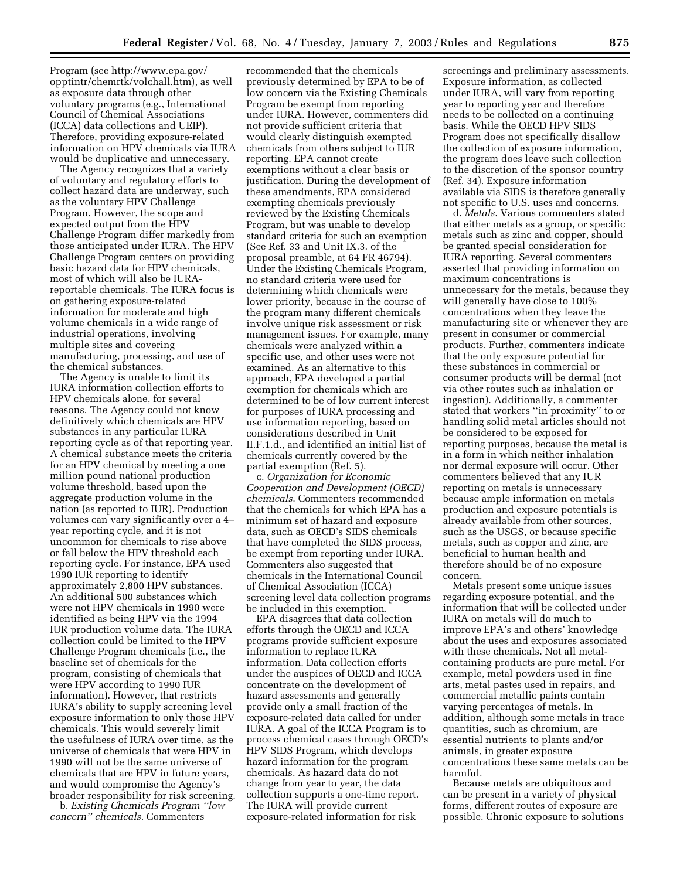Program (see http://www.epa.gov/opptintr/chemrtk/volchall.htm), as well as exposure data through other voluntary programs (e.g., International Council of Chemical Associations (ICCA) data collections and UEIP). Therefore, providing exposure-related information on HPV chemicals via IURA would be duplicative and unnecessary.

The Agency recognizes that a variety of voluntary and regulatory efforts to collect hazard data are underway, such as the voluntary HPV Challenge Program. However, the scope and expected output from the HPV Challenge Program differ markedly from those anticipated under IURA. The HPV Challenge Program centers on providing basic hazard data for HPV chemicals, most of which will also be IURA-reportable chemicals. The IURA focus is on gathering exposure-related information for moderate and high volume chemicals in a wide range of industrial operations, involving multiple sites and covering manufacturing, processing, and use of the chemical substances.

The Agency is unable to limit its IURA information collection efforts to HPV chemicals alone, for several reasons. The Agency could not know definitively which chemicals are HPV substances in any particular IURA reporting cycle as of that reporting year. A chemical substance meets the criteria for an HPV chemical by meeting a one million pound national production volume threshold, based upon the aggregate production volume in the nation (as reported to IUR). Production volumes can vary significantly over a 4–year reporting cycle, and it is not uncommon for chemicals to rise above or fall below the HPV threshold each reporting cycle. For instance, EPA used 1990 IUR reporting to identify approximately 2,800 HPV substances. An additional 500 substances which were not HPV chemicals in 1990 were identified as being HPV via the 1994 IUR production volume data. The IURA collection could be limited to the HPV Challenge Program chemicals (i.e., the baseline set of chemicals for the program, consisting of chemicals that were HPV according to 1990 IUR information). However, that restricts IURA's ability to supply screening level exposure information to only those HPV chemicals. This would severely limit the usefulness of IURA over time, as the universe of chemicals that were HPV in 1990 will not be the same universe of chemicals that are HPV in future years, and would compromise the Agency's broader responsibility for risk screening.

b. *Existing Chemicals Program ''low concern'' chemicals*. Commenters recommended that the chemicals previously determined by EPA to be of low concern via the Existing Chemicals Program be exempt from reporting under IURA. However, commenters did not provide sufficient criteria that would clearly distinguish exempted chemicals from others subject to IUR reporting. EPA cannot create exemptions without a clear basis or justification. During the development of these amendments, EPA considered exempting chemicals previously reviewed by the Existing Chemicals Program, but was unable to develop standard criteria for such an exemption (See Ref. 33 and Unit IX.3. of the proposal preamble, at 64 FR 46794). Under the Existing Chemicals Program, no standard criteria were used for determining which chemicals were lower priority, because in the course of the program many different chemicals involve unique risk assessment or risk management issues. For example, many chemicals were analyzed within a specific use, and other uses were not examined. As an alternative to this approach, EPA developed a partial exemption for chemicals which are determined to be of low current interest for purposes of IURA processing and use information reporting, based on considerations described in Unit II.F.1.d., and identified an initial list of chemicals currently covered by the partial exemption (Ref. 5).

c. *Organization for Economic Cooperation and Development (OECD) chemicals*. Commenters recommended that the chemicals for which EPA has a minimum set of hazard and exposure data, such as OECD's SIDS chemicals that have completed the SIDS process, be exempt from reporting under IURA. Commenters also suggested that chemicals in the International Council of Chemical Association (ICCA) screening level data collection programs be included in this exemption.

EPA disagrees that data collection efforts through the OECD and ICCA programs provide sufficient exposure information to replace IURA information. Data collection efforts under the auspices of OECD and ICCA concentrate on the development of hazard assessments and generally provide only a small fraction of the exposure-related data called for under IURA. A goal of the ICCA Program is to process chemical cases through OECD's HPV SIDS Program, which develops hazard information for the program chemicals. As hazard data do not change from year to year, the data collection supports a one-time report. The IURA will provide current exposure-related information for risk screenings and preliminary assessments. Exposure information, as collected under IURA, will vary from reporting year to reporting year and therefore needs to be collected on a continuing basis. While the OECD HPV SIDS Program does not specifically disallow the collection of exposure information, the program does leave such collection to the discretion of the sponsor country (Ref. 34). Exposure information available via SIDS is therefore generally not specific to U.S. uses and concerns.

d. *Metals*. Various commenters stated that either metals as a group, or specific metals such as zinc and copper, should be granted special consideration for IURA reporting. Several commenters asserted that providing information on maximum concentrations is unnecessary for the metals, because they will generally have close to 100% concentrations when they leave the manufacturing site or whenever they are present in consumer or commercial products. Further, commenters indicate that the only exposure potential for these substances in commercial or consumer products will be dermal (not via other routes such as inhalation or ingestion). Additionally, a commenter stated that workers ''in proximity'' to or handling solid metal articles should not be considered to be exposed for reporting purposes, because the metal is in a form in which neither inhalation nor dermal exposure will occur. Other commenters believed that any IUR reporting on metals is unnecessary because ample information on metals production and exposure potentials is already available from other sources, such as the USGS, or because specific metals, such as copper and zinc, are beneficial to human health and therefore should be of no exposure concern.

Metals present some unique issues regarding exposure potential, and the information that will be collected under IURA on metals will do much to improve EPA's and others' knowledge about the uses and exposures associated with these chemicals. Not all metal-containing products are pure metal. For example, metal powders used in fine arts, metal pastes used in repairs, and commercial metallic paints contain varying percentages of metals. In addition, although some metals in trace quantities, such as chromium, are essential nutrients to plants and/or animals, in greater exposure concentrations these same metals can be harmful.

Because metals are ubiquitous and can be present in a variety of physical forms, different routes of exposure are possible. Chronic exposure to solutions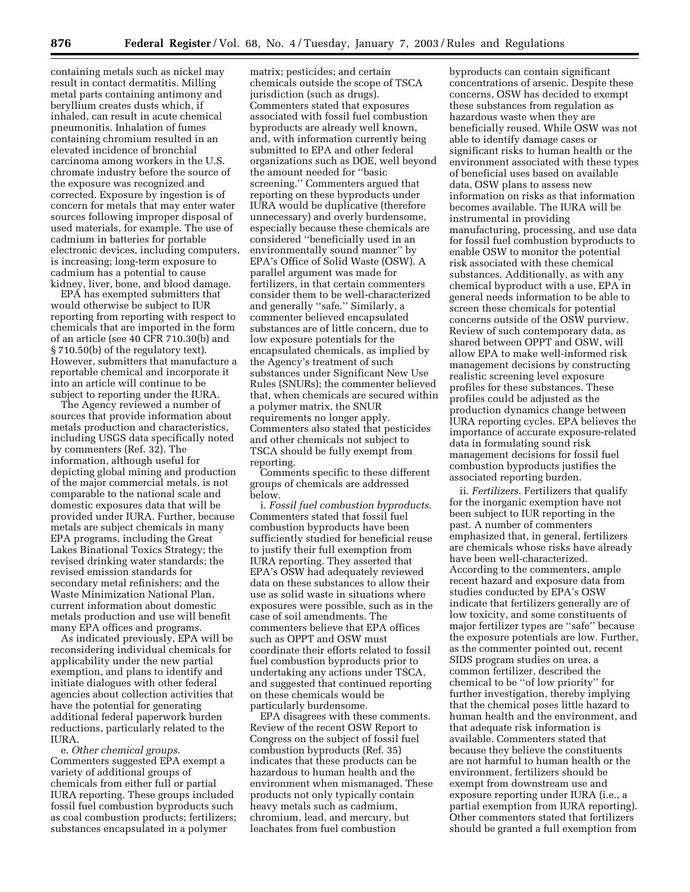containing metals such as nickel may result in contact dermatitis. Milling metal parts containing antimony and beryllium creates dusts which, if inhaled, can result in acute chemical pneumonitis. Inhalation of fumes containing chromium resulted in an elevated incidence of bronchial carcinoma among workers in the U.S. chromate industry before the source of the exposure was recognized and corrected. Exposure by ingestion is of concern for metals that may enter water sources following improper disposal of used materials, for example. The use of cadmium in batteries for portable electronic devices, including computers, is increasing; long-term exposure to cadmium has a potential to cause kidney, liver, bone, and blood damage.

EPA has exempted submitters that would otherwise be subject to IUR reporting from reporting with respect to chemicals that are imported in the form of an article (see 40 CFR 710.30(b) and § 710.50(b) of the regulatory text). However, submitters that manufacture a reportable chemical and incorporate it into an article will continue to be subject to reporting under the IURA.

The Agency reviewed a number of sources that provide information about metals production and characteristics, including USGS data specifically noted by commenters (Ref. 32). The information, although useful for depicting global mining and production of the major commercial metals, is not comparable to the national scale and domestic exposures data that will be provided under IURA. Further, because metals are subject chemicals in many EPA programs, including the Great Lakes Binational Toxics Strategy; the revised drinking water standards; the revised emission standards for secondary metal refinishers; and the Waste Minimization National Plan, current information about domestic metals production and use will benefit many EPA offices and programs.

As indicated previously, EPA will be reconsidering individual chemicals for applicability under the new partial exemption, and plans to identify and initiate dialogues with other federal agencies about collection activities that have the potential for generating additional federal paperwork burden reductions, particularly related to the IURA.

e. *Other chemical groups*. Commenters suggested EPA exempt a variety of additional groups of chemicals from either full or partial IURA reporting. These groups included fossil fuel combustion byproducts such as coal combustion products; fertilizers; substances encapsulated in a polymer matrix; pesticides; and certain chemicals outside the scope of TSCA jurisdiction (such as drugs). Commenters stated that exposures associated with fossil fuel combustion byproducts are already well known, and, with information currently being submitted to EPA and other federal organizations such as DOE, well beyond the amount needed for ''basic screening.'' Commenters argued that reporting on these byproducts under IURA would be duplicative (therefore unnecessary) and overly burdensome, especially because these chemicals are considered ''beneficially used in an environmentally sound manner'' by EPA's Office of Solid Waste (OSW). A parallel argument was made for fertilizers, in that certain commenters consider them to be well-characterized and generally ''safe.'' Similarly, a commenter believed encapsulated substances are of little concern, due to low exposure potentials for the encapsulated chemicals, as implied by the Agency's treatment of such substances under Significant New Use Rules (SNURs); the commenter believed that, when chemicals are secured within a polymer matrix, the SNUR requirements no longer apply. Commenters also stated that pesticides and other chemicals not subject to TSCA should be fully exempt from reporting.

Comments specific to these different groups of chemicals are addressed below.

i. *Fossil fuel combustion byproducts*. Commenters stated that fossil fuel combustion byproducts have been sufficiently studied for beneficial reuse to justify their full exemption from IURA reporting. They asserted that EPA's OSW had adequately reviewed data on these substances to allow their use as solid waste in situations where exposures were possible, such as in the case of soil amendments. The commenters believe that EPA offices such as OPPT and OSW must coordinate their efforts related to fossil fuel combustion byproducts prior to undertaking any actions under TSCA, and suggested that continued reporting on these chemicals would be particularly burdensome.

EPA disagrees with these comments. Review of the recent OSW Report to Congress on the subject of fossil fuel combustion byproducts (Ref. 35) indicates that these products can be hazardous to human health and the environment when mismanaged. These products not only typically contain heavy metals such as cadmium, chromium, lead, and mercury, but leachates from fuel combustion byproducts can contain significant concentrations of arsenic. Despite these concerns, OSW has decided to exempt these substances from regulation as hazardous waste when they are beneficially reused. While OSW was not able to identify damage cases or significant risks to human health or the environment associated with these types of beneficial uses based on available data, OSW plans to assess new information on risks as that information becomes available. The IURA will be instrumental in providing manufacturing, processing, and use data for fossil fuel combustion byproducts to enable OSW to monitor the potential risk associated with these chemical substances. Additionally, as with any chemical byproduct with a use, EPA in general needs information to be able to screen these chemicals for potential concerns outside of the OSW purview. Review of such contemporary data, as shared between OPPT and OSW, will allow EPA to make well-informed risk management decisions by constructing realistic screening level exposure profiles for these substances. These profiles could be adjusted as the production dynamics change between IURA reporting cycles. EPA believes the importance of accurate exposure-related data in formulating sound risk management decisions for fossil fuel combustion byproducts justifies the associated reporting burden.

ii. *Fertilizers*. Fertilizers that qualify for the inorganic exemption have not been subject to IUR reporting in the past. A number of commenters emphasized that, in general, fertilizers are chemicals whose risks have already have been well-characterized. According to the commenters, ample recent hazard and exposure data from studies conducted by EPA's OSW indicate that fertilizers generally are of low toxicity, and some constituents of major fertilizer types are ''safe'' because the exposure potentials are low. Further, as the commenter pointed out, recent SIDS program studies on urea, a common fertilizer, described the chemical to be ''of low priority'' for further investigation, thereby implying that the chemical poses little hazard to human health and the environment, and that adequate risk information is available. Commenters stated that because they believe the constituents are not harmful to human health or the environment, fertilizers should be exempt from downstream use and exposure reporting under IURA (i.e., a partial exemption from IURA reporting). Other commenters stated that fertilizers should be granted a full exemption from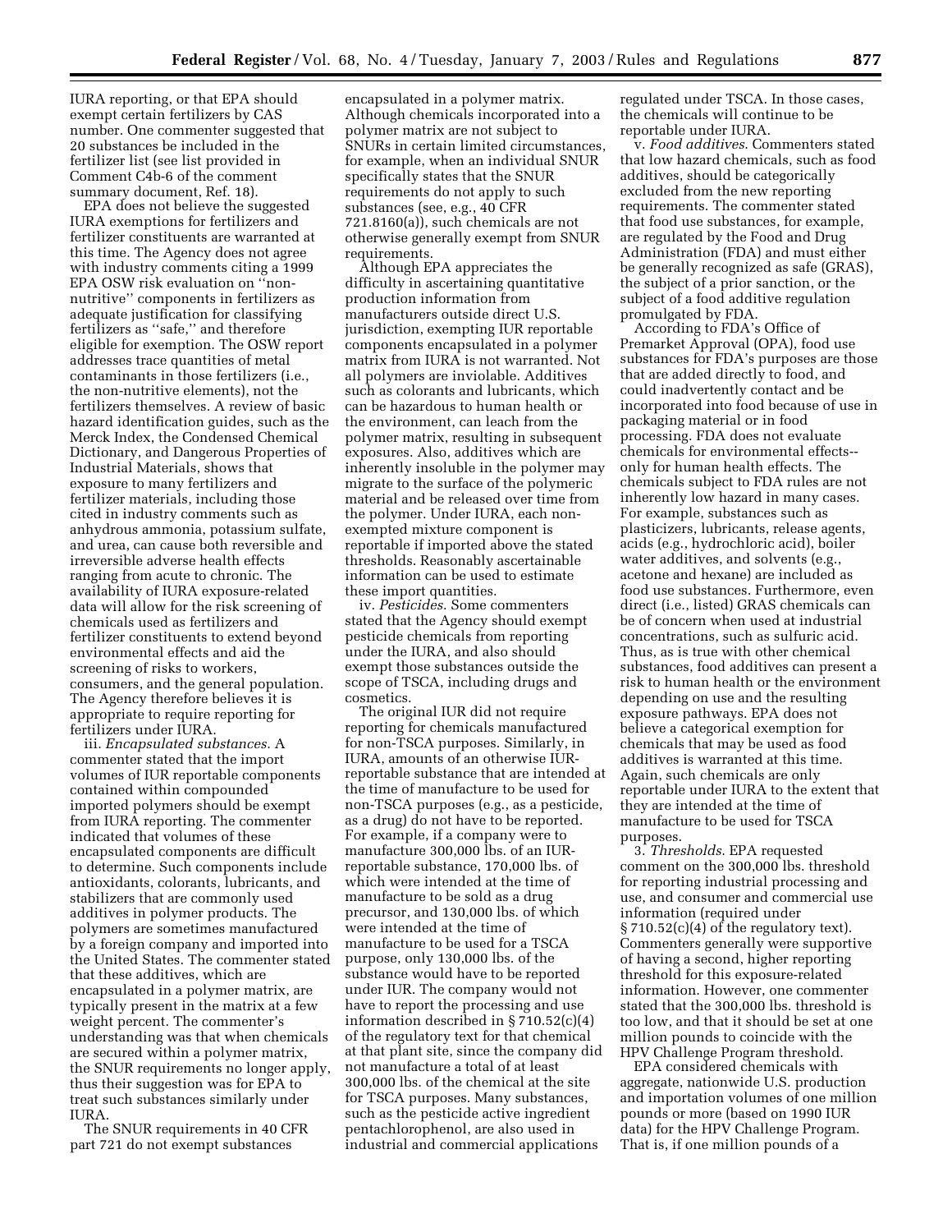IURA reporting, or that EPA should exempt certain fertilizers by CAS number. One commenter suggested that 20 substances be included in the fertilizer list (see list provided in Comment C4b-6 of the comment summary document, Ref. 18).

EPA does not believe the suggested IURA exemptions for fertilizers and fertilizer constituents are warranted at this time. The Agency does not agree with industry comments citing a 1999 EPA OSW risk evaluation on ''non-nutritive'' components in fertilizers as adequate justification for classifying fertilizers as ''safe,'' and therefore eligible for exemption. The OSW report addresses trace quantities of metal contaminants in those fertilizers (i.e., the non-nutritive elements), not the fertilizers themselves. A review of basic hazard identification guides, such as the Merck Index, the Condensed Chemical Dictionary, and Dangerous Properties of Industrial Materials, shows that exposure to many fertilizers and fertilizer materials, including those cited in industry comments such as anhydrous ammonia, potassium sulfate, and urea, can cause both reversible and irreversible adverse health effects ranging from acute to chronic. The availability of IURA exposure-related data will allow for the risk screening of chemicals used as fertilizers and fertilizer constituents to extend beyond environmental effects and aid the screening of risks to workers, consumers, and the general population. The Agency therefore believes it is appropriate to require reporting for fertilizers under IURA.

iii. *Encapsulated substances.* A commenter stated that the import volumes of IUR reportable components contained within compounded imported polymers should be exempt from IURA reporting. The commenter indicated that volumes of these encapsulated components are difficult to determine. Such components include antioxidants, colorants, lubricants, and stabilizers that are commonly used additives in polymer products. The polymers are sometimes manufactured by a foreign company and imported into the United States. The commenter stated that these additives, which are encapsulated in a polymer matrix, are typically present in the matrix at a few weight percent. The commenter's understanding was that when chemicals are secured within a polymer matrix, the SNUR requirements no longer apply, thus their suggestion was for EPA to treat such substances similarly under IURA.

The SNUR requirements in 40 CFR part 721 do not exempt substances encapsulated in a polymer matrix. Although chemicals incorporated into a polymer matrix are not subject to SNURs in certain limited circumstances, for example, when an individual SNUR specifically states that the SNUR requirements do not apply to such substances (see, e.g., 40 CFR 721.8160(a)), such chemicals are not otherwise generally exempt from SNUR requirements.

Although EPA appreciates the difficulty in ascertaining quantitative production information from manufacturers outside direct U.S. jurisdiction, exempting IUR reportable components encapsulated in a polymer matrix from IURA is not warranted. Not all polymers are inviolable. Additives such as colorants and lubricants, which can be hazardous to human health or the environment, can leach from the polymer matrix, resulting in subsequent exposures. Also, additives which are inherently insoluble in the polymer may migrate to the surface of the polymeric material and be released over time from the polymer. Under IURA, each non-exempted mixture component is reportable if imported above the stated thresholds. Reasonably ascertainable information can be used to estimate these import quantities.

iv. *Pesticides.* Some commenters stated that the Agency should exempt pesticide chemicals from reporting under the IURA, and also should exempt those substances outside the scope of TSCA, including drugs and cosmetics.

The original IUR did not require reporting for chemicals manufactured for non-TSCA purposes. Similarly, in IURA, amounts of an otherwise IUR-reportable substance that are intended at the time of manufacture to be used for non-TSCA purposes (e.g., as a pesticide, as a drug) do not have to be reported. For example, if a company were to manufacture 300,000 lbs. of an IUR-reportable substance, 170,000 lbs. of which were intended at the time of manufacture to be sold as a drug precursor, and 130,000 lbs. of which were intended at the time of manufacture to be used for a TSCA purpose, only 130,000 lbs. of the substance would have to be reported under IUR. The company would not have to report the processing and use information described in § 710.52(c)(4) of the regulatory text for that chemical at that plant site, since the company did not manufacture a total of at least 300,000 lbs. of the chemical at the site for TSCA purposes. Many substances, such as the pesticide active ingredient pentachlorophenol, are also used in industrial and commercial applications regulated under TSCA. In those cases, the chemicals will continue to be reportable under IURA.

v. *Food additives.* Commenters stated that low hazard chemicals, such as food additives, should be categorically excluded from the new reporting requirements. The commenter stated that food use substances, for example, are regulated by the Food and Drug Administration (FDA) and must either be generally recognized as safe (GRAS), the subject of a prior sanction, or the subject of a food additive regulation promulgated by FDA.

According to FDA's Office of Premarket Approval (OPA), food use substances for FDA's purposes are those that are added directly to food, and could inadvertently contact and be incorporated into food because of use in packaging material or in food processing. FDA does not evaluate chemicals for environmental effects-- only for human health effects. The chemicals subject to FDA rules are not inherently low hazard in many cases. For example, substances such as plasticizers, lubricants, release agents, acids (e.g., hydrochloric acid), boiler water additives, and solvents (e.g., acetone and hexane) are included as food use substances. Furthermore, even direct (i.e., listed) GRAS chemicals can be of concern when used at industrial concentrations, such as sulfuric acid. Thus, as is true with other chemical substances, food additives can present a risk to human health or the environment depending on use and the resulting exposure pathways. EPA does not believe a categorical exemption for chemicals that may be used as food additives is warranted at this time. Again, such chemicals are only reportable under IURA to the extent that they are intended at the time of manufacture to be used for TSCA purposes.

3. *Thresholds.* EPA requested comment on the 300,000 lbs. threshold for reporting industrial processing and use, and consumer and commercial use information (required under § 710.52(c)(4) of the regulatory text). Commenters generally were supportive of having a second, higher reporting threshold for this exposure-related information. However, one commenter stated that the 300,000 lbs. threshold is too low, and that it should be set at one million pounds to coincide with the HPV Challenge Program threshold.

EPA considered chemicals with aggregate, nationwide U.S. production and importation volumes of one million pounds or more (based on 1990 IUR data) for the HPV Challenge Program. That is, if one million pounds of a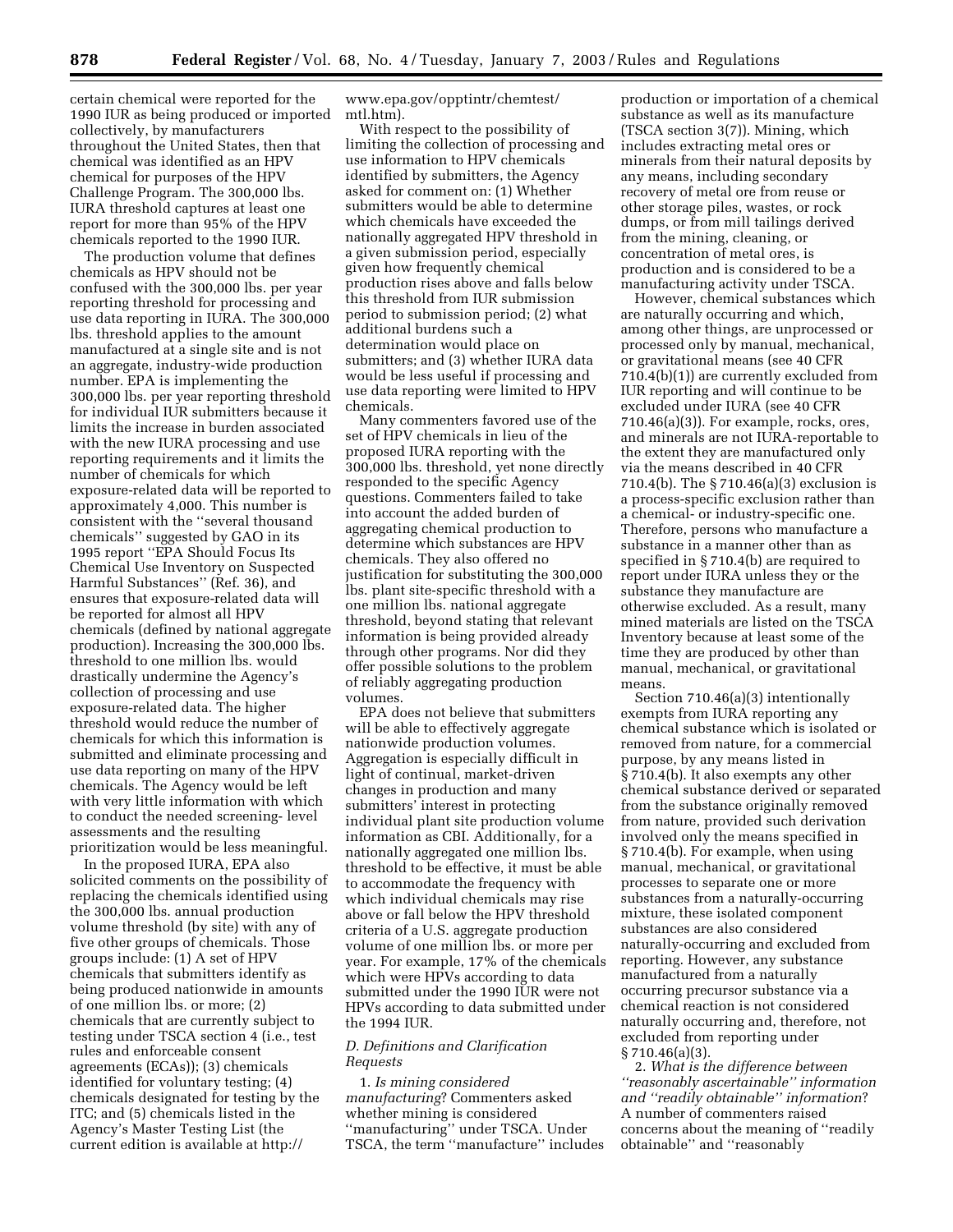certain chemical were reported for the 1990 IUR as being produced or imported collectively, by manufacturers throughout the United States, then that chemical was identified as an HPV chemical for purposes of the HPV Challenge Program. The 300,000 lbs. IURA threshold captures at least one report for more than 95% of the HPV chemicals reported to the 1990 IUR.

The production volume that defines chemicals as HPV should not be confused with the 300,000 lbs. per year reporting threshold for processing and use data reporting in IURA. The 300,000 lbs. threshold applies to the amount manufactured at a single site and is not an aggregate, industry-wide production number. EPA is implementing the 300,000 lbs. per year reporting threshold for individual IUR submitters because it limits the increase in burden associated with the new IURA processing and use reporting requirements and it limits the number of chemicals for which exposure-related data will be reported to approximately 4,000. This number is consistent with the ''several thousand chemicals'' suggested by GAO in its 1995 report ''EPA Should Focus Its Chemical Use Inventory on Suspected Harmful Substances'' (Ref. 36), and ensures that exposure-related data will be reported for almost all HPV chemicals (defined by national aggregate production). Increasing the 300,000 lbs. threshold to one million lbs. would drastically undermine the Agency's collection of processing and use exposure-related data. The higher threshold would reduce the number of chemicals for which this information is submitted and eliminate processing and use data reporting on many of the HPV chemicals. The Agency would be left with very little information with which to conduct the needed screening- level assessments and the resulting prioritization would be less meaningful.

In the proposed IURA, EPA also solicited comments on the possibility of replacing the chemicals identified using the 300,000 lbs. annual production volume threshold (by site) with any of five other groups of chemicals. Those groups include: (1) A set of HPV chemicals that submitters identify as being produced nationwide in amounts of one million lbs. or more; (2) chemicals that are currently subject to testing under TSCA section 4 (i.e., test rules and enforceable consent agreements (ECAs)); (3) chemicals identified for voluntary testing; (4) chemicals designated for testing by the ITC; and (5) chemicals listed in the Agency's Master Testing List (the current edition is available at http://www.epa.gov/opptintr/chemtest/mtl.htm).

With respect to the possibility of limiting the collection of processing and use information to HPV chemicals identified by submitters, the Agency asked for comment on: (1) Whether submitters would be able to determine which chemicals have exceeded the nationally aggregated HPV threshold in a given submission period, especially given how frequently chemical production rises above and falls below this threshold from IUR submission period to submission period; (2) what additional burdens such a determination would place on submitters; and (3) whether IURA data would be less useful if processing and use data reporting were limited to HPV chemicals.

Many commenters favored use of the set of HPV chemicals in lieu of the proposed IURA reporting with the 300,000 lbs. threshold, yet none directly responded to the specific Agency questions. Commenters failed to take into account the added burden of aggregating chemical production to determine which substances are HPV chemicals. They also offered no justification for substituting the 300,000 lbs. plant site-specific threshold with a one million lbs. national aggregate threshold, beyond stating that relevant information is being provided already through other programs. Nor did they offer possible solutions to the problem of reliably aggregating production volumes.

EPA does not believe that submitters will be able to effectively aggregate nationwide production volumes. Aggregation is especially difficult in light of continual, market-driven changes in production and many submitters' interest in protecting individual plant site production volume information as CBI. Additionally, for a nationally aggregated one million lbs. threshold to be effective, it must be able to accommodate the frequency with which individual chemicals may rise above or fall below the HPV threshold criteria of a U.S. aggregate production volume of one million lbs. or more per year. For example, 17% of the chemicals which were HPVs according to data submitted under the 1990 IUR were not HPVs according to data submitted under the 1994 IUR.

*D. Definitions and Clarification Requests*

1. *Is mining considered manufacturing*? Commenters asked whether mining is considered ''manufacturing'' under TSCA. Under TSCA, the term ''manufacture'' includes production or importation of a chemical substance as well as its manufacture (TSCA section 3(7)). Mining, which includes extracting metal ores or minerals from their natural deposits by any means, including secondary recovery of metal ore from reuse or other storage piles, wastes, or rock dumps, or from mill tailings derived from the mining, cleaning, or concentration of metal ores, is production and is considered to be a manufacturing activity under TSCA.

However, chemical substances which are naturally occurring and which, among other things, are unprocessed or processed only by manual, mechanical, or gravitational means (see 40 CFR 710.4(b)(1)) are currently excluded from IUR reporting and will continue to be excluded under IURA (see 40 CFR 710.46(a)(3)). For example, rocks, ores, and minerals are not IURA-reportable to the extent they are manufactured only via the means described in 40 CFR 710.4(b). The § 710.46(a)(3) exclusion is a process-specific exclusion rather than a chemical- or industry-specific one. Therefore, persons who manufacture a substance in a manner other than as specified in § 710.4(b) are required to report under IURA unless they or the substance they manufacture are otherwise excluded. As a result, many mined materials are listed on the TSCA Inventory because at least some of the time they are produced by other than manual, mechanical, or gravitational means.

Section 710.46(a)(3) intentionally exempts from IURA reporting any chemical substance which is isolated or removed from nature, for a commercial purpose, by any means listed in § 710.4(b). It also exempts any other chemical substance derived or separated from the substance originally removed from nature, provided such derivation involved only the means specified in § 710.4(b). For example, when using manual, mechanical, or gravitational processes to separate one or more substances from a naturally-occurring mixture, these isolated component substances are also considered naturally-occurring and excluded from reporting. However, any substance manufactured from a naturally occurring precursor substance via a chemical reaction is not considered naturally occurring and, therefore, not excluded from reporting under § 710.46(a)(3).

2. *What is the difference between ''reasonably ascertainable'' information and ''readily obtainable'' information*? A number of commenters raised concerns about the meaning of ''readily obtainable'' and ''reasonably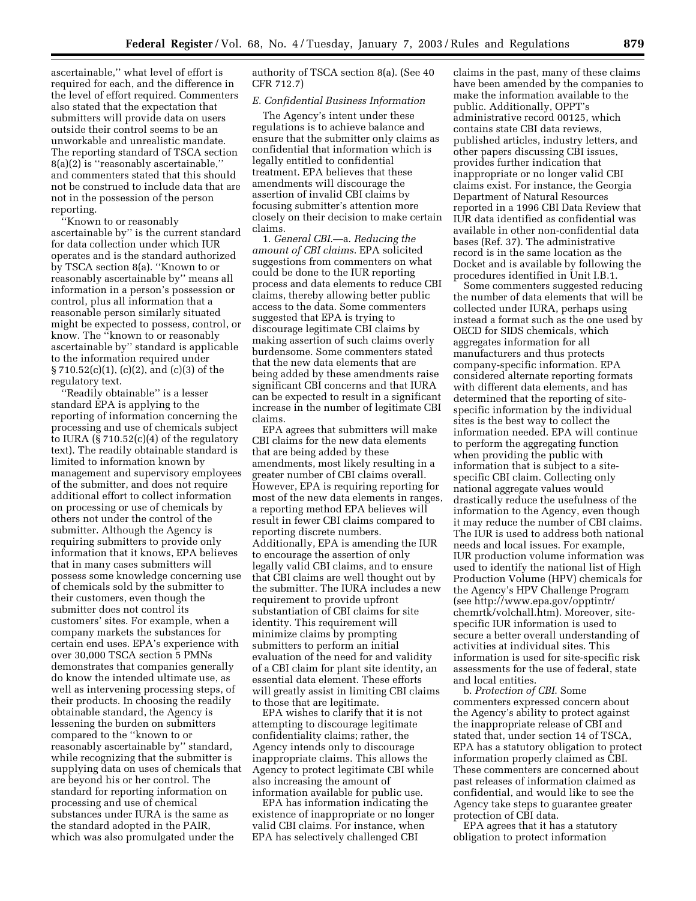ascertainable,'' what level of effort is required for each, and the difference in the level of effort required. Commenters also stated that the expectation that submitters will provide data on users outside their control seems to be an unworkable and unrealistic mandate. The reporting standard of TSCA section 8(a)(2) is ''reasonably ascertainable,'' and commenters stated that this should not be construed to include data that are not in the possession of the person reporting.

''Known to or reasonably ascertainable by'' is the current standard for data collection under which IUR operates and is the standard authorized by TSCA section 8(a). ''Known to or reasonably ascertainable by'' means all information in a person's possession or control, plus all information that a reasonable person similarly situated might be expected to possess, control, or know. The ''known to or reasonably ascertainable by'' standard is applicable to the information required under § 710.52(c)(1), (c)(2), and (c)(3) of the regulatory text.

''Readily obtainable'' is a lesser standard EPA is applying to the reporting of information concerning the processing and use of chemicals subject to IURA (§ 710.52(c)(4) of the regulatory text). The readily obtainable standard is limited to information known by management and supervisory employees of the submitter, and does not require additional effort to collect information on processing or use of chemicals by others not under the control of the submitter. Although the Agency is requiring submitters to provide only information that it knows, EPA believes that in many cases submitters will possess some knowledge concerning use of chemicals sold by the submitter to their customers, even though the submitter does not control its customers' sites. For example, when a company markets the substances for certain end uses. EPA's experience with over 30,000 TSCA section 5 PMNs demonstrates that companies generally do know the intended ultimate use, as well as intervening processing steps, of their products. In choosing the readily obtainable standard, the Agency is lessening the burden on submitters compared to the ''known to or reasonably ascertainable by'' standard, while recognizing that the submitter is supplying data on uses of chemicals that are beyond his or her control. The standard for reporting information on processing and use of chemical substances under IURA is the same as the standard adopted in the PAIR, which was also promulgated under the authority of TSCA section 8(a). (See 40 CFR 712.7)

*E. Confidential Business Information*

The Agency's intent under these regulations is to achieve balance and ensure that the submitter only claims as confidential that information which is legally entitled to confidential treatment. EPA believes that these amendments will discourage the assertion of invalid CBI claims by focusing submitter's attention more closely on their decision to make certain claims.

1. *General CBI*.—a. *Reducing the amount of CBI claims*. EPA solicited suggestions from commenters on what could be done to the IUR reporting process and data elements to reduce CBI claims, thereby allowing better public access to the data. Some commenters suggested that EPA is trying to discourage legitimate CBI claims by making assertion of such claims overly burdensome. Some commenters stated that the new data elements that are being added by these amendments raise significant CBI concerns and that IURA can be expected to result in a significant increase in the number of legitimate CBI claims.

EPA agrees that submitters will make CBI claims for the new data elements that are being added by these amendments, most likely resulting in a greater number of CBI claims overall. However, EPA is requiring reporting for most of the new data elements in ranges, a reporting method EPA believes will result in fewer CBI claims compared to reporting discrete numbers. Additionally, EPA is amending the IUR to encourage the assertion of only legally valid CBI claims, and to ensure that CBI claims are well thought out by the submitter. The IURA includes a new requirement to provide upfront substantiation of CBI claims for site identity. This requirement will minimize claims by prompting submitters to perform an initial evaluation of the need for and validity of a CBI claim for plant site identity, an essential data element. These efforts will greatly assist in limiting CBI claims to those that are legitimate.

EPA wishes to clarify that it is not attempting to discourage legitimate confidentiality claims; rather, the Agency intends only to discourage inappropriate claims. This allows the Agency to protect legitimate CBI while also increasing the amount of information available for public use.

EPA has information indicating the existence of inappropriate or no longer valid CBI claims. For instance, when EPA has selectively challenged CBI claims in the past, many of these claims have been amended by the companies to make the information available to the public. Additionally, OPPT's administrative record 00125, which contains state CBI data reviews, published articles, industry letters, and other papers discussing CBI issues, provides further indication that inappropriate or no longer valid CBI claims exist. For instance, the Georgia Department of Natural Resources reported in a 1996 CBI Data Review that IUR data identified as confidential was available in other non-confidential data bases (Ref. 37). The administrative record is in the same location as the Docket and is available by following the procedures identified in Unit I.B.1.

Some commenters suggested reducing the number of data elements that will be collected under IURA, perhaps using instead a format such as the one used by OECD for SIDS chemicals, which aggregates information for all manufacturers and thus protects company-specific information. EPA considered alternate reporting formats with different data elements, and has determined that the reporting of site-specific information by the individual sites is the best way to collect the information needed. EPA will continue to perform the aggregating function when providing the public with information that is subject to a site-specific CBI claim. Collecting only national aggregate values would drastically reduce the usefulness of the information to the Agency, even though it may reduce the number of CBI claims. The IUR is used to address both national needs and local issues. For example, IUR production volume information was used to identify the national list of High Production Volume (HPV) chemicals for the Agency's HPV Challenge Program (see http://www.epa.gov/opptintr/chemrtk/volchall.htm). Moreover, site-specific IUR information is used to secure a better overall understanding of activities at individual sites. This information is used for site-specific risk assessments for the use of federal, state and local entities.

b. *Protection of CBI*. Some commenters expressed concern about the Agency's ability to protect against the inappropriate release of CBI and stated that, under section 14 of TSCA, EPA has a statutory obligation to protect information properly claimed as CBI. These commenters are concerned about past releases of information claimed as confidential, and would like to see the Agency take steps to guarantee greater protection of CBI data.

EPA agrees that it has a statutory obligation to protect information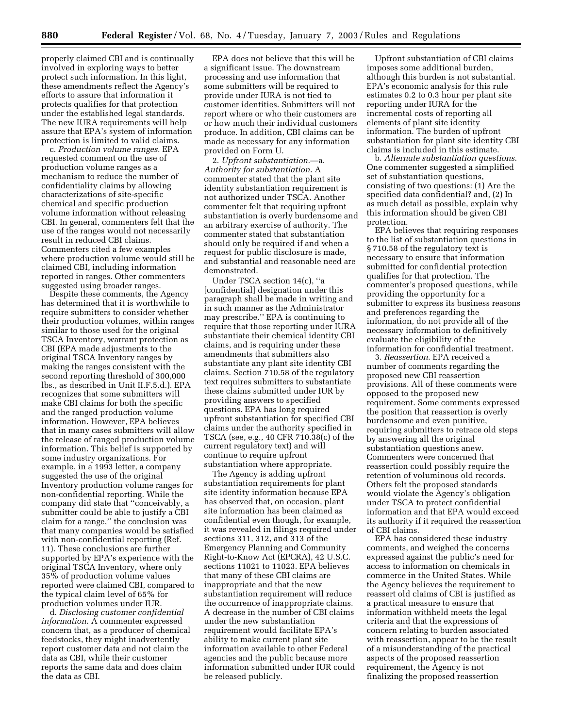properly claimed CBI and is continually involved in exploring ways to better protect such information. In this light, these amendments reflect the Agency's efforts to assure that information it protects qualifies for that protection under the established legal standards. The new IURA requirements will help assure that EPA's system of information protection is limited to valid claims.

c. *Production volume ranges*. EPA requested comment on the use of production volume ranges as a mechanism to reduce the number of confidentiality claims by allowing characterizations of site-specific chemical and specific production volume information without releasing CBI. In general, commenters felt that the use of the ranges would not necessarily result in reduced CBI claims. Commenters cited a few examples where production volume would still be claimed CBI, including information reported in ranges. Other commenters suggested using broader ranges.

Despite these comments, the Agency has determined that it is worthwhile to require submitters to consider whether their production volumes, within ranges similar to those used for the original TSCA Inventory, warrant protection as CBI (EPA made adjustments to the original TSCA Inventory ranges by making the ranges consistent with the second reporting threshold of 300,000 lbs., as described in Unit II.F.5.d.). EPA recognizes that some submitters will make CBI claims for both the specific and the ranged production volume information. However, EPA believes that in many cases submitters will allow the release of ranged production volume information. This belief is supported by some industry organizations. For example, in a 1993 letter, a company suggested the use of the original Inventory production volume ranges for non-confidential reporting. While the company did state that ''conceivably, a submitter could be able to justify a CBI claim for a range,'' the conclusion was that many companies would be satisfied with non-confidential reporting (Ref. 11). These conclusions are further supported by EPA's experience with the original TSCA Inventory, where only 35% of production volume values reported were claimed CBI, compared to the typical claim level of 65% for production volumes under IUR.

d. *Disclosing customer confidential information*. A commenter expressed concern that, as a producer of chemical feedstocks, they might inadvertently report customer data and not claim the data as CBI, while their customer reports the same data and does claim the data as CBI.

EPA does not believe that this will be a significant issue. The downstream processing and use information that some submitters will be required to provide under IURA is not tied to customer identities. Submitters will not report where or who their customers are or how much their individual customers produce. In addition, CBI claims can be made as necessary for any information provided on Form U.

2. *Upfront substantiation*.—a. *Authority for substantiation*. A commenter stated that the plant site identity substantiation requirement is not authorized under TSCA. Another commenter felt that requiring upfront substantiation is overly burdensome and an arbitrary exercise of authority. The commenter stated that substantiation should only be required if and when a request for public disclosure is made, and substantial and reasonable need are demonstrated.

Under TSCA section 14(c), ''a [confidential] designation under this paragraph shall be made in writing and in such manner as the Administrator may prescribe.'' EPA is continuing to require that those reporting under IURA substantiate their chemical identity CBI claims, and is requiring under these amendments that submitters also substantiate any plant site identity CBI claims. Section 710.58 of the regulatory text requires submitters to substantiate these claims submitted under IUR by providing answers to specified questions. EPA has long required upfront substantiation for specified CBI claims under the authority specified in TSCA (see, e.g., 40 CFR 710.38(c) of the current regulatory text) and will continue to require upfront substantiation where appropriate.

The Agency is adding upfront substantiation requirements for plant site identity information because EPA has observed that, on occasion, plant site information has been claimed as confidential even though, for example, it was revealed in filings required under sections 311, 312, and 313 of the Emergency Planning and Community Right-to-Know Act (EPCRA), 42 U.S.C. sections 11021 to 11023. EPA believes that many of these CBI claims are inappropriate and that the new substantiation requirement will reduce the occurrence of inappropriate claims. A decrease in the number of CBI claims under the new substantiation requirement would facilitate EPA's ability to make current plant site information available to other Federal agencies and the public because more information submitted under IUR could be released publicly.

Upfront substantiation of CBI claims imposes some additional burden, although this burden is not substantial. EPA's economic analysis for this rule estimates 0.2 to 0.3 hour per plant site reporting under IURA for the incremental costs of reporting all elements of plant site identity information. The burden of upfront substantiation for plant site identity CBI claims is included in this estimate.

b. *Alternate substantiation questions*. One commenter suggested a simplified set of substantiation questions, consisting of two questions: (1) Are the specified data confidential? and, (2) In as much detail as possible, explain why this information should be given CBI protection.

EPA believes that requiring responses to the list of substantiation questions in § 710.58 of the regulatory text is necessary to ensure that information submitted for confidential protection qualifies for that protection. The commenter's proposed questions, while providing the opportunity for a submitter to express its business reasons and preferences regarding the information, do not provide all of the necessary information to definitively evaluate the eligibility of the information for confidential treatment.

3. *Reassertion*. EPA received a number of comments regarding the proposed new CBI reassertion provisions. All of these comments were opposed to the proposed new requirement. Some comments expressed the position that reassertion is overly burdensome and even punitive, requiring submitters to retrace old steps by answering all the original substantiation questions anew. Commenters were concerned that reassertion could possibly require the retention of voluminous old records. Others felt the proposed standards would violate the Agency's obligation under TSCA to protect confidential information and that EPA would exceed its authority if it required the reassertion of CBI claims.

EPA has considered these industry comments, and weighed the concerns expressed against the public's need for access to information on chemicals in commerce in the United States. While the Agency believes the requirement to reassert old claims of CBI is justified as a practical measure to ensure that information withheld meets the legal criteria and that the expressions of concern relating to burden associated with reassertion, appear to be the result of a misunderstanding of the practical aspects of the proposed reassertion requirement, the Agency is not finalizing the proposed reassertion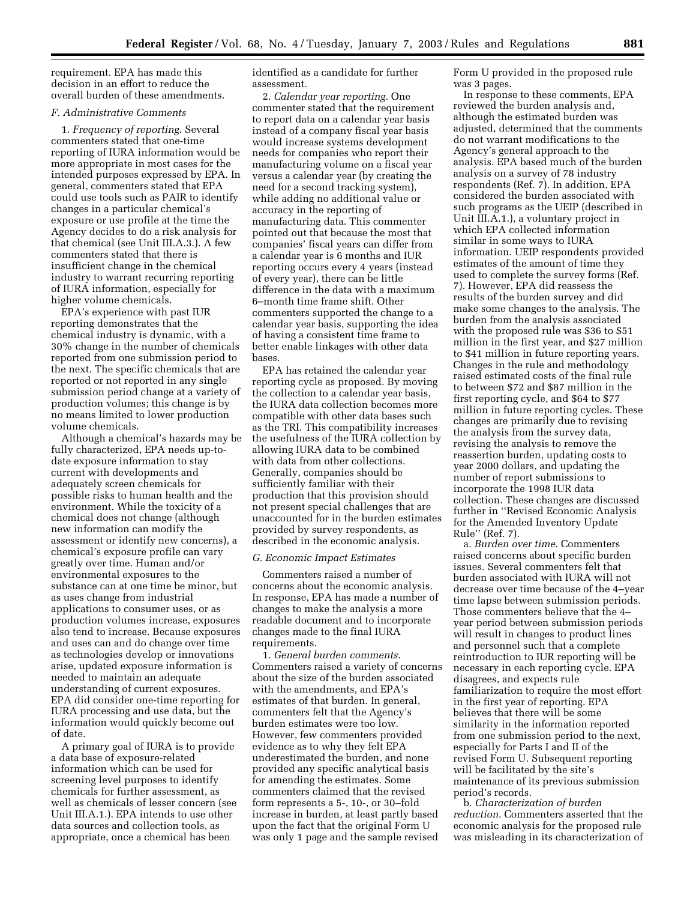requirement. EPA has made this decision in an effort to reduce the overall burden of these amendments.

### *F. Administrative Comments*

1. *Frequency of reporting*. Several commenters stated that one-time reporting of IURA information would be more appropriate in most cases for the intended purposes expressed by EPA. In general, commenters stated that EPA could use tools such as PAIR to identify changes in a particular chemical's exposure or use profile at the time the Agency decides to do a risk analysis for that chemical (see Unit III.A.3.). A few commenters stated that there is insufficient change in the chemical industry to warrant recurring reporting of IURA information, especially for higher volume chemicals.

EPA's experience with past IUR reporting demonstrates that the chemical industry is dynamic, with a 30% change in the number of chemicals reported from one submission period to the next. The specific chemicals that are reported or not reported in any single submission period change at a variety of production volumes; this change is by no means limited to lower production volume chemicals.

Although a chemical's hazards may be fully characterized, EPA needs up-to-date exposure information to stay current with developments and adequately screen chemicals for possible risks to human health and the environment. While the toxicity of a chemical does not change (although new information can modify the assessment or identify new concerns), a chemical's exposure profile can vary greatly over time. Human and/or environmental exposures to the substance can at one time be minor, but as uses change from industrial applications to consumer uses, or as production volumes increase, exposures also tend to increase. Because exposures and uses can and do change over time as technologies develop or innovations arise, updated exposure information is needed to maintain an adequate understanding of current exposures. EPA did consider one-time reporting for IURA processing and use data, but the information would quickly become out of date.

A primary goal of IURA is to provide a data base of exposure-related information which can be used for screening level purposes to identify chemicals for further assessment, as well as chemicals of lesser concern (see Unit III.A.1.). EPA intends to use other data sources and collection tools, as appropriate, once a chemical has been identified as a candidate for further assessment.

2. *Calendar year reporting*. One commenter stated that the requirement to report data on a calendar year basis instead of a company fiscal year basis would increase systems development needs for companies who report their manufacturing volume on a fiscal year versus a calendar year (by creating the need for a second tracking system), while adding no additional value or accuracy in the reporting of manufacturing data. This commenter pointed out that because the most that companies' fiscal years can differ from a calendar year is 6 months and IUR reporting occurs every 4 years (instead of every year), there can be little difference in the data with a maximum 6–month time frame shift. Other commenters supported the change to a calendar year basis, supporting the idea of having a consistent time frame to better enable linkages with other data bases.

EPA has retained the calendar year reporting cycle as proposed. By moving the collection to a calendar year basis, the IURA data collection becomes more compatible with other data bases such as the TRI. This compatibility increases the usefulness of the IURA collection by allowing IURA data to be combined with data from other collections. Generally, companies should be sufficiently familiar with their production that this provision should not present special challenges that are unaccounted for in the burden estimates provided by survey respondents, as described in the economic analysis.

### *G. Economic Impact Estimates*

Commenters raised a number of concerns about the economic analysis. In response, EPA has made a number of changes to make the analysis a more readable document and to incorporate changes made to the final IURA requirements.

1. *General burden comments*. Commenters raised a variety of concerns about the size of the burden associated with the amendments, and EPA's estimates of that burden. In general, commenters felt that the Agency's burden estimates were too low. However, few commenters provided evidence as to why they felt EPA underestimated the burden, and none provided any specific analytical basis for amending the estimates. Some commenters claimed that the revised form represents a 5-, 10-, or 30–fold increase in burden, at least partly based upon the fact that the original Form U was only 1 page and the sample revised Form U provided in the proposed rule was 3 pages.

In response to these comments, EPA reviewed the burden analysis and, although the estimated burden was adjusted, determined that the comments do not warrant modifications to the Agency's general approach to the analysis. EPA based much of the burden analysis on a survey of 78 industry respondents (Ref. 7). In addition, EPA considered the burden associated with such programs as the UEIP (described in Unit III.A.1.), a voluntary project in which EPA collected information similar in some ways to IURA information. UEIP respondents provided estimates of the amount of time they used to complete the survey forms (Ref. 7). However, EPA did reassess the results of the burden survey and did make some changes to the analysis. The burden from the analysis associated with the proposed rule was $36 to $51 million in the first year, and $27 million to $41 million in future reporting years. Changes in the rule and methodology raised estimated costs of the final rule to between $72 and $87 million in the first reporting cycle, and $64 to $77 million in future reporting cycles. These changes are primarily due to revising the analysis from the survey data, revising the analysis to remove the reassertion burden, updating costs to year 2000 dollars, and updating the number of report submissions to incorporate the 1998 IUR data collection. These changes are discussed further in ''Revised Economic Analysis for the Amended Inventory Update Rule'' (Ref. 7).

a. *Burden over time*. Commenters raised concerns about specific burden issues. Several commenters felt that burden associated with IURA will not decrease over time because of the 4–year time lapse between submission periods. Those commenters believe that the 4–year period between submission periods will result in changes to product lines and personnel such that a complete reintroduction to IUR reporting will be necessary in each reporting cycle. EPA disagrees, and expects rule familiarization to require the most effort in the first year of reporting. EPA believes that there will be some similarity in the information reported from one submission period to the next, especially for Parts I and II of the revised Form U. Subsequent reporting will be facilitated by the site's maintenance of its previous submission period's records.

b. *Characterization of burden reduction*. Commenters asserted that the economic analysis for the proposed rule was misleading in its characterization of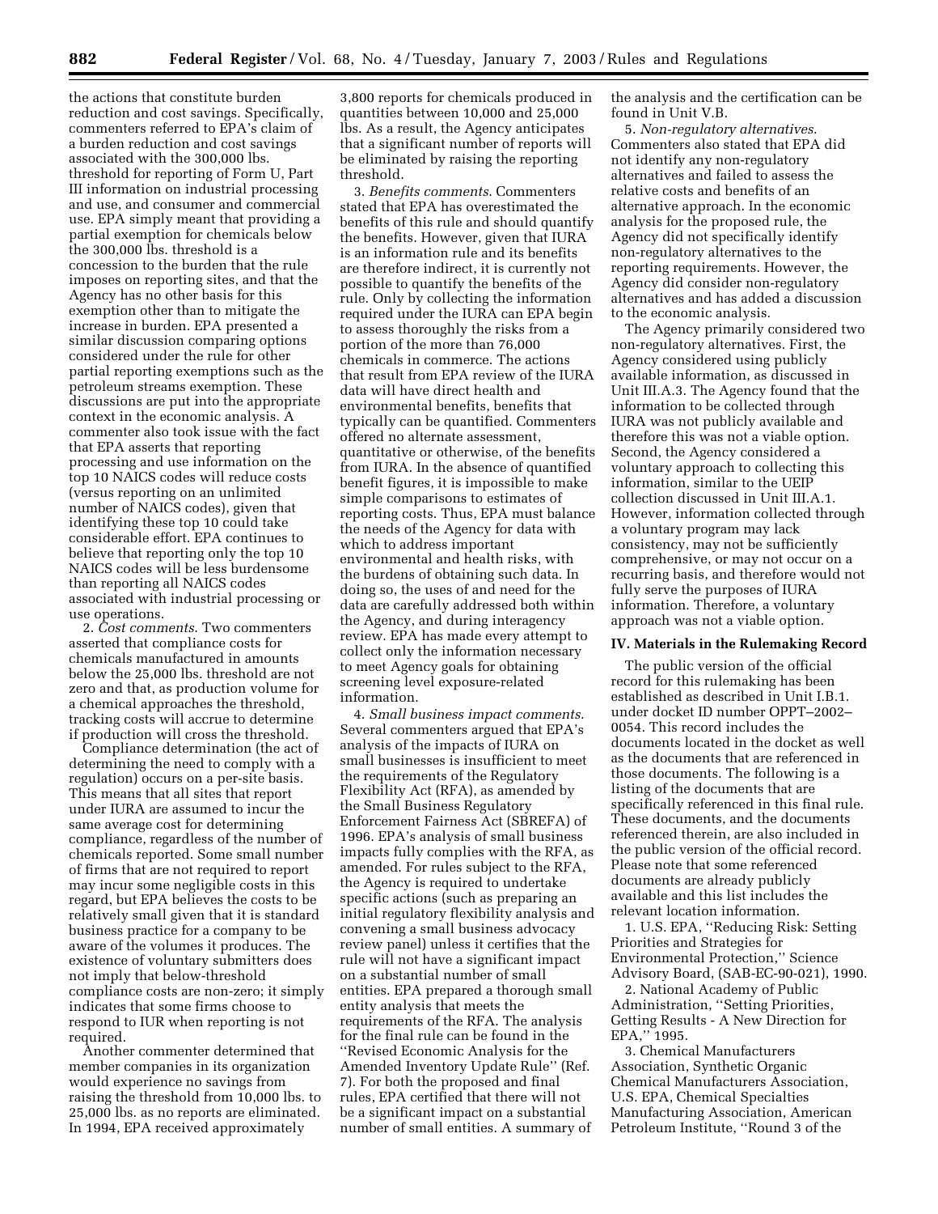the actions that constitute burden reduction and cost savings. Specifically, commenters referred to EPA's claim of a burden reduction and cost savings associated with the 300,000 lbs. threshold for reporting of Form U, Part III information on industrial processing and use, and consumer and commercial use. EPA simply meant that providing a partial exemption for chemicals below the 300,000 lbs. threshold is a concession to the burden that the rule imposes on reporting sites, and that the Agency has no other basis for this exemption other than to mitigate the increase in burden. EPA presented a similar discussion comparing options considered under the rule for other partial reporting exemptions such as the petroleum streams exemption. These discussions are put into the appropriate context in the economic analysis. A commenter also took issue with the fact that EPA asserts that reporting processing and use information on the top 10 NAICS codes will reduce costs (versus reporting on an unlimited number of NAICS codes), given that identifying these top 10 could take considerable effort. EPA continues to believe that reporting only the top 10 NAICS codes will be less burdensome than reporting all NAICS codes associated with industrial processing or use operations.

2. *Cost comments*. Two commenters asserted that compliance costs for chemicals manufactured in amounts below the 25,000 lbs. threshold are not zero and that, as production volume for a chemical approaches the threshold, tracking costs will accrue to determine if production will cross the threshold.

Compliance determination (the act of determining the need to comply with a regulation) occurs on a per-site basis. This means that all sites that report under IURA are assumed to incur the same average cost for determining compliance, regardless of the number of chemicals reported. Some small number of firms that are not required to report may incur some negligible costs in this regard, but EPA believes the costs to be relatively small given that it is standard business practice for a company to be aware of the volumes it produces. The existence of voluntary submitters does not imply that below-threshold compliance costs are non-zero; it simply indicates that some firms choose to respond to IUR when reporting is not required.

Another commenter determined that member companies in its organization would experience no savings from raising the threshold from 10,000 lbs. to 25,000 lbs. as no reports are eliminated. In 1994, EPA received approximately 3,800 reports for chemicals produced in quantities between 10,000 and 25,000 lbs. As a result, the Agency anticipates that a significant number of reports will be eliminated by raising the reporting threshold.

3. *Benefits comments*. Commenters stated that EPA has overestimated the benefits of this rule and should quantify the benefits. However, given that IURA is an information rule and its benefits are therefore indirect, it is currently not possible to quantify the benefits of the rule. Only by collecting the information required under the IURA can EPA begin to assess thoroughly the risks from a portion of the more than 76,000 chemicals in commerce. The actions that result from EPA review of the IURA data will have direct health and environmental benefits, benefits that typically can be quantified. Commenters offered no alternate assessment, quantitative or otherwise, of the benefits from IURA. In the absence of quantified benefit figures, it is impossible to make simple comparisons to estimates of reporting costs. Thus, EPA must balance the needs of the Agency for data with which to address important environmental and health risks, with the burdens of obtaining such data. In doing so, the uses of and need for the data are carefully addressed both within the Agency, and during interagency review. EPA has made every attempt to collect only the information necessary to meet Agency goals for obtaining screening level exposure-related information.

4. *Small business impact comments*. Several commenters argued that EPA's analysis of the impacts of IURA on small businesses is insufficient to meet the requirements of the Regulatory Flexibility Act (RFA), as amended by the Small Business Regulatory Enforcement Fairness Act (SBREFA) of 1996. EPA's analysis of small business impacts fully complies with the RFA, as amended. For rules subject to the RFA, the Agency is required to undertake specific actions (such as preparing an initial regulatory flexibility analysis and convening a small business advocacy review panel) unless it certifies that the rule will not have a significant impact on a substantial number of small entities. EPA prepared a thorough small entity analysis that meets the requirements of the RFA. The analysis for the final rule can be found in the ''Revised Economic Analysis for the Amended Inventory Update Rule'' (Ref. 7). For both the proposed and final rules, EPA certified that there will not be a significant impact on a substantial number of small entities. A summary of the analysis and the certification can be found in Unit V.B.

5. *Non-regulatory alternatives*. Commenters also stated that EPA did not identify any non-regulatory alternatives and failed to assess the relative costs and benefits of an alternative approach. In the economic analysis for the proposed rule, the Agency did not specifically identify non-regulatory alternatives to the reporting requirements. However, the Agency did consider non-regulatory alternatives and has added a discussion to the economic analysis.

The Agency primarily considered two non-regulatory alternatives. First, the Agency considered using publicly available information, as discussed in Unit III.A.3. The Agency found that the information to be collected through IURA was not publicly available and therefore this was not a viable option. Second, the Agency considered a voluntary approach to collecting this information, similar to the UEIP collection discussed in Unit III.A.1. However, information collected through a voluntary program may lack consistency, may not be sufficiently comprehensive, or may not occur on a recurring basis, and therefore would not fully serve the purposes of IURA information. Therefore, a voluntary approach was not a viable option.

**IV. Materials in the Rulemaking Record**

The public version of the official record for this rulemaking has been established as described in Unit I.B.1. under docket ID number OPPT–2002–0054. This record includes the documents located in the docket as well as the documents that are referenced in those documents. The following is a listing of the documents that are specifically referenced in this final rule. These documents, and the documents referenced therein, are also included in the public version of the official record. Please note that some referenced documents are already publicly available and this list includes the relevant location information.

1. U.S. EPA, ''Reducing Risk: Setting Priorities and Strategies for Environmental Protection,'' Science Advisory Board, (SAB-EC-90-021), 1990.

2. National Academy of Public Administration, ''Setting Priorities, Getting Results - A New Direction for EPA,'' 1995.

3. Chemical Manufacturers Association, Synthetic Organic Chemical Manufacturers Association, U.S. EPA, Chemical Specialties Manufacturing Association, American Petroleum Institute, ''Round 3 of the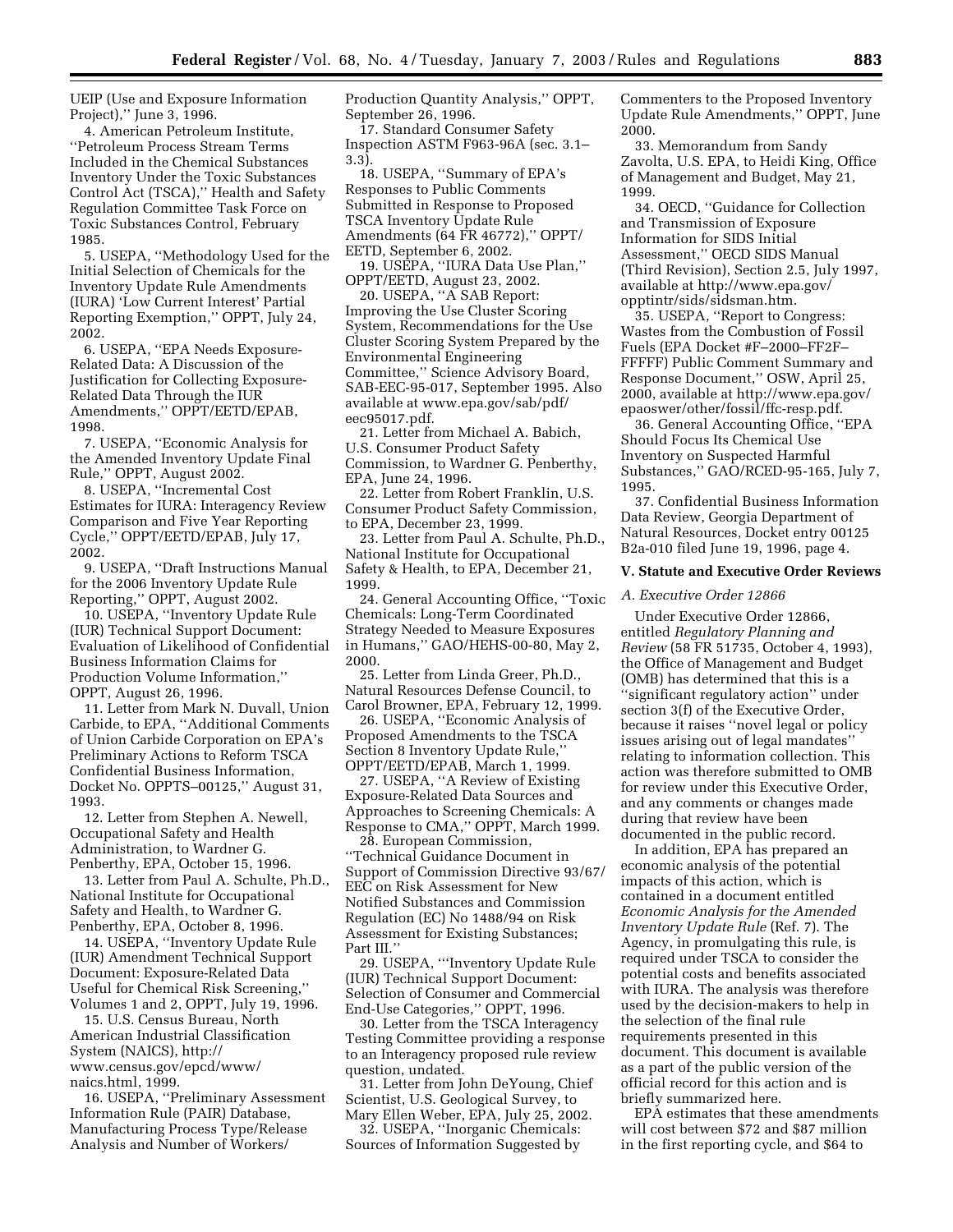UEIP (Use and Exposure Information Project),'' June 3, 1996.

4. American Petroleum Institute, ''Petroleum Process Stream Terms Included in the Chemical Substances Inventory Under the Toxic Substances Control Act (TSCA),'' Health and Safety Regulation Committee Task Force on Toxic Substances Control, February 1985.

5. USEPA, ''Methodology Used for the Initial Selection of Chemicals for the Inventory Update Rule Amendments (IURA) 'Low Current Interest' Partial Reporting Exemption,'' OPPT, July 24, 2002.

6. USEPA, ''EPA Needs Exposure-Related Data: A Discussion of the Justification for Collecting Exposure-Related Data Through the IUR Amendments,'' OPPT/EETD/EPAB, 1998.

7. USEPA, ''Economic Analysis for the Amended Inventory Update Final Rule,'' OPPT, August 2002.

8. USEPA, ''Incremental Cost Estimates for IURA: Interagency Review Comparison and Five Year Reporting Cycle,'' OPPT/EETD/EPAB, July 17, 2002.

9. USEPA, ''Draft Instructions Manual for the 2006 Inventory Update Rule Reporting,'' OPPT, August 2002.

10. USEPA, ''Inventory Update Rule (IUR) Technical Support Document: Evaluation of Likelihood of Confidential Business Information Claims for Production Volume Information,'' OPPT, August 26, 1996.

11. Letter from Mark N. Duvall, Union Carbide, to EPA, ''Additional Comments of Union Carbide Corporation on EPA's Preliminary Actions to Reform TSCA Confidential Business Information, Docket No. OPPTS–00125,'' August 31, 1993.

12. Letter from Stephen A. Newell, Occupational Safety and Health Administration, to Wardner G. Penberthy, EPA, October 15, 1996.

13. Letter from Paul A. Schulte, Ph.D., National Institute for Occupational Safety and Health, to Wardner G. Penberthy, EPA, October 8, 1996.

14. USEPA, ''Inventory Update Rule (IUR) Amendment Technical Support Document: Exposure-Related Data Useful for Chemical Risk Screening,'' Volumes 1 and 2, OPPT, July 19, 1996.

15. U.S. Census Bureau, North American Industrial Classification System (NAICS), http://www.census.gov/epcd/www/naics.html, 1999.

16. USEPA, ''Preliminary Assessment Information Rule (PAIR) Database, Manufacturing Process Type/Release Analysis and Number of Workers/Production Quantity Analysis,'' OPPT, September 26, 1996.

17. Standard Consumer Safety Inspection ASTM F963-96A (sec. 3.1–3.3).

18. USEPA, ''Summary of EPA's Responses to Public Comments Submitted in Response to Proposed TSCA Inventory Update Rule Amendments (64 FR 46772),'' OPPT/EETD, September 6, 2002.

19. USEPA, ''IURA Data Use Plan,'' OPPT/EETD, August 23, 2002.

20. USEPA, ''A SAB Report: Improving the Use Cluster Scoring System, Recommendations for the Use Cluster Scoring System Prepared by the Environmental Engineering Committee,'' Science Advisory Board, SAB-EEC-95-017, September 1995. Also available at www.epa.gov/sab/pdf/eec95017.pdf.

21. Letter from Michael A. Babich, U.S. Consumer Product Safety Commission, to Wardner G. Penberthy, EPA, June 24, 1996.

22. Letter from Robert Franklin, U.S. Consumer Product Safety Commission, to EPA, December 23, 1999.

23. Letter from Paul A. Schulte, Ph.D., National Institute for Occupational Safety & Health, to EPA, December 21, 1999.

24. General Accounting Office, ''Toxic Chemicals: Long-Term Coordinated Strategy Needed to Measure Exposures in Humans,'' GAO/HEHS-00-80, May 2, 2000.

25. Letter from Linda Greer, Ph.D., Natural Resources Defense Council, to Carol Browner, EPA, February 12, 1999.

26. USEPA, ''Economic Analysis of Proposed Amendments to the TSCA Section 8 Inventory Update Rule,'' OPPT/EETD/EPAB, March 1, 1999.

27. USEPA, ''A Review of Existing Exposure-Related Data Sources and Approaches to Screening Chemicals: A Response to CMA,'' OPPT, March 1999.

28. European Commission, ''Technical Guidance Document in Support of Commission Directive 93/67/EEC on Risk Assessment for New Notified Substances and Commission Regulation (EC) No 1488/94 on Risk Assessment for Existing Substances; Part III.''

29. USEPA, '''Inventory Update Rule (IUR) Technical Support Document: Selection of Consumer and Commercial End-Use Categories,'' OPPT, 1996.

30. Letter from the TSCA Interagency Testing Committee providing a response to an Interagency proposed rule review question, undated.

31. Letter from John DeYoung, Chief Scientist, U.S. Geological Survey, to Mary Ellen Weber, EPA, July 25, 2002.

32. USEPA, ''Inorganic Chemicals: Sources of Information Suggested by Commenters to the Proposed Inventory Update Rule Amendments,'' OPPT, June 2000.

33. Memorandum from Sandy Zavolta, U.S. EPA, to Heidi King, Office of Management and Budget, May 21, 1999.

34. OECD, ''Guidance for Collection and Transmission of Exposure Information for SIDS Initial Assessment,'' OECD SIDS Manual (Third Revision), Section 2.5, July 1997, available at http://www.epa.gov/opptintr/sids/sidsman.htm.

35. USEPA, ''Report to Congress: Wastes from the Combustion of Fossil Fuels (EPA Docket #F–2000–FF2F–FFFFF) Public Comment Summary and Response Document,'' OSW, April 25, 2000, available at http://www.epa.gov/epaoswer/other/fossil/ffc-resp.pdf.

36. General Accounting Office, ''EPA Should Focus Its Chemical Use Inventory on Suspected Harmful Substances,'' GAO/RCED-95-165, July 7, 1995.

37. Confidential Business Information Data Review, Georgia Department of Natural Resources, Docket entry 00125 B2a-010 filed June 19, 1996, page 4.

## V. Statute and Executive Order Reviews

### A. Executive Order 12866

Under Executive Order 12866, entitled *Regulatory Planning and Review* (58 FR 51735, October 4, 1993), the Office of Management and Budget (OMB) has determined that this is a ''significant regulatory action'' under section 3(f) of the Executive Order, because it raises ''novel legal or policy issues arising out of legal mandates'' relating to information collection. This action was therefore submitted to OMB for review under this Executive Order, and any comments or changes made during that review have been documented in the public record.

In addition, EPA has prepared an economic analysis of the potential impacts of this action, which is contained in a document entitled *Economic Analysis for the Amended Inventory Update Rule* (Ref. 7). The Agency, in promulgating this rule, is required under TSCA to consider the potential costs and benefits associated with IURA. The analysis was therefore used by the decision-makers to help in the selection of the final rule requirements presented in this document. This document is available as a part of the public version of the official record for this action and is briefly summarized here.

EPA estimates that these amendments will cost between $72 and $87 million in the first reporting cycle, and $64 to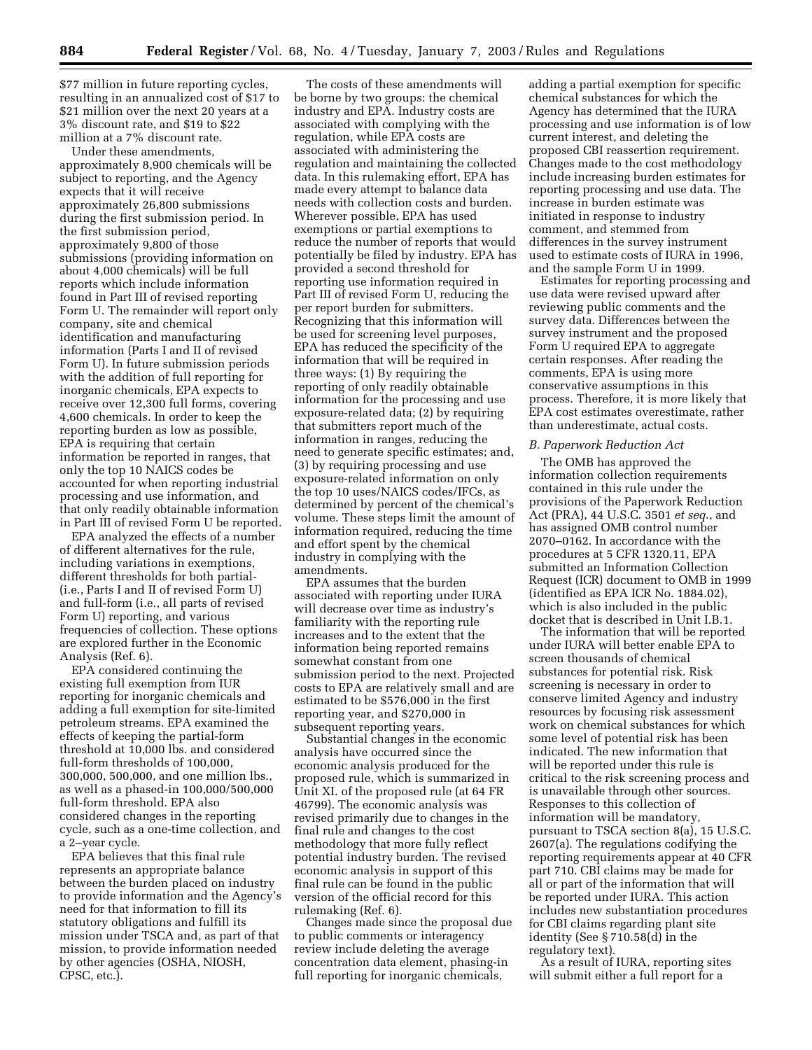$77 million in future reporting cycles, resulting in an annualized cost of $17 to $21 million over the next 20 years at a 3% discount rate, and $19 to $22 million at a 7% discount rate.

Under these amendments, approximately 8,900 chemicals will be subject to reporting, and the Agency expects that it will receive approximately 26,800 submissions during the first submission period. In the first submission period, approximately 9,800 of those submissions (providing information on about 4,000 chemicals) will be full reports which include information found in Part III of revised reporting Form U. The remainder will report only company, site and chemical identification and manufacturing information (Parts I and II of revised Form U). In future submission periods with the addition of full reporting for inorganic chemicals, EPA expects to receive over 12,300 full forms, covering 4,600 chemicals. In order to keep the reporting burden as low as possible, EPA is requiring that certain information be reported in ranges, that only the top 10 NAICS codes be accounted for when reporting industrial processing and use information, and that only readily obtainable information in Part III of revised Form U be reported.

EPA analyzed the effects of a number of different alternatives for the rule, including variations in exemptions, different thresholds for both partial- (i.e., Parts I and II of revised Form U) and full-form (i.e., all parts of revised Form U) reporting, and various frequencies of collection. These options are explored further in the Economic Analysis (Ref. 6).

EPA considered continuing the existing full exemption from IUR reporting for inorganic chemicals and adding a full exemption for site-limited petroleum streams. EPA examined the effects of keeping the partial-form threshold at 10,000 lbs. and considered full-form thresholds of 100,000, 300,000, 500,000, and one million lbs., as well as a phased-in 100,000/500,000 full-form threshold. EPA also considered changes in the reporting cycle, such as a one-time collection, and a 2–year cycle.

EPA believes that this final rule represents an appropriate balance between the burden placed on industry to provide information and the Agency's need for that information to fill its statutory obligations and fulfill its mission under TSCA and, as part of that mission, to provide information needed by other agencies (OSHA, NIOSH, CPSC, etc.).

The costs of these amendments will be borne by two groups: the chemical industry and EPA. Industry costs are associated with complying with the regulation, while EPA costs are associated with administering the regulation and maintaining the collected data. In this rulemaking effort, EPA has made every attempt to balance data needs with collection costs and burden. Wherever possible, EPA has used exemptions or partial exemptions to reduce the number of reports that would potentially be filed by industry. EPA has provided a second threshold for reporting use information required in Part III of revised Form U, reducing the per report burden for submitters. Recognizing that this information will be used for screening level purposes, EPA has reduced the specificity of the information that will be required in three ways: (1) By requiring the reporting of only readily obtainable information for the processing and use exposure-related data; (2) by requiring that submitters report much of the information in ranges, reducing the need to generate specific estimates; and, (3) by requiring processing and use exposure-related information on only the top 10 uses/NAICS codes/IFCs, as determined by percent of the chemical's volume. These steps limit the amount of information required, reducing the time and effort spent by the chemical industry in complying with the amendments.

EPA assumes that the burden associated with reporting under IURA will decrease over time as industry's familiarity with the reporting rule increases and to the extent that the information being reported remains somewhat constant from one submission period to the next. Projected costs to EPA are relatively small and are estimated to be $576,000 in the first reporting year, and $270,000 in subsequent reporting years.

Substantial changes in the economic analysis have occurred since the economic analysis produced for the proposed rule, which is summarized in Unit XI. of the proposed rule (at 64 FR 46799). The economic analysis was revised primarily due to changes in the final rule and changes to the cost methodology that more fully reflect potential industry burden. The revised economic analysis in support of this final rule can be found in the public version of the official record for this rulemaking (Ref. 6).

Changes made since the proposal due to public comments or interagency review include deleting the average concentration data element, phasing-in full reporting for inorganic chemicals, adding a partial exemption for specific chemical substances for which the Agency has determined that the IURA processing and use information is of low current interest, and deleting the proposed CBI reassertion requirement. Changes made to the cost methodology include increasing burden estimates for reporting processing and use data. The increase in burden estimate was initiated in response to industry comment, and stemmed from differences in the survey instrument used to estimate costs of IURA in 1996, and the sample Form U in 1999.

Estimates for reporting processing and use data were revised upward after reviewing public comments and the survey data. Differences between the survey instrument and the proposed Form U required EPA to aggregate certain responses. After reading the comments, EPA is using more conservative assumptions in this process. Therefore, it is more likely that EPA cost estimates overestimate, rather than underestimate, actual costs.

*B. Paperwork Reduction Act*

The OMB has approved the information collection requirements contained in this rule under the provisions of the Paperwork Reduction Act (PRA), 44 U.S.C. 3501 *et seq.*, and has assigned OMB control number 2070–0162. In accordance with the procedures at 5 CFR 1320.11, EPA submitted an Information Collection Request (ICR) document to OMB in 1999 (identified as EPA ICR No. 1884.02), which is also included in the public docket that is described in Unit I.B.1.

The information that will be reported under IURA will better enable EPA to screen thousands of chemical substances for potential risk. Risk screening is necessary in order to conserve limited Agency and industry resources by focusing risk assessment work on chemical substances for which some level of potential risk has been indicated. The new information that will be reported under this rule is critical to the risk screening process and is unavailable through other sources. Responses to this collection of information will be mandatory, pursuant to TSCA section 8(a), 15 U.S.C. 2607(a). The regulations codifying the reporting requirements appear at 40 CFR part 710. CBI claims may be made for all or part of the information that will be reported under IURA. This action includes new substantiation procedures for CBI claims regarding plant site identity (See § 710.58(d) in the regulatory text).

As a result of IURA, reporting sites will submit either a full report for a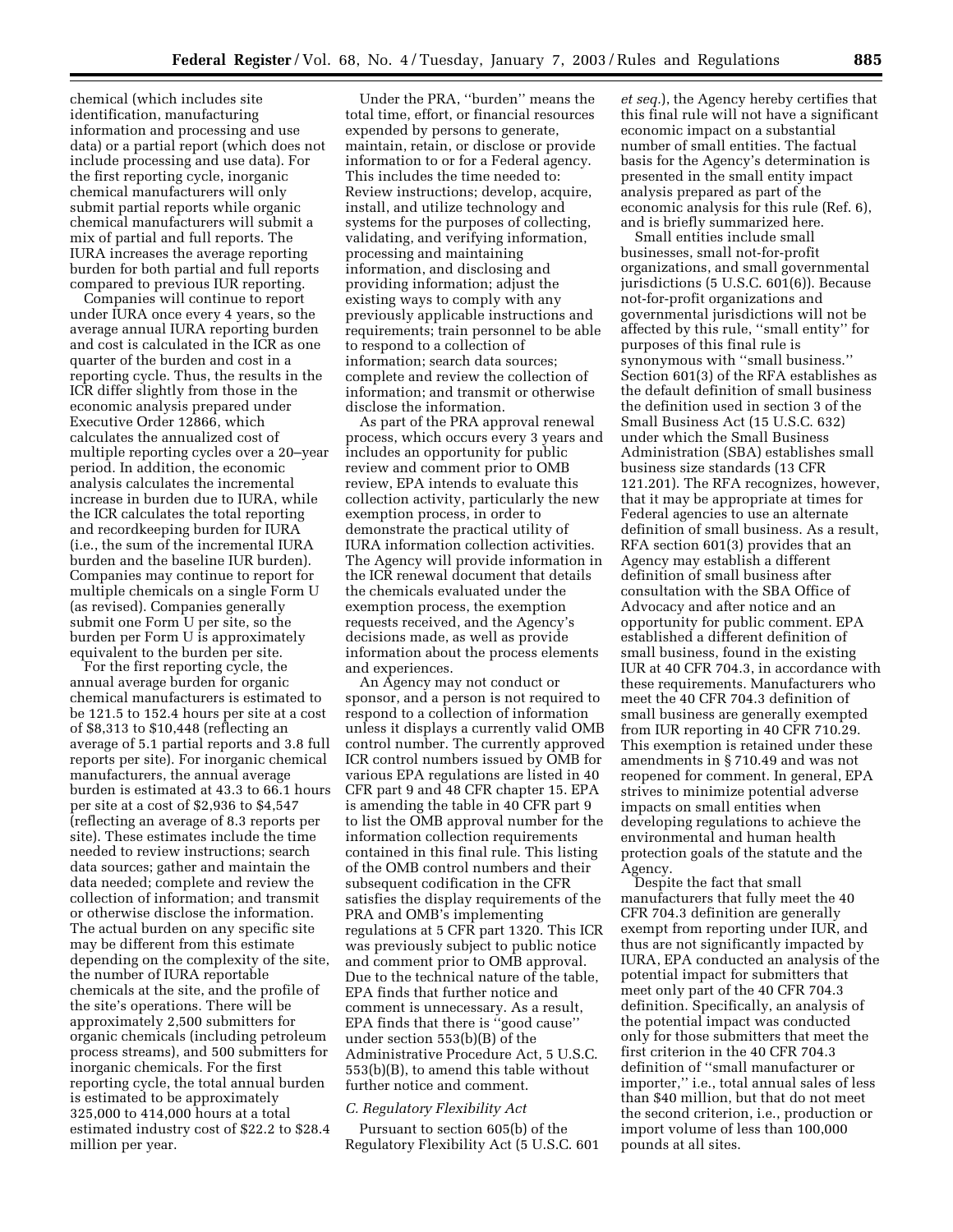chemical (which includes site identification, manufacturing information and processing and use data) or a partial report (which does not include processing and use data). For the first reporting cycle, inorganic chemical manufacturers will only submit partial reports while organic chemical manufacturers will submit a mix of partial and full reports. The IURA increases the average reporting burden for both partial and full reports compared to previous IUR reporting.

Companies will continue to report under IURA once every 4 years, so the average annual IURA reporting burden and cost is calculated in the ICR as one quarter of the burden and cost in a reporting cycle. Thus, the results in the ICR differ slightly from those in the economic analysis prepared under Executive Order 12866, which calculates the annualized cost of multiple reporting cycles over a 20–year period. In addition, the economic analysis calculates the incremental increase in burden due to IURA, while the ICR calculates the total reporting and recordkeeping burden for IURA (i.e., the sum of the incremental IURA burden and the baseline IUR burden). Companies may continue to report for multiple chemicals on a single Form U (as revised). Companies generally submit one Form U per site, so the burden per Form U is approximately equivalent to the burden per site.

For the first reporting cycle, the annual average burden for organic chemical manufacturers is estimated to be 121.5 to 152.4 hours per site at a cost of $8,313 to $10,448 (reflecting an average of 5.1 partial reports and 3.8 full reports per site). For inorganic chemical manufacturers, the annual average burden is estimated at 43.3 to 66.1 hours per site at a cost of $2,936 to $4,547 (reflecting an average of 8.3 reports per site). These estimates include the time needed to review instructions; search data sources; gather and maintain the data needed; complete and review the collection of information; and transmit or otherwise disclose the information. The actual burden on any specific site may be different from this estimate depending on the complexity of the site, the number of IURA reportable chemicals at the site, and the profile of the site's operations. There will be approximately 2,500 submitters for organic chemicals (including petroleum process streams), and 500 submitters for inorganic chemicals. For the first reporting cycle, the total annual burden is estimated to be approximately 325,000 to 414,000 hours at a total estimated industry cost of $22.2 to $28.4 million per year.

Under the PRA, ''burden'' means the total time, effort, or financial resources expended by persons to generate, maintain, retain, or disclose or provide information to or for a Federal agency. This includes the time needed to: Review instructions; develop, acquire, install, and utilize technology and systems for the purposes of collecting, validating, and verifying information, processing and maintaining information, and disclosing and providing information; adjust the existing ways to comply with any previously applicable instructions and requirements; train personnel to be able to respond to a collection of information; search data sources; complete and review the collection of information; and transmit or otherwise disclose the information.

As part of the PRA approval renewal process, which occurs every 3 years and includes an opportunity for public review and comment prior to OMB review, EPA intends to evaluate this collection activity, particularly the new exemption process, in order to demonstrate the practical utility of IURA information collection activities. The Agency will provide information in the ICR renewal document that details the chemicals evaluated under the exemption process, the exemption requests received, and the Agency's decisions made, as well as provide information about the process elements and experiences.

An Agency may not conduct or sponsor, and a person is not required to respond to a collection of information unless it displays a currently valid OMB control number. The currently approved ICR control numbers issued by OMB for various EPA regulations are listed in 40 CFR part 9 and 48 CFR chapter 15. EPA is amending the table in 40 CFR part 9 to list the OMB approval number for the information collection requirements contained in this final rule. This listing of the OMB control numbers and their subsequent codification in the CFR satisfies the display requirements of the PRA and OMB's implementing regulations at 5 CFR part 1320. This ICR was previously subject to public notice and comment prior to OMB approval. Due to the technical nature of the table, EPA finds that further notice and comment is unnecessary. As a result, EPA finds that there is ''good cause'' under section 553(b)(B) of the Administrative Procedure Act, 5 U.S.C. 553(b)(B), to amend this table without further notice and comment.

### *C. Regulatory Flexibility Act*

Pursuant to section 605(b) of the Regulatory Flexibility Act (5 U.S.C. 601 *et seq.*), the Agency hereby certifies that this final rule will not have a significant economic impact on a substantial number of small entities. The factual basis for the Agency's determination is presented in the small entity impact analysis prepared as part of the economic analysis for this rule (Ref. 6), and is briefly summarized here.

Small entities include small businesses, small not-for-profit organizations, and small governmental jurisdictions (5 U.S.C. 601(6)). Because not-for-profit organizations and governmental jurisdictions will not be affected by this rule, ''small entity'' for purposes of this final rule is synonymous with ''small business.'' Section 601(3) of the RFA establishes as the default definition of small business the definition used in section 3 of the Small Business Act (15 U.S.C. 632) under which the Small Business Administration (SBA) establishes small business size standards (13 CFR 121.201). The RFA recognizes, however, that it may be appropriate at times for Federal agencies to use an alternate definition of small business. As a result, RFA section 601(3) provides that an Agency may establish a different definition of small business after consultation with the SBA Office of Advocacy and after notice and an opportunity for public comment. EPA established a different definition of small business, found in the existing IUR at 40 CFR 704.3, in accordance with these requirements. Manufacturers who meet the 40 CFR 704.3 definition of small business are generally exempted from IUR reporting in 40 CFR 710.29. This exemption is retained under these amendments in § 710.49 and was not reopened for comment. In general, EPA strives to minimize potential adverse impacts on small entities when developing regulations to achieve the environmental and human health protection goals of the statute and the Agency.

Despite the fact that small manufacturers that fully meet the 40 CFR 704.3 definition are generally exempt from reporting under IUR, and thus are not significantly impacted by IURA, EPA conducted an analysis of the potential impact for submitters that meet only part of the 40 CFR 704.3 definition. Specifically, an analysis of the potential impact was conducted only for those submitters that meet the first criterion in the 40 CFR 704.3 definition of ''small manufacturer or importer,'' i.e., total annual sales of less than $40 million, but that do not meet the second criterion, i.e., production or import volume of less than 100,000 pounds at all sites.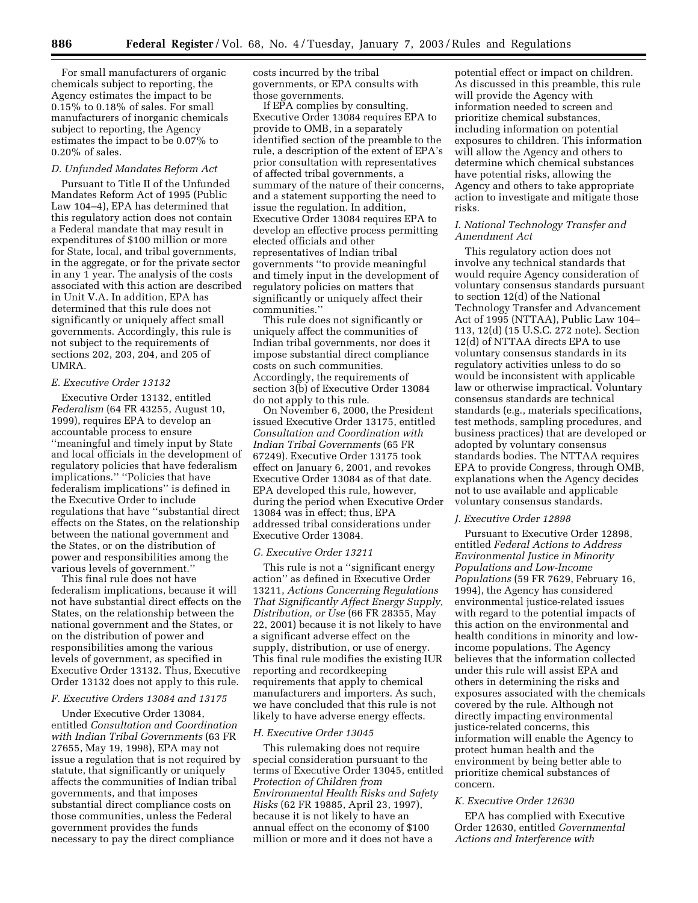For small manufacturers of organic chemicals subject to reporting, the Agency estimates the impact to be 0.15% to 0.18% of sales. For small manufacturers of inorganic chemicals subject to reporting, the Agency estimates the impact to be 0.07% to 0.20% of sales.

### *D. Unfunded Mandates Reform Act*

Pursuant to Title II of the Unfunded Mandates Reform Act of 1995 (Public Law 104–4), EPA has determined that this regulatory action does not contain a Federal mandate that may result in expenditures of $100 million or more for State, local, and tribal governments, in the aggregate, or for the private sector in any 1 year. The analysis of the costs associated with this action are described in Unit V.A. In addition, EPA has determined that this rule does not significantly or uniquely affect small governments. Accordingly, this rule is not subject to the requirements of sections 202, 203, 204, and 205 of UMRA.

### *E. Executive Order 13132*

Executive Order 13132, entitled *Federalism* (64 FR 43255, August 10, 1999), requires EPA to develop an accountable process to ensure ''meaningful and timely input by State and local officials in the development of regulatory policies that have federalism implications.'' ''Policies that have federalism implications'' is defined in the Executive Order to include regulations that have ''substantial direct effects on the States, on the relationship between the national government and the States, or on the distribution of power and responsibilities among the various levels of government.''

This final rule does not have federalism implications, because it will not have substantial direct effects on the States, on the relationship between the national government and the States, or on the distribution of power and responsibilities among the various levels of government, as specified in Executive Order 13132. Thus, Executive Order 13132 does not apply to this rule.

### *F. Executive Orders 13084 and 13175*

Under Executive Order 13084, entitled *Consultation and Coordination with Indian Tribal Governments* (63 FR 27655, May 19, 1998), EPA may not issue a regulation that is not required by statute, that significantly or uniquely affects the communities of Indian tribal governments, and that imposes substantial direct compliance costs on those communities, unless the Federal government provides the funds necessary to pay the direct compliance costs incurred by the tribal governments, or EPA consults with those governments.

If EPA complies by consulting, Executive Order 13084 requires EPA to provide to OMB, in a separately identified section of the preamble to the rule, a description of the extent of EPA's prior consultation with representatives of affected tribal governments, a summary of the nature of their concerns, and a statement supporting the need to issue the regulation. In addition, Executive Order 13084 requires EPA to develop an effective process permitting elected officials and other representatives of Indian tribal governments ''to provide meaningful and timely input in the development of regulatory policies on matters that significantly or uniquely affect their communities.''

This rule does not significantly or uniquely affect the communities of Indian tribal governments, nor does it impose substantial direct compliance costs on such communities. Accordingly, the requirements of section 3(b) of Executive Order 13084 do not apply to this rule.

On November 6, 2000, the President issued Executive Order 13175, entitled *Consultation and Coordination with Indian Tribal Governments* (65 FR 67249). Executive Order 13175 took effect on January 6, 2001, and revokes Executive Order 13084 as of that date. EPA developed this rule, however, during the period when Executive Order 13084 was in effect; thus, EPA addressed tribal considerations under Executive Order 13084.

### *G. Executive Order 13211*

This rule is not a ''significant energy action'' as defined in Executive Order 13211, *Actions Concerning Regulations That Significantly Affect Energy Supply, Distribution, or Use* (66 FR 28355, May 22, 2001) because it is not likely to have a significant adverse effect on the supply, distribution, or use of energy. This final rule modifies the existing IUR reporting and recordkeeping requirements that apply to chemical manufacturers and importers. As such, we have concluded that this rule is not likely to have adverse energy effects.

### *H. Executive Order 13045*

This rulemaking does not require special consideration pursuant to the terms of Executive Order 13045, entitled *Protection of Children from Environmental Health Risks and Safety Risks* (62 FR 19885, April 23, 1997), because it is not likely to have an annual effect on the economy of $100 million or more and it does not have a potential effect or impact on children. As discussed in this preamble, this rule will provide the Agency with information needed to screen and prioritize chemical substances, including information on potential exposures to children. This information will allow the Agency and others to determine which chemical substances have potential risks, allowing the Agency and others to take appropriate action to investigate and mitigate those risks.

### *I. National Technology Transfer and Amendment Act*

This regulatory action does not involve any technical standards that would require Agency consideration of voluntary consensus standards pursuant to section 12(d) of the National Technology Transfer and Advancement Act of 1995 (NTTAA), Public Law 104–113, 12(d) (15 U.S.C. 272 note). Section 12(d) of NTTAA directs EPA to use voluntary consensus standards in its regulatory activities unless to do so would be inconsistent with applicable law or otherwise impractical. Voluntary consensus standards are technical standards (e.g., materials specifications, test methods, sampling procedures, and business practices) that are developed or adopted by voluntary consensus standards bodies. The NTTAA requires EPA to provide Congress, through OMB, explanations when the Agency decides not to use available and applicable voluntary consensus standards.

### *J. Executive Order 12898*

Pursuant to Executive Order 12898, entitled *Federal Actions to Address Environmental Justice in Minority Populations and Low-Income Populations* (59 FR 7629, February 16, 1994), the Agency has considered environmental justice-related issues with regard to the potential impacts of this action on the environmental and health conditions in minority and low-income populations. The Agency believes that the information collected under this rule will assist EPA and others in determining the risks and exposures associated with the chemicals covered by the rule. Although not directly impacting environmental justice-related concerns, this information will enable the Agency to protect human health and the environment by being better able to prioritize chemical substances of concern.

### *K. Executive Order 12630*

EPA has complied with Executive Order 12630, entitled *Governmental Actions and Interference with*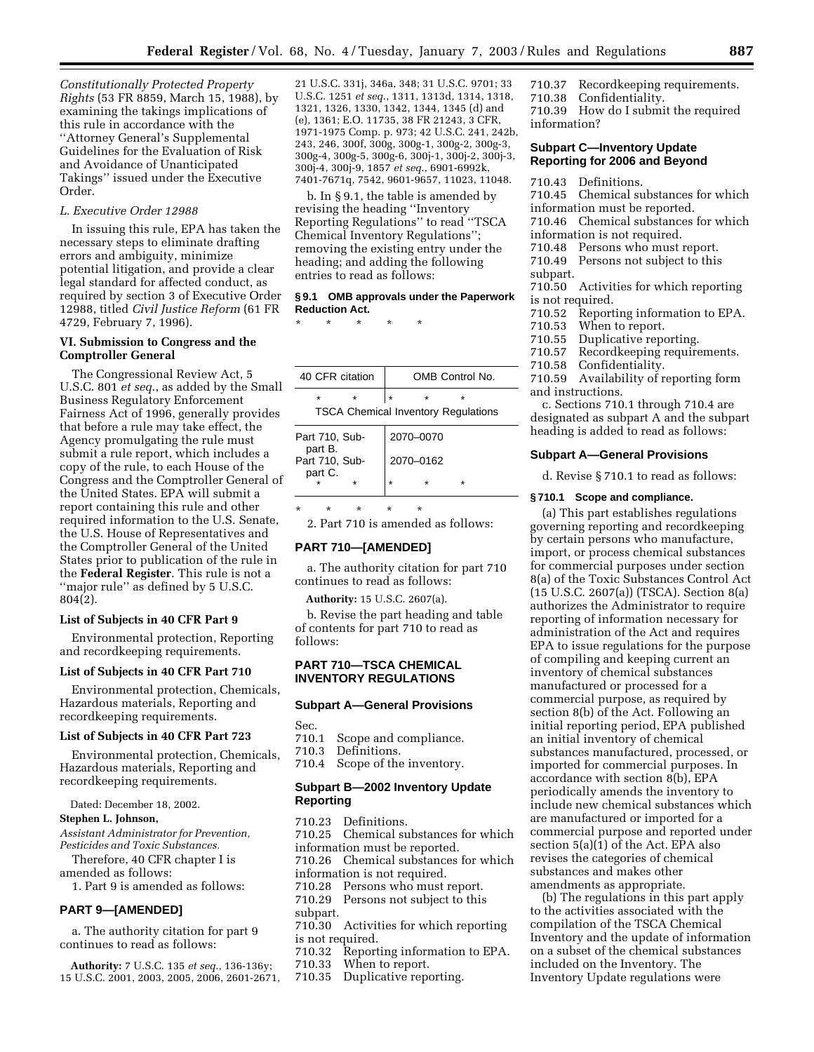*Constitutionally Protected Property Rights* (53 FR 8859, March 15, 1988), by examining the takings implications of this rule in accordance with the ''Attorney General's Supplemental Guidelines for the Evaluation of Risk and Avoidance of Unanticipated Takings'' issued under the Executive Order.

### *L. Executive Order 12988*

In issuing this rule, EPA has taken the necessary steps to eliminate drafting errors and ambiguity, minimize potential litigation, and provide a clear legal standard for affected conduct, as required by section 3 of Executive Order 12988, titled *Civil Justice Reform* (61 FR 4729, February 7, 1996).

## VI. Submission to Congress and the Comptroller General

The Congressional Review Act, 5 U.S.C. 801 *et seq.*, as added by the Small Business Regulatory Enforcement Fairness Act of 1996, generally provides that before a rule may take effect, the Agency promulgating the rule must submit a rule report, which includes a copy of the rule, to each House of the Congress and the Comptroller General of the United States. EPA will submit a report containing this rule and other required information to the U.S. Senate, the U.S. House of Representatives and the Comptroller General of the United States prior to publication of the rule in the **Federal Register**. This rule is not a ''major rule'' as defined by 5 U.S.C. 804(2).

### List of Subjects in 40 CFR Part 9

Environmental protection, Reporting and recordkeeping requirements.

### List of Subjects in 40 CFR Part 710

Environmental protection, Chemicals, Hazardous materials, Reporting and recordkeeping requirements.

### List of Subjects in 40 CFR Part 723

Environmental protection, Chemicals, Hazardous materials, Reporting and recordkeeping requirements.

Dated: December 18, 2002.

**Stephen L. Johnson,**

*Assistant Administrator for Prevention, Pesticides and Toxic Substances.*

Therefore, 40 CFR chapter I is amended as follows:

1. Part 9 is amended as follows:

## PART 9—[AMENDED]

a. The authority citation for part 9 continues to read as follows:

**Authority:** 7 U.S.C. 135 *et seq.*, 136-136y; 15 U.S.C. 2001, 2003, 2005, 2006, 2601-2671, 21 U.S.C. 331j, 346a, 348; 31 U.S.C. 9701; 33 U.S.C. 1251 *et seq.*, 1311, 1313d, 1314, 1318, 1321, 1326, 1330, 1342, 1344, 1345 (d) and (e), 1361; E.O. 11735, 38 FR 21243, 3 CFR, 1971-1975 Comp. p. 973; 42 U.S.C. 241, 242b, 243, 246, 300f, 300g, 300g-1, 300g-2, 300g-3, 300g-4, 300g-5, 300g-6, 300j-1, 300j-2, 300j-3, 300j-4, 300j-9, 1857 *et seq.*, 6901-6992k, 7401-7671q, 7542, 9601-9657, 11023, 11048.

b. In § 9.1, the table is amended by revising the heading ''Inventory Reporting Regulations'' to read ''TSCA Chemical Inventory Regulations''; removing the existing entry under the heading; and adding the following entries to read as follows:

**§ 9.1 OMB approvals under the Paperwork Reduction Act.**

\* \* \* \* \*

| 40 CFR citation | OMB Control No. |
|---|---|
| \* \* | \* \* \* |
| TSCA Chemical Inventory Regulations | |
| Part 710, Subpart B. | 2070–0070 |
| Part 710, Subpart C. | 2070–0162 |
| \* \* | \* \* \* |

\* \* \* \* \*

2. Part 710 is amended as follows:

## PART 710—[AMENDED]

a. The authority citation for part 710 continues to read as follows:

**Authority:** 15 U.S.C. 2607(a).

b. Revise the part heading and table of contents for part 710 to read as follows:

## PART 710—TSCA CHEMICAL INVENTORY REGULATIONS

### Subpart A—General Provisions

Sec.
710.1 Scope and compliance.
710.3 Definitions.
710.4 Scope of the inventory.

### Subpart B—2002 Inventory Update Reporting

710.23 Definitions.
710.25 Chemical substances for which information must be reported.
710.26 Chemical substances for which information is not required.
710.28 Persons who must report.
710.29 Persons not subject to this subpart.
710.30 Activities for which reporting is not required.
710.32 Reporting information to EPA.
710.33 When to report.
710.35 Duplicative reporting.
710.37 Recordkeeping requirements.
710.38 Confidentiality.
710.39 How do I submit the required information?

### Subpart C—Inventory Update Reporting for 2006 and Beyond

710.43 Definitions.
710.45 Chemical substances for which information must be reported.
710.46 Chemical substances for which information is not required.
710.48 Persons who must report.
710.49 Persons not subject to this subpart.
710.50 Activities for which reporting is not required.
710.52 Reporting information to EPA.
710.53 When to report.
710.55 Duplicative reporting.
710.57 Recordkeeping requirements.
710.58 Confidentiality.
710.59 Availability of reporting form and instructions.

c. Sections 710.1 through 710.4 are designated as subpart A and the subpart heading is added to read as follows:

### Subpart A—General Provisions

d. Revise § 710.1 to read as follows:

**§ 710.1 Scope and compliance.**

(a) This part establishes regulations governing reporting and recordkeeping by certain persons who manufacture, import, or process chemical substances for commercial purposes under section 8(a) of the Toxic Substances Control Act (15 U.S.C. 2607(a)) (TSCA). Section 8(a) authorizes the Administrator to require reporting of information necessary for administration of the Act and requires EPA to issue regulations for the purpose of compiling and keeping current an inventory of chemical substances manufactured or processed for a commercial purpose, as required by section 8(b) of the Act. Following an initial reporting period, EPA published an initial inventory of chemical substances manufactured, processed, or imported for commercial purposes. In accordance with section 8(b), EPA periodically amends the inventory to include new chemical substances which are manufactured or imported for a commercial purpose and reported under section 5(a)(1) of the Act. EPA also revises the categories of chemical substances and makes other amendments as appropriate.

(b) The regulations in this part apply to the activities associated with the compilation of the TSCA Chemical Inventory and the update of information on a subset of the chemical substances included on the Inventory. The Inventory Update regulations were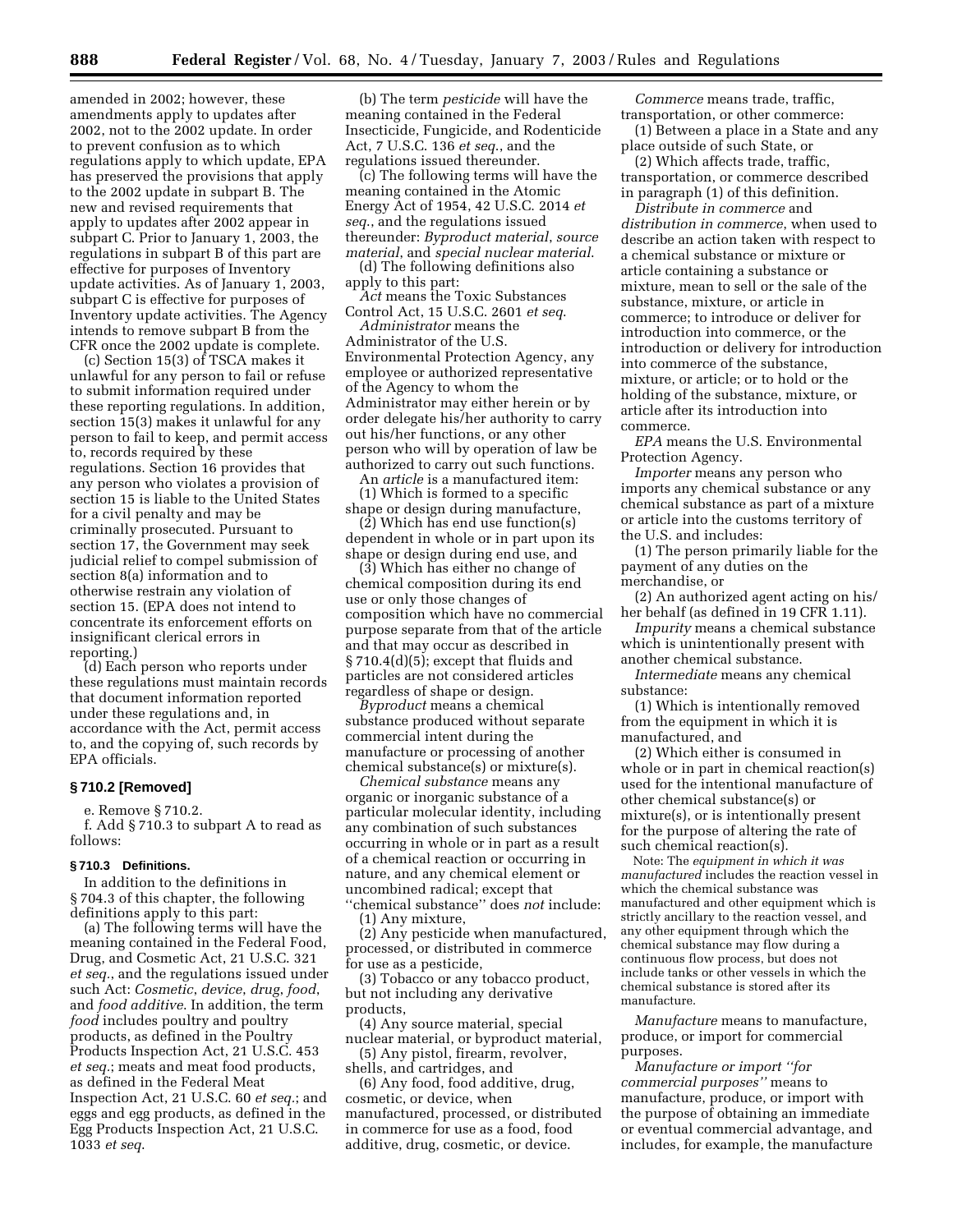amended in 2002; however, these amendments apply to updates after 2002, not to the 2002 update. In order to prevent confusion as to which regulations apply to which update, EPA has preserved the provisions that apply to the 2002 update in subpart B. The new and revised requirements that apply to updates after 2002 appear in subpart C. Prior to January 1, 2003, the regulations in subpart B of this part are effective for purposes of Inventory update activities. As of January 1, 2003, subpart C is effective for purposes of Inventory update activities. The Agency intends to remove subpart B from the CFR once the 2002 update is complete.

(c) Section 15(3) of TSCA makes it unlawful for any person to fail or refuse to submit information required under these reporting regulations. In addition, section 15(3) makes it unlawful for any person to fail to keep, and permit access to, records required by these regulations. Section 16 provides that any person who violates a provision of section 15 is liable to the United States for a civil penalty and may be criminally prosecuted. Pursuant to section 17, the Government may seek judicial relief to compel submission of section 8(a) information and to otherwise restrain any violation of section 15. (EPA does not intend to concentrate its enforcement efforts on insignificant clerical errors in reporting.)

(d) Each person who reports under these regulations must maintain records that document information reported under these regulations and, in accordance with the Act, permit access to, and the copying of, such records by EPA officials.

### § 710.2 [Removed]

e. Remove § 710.2.

f. Add § 710.3 to subpart A to read as follows:

### § 710.3 Definitions.

In addition to the definitions in § 704.3 of this chapter, the following definitions apply to this part:

(a) The following terms will have the meaning contained in the Federal Food, Drug, and Cosmetic Act, 21 U.S.C. 321 *et seq.*, and the regulations issued under such Act: *Cosmetic*, *device*, *drug*, *food*, and *food additive*. In addition, the term *food* includes poultry and poultry products, as defined in the Poultry Products Inspection Act, 21 U.S.C. 453 *et seq.*; meats and meat food products, as defined in the Federal Meat Inspection Act, 21 U.S.C. 60 *et seq.*; and eggs and egg products, as defined in the Egg Products Inspection Act, 21 U.S.C. 1033 *et seq.*

(b) The term *pesticide* will have the meaning contained in the Federal Insecticide, Fungicide, and Rodenticide Act, 7 U.S.C. 136 *et seq.*, and the regulations issued thereunder.

(c) The following terms will have the meaning contained in the Atomic Energy Act of 1954, 42 U.S.C. 2014 *et seq.*, and the regulations issued thereunder: *Byproduct material*, *source material*, and *special nuclear material*.

(d) The following definitions also apply to this part:

*Act* means the Toxic Substances Control Act, 15 U.S.C. 2601 *et seq.*

*Administrator* means the Administrator of the U.S. Environmental Protection Agency, any employee or authorized representative of the Agency to whom the Administrator may either herein or by order delegate his/her authority to carry out his/her functions, or any other person who will by operation of law be authorized to carry out such functions.

An *article* is a manufactured item:

(1) Which is formed to a specific shape or design during manufacture,

(2) Which has end use function(s) dependent in whole or in part upon its shape or design during end use, and

(3) Which has either no change of chemical composition during its end use or only those changes of composition which have no commercial purpose separate from that of the article and that may occur as described in § 710.4(d)(5); except that fluids and particles are not considered articles regardless of shape or design.

*Byproduct* means a chemical substance produced without separate commercial intent during the manufacture or processing of another chemical substance(s) or mixture(s).

*Chemical substance* means any organic or inorganic substance of a particular molecular identity, including any combination of such substances occurring in whole or in part as a result of a chemical reaction or occurring in nature, and any chemical element or uncombined radical; except that ''chemical substance'' does *not* include:

(1) Any mixture,

(2) Any pesticide when manufactured, processed, or distributed in commerce for use as a pesticide,

(3) Tobacco or any tobacco product, but not including any derivative products,

(4) Any source material, special nuclear material, or byproduct material,

(5) Any pistol, firearm, revolver, shells, and cartridges, and

(6) Any food, food additive, drug, cosmetic, or device, when manufactured, processed, or distributed in commerce for use as a food, food additive, drug, cosmetic, or device.

*Commerce* means trade, traffic, transportation, or other commerce:

(1) Between a place in a State and any place outside of such State, or

(2) Which affects trade, traffic, transportation, or commerce described in paragraph (1) of this definition.

*Distribute in commerce* and *distribution in commerce*, when used to describe an action taken with respect to a chemical substance or mixture or article containing a substance or mixture, mean to sell or the sale of the substance, mixture, or article in commerce; to introduce or deliver for introduction into commerce, or the introduction or delivery for introduction into commerce of the substance, mixture, or article; or to hold or the holding of the substance, mixture, or article after its introduction into commerce.

*EPA* means the U.S. Environmental Protection Agency.

*Importer* means any person who imports any chemical substance or any chemical substance as part of a mixture or article into the customs territory of the U.S. and includes:

(1) The person primarily liable for the payment of any duties on the merchandise, or

(2) An authorized agent acting on his/her behalf (as defined in 19 CFR 1.11).

*Impurity* means a chemical substance which is unintentionally present with another chemical substance.

*Intermediate* means any chemical substance:

(1) Which is intentionally removed from the equipment in which it is manufactured, and

(2) Which either is consumed in whole or in part in chemical reaction(s) used for the intentional manufacture of other chemical substance(s) or mixture(s), or is intentionally present for the purpose of altering the rate of such chemical reaction(s).

Note: The *equipment in which it was manufactured* includes the reaction vessel in which the chemical substance was manufactured and other equipment which is strictly ancillary to the reaction vessel, and any other equipment through which the chemical substance may flow during a continuous flow process, but does not include tanks or other vessels in which the chemical substance is stored after its manufacture.

*Manufacture* means to manufacture, produce, or import for commercial purposes.

*Manufacture or import ''for commercial purposes''* means to manufacture, produce, or import with the purpose of obtaining an immediate or eventual commercial advantage, and includes, for example, the manufacture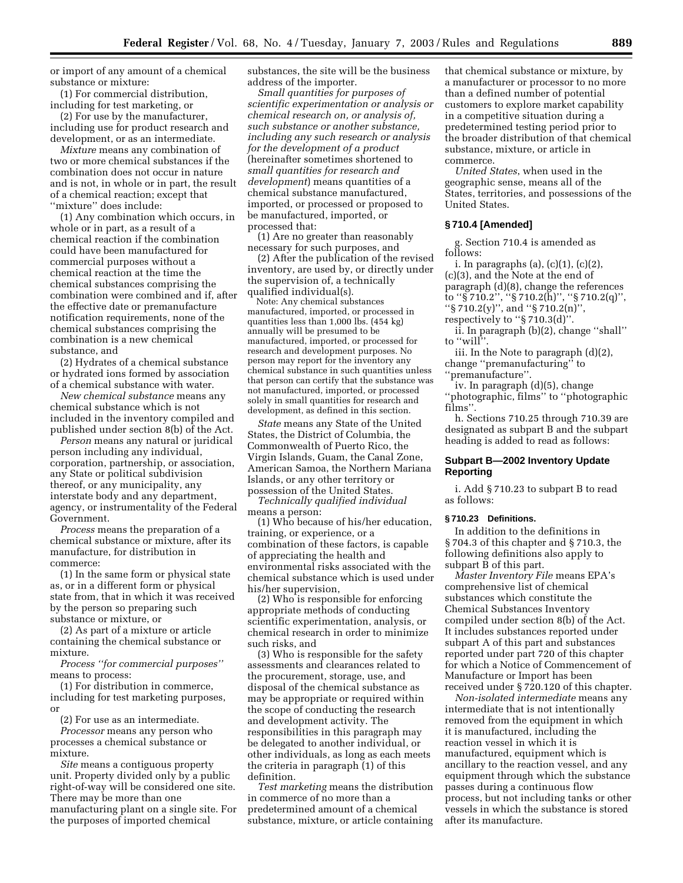or import of any amount of a chemical substance or mixture:

(1) For commercial distribution, including for test marketing, or

(2) For use by the manufacturer, including use for product research and development, or as an intermediate.

*Mixture* means any combination of two or more chemical substances if the combination does not occur in nature and is not, in whole or in part, the result of a chemical reaction; except that ''mixture'' does include:

(1) Any combination which occurs, in whole or in part, as a result of a chemical reaction if the combination could have been manufactured for commercial purposes without a chemical reaction at the time the chemical substances comprising the combination were combined and if, after the effective date or premanufacture notification requirements, none of the chemical substances comprising the combination is a new chemical substance, and

(2) Hydrates of a chemical substance or hydrated ions formed by association of a chemical substance with water.

*New chemical substance* means any chemical substance which is not included in the inventory compiled and published under section 8(b) of the Act.

*Person* means any natural or juridical person including any individual, corporation, partnership, or association, any State or political subdivision thereof, or any municipality, any interstate body and any department, agency, or instrumentality of the Federal Government.

*Process* means the preparation of a chemical substance or mixture, after its manufacture, for distribution in commerce:

(1) In the same form or physical state as, or in a different form or physical state from, that in which it was received by the person so preparing such substance or mixture, or

(2) As part of a mixture or article containing the chemical substance or mixture.

*Process ''for commercial purposes''* means to process:

(1) For distribution in commerce, including for test marketing purposes, or

(2) For use as an intermediate.

*Processor* means any person who processes a chemical substance or mixture.

*Site* means a contiguous property unit. Property divided only by a public right-of-way will be considered one site. There may be more than one manufacturing plant on a single site. For the purposes of imported chemical substances, the site will be the business address of the importer.

*Small quantities for purposes of scientific experimentation or analysis or chemical research on, or analysis of, such substance or another substance, including any such research or analysis for the development of a product* (hereinafter sometimes shortened to *small quantities for research and development*) means quantities of a chemical substance manufactured, imported, or processed or proposed to be manufactured, imported, or processed that:

(1) Are no greater than reasonably necessary for such purposes, and

(2) After the publication of the revised inventory, are used by, or directly under the supervision of, a technically qualified individual(s).

Note: Any chemical substances manufactured, imported, or processed in quantities less than 1,000 lbs. (454 kg) annually will be presumed to be manufactured, imported, or processed for research and development purposes. No person may report for the inventory any chemical substance in such quantities unless that person can certify that the substance was not manufactured, imported, or processed solely in small quantities for research and development, as defined in this section.

*State* means any State of the United States, the District of Columbia, the Commonwealth of Puerto Rico, the Virgin Islands, Guam, the Canal Zone, American Samoa, the Northern Mariana Islands, or any other territory or possession of the United States.

*Technically qualified individual* means a person:

(1) Who because of his/her education, training, or experience, or a combination of these factors, is capable of appreciating the health and environmental risks associated with the chemical substance which is used under his/her supervision,

(2) Who is responsible for enforcing appropriate methods of conducting scientific experimentation, analysis, or chemical research in order to minimize such risks, and

(3) Who is responsible for the safety assessments and clearances related to the procurement, storage, use, and disposal of the chemical substance as may be appropriate or required within the scope of conducting the research and development activity. The responsibilities in this paragraph may be delegated to another individual, or other individuals, as long as each meets the criteria in paragraph (1) of this definition.

*Test marketing* means the distribution in commerce of no more than a predetermined amount of a chemical substance, mixture, or article containing that chemical substance or mixture, by a manufacturer or processor to no more than a defined number of potential customers to explore market capability in a competitive situation during a predetermined testing period prior to the broader distribution of that chemical substance, mixture, or article in commerce.

*United States*, when used in the geographic sense, means all of the States, territories, and possessions of the United States.

### § 710.4 [Amended]

g. Section 710.4 is amended as follows:

i. In paragraphs (a), (c)(1), (c)(2), (c)(3), and the Note at the end of paragraph (d)(8), change the references to ''§ 710.2'', ''§ 710.2(h)'', ''§ 710.2(q)'', ''§ 710.2(y)'', and ''§ 710.2(n)'', respectively to ''§ 710.3(d)''.

ii. In paragraph (b)(2), change ''shall'' to ''will''.

iii. In the Note to paragraph (d)(2), change ''premanufacturing'' to ''premanufacture''.

iv. In paragraph (d)(5), change ''photographic, films'' to ''photographic films''.

h. Sections 710.25 through 710.39 are designated as subpart B and the subpart heading is added to read as follows:

### Subpart B—2002 Inventory Update Reporting

i. Add § 710.23 to subpart B to read as follows:

#### § 710.23 Definitions.

In addition to the definitions in § 704.3 of this chapter and § 710.3, the following definitions also apply to subpart B of this part.

*Master Inventory File* means EPA's comprehensive list of chemical substances which constitute the Chemical Substances Inventory compiled under section 8(b) of the Act. It includes substances reported under subpart A of this part and substances reported under part 720 of this chapter for which a Notice of Commencement of Manufacture or Import has been received under § 720.120 of this chapter.

*Non-isolated intermediate* means any intermediate that is not intentionally removed from the equipment in which it is manufactured, including the reaction vessel in which it is manufactured, equipment which is ancillary to the reaction vessel, and any equipment through which the substance passes during a continuous flow process, but not including tanks or other vessels in which the substance is stored after its manufacture.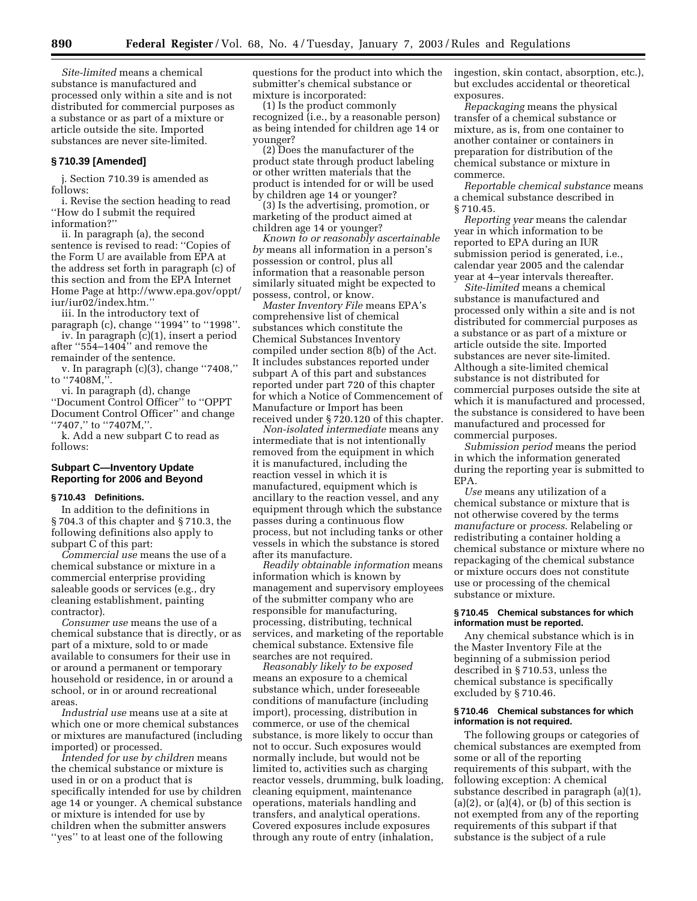*Site-limited* means a chemical substance is manufactured and processed only within a site and is not distributed for commercial purposes as a substance or as part of a mixture or article outside the site. Imported substances are never site-limited.

### § 710.39 [Amended]

j. Section 710.39 is amended as follows:

i. Revise the section heading to read ''How do I submit the required information?''

ii. In paragraph (a), the second sentence is revised to read: ''Copies of the Form U are available from EPA at the address set forth in paragraph (c) of this section and from the EPA Internet Home Page at http://www.epa.gov/oppt/iur/iur02/index.htm.''

iii. In the introductory text of paragraph (c), change ''1994'' to ''1998''.

iv. In paragraph (c)(1), insert a period after ''554–1404'' and remove the remainder of the sentence.

v. In paragraph (c)(3), change ''7408,'' to ''7408M,''.

vi. In paragraph (d), change ''Document Control Officer'' to ''OPPT Document Control Officer'' and change ''7407,'' to ''7407M,''.

k. Add a new subpart C to read as follows:

## Subpart C—Inventory Update Reporting for 2006 and Beyond

### § 710.43 Definitions.

In addition to the definitions in § 704.3 of this chapter and § 710.3, the following definitions also apply to subpart C of this part:

*Commercial use* means the use of a chemical substance or mixture in a commercial enterprise providing saleable goods or services (e.g., dry cleaning establishment, painting contractor).

*Consumer use* means the use of a chemical substance that is directly, or as part of a mixture, sold to or made available to consumers for their use in or around a permanent or temporary household or residence, in or around a school, or in or around recreational areas.

*Industrial use* means use at a site at which one or more chemical substances or mixtures are manufactured (including imported) or processed.

*Intended for use by children* means the chemical substance or mixture is used in or on a product that is specifically intended for use by children age 14 or younger. A chemical substance or mixture is intended for use by children when the submitter answers ''yes'' to at least one of the following questions for the product into which the submitter's chemical substance or mixture is incorporated:

(1) Is the product commonly recognized (i.e., by a reasonable person) as being intended for children age 14 or younger?

(2) Does the manufacturer of the product state through product labeling or other written materials that the product is intended for or will be used by children age 14 or younger?

(3) Is the advertising, promotion, or marketing of the product aimed at children age 14 or younger?

*Known to or reasonably ascertainable by* means all information in a person's possession or control, plus all information that a reasonable person similarly situated might be expected to possess, control, or know.

*Master Inventory File* means EPA's comprehensive list of chemical substances which constitute the Chemical Substances Inventory compiled under section 8(b) of the Act. It includes substances reported under subpart A of this part and substances reported under part 720 of this chapter for which a Notice of Commencement of Manufacture or Import has been received under § 720.120 of this chapter.

*Non-isolated intermediate* means any intermediate that is not intentionally removed from the equipment in which it is manufactured, including the reaction vessel in which it is manufactured, equipment which is ancillary to the reaction vessel, and any equipment through which the substance passes during a continuous flow process, but not including tanks or other vessels in which the substance is stored after its manufacture.

*Readily obtainable information* means information which is known by management and supervisory employees of the submitter company who are responsible for manufacturing, processing, distributing, technical services, and marketing of the reportable chemical substance. Extensive file searches are not required.

*Reasonably likely to be exposed* means an exposure to a chemical substance which, under foreseeable conditions of manufacture (including import), processing, distribution in commerce, or use of the chemical substance, is more likely to occur than not to occur. Such exposures would normally include, but would not be limited to, activities such as charging reactor vessels, drumming, bulk loading, cleaning equipment, maintenance operations, materials handling and transfers, and analytical operations. Covered exposures include exposures through any route of entry (inhalation, ingestion, skin contact, absorption, etc.), but excludes accidental or theoretical exposures.

*Repackaging* means the physical transfer of a chemical substance or mixture, as is, from one container to another container or containers in preparation for distribution of the chemical substance or mixture in commerce.

*Reportable chemical substance* means a chemical substance described in § 710.45.

*Reporting year* means the calendar year in which information to be reported to EPA during an IUR submission period is generated, i.e., calendar year 2005 and the calendar year at 4–year intervals thereafter.

*Site-limited* means a chemical substance is manufactured and processed only within a site and is not distributed for commercial purposes as a substance or as part of a mixture or article outside the site. Imported substances are never site-limited. Although a site-limited chemical substance is not distributed for commercial purposes outside the site at which it is manufactured and processed, the substance is considered to have been manufactured and processed for commercial purposes.

*Submission period* means the period in which the information generated during the reporting year is submitted to EPA.

*Use* means any utilization of a chemical substance or mixture that is not otherwise covered by the terms *manufacture* or *process*. Relabeling or redistributing a container holding a chemical substance or mixture where no repackaging of the chemical substance or mixture occurs does not constitute use or processing of the chemical substance or mixture.

### § 710.45 Chemical substances for which information must be reported.

Any chemical substance which is in the Master Inventory File at the beginning of a submission period described in § 710.53, unless the chemical substance is specifically excluded by § 710.46.

### § 710.46 Chemical substances for which information is not required.

The following groups or categories of chemical substances are exempted from some or all of the reporting requirements of this subpart, with the following exception: A chemical substance described in paragraph (a)(1), (a)(2), or (a)(4), or (b) of this section is not exempted from any of the reporting requirements of this subpart if that substance is the subject of a rule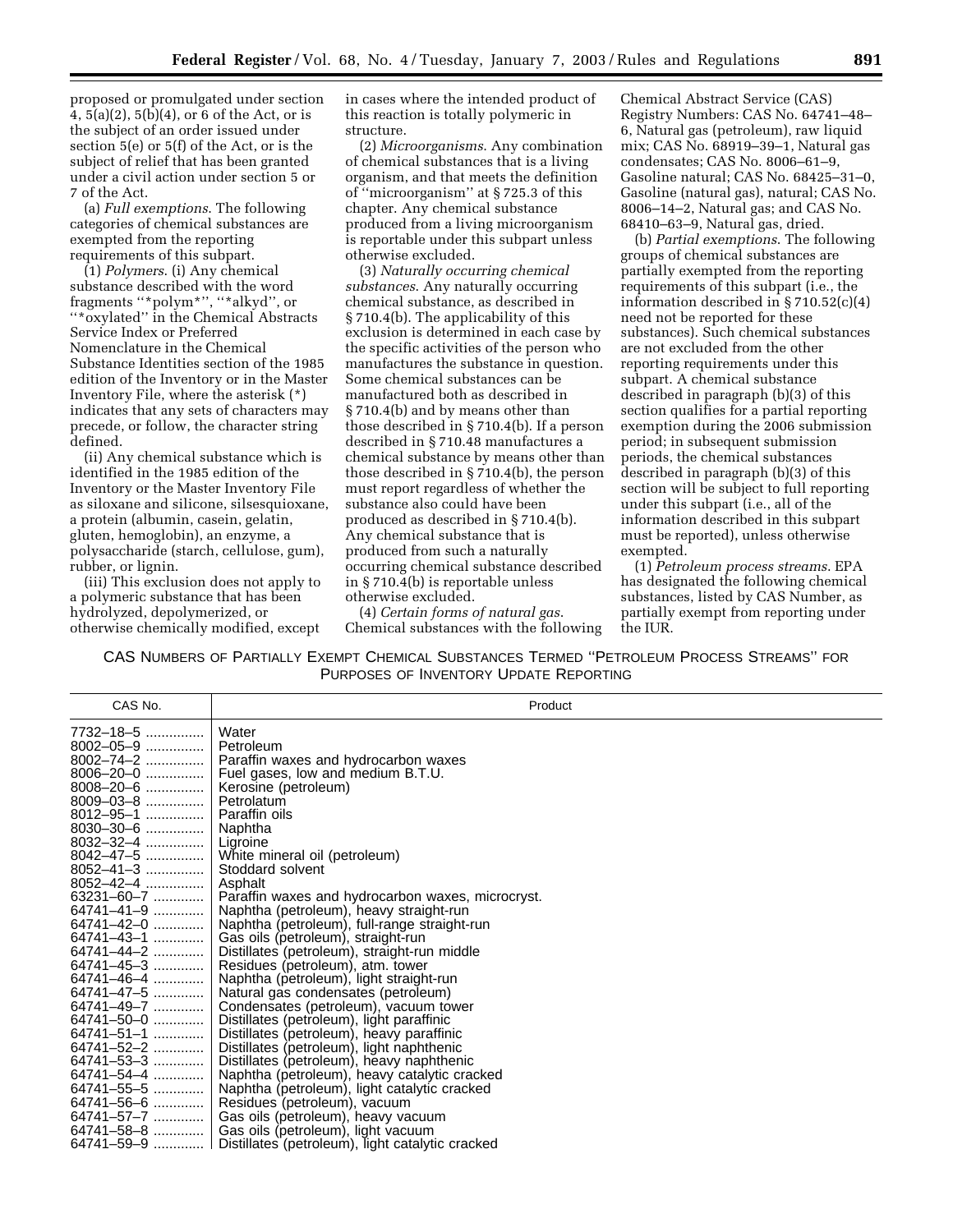proposed or promulgated under section 4, 5(a)(2), 5(b)(4), or 6 of the Act, or is the subject of an order issued under section 5(e) or 5(f) of the Act, or is the subject of relief that has been granted under a civil action under section 5 or 7 of the Act.

(a) *Full exemptions*. The following categories of chemical substances are exempted from the reporting requirements of this subpart.

(1) *Polymers*. (i) Any chemical substance described with the word fragments ''*polym*'', ''*alkyd'', or ''*oxylated'' in the Chemical Abstracts Service Index or Preferred Nomenclature in the Chemical Substance Identities section of the 1985 edition of the Inventory or in the Master Inventory File, where the asterisk (*) indicates that any sets of characters may precede, or follow, the character string defined.

(ii) Any chemical substance which is identified in the 1985 edition of the Inventory or the Master Inventory File as siloxane and silicone, silsesquioxane, a protein (albumin, casein, gelatin, gluten, hemoglobin), an enzyme, a polysaccharide (starch, cellulose, gum), rubber, or lignin.

(iii) This exclusion does not apply to a polymeric substance that has been hydrolyzed, depolymerized, or otherwise chemically modified, except in cases where the intended product of this reaction is totally polymeric in structure.

(2) *Microorganisms*. Any combination of chemical substances that is a living organism, and that meets the definition of ''microorganism'' at § 725.3 of this chapter. Any chemical substance produced from a living microorganism is reportable under this subpart unless otherwise excluded.

(3) *Naturally occurring chemical substances*. Any naturally occurring chemical substance, as described in § 710.4(b). The applicability of this exclusion is determined in each case by the specific activities of the person who manufactures the substance in question. Some chemical substances can be manufactured both as described in § 710.4(b) and by means other than those described in § 710.4(b). If a person described in § 710.48 manufactures a chemical substance by means other than those described in § 710.4(b), the person must report regardless of whether the substance also could have been produced as described in § 710.4(b). Any chemical substance that is produced from such a naturally occurring chemical substance described in § 710.4(b) is reportable unless otherwise excluded.

(4) *Certain forms of natural gas*. Chemical substances with the following Chemical Abstract Service (CAS) Registry Numbers: CAS No. 64741–48–6, Natural gas (petroleum), raw liquid mix; CAS No. 68919–39–1, Natural gas condensates; CAS No. 8006–61–9, Gasoline natural; CAS No. 68425–31–0, Gasoline (natural gas), natural; CAS No. 8006–14–2, Natural gas; and CAS No. 68410–63–9, Natural gas, dried.

(b) *Partial exemptions*. The following groups of chemical substances are partially exempted from the reporting requirements of this subpart (i.e., the information described in § 710.52(c)(4) need not be reported for these substances). Such chemical substances are not excluded from the other reporting requirements under this subpart. A chemical substance described in paragraph (b)(3) of this section qualifies for a partial reporting exemption during the 2006 submission period; in subsequent submission periods, the chemical substances described in paragraph (b)(3) of this section will be subject to full reporting under this subpart (i.e., all of the information described in this subpart must be reported), unless otherwise exempted.

(1) *Petroleum process streams*. EPA has designated the following chemical substances, listed by CAS Number, as partially exempt from reporting under the IUR.

CAS NUMBERS OF PARTIALLY EXEMPT CHEMICAL SUBSTANCES TERMED ''PETROLEUM PROCESS STREAMS'' FOR PURPOSES OF INVENTORY UPDATE REPORTING

| CAS No. | Product |
|---|---|
| 7732–18–5 | Water |
| 8002–05–9 | Petroleum |
| 8002–74–2 | Paraffin waxes and hydrocarbon waxes |
| 8006–20–0 | Fuel gases, low and medium B.T.U. |
| 8008–20–6 | Kerosine (petroleum) |
| 8009–03–8 | Petrolatum |
| 8012–95–1 | Paraffin oils |
| 8030–30–6 | Naphtha |
| 8032–32–4 | Ligroine |
| 8042–47–5 | White mineral oil (petroleum) |
| 8052–41–3 | Stoddard solvent |
| 8052–42–4 | Asphalt |
| 63231–60–7 | Paraffin waxes and hydrocarbon waxes, microcryst. |
| 64741–41–9 | Naphtha (petroleum), heavy straight-run |
| 64741–42–0 | Naphtha (petroleum), full-range straight-run |
| 64741–43–1 | Gas oils (petroleum), straight-run |
| 64741–44–2 | Distillates (petroleum), straight-run middle |
| 64741–45–3 | Residues (petroleum), atm. tower |
| 64741–46–4 | Naphtha (petroleum), light straight-run |
| 64741–47–5 | Natural gas condensates (petroleum) |
| 64741–49–7 | Condensates (petroleum), vacuum tower |
| 64741–50–0 | Distillates (petroleum), light paraffinic |
| 64741–51–1 | Distillates (petroleum), heavy paraffinic |
| 64741–52–2 | Distillates (petroleum), light naphthenic |
| 64741–53–3 | Distillates (petroleum), heavy naphthenic |
| 64741–54–4 | Naphtha (petroleum), heavy catalytic cracked |
| 64741–55–5 | Naphtha (petroleum), light catalytic cracked |
| 64741–56–6 | Residues (petroleum), vacuum |
| 64741–57–7 | Gas oils (petroleum), heavy vacuum |
| 64741–58–8 | Gas oils (petroleum), light vacuum |
| 64741–59–9 | Distillates (petroleum), light catalytic cracked |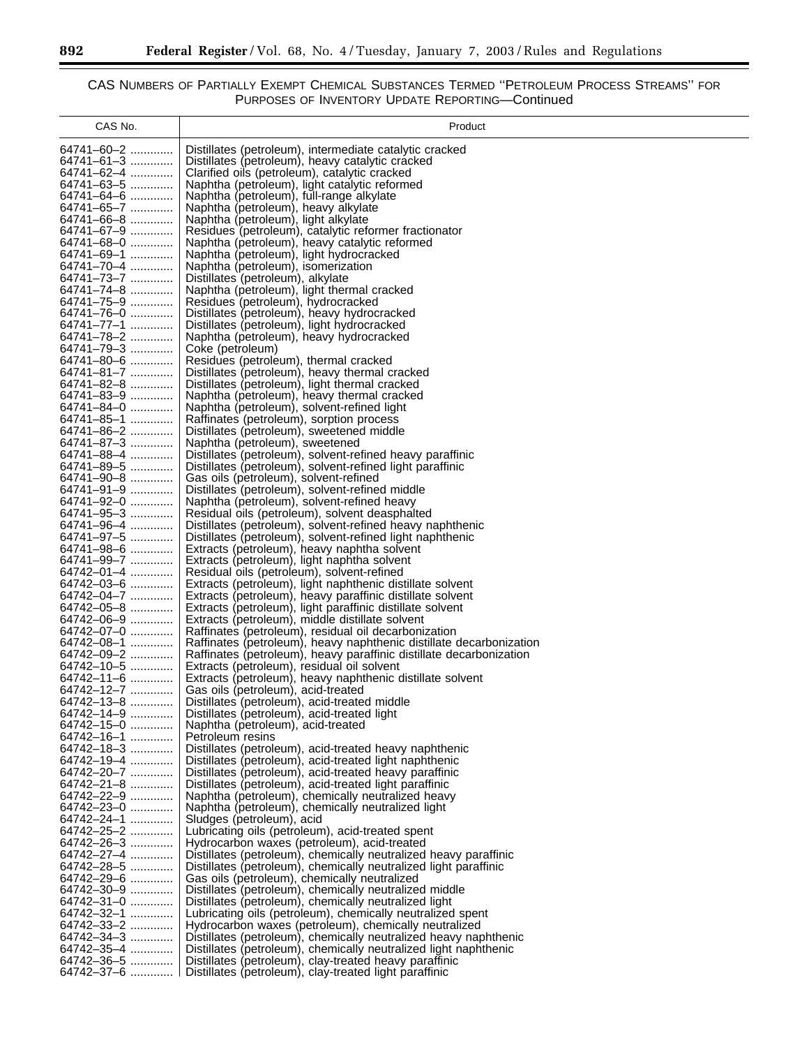CAS NUMBERS OF PARTIALLY EXEMPT CHEMICAL SUBSTANCES TERMED "PETROLEUM PROCESS STREAMS" FOR PURPOSES OF INVENTORY UPDATE REPORTING—Continued

| CAS No. | Product |
|---|---|
| 64741–60–2 | Distillates (petroleum), intermediate catalytic cracked |
| 64741–61–3 | Distillates (petroleum), heavy catalytic cracked |
| 64741–62–4 | Clarified oils (petroleum), catalytic cracked |
| 64741–63–5 | Naphtha (petroleum), light catalytic reformed |
| 64741–64–6 | Naphtha (petroleum), full-range alkylate |
| 64741–65–7 | Naphtha (petroleum), heavy alkylate |
| 64741–66–8 | Naphtha (petroleum), light alkylate |
| 64741–67–9 | Residues (petroleum), catalytic reformer fractionator |
| 64741–68–0 | Naphtha (petroleum), heavy catalytic reformed |
| 64741–69–1 | Naphtha (petroleum), light hydrocracked |
| 64741–70–4 | Naphtha (petroleum), isomerization |
| 64741–73–7 | Distillates (petroleum), alkylate |
| 64741–74–8 | Naphtha (petroleum), light thermal cracked |
| 64741–75–9 | Residues (petroleum), hydrocracked |
| 64741–76–0 | Distillates (petroleum), heavy hydrocracked |
| 64741–77–1 | Distillates (petroleum), light hydrocracked |
| 64741–78–2 | Naphtha (petroleum), heavy hydrocracked |
| 64741–79–3 | Coke (petroleum) |
| 64741–80–6 | Residues (petroleum), thermal cracked |
| 64741–81–7 | Distillates (petroleum), heavy thermal cracked |
| 64741–82–8 | Distillates (petroleum), light thermal cracked |
| 64741–83–9 | Naphtha (petroleum), heavy thermal cracked |
| 64741–84–0 | Naphtha (petroleum), solvent-refined light |
| 64741–85–1 | Raffinates (petroleum), sorption process |
| 64741–86–2 | Distillates (petroleum), sweetened middle |
| 64741–87–3 | Naphtha (petroleum), sweetened |
| 64741–88–4 | Distillates (petroleum), solvent-refined heavy paraffinic |
| 64741–89–5 | Distillates (petroleum), solvent-refined light paraffinic |
| 64741–90–8 | Gas oils (petroleum), solvent-refined |
| 64741–91–9 | Distillates (petroleum), solvent-refined middle |
| 64741–92–0 | Naphtha (petroleum), solvent-refined heavy |
| 64741–95–3 | Residual oils (petroleum), solvent deasphalted |
| 64741–96–4 | Distillates (petroleum), solvent-refined heavy naphthenic |
| 64741–97–5 | Distillates (petroleum), solvent-refined light naphthenic |
| 64741–98–6 | Extracts (petroleum), heavy naphtha solvent |
| 64741–99–7 | Extracts (petroleum), light naphtha solvent |
| 64742–01–4 | Residual oils (petroleum), solvent-refined |
| 64742–03–6 | Extracts (petroleum), light naphthenic distillate solvent |
| 64742–04–7 | Extracts (petroleum), heavy paraffinic distillate solvent |
| 64742–05–8 | Extracts (petroleum), light paraffinic distillate solvent |
| 64742–06–9 | Extracts (petroleum), middle distillate solvent |
| 64742–07–0 | Raffinates (petroleum), residual oil decarbonization |
| 64742–08–1 | Raffinates (petroleum), heavy naphthenic distillate decarbonization |
| 64742–09–2 | Raffinates (petroleum), heavy paraffinic distillate decarbonization |
| 64742–10–5 | Extracts (petroleum), residual oil solvent |
| 64742–11–6 | Extracts (petroleum), heavy naphthenic distillate solvent |
| 64742–12–7 | Gas oils (petroleum), acid-treated |
| 64742–13–8 | Distillates (petroleum), acid-treated middle |
| 64742–14–9 | Distillates (petroleum), acid-treated light |
| 64742–15–0 | Naphtha (petroleum), acid-treated |
| 64742–16–1 | Petroleum resins |
| 64742–18–3 | Distillates (petroleum), acid-treated heavy naphthenic |
| 64742–19–4 | Distillates (petroleum), acid-treated light naphthenic |
| 64742–20–7 | Distillates (petroleum), acid-treated heavy paraffinic |
| 64742–21–8 | Distillates (petroleum), acid-treated light paraffinic |
| 64742–22–9 | Naphtha (petroleum), chemically neutralized heavy |
| 64742–23–0 | Naphtha (petroleum), chemically neutralized light |
| 64742–24–1 | Sludges (petroleum), acid |
| 64742–25–2 | Lubricating oils (petroleum), acid-treated spent |
| 64742–26–3 | Hydrocarbon waxes (petroleum), acid-treated |
| 64742–27–4 | Distillates (petroleum), chemically neutralized heavy paraffinic |
| 64742–28–5 | Distillates (petroleum), chemically neutralized light paraffinic |
| 64742–29–6 | Gas oils (petroleum), chemically neutralized |
| 64742–30–9 | Distillates (petroleum), chemically neutralized middle |
| 64742–31–0 | Distillates (petroleum), chemically neutralized light |
| 64742–32–1 | Lubricating oils (petroleum), chemically neutralized spent |
| 64742–33–2 | Hydrocarbon waxes (petroleum), chemically neutralized |
| 64742–34–3 | Distillates (petroleum), chemically neutralized heavy naphthenic |
| 64742–35–4 | Distillates (petroleum), chemically neutralized light naphthenic |
| 64742–36–5 | Distillates (petroleum), clay-treated heavy paraffinic |
| 64742–37–6 | Distillates (petroleum), clay-treated light paraffinic |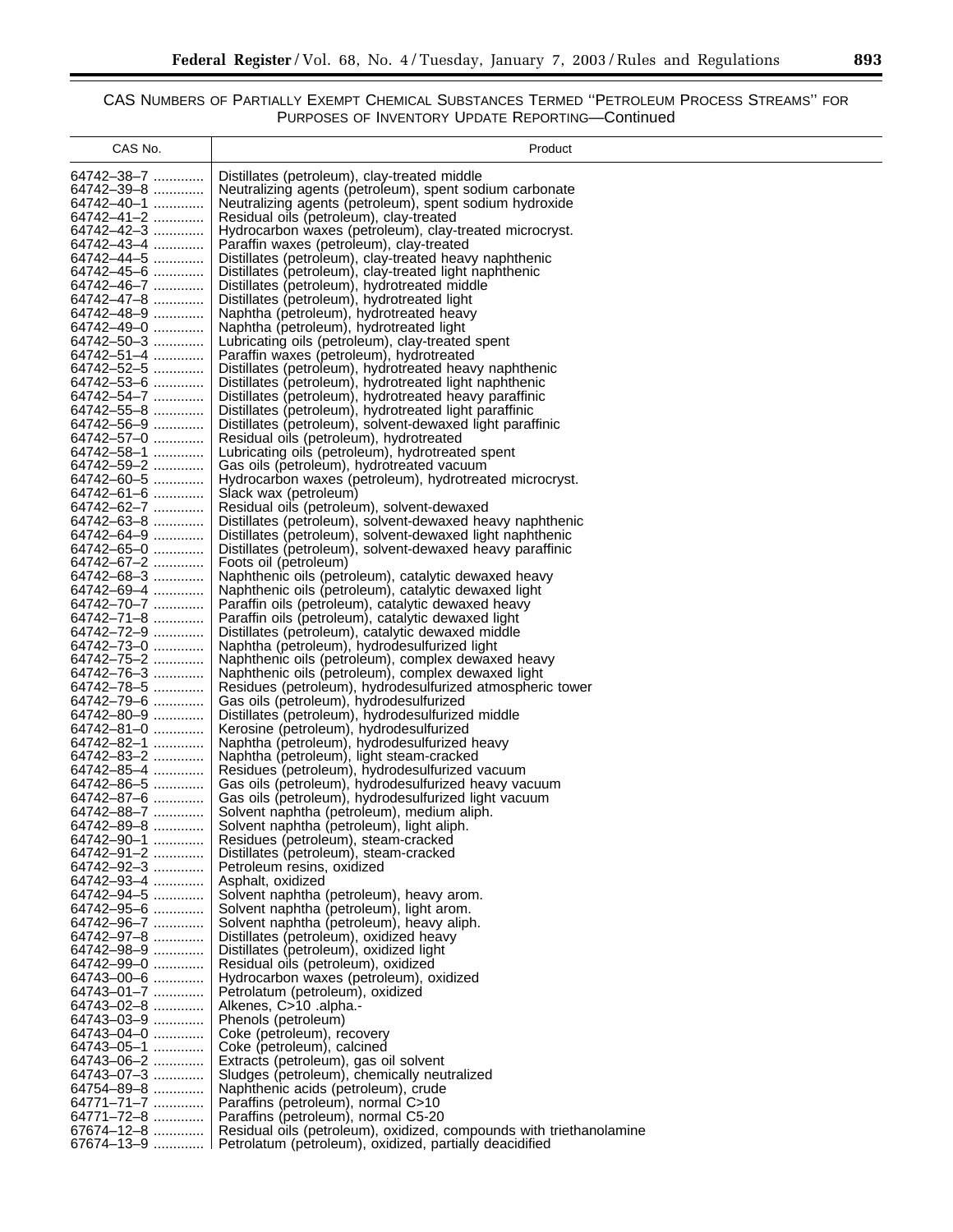CAS NUMBERS OF PARTIALLY EXEMPT CHEMICAL SUBSTANCES TERMED "PETROLEUM PROCESS STREAMS" FOR PURPOSES OF INVENTORY UPDATE REPORTING—Continued

| CAS No. | Product |
|---|---|
| 64742–38–7 | Distillates (petroleum), clay-treated middle |
| 64742–39–8 | Neutralizing agents (petroleum), spent sodium carbonate |
| 64742–40–1 | Neutralizing agents (petroleum), spent sodium hydroxide |
| 64742–41–2 | Residual oils (petroleum), clay-treated |
| 64742–42–3 | Hydrocarbon waxes (petroleum), clay-treated microcryst. |
| 64742–43–4 | Paraffin waxes (petroleum), clay-treated |
| 64742–44–5 | Distillates (petroleum), clay-treated heavy naphthenic |
| 64742–45–6 | Distillates (petroleum), clay-treated light naphthenic |
| 64742–46–7 | Distillates (petroleum), hydrotreated middle |
| 64742–47–8 | Distillates (petroleum), hydrotreated light |
| 64742–48–9 | Naphtha (petroleum), hydrotreated heavy |
| 64742–49–0 | Naphtha (petroleum), hydrotreated light |
| 64742–50–3 | Lubricating oils (petroleum), clay-treated spent |
| 64742–51–4 | Paraffin waxes (petroleum), hydrotreated |
| 64742–52–5 | Distillates (petroleum), hydrotreated heavy naphthenic |
| 64742–53–6 | Distillates (petroleum), hydrotreated light naphthenic |
| 64742–54–7 | Distillates (petroleum), hydrotreated heavy paraffinic |
| 64742–55–8 | Distillates (petroleum), hydrotreated light paraffinic |
| 64742–56–9 | Distillates (petroleum), solvent-dewaxed light paraffinic |
| 64742–57–0 | Residual oils (petroleum), hydrotreated |
| 64742–58–1 | Lubricating oils (petroleum), hydrotreated spent |
| 64742–59–2 | Gas oils (petroleum), hydrotreated vacuum |
| 64742–60–5 | Hydrocarbon waxes (petroleum), hydrotreated microcryst. |
| 64742–61–6 | Slack wax (petroleum) |
| 64742–62–7 | Residual oils (petroleum), solvent-dewaxed |
| 64742–63–8 | Distillates (petroleum), solvent-dewaxed heavy naphthenic |
| 64742–64–9 | Distillates (petroleum), solvent-dewaxed light naphthenic |
| 64742–65–0 | Distillates (petroleum), solvent-dewaxed heavy paraffinic |
| 64742–67–2 | Foots oil (petroleum) |
| 64742–68–3 | Naphthenic oils (petroleum), catalytic dewaxed heavy |
| 64742–69–4 | Naphthenic oils (petroleum), catalytic dewaxed light |
| 64742–70–7 | Paraffin oils (petroleum), catalytic dewaxed heavy |
| 64742–71–8 | Paraffin oils (petroleum), catalytic dewaxed light |
| 64742–72–9 | Distillates (petroleum), catalytic dewaxed middle |
| 64742–73–0 | Naphtha (petroleum), hydrodesulfurized light |
| 64742–75–2 | Naphthenic oils (petroleum), complex dewaxed heavy |
| 64742–76–3 | Naphthenic oils (petroleum), complex dewaxed light |
| 64742–78–5 | Residues (petroleum), hydrodesulfurized atmospheric tower |
| 64742–79–6 | Gas oils (petroleum), hydrodesulfurized |
| 64742–80–9 | Distillates (petroleum), hydrodesulfurized middle |
| 64742–81–0 | Kerosine (petroleum), hydrodesulfurized |
| 64742–82–1 | Naphtha (petroleum), hydrodesulfurized heavy |
| 64742–83–2 | Naphtha (petroleum), light steam-cracked |
| 64742–85–4 | Residues (petroleum), hydrodesulfurized vacuum |
| 64742–86–5 | Gas oils (petroleum), hydrodesulfurized heavy vacuum |
| 64742–87–6 | Gas oils (petroleum), hydrodesulfurized light vacuum |
| 64742–88–7 | Solvent naphtha (petroleum), medium aliph. |
| 64742–89–8 | Solvent naphtha (petroleum), light aliph. |
| 64742–90–1 | Residues (petroleum), steam-cracked |
| 64742–91–2 | Distillates (petroleum), steam-cracked |
| 64742–92–3 | Petroleum resins, oxidized |
| 64742–93–4 | Asphalt, oxidized |
| 64742–94–5 | Solvent naphtha (petroleum), heavy arom. |
| 64742–95–6 | Solvent naphtha (petroleum), light arom. |
| 64742–96–7 | Solvent naphtha (petroleum), heavy aliph. |
| 64742–97–8 | Distillates (petroleum), oxidized heavy |
| 64742–98–9 | Distillates (petroleum), oxidized light |
| 64742–99–0 | Residual oils (petroleum), oxidized |
| 64743–00–6 | Hydrocarbon waxes (petroleum), oxidized |
| 64743–01–7 | Petrolatum (petroleum), oxidized |
| 64743–02–8 | Alkenes, C>10 .alpha.- |
| 64743–03–9 | Phenols (petroleum) |
| 64743–04–0 | Coke (petroleum), recovery |
| 64743–05–1 | Coke (petroleum), calcined |
| 64743–06–2 | Extracts (petroleum), gas oil solvent |
| 64743–07–3 | Sludges (petroleum), chemically neutralized |
| 64754–89–8 | Naphthenic acids (petroleum), crude |
| 64771–71–7 | Paraffins (petroleum), normal C>10 |
| 64771–72–8 | Paraffins (petroleum), normal C5-20 |
| 67674–12–8 | Residual oils (petroleum), oxidized, compounds with triethanolamine |
| 67674–13–9 | Petrolatum (petroleum), oxidized, partially deacidified |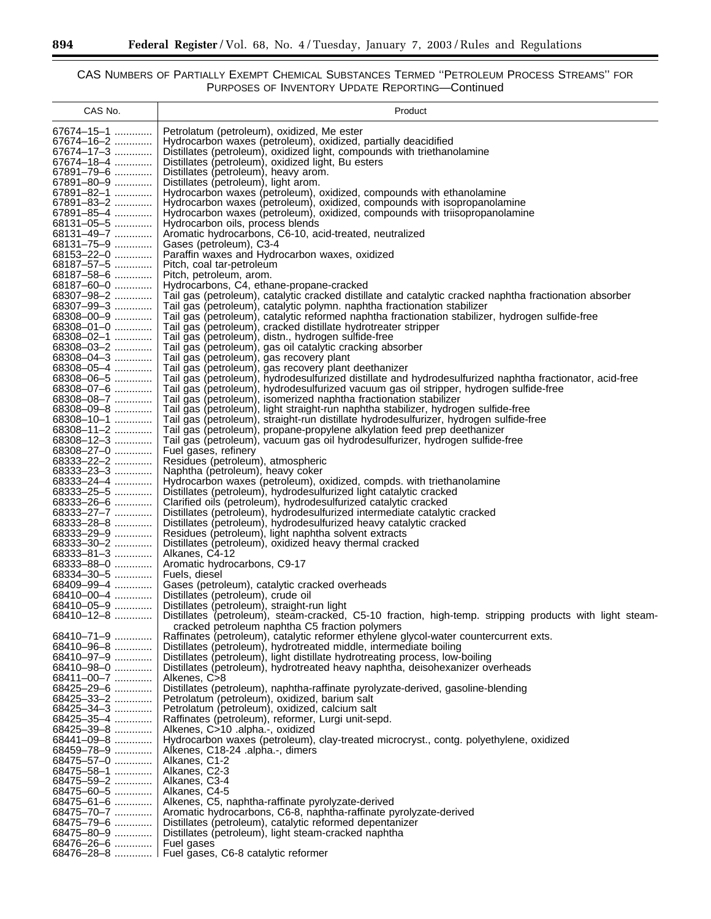CAS NUMBERS OF PARTIALLY EXEMPT CHEMICAL SUBSTANCES TERMED "PETROLEUM PROCESS STREAMS" FOR PURPOSES OF INVENTORY UPDATE REPORTING—Continued

| CAS No. | Product |
|---|---|
| 67674–15–1 | Petrolatum (petroleum), oxidized, Me ester |
| 67674–16–2 | Hydrocarbon waxes (petroleum), oxidized, partially deacidified |
| 67674–17–3 | Distillates (petroleum), oxidized light, compounds with triethanolamine |
| 67674–18–4 | Distillates (petroleum), oxidized light, Bu esters |
| 67891–79–6 | Distillates (petroleum), heavy arom. |
| 67891–80–9 | Distillates (petroleum), light arom. |
| 67891–82–1 | Hydrocarbon waxes (petroleum), oxidized, compounds with ethanolamine |
| 67891–83–2 | Hydrocarbon waxes (petroleum), oxidized, compounds with isopropanolamine |
| 67891–85–4 | Hydrocarbon waxes (petroleum), oxidized, compounds with triisopropanolamine |
| 68131–05–5 | Hydrocarbon oils, process blends |
| 68131–49–7 | Aromatic hydrocarbons, C6-10, acid-treated, neutralized |
| 68131–75–9 | Gases (petroleum), C3-4 |
| 68153–22–0 | Paraffin waxes and Hydrocarbon waxes, oxidized |
| 68187–57–5 | Pitch, coal tar-petroleum |
| 68187–58–6 | Pitch, petroleum, arom. |
| 68187–60–0 | Hydrocarbons, C4, ethane-propane-cracked |
| 68307–98–2 | Tail gas (petroleum), catalytic cracked distillate and catalytic cracked naphtha fractionation absorber |
| 68307–99–3 | Tail gas (petroleum), catalytic polymn. naphtha fractionation stabilizer |
| 68308–00–9 | Tail gas (petroleum), catalytic reformed naphtha fractionation stabilizer, hydrogen sulfide-free |
| 68308–01–0 | Tail gas (petroleum), cracked distillate hydrotreater stripper |
| 68308–02–1 | Tail gas (petroleum), distn., hydrogen sulfide-free |
| 68308–03–2 | Tail gas (petroleum), gas oil catalytic cracking absorber |
| 68308–04–3 | Tail gas (petroleum), gas recovery plant |
| 68308–05–4 | Tail gas (petroleum), gas recovery plant deethanizer |
| 68308–06–5 | Tail gas (petroleum), hydrodesulfurized distillate and hydrodesulfurized naphtha fractionator, acid-free |
| 68308–07–6 | Tail gas (petroleum), hydrodesulfurized vacuum gas oil stripper, hydrogen sulfide-free |
| 68308–08–7 | Tail gas (petroleum), isomerized naphtha fractionation stabilizer |
| 68308–09–8 | Tail gas (petroleum), light straight-run naphtha stabilizer, hydrogen sulfide-free |
| 68308–10–1 | Tail gas (petroleum), straight-run distillate hydrodesulfurizer, hydrogen sulfide-free |
| 68308–11–2 | Tail gas (petroleum), propane-propylene alkylation feed prep deethanizer |
| 68308–12–3 | Tail gas (petroleum), vacuum gas oil hydrodesulfurizer, hydrogen sulfide-free |
| 68308–27–0 | Fuel gases, refinery |
| 68333–22–2 | Residues (petroleum), atmospheric |
| 68333–23–3 | Naphtha (petroleum), heavy coker |
| 68333–24–4 | Hydrocarbon waxes (petroleum), oxidized, compds. with triethanolamine |
| 68333–25–5 | Distillates (petroleum), hydrodesulfurized light catalytic cracked |
| 68333–26–6 | Clarified oils (petroleum), hydrodesulfurized catalytic cracked |
| 68333–27–7 | Distillates (petroleum), hydrodesulfurized intermediate catalytic cracked |
| 68333–28–8 | Distillates (petroleum), hydrodesulfurized heavy catalytic cracked |
| 68333–29–9 | Residues (petroleum), light naphtha solvent extracts |
| 68333–30–2 | Distillates (petroleum), oxidized heavy thermal cracked |
| 68333–81–3 | Alkanes, C4-12 |
| 68333–88–0 | Aromatic hydrocarbons, C9-17 |
| 68334–30–5 | Fuels, diesel |
| 68409–99–4 | Gases (petroleum), catalytic cracked overheads |
| 68410–00–4 | Distillates (petroleum), crude oil |
| 68410–05–9 | Distillates (petroleum), straight-run light |
| 68410–12–8 | Distillates (petroleum), steam-cracked, C5-10 fraction, high-temp. stripping products with light steam-cracked petroleum naphtha C5 fraction polymers |
| 68410–71–9 | Raffinates (petroleum), catalytic reformer ethylene glycol-water countercurrent exts. |
| 68410–96–8 | Distillates (petroleum), hydrotreated middle, intermediate boiling |
| 68410–97–9 | Distillates (petroleum), light distillate hydrotreating process, low-boiling |
| 68410–98–0 | Distillates (petroleum), hydrotreated heavy naphtha, deisohexanizer overheads |
| 68411–00–7 | Alkenes, C>8 |
| 68425–29–6 | Distillates (petroleum), naphtha-raffinate pyrolyzate-derived, gasoline-blending |
| 68425–33–2 | Petrolatum (petroleum), oxidized, barium salt |
| 68425–34–3 | Petrolatum (petroleum), oxidized, calcium salt |
| 68425–35–4 | Raffinates (petroleum), reformer, Lurgi unit-sepd. |
| 68425–39–8 | Alkenes, C>10 .alpha.-, oxidized |
| 68441–09–8 | Hydrocarbon waxes (petroleum), clay-treated microcryst., contg. polyethylene, oxidized |
| 68459–78–9 | Alkenes, C18-24 .alpha.-, dimers |
| 68475–57–0 | Alkanes, C1-2 |
| 68475–58–1 | Alkanes, C2-3 |
| 68475–59–2 | Alkanes, C3-4 |
| 68475–60–5 | Alkanes, C4-5 |
| 68475–61–6 | Alkenes, C5, naphtha-raffinate pyrolyzate-derived |
| 68475–70–7 | Aromatic hydrocarbons, C6-8, naphtha-raffinate pyrolyzate-derived |
| 68475–79–6 | Distillates (petroleum), catalytic reformed depentanizer |
| 68475–80–9 | Distillates (petroleum), light steam-cracked naphtha |
| 68476–26–6 | Fuel gases |
| 68476–28–8 | Fuel gases, C6-8 catalytic reformer |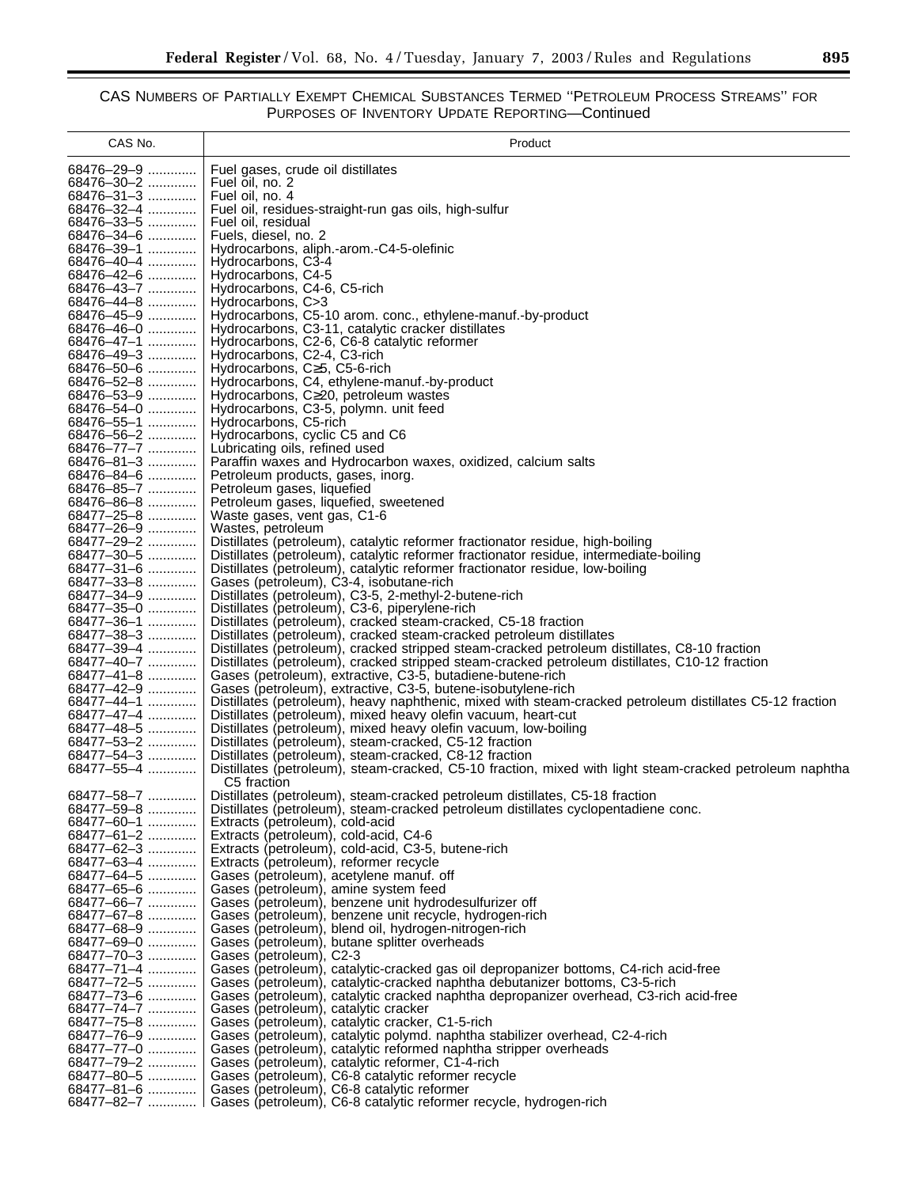CAS NUMBERS OF PARTIALLY EXEMPT CHEMICAL SUBSTANCES TERMED "PETROLEUM PROCESS STREAMS" FOR PURPOSES OF INVENTORY UPDATE REPORTING—Continued

| CAS No. | Product |
|---|---|
| 68476–29–9 | Fuel gases, crude oil distillates |
| 68476–30–2 | Fuel oil, no. 2 |
| 68476–31–3 | Fuel oil, no. 4 |
| 68476–32–4 | Fuel oil, residues-straight-run gas oils, high-sulfur |
| 68476–33–5 | Fuel oil, residual |
| 68476–34–6 | Fuels, diesel, no. 2 |
| 68476–39–1 | Hydrocarbons, aliph.-arom.-C4-5-olefinic |
| 68476–40–4 | Hydrocarbons, C3-4 |
| 68476–42–6 | Hydrocarbons, C4-5 |
| 68476–43–7 | Hydrocarbons, C4-6, C5-rich |
| 68476–44–8 | Hydrocarbons, C>3 |
| 68476–45–9 | Hydrocarbons, C5-10 arom. conc., ethylene-manuf.-by-product |
| 68476–46–0 | Hydrocarbons, C3-11, catalytic cracker distillates |
| 68476–47–1 | Hydrocarbons, C2-6, C6-8 catalytic reformer |
| 68476–49–3 | Hydrocarbons, C2-4, C3-rich |
| 68476–50–6 | Hydrocarbons, C≥5, C5-6-rich |
| 68476–52–8 | Hydrocarbons, C4, ethylene-manuf.-by-product |
| 68476–53–9 | Hydrocarbons, C≥20, petroleum wastes |
| 68476–54–0 | Hydrocarbons, C3-5, polymn. unit feed |
| 68476–55–1 | Hydrocarbons, C5-rich |
| 68476–56–2 | Hydrocarbons, cyclic C5 and C6 |
| 68476–77–7 | Lubricating oils, refined used |
| 68476–81–3 | Paraffin waxes and Hydrocarbon waxes, oxidized, calcium salts |
| 68476–84–6 | Petroleum products, gases, inorg. |
| 68476–85–7 | Petroleum gases, liquefied |
| 68476–86–8 | Petroleum gases, liquefied, sweetened |
| 68477–25–8 | Waste gases, vent gas, C1-6 |
| 68477–26–9 | Wastes, petroleum |
| 68477–29–2 | Distillates (petroleum), catalytic reformer fractionator residue, high-boiling |
| 68477–30–5 | Distillates (petroleum), catalytic reformer fractionator residue, intermediate-boiling |
| 68477–31–6 | Distillates (petroleum), catalytic reformer fractionator residue, low-boiling |
| 68477–33–8 | Gases (petroleum), C3-4, isobutane-rich |
| 68477–34–9 | Distillates (petroleum), C3-5, 2-methyl-2-butene-rich |
| 68477–35–0 | Distillates (petroleum), C3-6, piperylene-rich |
| 68477–36–1 | Distillates (petroleum), cracked steam-cracked, C5-18 fraction |
| 68477–38–3 | Distillates (petroleum), cracked steam-cracked petroleum distillates |
| 68477–39–4 | Distillates (petroleum), cracked stripped steam-cracked petroleum distillates, C8-10 fraction |
| 68477–40–7 | Distillates (petroleum), cracked stripped steam-cracked petroleum distillates, C10-12 fraction |
| 68477–41–8 | Gases (petroleum), extractive, C3-5, butadiene-butene-rich |
| 68477–42–9 | Gases (petroleum), extractive, C3-5, butene-isobutylene-rich |
| 68477–44–1 | Distillates (petroleum), heavy naphthenic, mixed with steam-cracked petroleum distillates C5-12 fraction |
| 68477–47–4 | Distillates (petroleum), mixed heavy olefin vacuum, heart-cut |
| 68477–48–5 | Distillates (petroleum), mixed heavy olefin vacuum, low-boiling |
| 68477–53–2 | Distillates (petroleum), steam-cracked, C5-12 fraction |
| 68477–54–3 | Distillates (petroleum), steam-cracked, C8-12 fraction |
| 68477–55–4 | Distillates (petroleum), steam-cracked, C5-10 fraction, mixed with light steam-cracked petroleum naphtha C5 fraction |
| 68477–58–7 | Distillates (petroleum), steam-cracked petroleum distillates, C5-18 fraction |
| 68477–59–8 | Distillates (petroleum), steam-cracked petroleum distillates cyclopentadiene conc. |
| 68477–60–1 | Extracts (petroleum), cold-acid |
| 68477–61–2 | Extracts (petroleum), cold-acid, C4-6 |
| 68477–62–3 | Extracts (petroleum), cold-acid, C3-5, butene-rich |
| 68477–63–4 | Extracts (petroleum), reformer recycle |
| 68477–64–5 | Gases (petroleum), acetylene manuf. off |
| 68477–65–6 | Gases (petroleum), amine system feed |
| 68477–66–7 | Gases (petroleum), benzene unit hydrodesulfurizer off |
| 68477–67–8 | Gases (petroleum), benzene unit recycle, hydrogen-rich |
| 68477–68–9 | Gases (petroleum), blend oil, hydrogen-nitrogen-rich |
| 68477–69–0 | Gases (petroleum), butane splitter overheads |
| 68477–70–3 | Gases (petroleum), C2-3 |
| 68477–71–4 | Gases (petroleum), catalytic-cracked gas oil depropanizer bottoms, C4-rich acid-free |
| 68477–72–5 | Gases (petroleum), catalytic-cracked naphtha debutanizer bottoms, C3-5-rich |
| 68477–73–6 | Gases (petroleum), catalytic cracked naphtha depropanizer overhead, C3-rich acid-free |
| 68477–74–7 | Gases (petroleum), catalytic cracker |
| 68477–75–8 | Gases (petroleum), catalytic cracker, C1-5-rich |
| 68477–76–9 | Gases (petroleum), catalytic polymd. naphtha stabilizer overhead, C2-4-rich |
| 68477–77–0 | Gases (petroleum), catalytic reformed naphtha stripper overheads |
| 68477–79–2 | Gases (petroleum), catalytic reformer, C1-4-rich |
| 68477–80–5 | Gases (petroleum), C6-8 catalytic reformer recycle |
| 68477–81–6 | Gases (petroleum), C6-8 catalytic reformer |
| 68477–82–7 | Gases (petroleum), C6-8 catalytic reformer recycle, hydrogen-rich |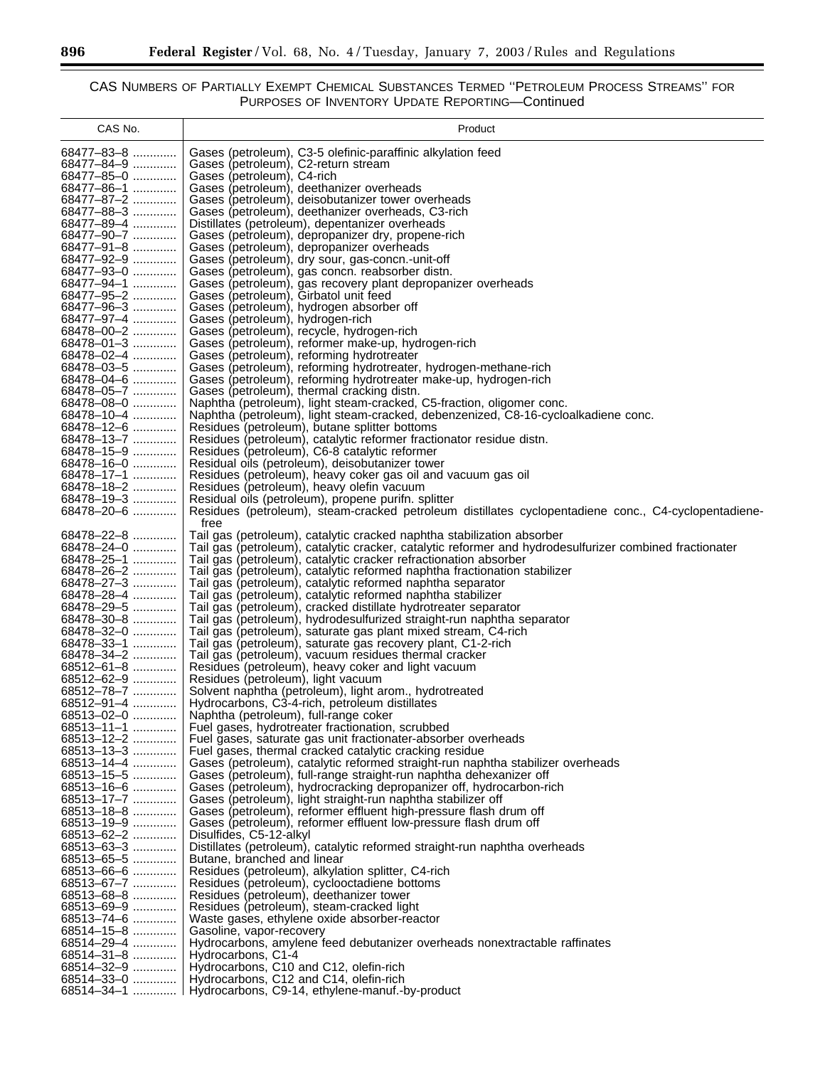CAS NUMBERS OF PARTIALLY EXEMPT CHEMICAL SUBSTANCES TERMED "PETROLEUM PROCESS STREAMS" FOR PURPOSES OF INVENTORY UPDATE REPORTING—Continued

| CAS No. | Product |
|---|---|
| 68477–83–8 | Gases (petroleum), C3-5 olefinic-paraffinic alkylation feed |
| 68477–84–9 | Gases (petroleum), C2-return stream |
| 68477–85–0 | Gases (petroleum), C4-rich |
| 68477–86–1 | Gases (petroleum), deethanizer overheads |
| 68477–87–2 | Gases (petroleum), deisobutanizer tower overheads |
| 68477–88–3 | Gases (petroleum), deethanizer overheads, C3-rich |
| 68477–89–4 | Distillates (petroleum), depentanizer overheads |
| 68477–90–7 | Gases (petroleum), depropanizer dry, propene-rich |
| 68477–91–8 | Gases (petroleum), depropanizer overheads |
| 68477–92–9 | Gases (petroleum), dry sour, gas-concn.-unit-off |
| 68477–93–0 | Gases (petroleum), gas concn. reabsorber distn. |
| 68477–94–1 | Gases (petroleum), gas recovery plant depropanizer overheads |
| 68477–95–2 | Gases (petroleum), Girbatol unit feed |
| 68477–96–3 | Gases (petroleum), hydrogen absorber off |
| 68477–97–4 | Gases (petroleum), hydrogen-rich |
| 68478–00–2 | Gases (petroleum), recycle, hydrogen-rich |
| 68478–01–3 | Gases (petroleum), reformer make-up, hydrogen-rich |
| 68478–02–4 | Gases (petroleum), reforming hydrotreater |
| 68478–03–5 | Gases (petroleum), reforming hydrotreater, hydrogen-methane-rich |
| 68478–04–6 | Gases (petroleum), reforming hydrotreater make-up, hydrogen-rich |
| 68478–05–7 | Gases (petroleum), thermal cracking distn. |
| 68478–08–0 | Naphtha (petroleum), light steam-cracked, C5-fraction, oligomer conc. |
| 68478–10–4 | Naphtha (petroleum), light steam-cracked, debenzenized, C8-16-cycloalkadiene conc. |
| 68478–12–6 | Residues (petroleum), butane splitter bottoms |
| 68478–13–7 | Residues (petroleum), catalytic reformer fractionator residue distn. |
| 68478–15–9 | Residues (petroleum), C6-8 catalytic reformer |
| 68478–16–0 | Residual oils (petroleum), deisobutanizer tower |
| 68478–17–1 | Residues (petroleum), heavy coker gas oil and vacuum gas oil |
| 68478–18–2 | Residues (petroleum), heavy olefin vacuum |
| 68478–19–3 | Residual oils (petroleum), propene purifn. splitter |
| 68478–20–6 | Residues (petroleum), steam-cracked petroleum distillates cyclopentadiene conc., C4-cyclopentadiene-free |
| 68478–22–8 | Tail gas (petroleum), catalytic cracked naphtha stabilization absorber |
| 68478–24–0 | Tail gas (petroleum), catalytic cracker, catalytic reformer and hydrodesulfurizer combined fractionater |
| 68478–25–1 | Tail gas (petroleum), catalytic cracker refractionation absorber |
| 68478–26–2 | Tail gas (petroleum), catalytic reformed naphtha fractionation stabilizer |
| 68478–27–3 | Tail gas (petroleum), catalytic reformed naphtha separator |
| 68478–28–4 | Tail gas (petroleum), catalytic reformed naphtha stabilizer |
| 68478–29–5 | Tail gas (petroleum), cracked distillate hydrotreater separator |
| 68478–30–8 | Tail gas (petroleum), hydrodesulfurized straight-run naphtha separator |
| 68478–32–0 | Tail gas (petroleum), saturate gas plant mixed stream, C4-rich |
| 68478–33–1 | Tail gas (petroleum), saturate gas recovery plant, C1-2-rich |
| 68478–34–2 | Tail gas (petroleum), vacuum residues thermal cracker |
| 68512–61–8 | Residues (petroleum), heavy coker and light vacuum |
| 68512–62–9 | Residues (petroleum), light vacuum |
| 68512–78–7 | Solvent naphtha (petroleum), light arom., hydrotreated |
| 68512–91–4 | Hydrocarbons, C3-4-rich, petroleum distillates |
| 68513–02–0 | Naphtha (petroleum), full-range coker |
| 68513–11–1 | Fuel gases, hydrotreater fractionation, scrubbed |
| 68513–12–2 | Fuel gases, saturate gas unit fractionater-absorber overheads |
| 68513–13–3 | Fuel gases, thermal cracked catalytic cracking residue |
| 68513–14–4 | Gases (petroleum), catalytic reformed straight-run naphtha stabilizer overheads |
| 68513–15–5 | Gases (petroleum), full-range straight-run naphtha dehexanizer off |
| 68513–16–6 | Gases (petroleum), hydrocracking depropanizer off, hydrocarbon-rich |
| 68513–17–7 | Gases (petroleum), light straight-run naphtha stabilizer off |
| 68513–18–8 | Gases (petroleum), reformer effluent high-pressure flash drum off |
| 68513–19–9 | Gases (petroleum), reformer effluent low-pressure flash drum off |
| 68513–62–2 | Disulfides, C5-12-alkyl |
| 68513–63–3 | Distillates (petroleum), catalytic reformed straight-run naphtha overheads |
| 68513–65–5 | Butane, branched and linear |
| 68513–66–6 | Residues (petroleum), alkylation splitter, C4-rich |
| 68513–67–7 | Residues (petroleum), cyclooctadiene bottoms |
| 68513–68–8 | Residues (petroleum), deethanizer tower |
| 68513–69–9 | Residues (petroleum), steam-cracked light |
| 68513–74–6 | Waste gases, ethylene oxide absorber-reactor |
| 68514–15–8 | Gasoline, vapor-recovery |
| 68514–29–4 | Hydrocarbons, amylene feed debutanizer overheads nonextractable raffinates |
| 68514–31–8 | Hydrocarbons, C1-4 |
| 68514–32–9 | Hydrocarbons, C10 and C12, olefin-rich |
| 68514–33–0 | Hydrocarbons, C12 and C14, olefin-rich |
| 68514–34–1 | Hydrocarbons, C9-14, ethylene-manuf.-by-product |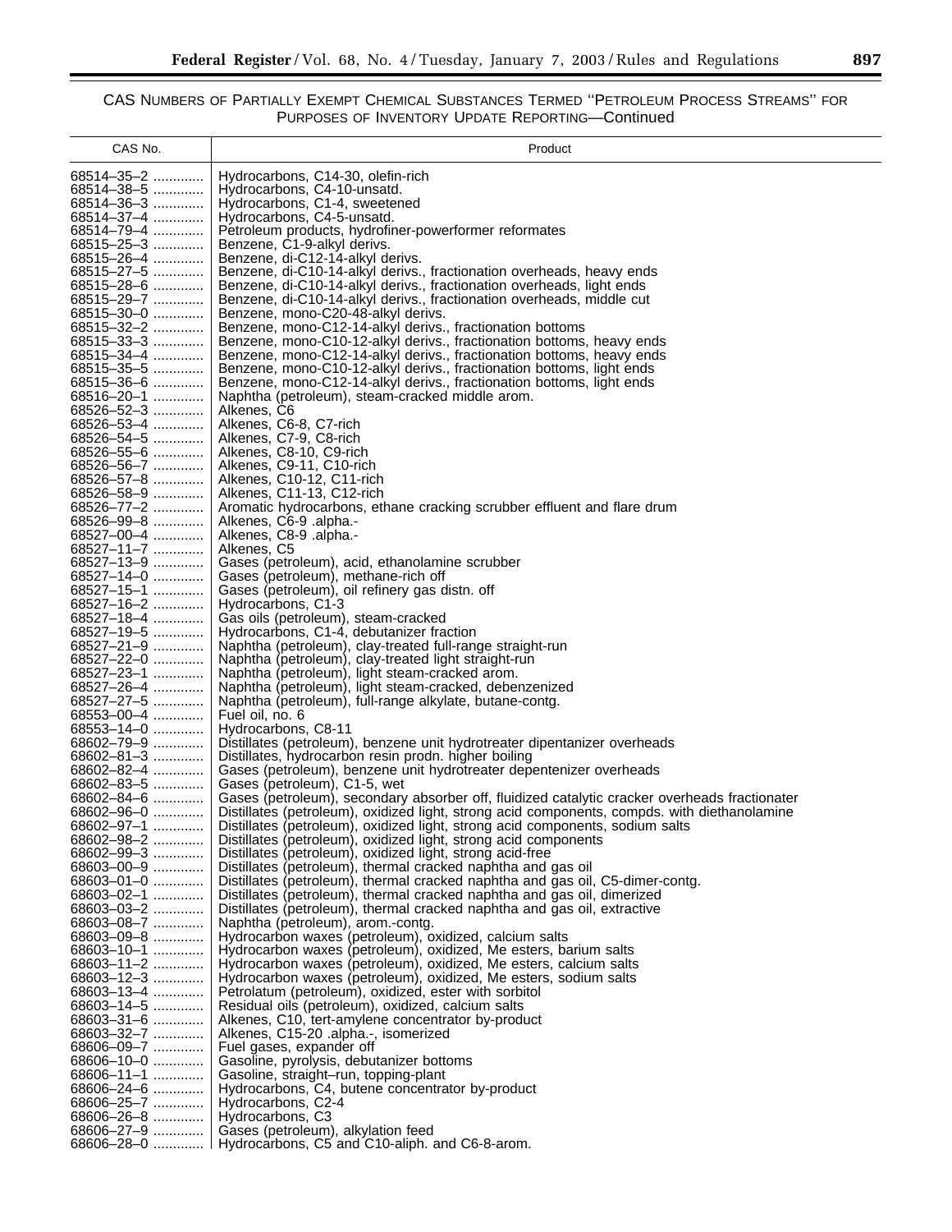CAS NUMBERS OF PARTIALLY EXEMPT CHEMICAL SUBSTANCES TERMED "PETROLEUM PROCESS STREAMS" FOR PURPOSES OF INVENTORY UPDATE REPORTING—Continued

| CAS No. | Product |
|---|---|
| 68514–35–2 | Hydrocarbons, C14-30, olefin-rich |
| 68514–38–5 | Hydrocarbons, C4-10-unsatd. |
| 68514–36–3 | Hydrocarbons, C1-4, sweetened |
| 68514–37–4 | Hydrocarbons, C4-5-unsatd. |
| 68514–79–4 | Petroleum products, hydrofiner-powerformer reformates |
| 68515–25–3 | Benzene, C1-9-alkyl derivs. |
| 68515–26–4 | Benzene, di-C12-14-alkyl derivs. |
| 68515–27–5 | Benzene, di-C10-14-alkyl derivs., fractionation overheads, heavy ends |
| 68515–28–6 | Benzene, di-C10-14-alkyl derivs., fractionation overheads, light ends |
| 68515–29–7 | Benzene, di-C10-14-alkyl derivs., fractionation overheads, middle cut |
| 68515–30–0 | Benzene, mono-C20-48-alkyl derivs. |
| 68515–32–2 | Benzene, mono-C12-14-alkyl derivs., fractionation bottoms |
| 68515–33–3 | Benzene, mono-C10-12-alkyl derivs., fractionation bottoms, heavy ends |
| 68515–34–4 | Benzene, mono-C12-14-alkyl derivs., fractionation bottoms, heavy ends |
| 68515–35–5 | Benzene, mono-C10-12-alkyl derivs., fractionation bottoms, light ends |
| 68515–36–6 | Benzene, mono-C12-14-alkyl derivs., fractionation bottoms, light ends |
| 68516–20–1 | Naphtha (petroleum), steam-cracked middle arom. |
| 68526–52–3 | Alkenes, C6 |
| 68526–53–4 | Alkenes, C6-8, C7-rich |
| 68526–54–5 | Alkenes, C7-9, C8-rich |
| 68526–55–6 | Alkenes, C8-10, C9-rich |
| 68526–56–7 | Alkenes, C9-11, C10-rich |
| 68526–57–8 | Alkenes, C10-12, C11-rich |
| 68526–58–9 | Alkenes, C11-13, C12-rich |
| 68526–77–2 | Aromatic hydrocarbons, ethane cracking scrubber effluent and flare drum |
| 68526–99–8 | Alkenes, C6-9 .alpha.- |
| 68527–00–4 | Alkenes, C8-9 .alpha.- |
| 68527–11–7 | Alkenes, C5 |
| 68527–13–9 | Gases (petroleum), acid, ethanolamine scrubber |
| 68527–14–0 | Gases (petroleum), methane-rich off |
| 68527–15–1 | Gases (petroleum), oil refinery gas distn. off |
| 68527–16–2 | Hydrocarbons, C1-3 |
| 68527–18–4 | Gas oils (petroleum), steam-cracked |
| 68527–19–5 | Hydrocarbons, C1-4, debutanizer fraction |
| 68527–21–9 | Naphtha (petroleum), clay-treated full-range straight-run |
| 68527–22–0 | Naphtha (petroleum), clay-treated light straight-run |
| 68527–23–1 | Naphtha (petroleum), light steam-cracked arom. |
| 68527–26–4 | Naphtha (petroleum), light steam-cracked, debenzenized |
| 68527–27–5 | Naphtha (petroleum), full-range alkylate, butane-contg. |
| 68553–00–4 | Fuel oil, no. 6 |
| 68553–14–0 | Hydrocarbons, C8-11 |
| 68602–79–9 | Distillates (petroleum), benzene unit hydrotreater dipentanizer overheads |
| 68602–81–3 | Distillates, hydrocarbon resin prodn. higher boiling |
| 68602–82–4 | Gases (petroleum), benzene unit hydrotreater depentenizer overheads |
| 68602–83–5 | Gases (petroleum), C1-5, wet |
| 68602–84–6 | Gases (petroleum), secondary absorber off, fluidized catalytic cracker overheads fractionater |
| 68602–96–0 | Distillates (petroleum), oxidized light, strong acid components, compds. with diethanolamine |
| 68602–97–1 | Distillates (petroleum), oxidized light, strong acid components, sodium salts |
| 68602–98–2 | Distillates (petroleum), oxidized light, strong acid components |
| 68602–99–3 | Distillates (petroleum), oxidized light, strong acid-free |
| 68603–00–9 | Distillates (petroleum), thermal cracked naphtha and gas oil |
| 68603–01–0 | Distillates (petroleum), thermal cracked naphtha and gas oil, C5-dimer-contg. |
| 68603–02–1 | Distillates (petroleum), thermal cracked naphtha and gas oil, dimerized |
| 68603–03–2 | Distillates (petroleum), thermal cracked naphtha and gas oil, extractive |
| 68603–08–7 | Naphtha (petroleum), arom.-contg. |
| 68603–09–8 | Hydrocarbon waxes (petroleum), oxidized, calcium salts |
| 68603–10–1 | Hydrocarbon waxes (petroleum), oxidized, Me esters, barium salts |
| 68603–11–2 | Hydrocarbon waxes (petroleum), oxidized, Me esters, calcium salts |
| 68603–12–3 | Hydrocarbon waxes (petroleum), oxidized, Me esters, sodium salts |
| 68603–13–4 | Petrolatum (petroleum), oxidized, ester with sorbitol |
| 68603–14–5 | Residual oils (petroleum), oxidized, calcium salts |
| 68603–31–6 | Alkenes, C10, tert-amylene concentrator by-product |
| 68603–32–7 | Alkenes, C15-20 .alpha.-, isomerized |
| 68606–09–7 | Fuel gases, expander off |
| 68606–10–0 | Gasoline, pyrolysis, debutanizer bottoms |
| 68606–11–1 | Gasoline, straight–run, topping-plant |
| 68606–24–6 | Hydrocarbons, C4, butene concentrator by-product |
| 68606–25–7 | Hydrocarbons, C2-4 |
| 68606–26–8 | Hydrocarbons, C3 |
| 68606–27–9 | Gases (petroleum), alkylation feed |
| 68606–28–0 | Hydrocarbons, C5 and C10-aliph. and C6-8-arom. |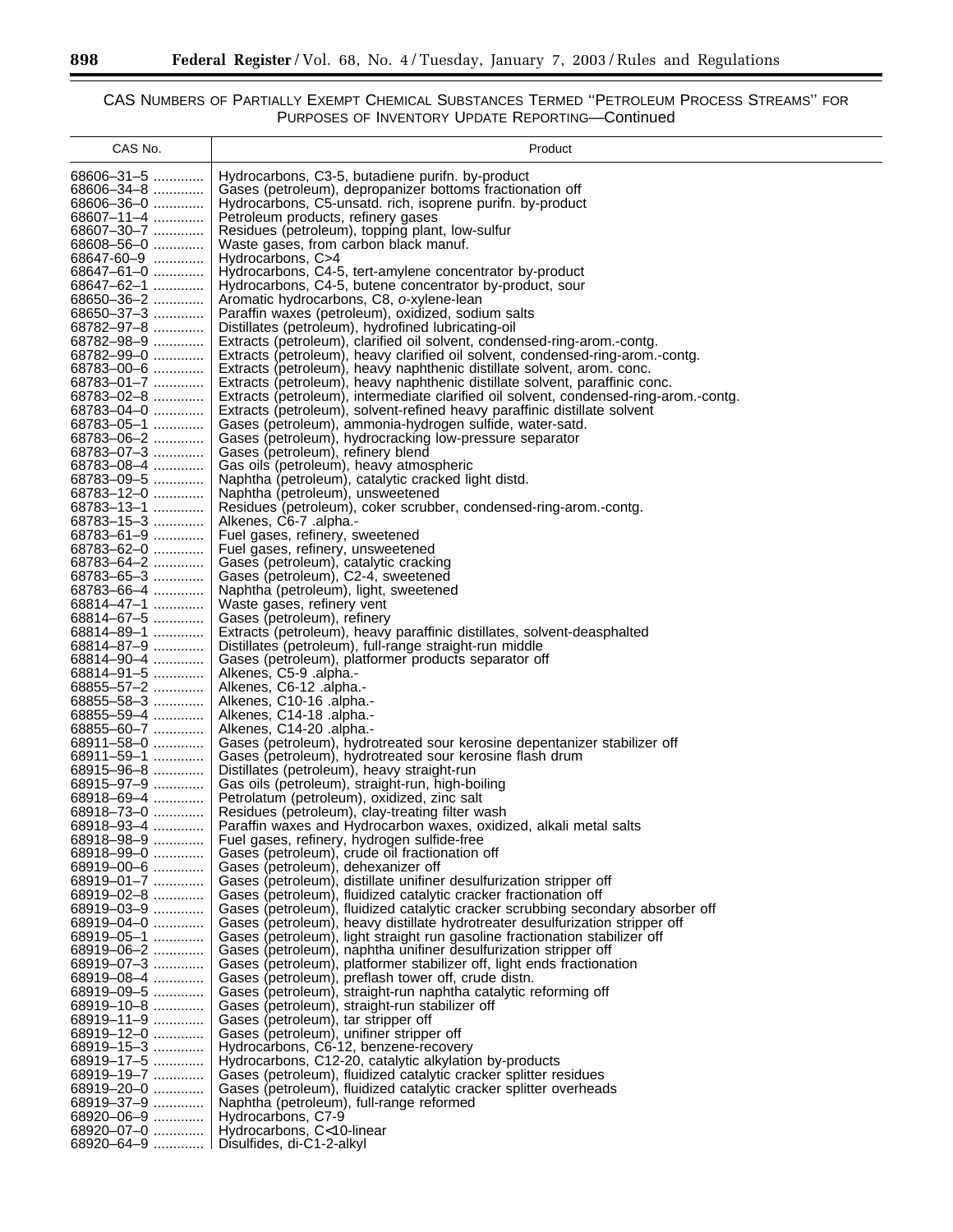CAS Numbers of Partially Exempt Chemical Substances Termed "Petroleum Process Streams" for Purposes of Inventory Update Reporting—Continued

| CAS No. | Product |
|---|---|
| 68606–31–5 | Hydrocarbons, C3-5, butadiene purifn. by-product |
| 68606–34–8 | Gases (petroleum), depropanizer bottoms fractionation off |
| 68606–36–0 | Hydrocarbons, C5-unsatd. rich, isoprene purifn. by-product |
| 68607–11–4 | Petroleum products, refinery gases |
| 68607–30–7 | Residues (petroleum), topping plant, low-sulfur |
| 68608–56–0 | Waste gases, from carbon black manuf. |
| 68647-60–9 | Hydrocarbons, C>4 |
| 68647–61–0 | Hydrocarbons, C4-5, tert-amylene concentrator by-product |
| 68647–62–1 | Hydrocarbons, C4-5, butene concentrator by-product, sour |
| 68650–36–2 | Aromatic hydrocarbons, C8, *o*-xylene-lean |
| 68650–37–3 | Paraffin waxes (petroleum), oxidized, sodium salts |
| 68782–97–8 | Distillates (petroleum), hydrofined lubricating-oil |
| 68782–98–9 | Extracts (petroleum), clarified oil solvent, condensed-ring-arom.-contg. |
| 68782–99–0 | Extracts (petroleum), heavy clarified oil solvent, condensed-ring-arom.-contg. |
| 68783–00–6 | Extracts (petroleum), heavy naphthenic distillate solvent, arom. conc. |
| 68783–01–7 | Extracts (petroleum), heavy naphthenic distillate solvent, paraffinic conc. |
| 68783–02–8 | Extracts (petroleum), intermediate clarified oil solvent, condensed-ring-arom.-contg. |
| 68783–04–0 | Extracts (petroleum), solvent-refined heavy paraffinic distillate solvent |
| 68783–05–1 | Gases (petroleum), ammonia-hydrogen sulfide, water-satd. |
| 68783–06–2 | Gases (petroleum), hydrocracking low-pressure separator |
| 68783–07–3 | Gases (petroleum), refinery blend |
| 68783–08–4 | Gas oils (petroleum), heavy atmospheric |
| 68783–09–5 | Naphtha (petroleum), catalytic cracked light distd. |
| 68783–12–0 | Naphtha (petroleum), unsweetened |
| 68783–13–1 | Residues (petroleum), coker scrubber, condensed-ring-arom.-contg. |
| 68783–15–3 | Alkenes, C6-7 .alpha.- |
| 68783–61–9 | Fuel gases, refinery, sweetened |
| 68783–62–0 | Fuel gases, refinery, unsweetened |
| 68783–64–2 | Gases (petroleum), catalytic cracking |
| 68783–65–3 | Gases (petroleum), C2-4, sweetened |
| 68783–66–4 | Naphtha (petroleum), light, sweetened |
| 68814–47–1 | Waste gases, refinery vent |
| 68814–67–5 | Gases (petroleum), refinery |
| 68814–89–1 | Extracts (petroleum), heavy paraffinic distillates, solvent-deasphalted |
| 68814–87–9 | Distillates (petroleum), full-range straight-run middle |
| 68814–90–4 | Gases (petroleum), platformer products separator off |
| 68814–91–5 | Alkenes, C5-9 .alpha.- |
| 68855–57–2 | Alkenes, C6-12 .alpha.- |
| 68855–58–3 | Alkenes, C10-16 .alpha.- |
| 68855–59–4 | Alkenes, C14-18 .alpha.- |
| 68855–60–7 | Alkenes, C14-20 .alpha.- |
| 68911–58–0 | Gases (petroleum), hydrotreated sour kerosine depentanizer stabilizer off |
| 68911–59–1 | Gases (petroleum), hydrotreated sour kerosine flash drum |
| 68915–96–8 | Distillates (petroleum), heavy straight-run |
| 68915–97–9 | Gas oils (petroleum), straight-run, high-boiling |
| 68918–69–4 | Petrolatum (petroleum), oxidized, zinc salt |
| 68918–73–0 | Residues (petroleum), clay-treating filter wash |
| 68918–93–4 | Paraffin waxes and Hydrocarbon waxes, oxidized, alkali metal salts |
| 68918–98–9 | Fuel gases, refinery, hydrogen sulfide-free |
| 68918–99–0 | Gases (petroleum), crude oil fractionation off |
| 68919–00–6 | Gases (petroleum), dehexanizer off |
| 68919–01–7 | Gases (petroleum), distillate unifiner desulfurization stripper off |
| 68919–02–8 | Gases (petroleum), fluidized catalytic cracker fractionation off |
| 68919–03–9 | Gases (petroleum), fluidized catalytic cracker scrubbing secondary absorber off |
| 68919–04–0 | Gases (petroleum), heavy distillate hydrotreater desulfurization stripper off |
| 68919–05–1 | Gases (petroleum), light straight run gasoline fractionation stabilizer off |
| 68919–06–2 | Gases (petroleum), naphtha unifiner desulfurization stripper off |
| 68919–07–3 | Gases (petroleum), platformer stabilizer off, light ends fractionation |
| 68919–08–4 | Gases (petroleum), preflash tower off, crude distn. |
| 68919–09–5 | Gases (petroleum), straight-run naphtha catalytic reforming off |
| 68919–10–8 | Gases (petroleum), straight-run stabilizer off |
| 68919–11–9 | Gases (petroleum), tar stripper off |
| 68919–12–0 | Gases (petroleum), unifiner stripper off |
| 68919–15–3 | Hydrocarbons, C6-12, benzene-recovery |
| 68919–17–5 | Hydrocarbons, C12-20, catalytic alkylation by-products |
| 68919–19–7 | Gases (petroleum), fluidized catalytic cracker splitter residues |
| 68919–20–0 | Gases (petroleum), fluidized catalytic cracker splitter overheads |
| 68919–37–9 | Naphtha (petroleum), full-range reformed |
| 68920–06–9 | Hydrocarbons, C7-9 |
| 68920–07–0 | Hydrocarbons, C<10-linear |
| 68920–64–9 | Disulfides, di-C1-2-alkyl |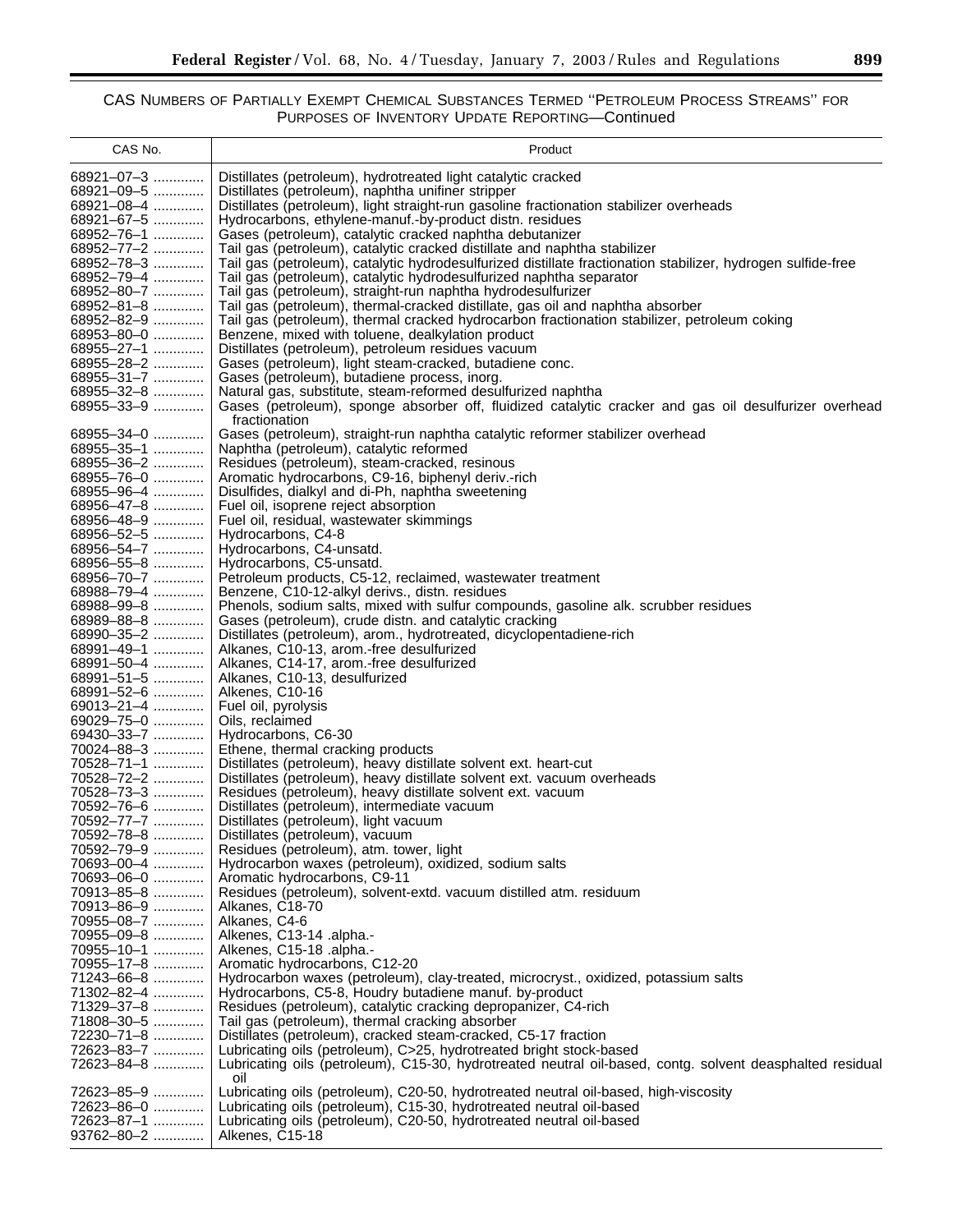CAS Numbers of Partially Exempt Chemical Substances Termed "Petroleum Process Streams" for Purposes of Inventory Update Reporting—Continued

| CAS No. | Product |
| --- | --- |
| 68921–07–3 | Distillates (petroleum), hydrotreated light catalytic cracked |
| 68921–09–5 | Distillates (petroleum), naphtha unifiner stripper |
| 68921–08–4 | Distillates (petroleum), light straight-run gasoline fractionation stabilizer overheads |
| 68921–67–5 | Hydrocarbons, ethylene-manuf.-by-product distn. residues |
| 68952–76–1 | Gases (petroleum), catalytic cracked naphtha debutanizer |
| 68952–77–2 | Tail gas (petroleum), catalytic cracked distillate and naphtha stabilizer |
| 68952–78–3 | Tail gas (petroleum), catalytic hydrodesulfurized distillate fractionation stabilizer, hydrogen sulfide-free |
| 68952–79–4 | Tail gas (petroleum), catalytic hydrodesulfurized naphtha separator |
| 68952–80–7 | Tail gas (petroleum), straight-run naphtha hydrodesulfurizer |
| 68952–81–8 | Tail gas (petroleum), thermal-cracked distillate, gas oil and naphtha absorber |
| 68952–82–9 | Tail gas (petroleum), thermal cracked hydrocarbon fractionation stabilizer, petroleum coking |
| 68953–80–0 | Benzene, mixed with toluene, dealkylation product |
| 68955–27–1 | Distillates (petroleum), petroleum residues vacuum |
| 68955–28–2 | Gases (petroleum), light steam-cracked, butadiene conc. |
| 68955–31–7 | Gases (petroleum), butadiene process, inorg. |
| 68955–32–8 | Natural gas, substitute, steam-reformed desulfurized naphtha |
| 68955–33–9 | Gases (petroleum), sponge absorber off, fluidized catalytic cracker and gas oil desulfurizer overhead fractionation |
| 68955–34–0 | Gases (petroleum), straight-run naphtha catalytic reformer stabilizer overhead |
| 68955–35–1 | Naphtha (petroleum), catalytic reformed |
| 68955–36–2 | Residues (petroleum), steam-cracked, resinous |
| 68955–76–0 | Aromatic hydrocarbons, C9-16, biphenyl deriv.-rich |
| 68955–96–4 | Disulfides, dialkyl and di-Ph, naphtha sweetening |
| 68956–47–8 | Fuel oil, isoprene reject absorption |
| 68956–48–9 | Fuel oil, residual, wastewater skimmings |
| 68956–52–5 | Hydrocarbons, C4-8 |
| 68956–54–7 | Hydrocarbons, C4-unsatd. |
| 68956–55–8 | Hydrocarbons, C5-unsatd. |
| 68956–70–7 | Petroleum products, C5-12, reclaimed, wastewater treatment |
| 68988–79–4 | Benzene, C10-12-alkyl derivs., distn. residues |
| 68988–99–8 | Phenols, sodium salts, mixed with sulfur compounds, gasoline alk. scrubber residues |
| 68989–88–8 | Gases (petroleum), crude distn. and catalytic cracking |
| 68990–35–2 | Distillates (petroleum), arom., hydrotreated, dicyclopentadiene-rich |
| 68991–49–1 | Alkanes, C10-13, arom.-free desulfurized |
| 68991–50–4 | Alkanes, C14-17, arom.-free desulfurized |
| 68991–51–5 | Alkanes, C10-13, desulfurized |
| 68991–52–6 | Alkenes, C10-16 |
| 69013–21–4 | Fuel oil, pyrolysis |
| 69029–75–0 | Oils, reclaimed |
| 69430–33–7 | Hydrocarbons, C6-30 |
| 70024–88–3 | Ethene, thermal cracking products |
| 70528–71–1 | Distillates (petroleum), heavy distillate solvent ext. heart-cut |
| 70528–72–2 | Distillates (petroleum), heavy distillate solvent ext. vacuum overheads |
| 70528–73–3 | Residues (petroleum), heavy distillate solvent ext. vacuum |
| 70592–76–6 | Distillates (petroleum), intermediate vacuum |
| 70592–77–7 | Distillates (petroleum), light vacuum |
| 70592–78–8 | Distillates (petroleum), vacuum |
| 70592–79–9 | Residues (petroleum), atm. tower, light |
| 70693–00–4 | Hydrocarbon waxes (petroleum), oxidized, sodium salts |
| 70693–06–0 | Aromatic hydrocarbons, C9-11 |
| 70913–85–8 | Residues (petroleum), solvent-extd. vacuum distilled atm. residuum |
| 70913–86–9 | Alkanes, C18-70 |
| 70955–08–7 | Alkanes, C4-6 |
| 70955–09–8 | Alkenes, C13-14 .alpha.- |
| 70955–10–1 | Alkenes, C15-18 .alpha.- |
| 70955–17–8 | Aromatic hydrocarbons, C12-20 |
| 71243–66–8 | Hydrocarbon waxes (petroleum), clay-treated, microcryst., oxidized, potassium salts |
| 71302–82–4 | Hydrocarbons, C5-8, Houdry butadiene manuf. by-product |
| 71329–37–8 | Residues (petroleum), catalytic cracking depropanizer, C4-rich |
| 71808–30–5 | Tail gas (petroleum), thermal cracking absorber |
| 72230–71–8 | Distillates (petroleum), cracked steam-cracked, C5-17 fraction |
| 72623–83–7 | Lubricating oils (petroleum), C>25, hydrotreated bright stock-based |
| 72623–84–8 | Lubricating oils (petroleum), C15-30, hydrotreated neutral oil-based, contg. solvent deasphalted residual oil |
| 72623–85–9 | Lubricating oils (petroleum), C20-50, hydrotreated neutral oil-based, high-viscosity |
| 72623–86–0 | Lubricating oils (petroleum), C15-30, hydrotreated neutral oil-based |
| 72623–87–1 | Lubricating oils (petroleum), C20-50, hydrotreated neutral oil-based |
| 93762–80–2 | Alkenes, C15-18 |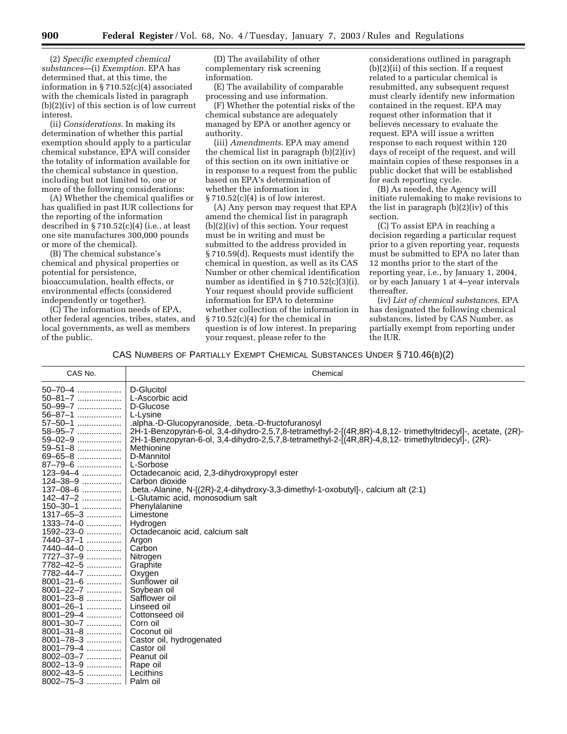(2) *Specific exempted chemical substances*—(i) *Exemption.* EPA has determined that, at this time, the information in § 710.52(c)(4) associated with the chemicals listed in paragraph (b)(2)(iv) of this section is of low current interest.

(ii) *Considerations.* In making its determination of whether this partial exemption should apply to a particular chemical substance, EPA will consider the totality of information available for the chemical substance in question, including but not limited to, one or more of the following considerations:

(A) Whether the chemical qualifies or has qualified in past IUR collections for the reporting of the information described in § 710.52(c)(4) (i.e., at least one site manufactures 300,000 pounds or more of the chemical).

(B) The chemical substance's chemical and physical properties or potential for persistence, bioaccumulation, health effects, or environmental effects (considered independently or together).

(C) The information needs of EPA, other federal agencies, tribes, states, and local governments, as well as members of the public.

(D) The availability of other complementary risk screening information.

(E) The availability of comparable processing and use information.

(F) Whether the potential risks of the chemical substance are adequately managed by EPA or another agency or authority.

(iii) *Amendments.* EPA may amend the chemical list in paragraph (b)(2)(iv) of this section on its own initiative or in response to a request from the public based on EPA's determination of whether the information in § 710.52(c)(4) is of low interest.

(A) Any person may request that EPA amend the chemical list in paragraph (b)(2)(iv) of this section. Your request must be in writing and must be submitted to the address provided in § 710.59(d). Requests must identify the chemical in question, as well as its CAS Number or other chemical identification number as identified in § 710.52(c)(3)(i). Your request should provide sufficient information for EPA to determine whether collection of the information in § 710.52(c)(4) for the chemical in question is of low interest. In preparing your request, please refer to the considerations outlined in paragraph (b)(2)(ii) of this section. If a request related to a particular chemical is resubmitted, any subsequent request must clearly identify new information contained in the request. EPA may request other information that it believes necessary to evaluate the request. EPA will issue a written response to each request within 120 days of receipt of the request, and will maintain copies of these responses in a public docket that will be established for each reporting cycle.

(B) As needed, the Agency will initiate rulemaking to make revisions to the list in paragraph (b)(2)(iv) of this section.

(C) To assist EPA in reaching a decision regarding a particular request prior to a given reporting year, requests must be submitted to EPA no later than 12 months prior to the start of the reporting year, i.e., by January 1, 2004, or by each January 1 at 4–year intervals thereafter.

(iv) *List of chemical substances.* EPA has designated the following chemical substances, listed by CAS Number, as partially exempt from reporting under the IUR.

CAS NUMBERS OF PARTIALLY EXEMPT CHEMICAL SUBSTANCES UNDER § 710.46(B)(2)

| CAS No. | Chemical |
|---|---|
| 50–70–4 | D-Glucitol |
| 50–81–7 | L-Ascorbic acid |
| 50–99–7 | D-Glucose |
| 56–87–1 | L-Lysine |
| 57–50–1 | .alpha.-D-Glucopyranoside, .beta.-D-fructofuranosyl |
| 58–95–7 | 2H-1-Benzopyran-6-ol, 3,4-dihydro-2,5,7,8-tetramethyl-2-[(4R,8R)-4,8,12- trimethyltridecyl]-, acetate, (2R)- |
| 59–02–9 | 2H-1-Benzopyran-6-ol, 3,4-dihydro-2,5,7,8-tetramethyl-2-[(4R,8R)-4,8,12- trimethyltridecyl]-, (2R)- |
| 59–51–8 | Methionine |
| 69–65–8 | D-Mannitol |
| 87–79–6 | L-Sorbose |
| 123–94–4 | Octadecanoic acid, 2,3-dihydroxypropyl ester |
| 124–38–9 | Carbon dioxide |
| 137–08–6 | .beta.-Alanine, N-[(2R)-2,4-dihydroxy-3,3-dimethyl-1-oxobutyl]-, calcium alt (2:1) |
| 142–47–2 | L-Glutamic acid, monosodium salt |
| 150–30–1 | Phenylalanine |
| 1317–65–3 | Limestone |
| 1333–74–0 | Hydrogen |
| 1592–23–0 | Octadecanoic acid, calcium salt |
| 7440–37–1 | Argon |
| 7440–44–0 | Carbon |
| 7727–37–9 | Nitrogen |
| 7782–42–5 | Graphite |
| 7782–44–7 | Oxygen |
| 8001–21–6 | Sunflower oil |
| 8001–22–7 | Soybean oil |
| 8001–23–8 | Safflower oil |
| 8001–26–1 | Linseed oil |
| 8001–29–4 | Cottonseed oil |
| 8001–30–7 | Corn oil |
| 8001–31–8 | Coconut oil |
| 8001–78–3 | Castor oil, hydrogenated |
| 8001–79–4 | Castor oil |
| 8002–03–7 | Peanut oil |
| 8002–13–9 | Rape oil |
| 8002–43–5 | Lecithins |
| 8002–75–3 | Palm oil |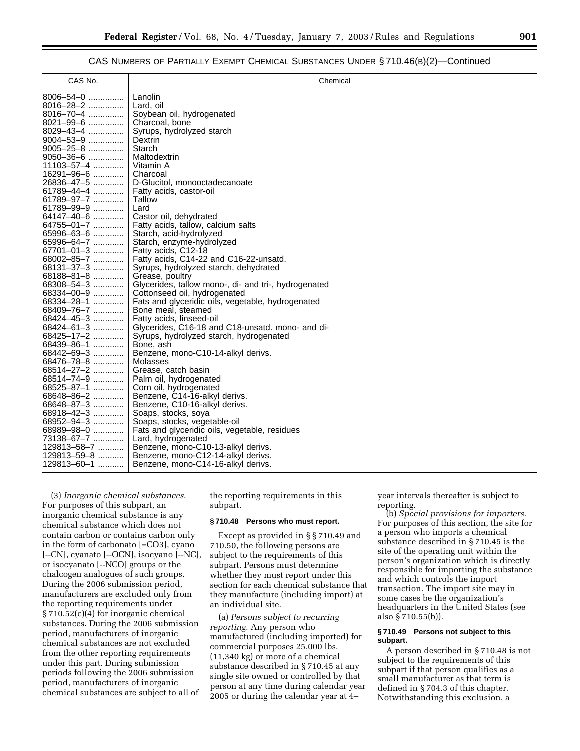CAS NUMBERS OF PARTIALLY EXEMPT CHEMICAL SUBSTANCES UNDER § 710.46(B)(2)—Continued

| CAS No. | Chemical |
| --- | --- |
| 8006–54–0 | Lanolin |
| 8016–28–2 | Lard, oil |
| 8016–70–4 | Soybean oil, hydrogenated |
| 8021–99–6 | Charcoal, bone |
| 8029–43–4 | Syrups, hydrolyzed starch |
| 9004–53–9 | Dextrin |
| 9005–25–8 | Starch |
| 9050–36–6 | Maltodextrin |
| 11103–57–4 | Vitamin A |
| 16291–96–6 | Charcoal |
| 26836–47–5 | D-Glucitol, monooctadecanoate |
| 61789–44–4 | Fatty acids, castor-oil |
| 61789–97–7 | Tallow |
| 61789–99–9 | Lard |
| 64147–40–6 | Castor oil, dehydrated |
| 64755–01–7 | Fatty acids, tallow, calcium salts |
| 65996–63–6 | Starch, acid-hydrolyzed |
| 65996–64–7 | Starch, enzyme-hydrolyzed |
| 67701–01–3 | Fatty acids, C12-18 |
| 68002–85–7 | Fatty acids, C14-22 and C16-22-unsatd. |
| 68131–37–3 | Syrups, hydrolyzed starch, dehydrated |
| 68188–81–8 | Grease, poultry |
| 68308–54–3 | Glycerides, tallow mono-, di- and tri-, hydrogenated |
| 68334–00–9 | Cottonseed oil, hydrogenated |
| 68334–28–1 | Fats and glyceridic oils, vegetable, hydrogenated |
| 68409–76–7 | Bone meal, steamed |
| 68424–45–3 | Fatty acids, linseed-oil |
| 68424–61–3 | Glycerides, C16-18 and C18-unsatd. mono- and di- |
| 68425–17–2 | Syrups, hydrolyzed starch, hydrogenated |
| 68439–86–1 | Bone, ash |
| 68442–69–3 | Benzene, mono-C10-14-alkyl derivs. |
| 68476–78–8 | Molasses |
| 68514–27–2 | Grease, catch basin |
| 68514–74–9 | Palm oil, hydrogenated |
| 68525–87–1 | Corn oil, hydrogenated |
| 68648–86–2 | Benzene, C14-16-alkyl derivs. |
| 68648–87–3 | Benzene, C10-16-alkyl derivs. |
| 68918–42–3 | Soaps, stocks, soya |
| 68952–94–3 | Soaps, stocks, vegetable-oil |
| 68989–98–0 | Fats and glyceridic oils, vegetable, residues |
| 73138–67–7 | Lard, hydrogenated |
| 129813–58–7 | Benzene, mono-C10-13-alkyl derivs. |
| 129813–59–8 | Benzene, mono-C12-14-alkyl derivs. |
| 129813–60–1 | Benzene, mono-C14-16-alkyl derivs. |

(3) *Inorganic chemical substances*. For purposes of this subpart, an inorganic chemical substance is any chemical substance which does not contain carbon or contains carbon only in the form of carbonato [=CO3], cyano [--CN], cyanato [--OCN], isocyano [--NC], or isocyanato [--NCO] groups or the chalcogen analogues of such groups. During the 2006 submission period, manufacturers are excluded only from the reporting requirements under § 710.52(c)(4) for inorganic chemical substances. During the 2006 submission period, manufacturers of inorganic chemical substances are not excluded from the other reporting requirements under this part. During submission periods following the 2006 submission period, manufacturers of inorganic chemical substances are subject to all of the reporting requirements in this subpart.

**§ 710.48 Persons who must report.**

Except as provided in §§ 710.49 and 710.50, the following persons are subject to the requirements of this subpart. Persons must determine whether they must report under this section for each chemical substance that they manufacture (including import) at an individual site.

(a) *Persons subject to recurring reporting*. Any person who manufactured (including imported) for commercial purposes 25,000 lbs. (11,340 kg) or more of a chemical substance described in § 710.45 at any single site owned or controlled by that person at any time during calendar year 2005 or during the calendar year at 4–year intervals thereafter is subject to reporting.

(b) *Special provisions for importers*. For purposes of this section, the site for a person who imports a chemical substance described in § 710.45 is the site of the operating unit within the person's organization which is directly responsible for importing the substance and which controls the import transaction. The import site may in some cases be the organization's headquarters in the United States (see also § 710.55(b)).

**§ 710.49 Persons not subject to this subpart.**

A person described in § 710.48 is not subject to the requirements of this subpart if that person qualifies as a small manufacturer as that term is defined in § 704.3 of this chapter. Notwithstanding this exclusion, a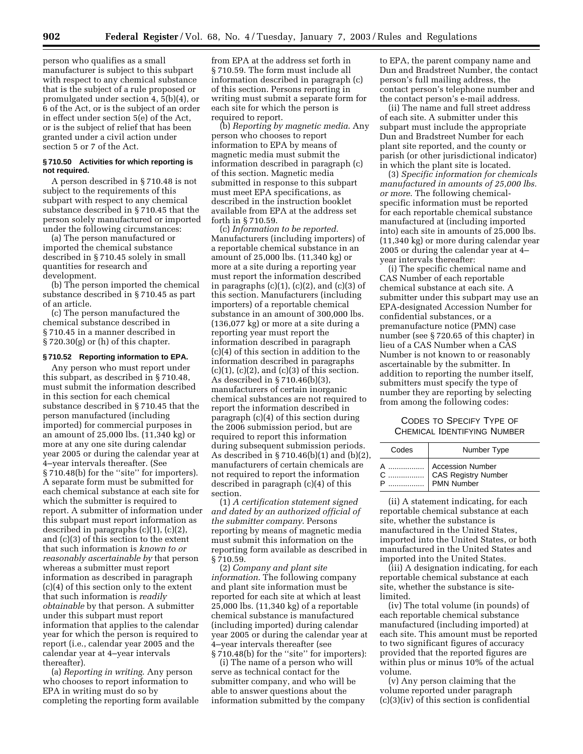person who qualifies as a small manufacturer is subject to this subpart with respect to any chemical substance that is the subject of a rule proposed or promulgated under section 4, 5(b)(4), or 6 of the Act, or is the subject of an order in effect under section 5(e) of the Act, or is the subject of relief that has been granted under a civil action under section 5 or 7 of the Act.

**§ 710.50 Activities for which reporting is not required.**

A person described in § 710.48 is not subject to the requirements of this subpart with respect to any chemical substance described in § 710.45 that the person solely manufactured or imported under the following circumstances:

(a) The person manufactured or imported the chemical substance described in § 710.45 solely in small quantities for research and development.

(b) The person imported the chemical substance described in § 710.45 as part of an article.

(c) The person manufactured the chemical substance described in § 710.45 in a manner described in § 720.30(g) or (h) of this chapter.

**§ 710.52 Reporting information to EPA.**

Any person who must report under this subpart, as described in § 710.48, must submit the information described in this section for each chemical substance described in § 710.45 that the person manufactured (including imported) for commercial purposes in an amount of 25,000 lbs. (11,340 kg) or more at any one site during calendar year 2005 or during the calendar year at 4–year intervals thereafter. (See § 710.48(b) for the ''site'' for importers). A separate form must be submitted for each chemical substance at each site for which the submitter is required to report. A submitter of information under this subpart must report information as described in paragraphs (c)(1), (c)(2), and (c)(3) of this section to the extent that such information is *known to or reasonably ascertainable by* that person whereas a submitter must report information as described in paragraph (c)(4) of this section only to the extent that such information is *readily obtainable* by that person. A submitter under this subpart must report information that applies to the calendar year for which the person is required to report (i.e., calendar year 2005 and the calendar year at 4–year intervals thereafter).

(a) *Reporting in writing*. Any person who chooses to report information to EPA in writing must do so by completing the reporting form available from EPA at the address set forth in § 710.59. The form must include all information described in paragraph (c) of this section. Persons reporting in writing must submit a separate form for each site for which the person is required to report.

(b) *Reporting by magnetic media*. Any person who chooses to report information to EPA by means of magnetic media must submit the information described in paragraph (c) of this section. Magnetic media submitted in response to this subpart must meet EPA specifications, as described in the instruction booklet available from EPA at the address set forth in § 710.59.

(c) *Information to be reported*. Manufacturers (including importers) of a reportable chemical substance in an amount of 25,000 lbs. (11,340 kg) or more at a site during a reporting year must report the information described in paragraphs (c)(1), (c)(2), and (c)(3) of this section. Manufacturers (including importers) of a reportable chemical substance in an amount of 300,000 lbs. (136,077 kg) or more at a site during a reporting year must report the information described in paragraph (c)(4) of this section in addition to the information described in paragraphs (c)(1), (c)(2), and (c)(3) of this section. As described in § 710.46(b)(3), manufacturers of certain inorganic chemical substances are not required to report the information described in paragraph (c)(4) of this section during the 2006 submission period, but are required to report this information during subsequent submission periods. As described in § 710.46(b)(1) and (b)(2), manufacturers of certain chemicals are not required to report the information described in paragraph (c)(4) of this section.

(1) *A certification statement signed and dated by an authorized official of the submitter company*. Persons reporting by means of magnetic media must submit this information on the reporting form available as described in § 710.59.

(2) *Company and plant site information*. The following company and plant site information must be reported for each site at which at least 25,000 lbs. (11,340 kg) of a reportable chemical substance is manufactured (including imported) during calendar year 2005 or during the calendar year at 4–year intervals thereafter (see § 710.48(b) for the ''site'' for importers):

(i) The name of a person who will serve as technical contact for the submitter company, and who will be able to answer questions about the information submitted by the company to EPA, the parent company name and Dun and Bradstreet Number, the contact person's full mailing address, the contact person's telephone number and the contact person's e-mail address.

(ii) The name and full street address of each site. A submitter under this subpart must include the appropriate Dun and Bradstreet Number for each plant site reported, and the county or parish (or other jurisdictional indicator) in which the plant site is located.

(3) *Specific information for chemicals manufactured in amounts of 25,000 lbs. or more*. The following chemical-specific information must be reported for each reportable chemical substance manufactured at (including imported into) each site in amounts of 25,000 lbs. (11,340 kg) or more during calendar year 2005 or during the calendar year at 4–year intervals thereafter:

(i) The specific chemical name and CAS Number of each reportable chemical substance at each site. A submitter under this subpart may use an EPA-designated Accession Number for confidential substances, or a premanufacture notice (PMN) case number (see § 720.65 of this chapter) in lieu of a CAS Number when a CAS Number is not known to or reasonably ascertainable by the submitter. In addition to reporting the number itself, submitters must specify the type of number they are reporting by selecting from among the following codes:

CODES TO SPECIFY TYPE OF CHEMICAL IDENTIFYING NUMBER

| Codes | Number Type |
|---|---|
| A ................. | Accession Number |
| C ................. | CAS Registry Number |
| P ................. | PMN Number |

(ii) A statement indicating, for each reportable chemical substance at each site, whether the substance is manufactured in the United States, imported into the United States, or both manufactured in the United States and imported into the United States.

(iii) A designation indicating, for each reportable chemical substance at each site, whether the substance is site-limited.

(iv) The total volume (in pounds) of each reportable chemical substance manufactured (including imported) at each site. This amount must be reported to two significant figures of accuracy provided that the reported figures are within plus or minus 10% of the actual volume.

(v) Any person claiming that the volume reported under paragraph (c)(3)(iv) of this section is confidential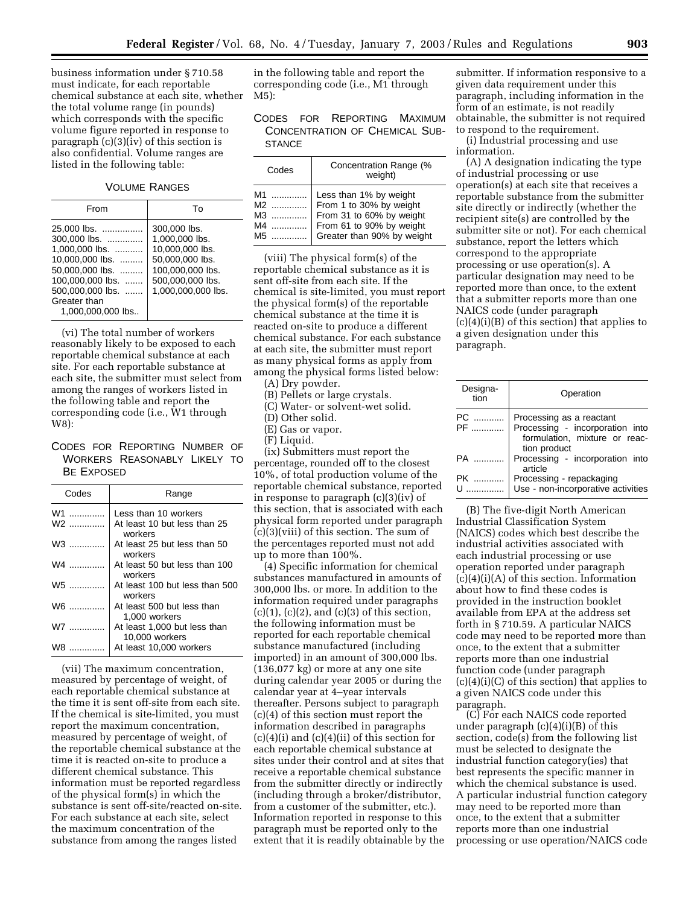business information under § 710.58 must indicate, for each reportable chemical substance at each site, whether the total volume range (in pounds) which corresponds with the specific volume figure reported in response to paragraph (c)(3)(iv) of this section is also confidential. Volume ranges are listed in the following table:

VOLUME RANGES

| From | To |
| --- | --- |
| 25,000 lbs. | 300,000 lbs. |
| 300,000 lbs. | 1,000,000 lbs. |
| 1,000,000 lbs. | 10,000,000 lbs. |
| 10,000,000 lbs. | 50,000,000 lbs. |
| 50,000,000 lbs. | 100,000,000 lbs. |
| 100,000,000 lbs. | 500,000,000 lbs. |
| 500,000,000 lbs. | 1,000,000,000 lbs. |
| Greater than 1,000,000,000 lbs.. | |

(vi) The total number of workers reasonably likely to be exposed to each reportable chemical substance at each site. For each reportable substance at each site, the submitter must select from among the ranges of workers listed in the following table and report the corresponding code (i.e., W1 through W8):

CODES FOR REPORTING NUMBER OF WORKERS REASONABLY LIKELY TO BE EXPOSED

| Codes | Range |
| --- | --- |
| W1 | Less than 10 workers |
| W2 | At least 10 but less than 25 workers |
| W3 | At least 25 but less than 50 workers |
| W4 | At least 50 but less than 100 workers |
| W5 | At least 100 but less than 500 workers |
| W6 | At least 500 but less than 1,000 workers |
| W7 | At least 1,000 but less than 10,000 workers |
| W8 | At least 10,000 workers |

(vii) The maximum concentration, measured by percentage of weight, of each reportable chemical substance at the time it is sent off-site from each site. If the chemical is site-limited, you must report the maximum concentration, measured by percentage of weight, of the reportable chemical substance at the time it is reacted on-site to produce a different chemical substance. This information must be reported regardless of the physical form(s) in which the substance is sent off-site/reacted on-site. For each substance at each site, select the maximum concentration of the substance from among the ranges listed in the following table and report the corresponding code (i.e., M1 through M5):

CODES FOR REPORTING MAXIMUM CONCENTRATION OF CHEMICAL SUBSTANCE

| Codes | Concentration Range (% weight) |
| --- | --- |
| M1 | Less than 1% by weight |
| M2 | From 1 to 30% by weight |
| M3 | From 31 to 60% by weight |
| M4 | From 61 to 90% by weight |
| M5 | Greater than 90% by weight |

(viii) The physical form(s) of the reportable chemical substance as it is sent off-site from each site. If the chemical is site-limited, you must report the physical form(s) of the reportable chemical substance at the time it is reacted on-site to produce a different chemical substance. For each substance at each site, the submitter must report as many physical forms as apply from among the physical forms listed below:

(A) Dry powder.

(B) Pellets or large crystals.

(C) Water- or solvent-wet solid.

(D) Other solid.

(E) Gas or vapor.

(F) Liquid.

(ix) Submitters must report the percentage, rounded off to the closest 10%, of total production volume of the reportable chemical substance, reported in response to paragraph (c)(3)(iv) of this section, that is associated with each physical form reported under paragraph (c)(3)(viii) of this section. The sum of the percentages reported must not add up to more than 100%.

(4) Specific information for chemical substances manufactured in amounts of 300,000 lbs. or more. In addition to the information required under paragraphs (c)(1), (c)(2), and (c)(3) of this section, the following information must be reported for each reportable chemical substance manufactured (including imported) in an amount of 300,000 lbs. (136,077 kg) or more at any one site during calendar year 2005 or during the calendar year at 4–year intervals thereafter. Persons subject to paragraph (c)(4) of this section must report the information described in paragraphs (c)(4)(i) and (c)(4)(ii) of this section for each reportable chemical substance at sites under their control and at sites that receive a reportable chemical substance from the submitter directly or indirectly (including through a broker/distributor, from a customer of the submitter, etc.). Information reported in response to this paragraph must be reported only to the extent that it is readily obtainable by the submitter. If information responsive to a given data requirement under this paragraph, including information in the form of an estimate, is not readily obtainable, the submitter is not required to respond to the requirement.

(i) Industrial processing and use information.

(A) A designation indicating the type of industrial processing or use operation(s) at each site that receives a reportable substance from the submitter site directly or indirectly (whether the recipient site(s) are controlled by the submitter site or not). For each chemical substance, report the letters which correspond to the appropriate processing or use operation(s). A particular designation may need to be reported more than once, to the extent that a submitter reports more than one NAICS code (under paragraph (c)(4)(i)(B) of this section) that applies to a given designation under this paragraph.

| Designation | Operation |
| --- | --- |
| PC | Processing as a reactant |
| PF | Processing - incorporation into formulation, mixture or reaction product |
| PA | Processing - incorporation into article |
| PK | Processing - repackaging |
| U | Use - non-incorporative activities |

(B) The five-digit North American Industrial Classification System (NAICS) codes which best describe the industrial activities associated with each industrial processing or use operation reported under paragraph (c)(4)(i)(A) of this section. Information about how to find these codes is provided in the instruction booklet available from EPA at the address set forth in § 710.59. A particular NAICS code may need to be reported more than once, to the extent that a submitter reports more than one industrial function code (under paragraph (c)(4)(i)(C) of this section) that applies to a given NAICS code under this paragraph.

(C) For each NAICS code reported under paragraph (c)(4)(i)(B) of this section, code(s) from the following list must be selected to designate the industrial function category(ies) that best represents the specific manner in which the chemical substance is used. A particular industrial function category may need to be reported more than once, to the extent that a submitter reports more than one industrial processing or use operation/NAICS code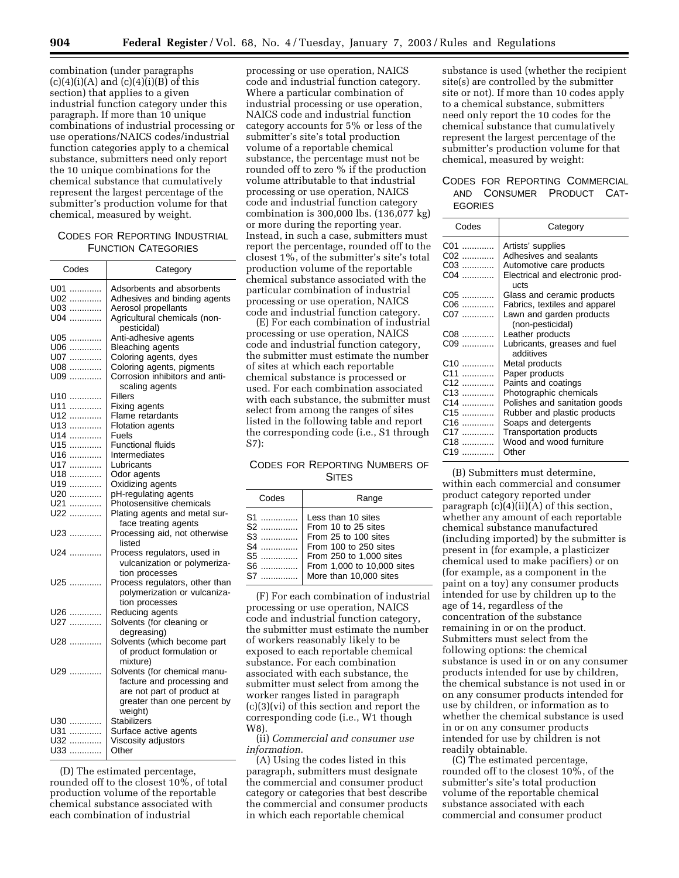combination (under paragraphs (c)(4)(i)(A) and (c)(4)(i)(B) of this section) that applies to a given industrial function category under this paragraph. If more than 10 unique combinations of industrial processing or use operations/NAICS codes/industrial function categories apply to a chemical substance, submitters need only report the 10 unique combinations for the chemical substance that cumulatively represent the largest percentage of the submitter's production volume for that chemical, measured by weight.

CODES FOR REPORTING INDUSTRIAL FUNCTION CATEGORIES

| Codes | Category |
|---|---|
| U01 | Adsorbents and absorbents |
| U02 | Adhesives and binding agents |
| U03 | Aerosol propellants |
| U04 | Agricultural chemicals (non-pesticidal) |
| U05 | Anti-adhesive agents |
| U06 | Bleaching agents |
| U07 | Coloring agents, dyes |
| U08 | Coloring agents, pigments |
| U09 | Corrosion inhibitors and anti-scaling agents |
| U10 | Fillers |
| U11 | Fixing agents |
| U12 | Flame retardants |
| U13 | Flotation agents |
| U14 | Fuels |
| U15 | Functional fluids |
| U16 | Intermediates |
| U17 | Lubricants |
| U18 | Odor agents |
| U19 | Oxidizing agents |
| U20 | pH-regulating agents |
| U21 | Photosensitive chemicals |
| U22 | Plating agents and metal surface treating agents |
| U23 | Processing aid, not otherwise listed |
| U24 | Process regulators, used in vulcanization or polymerization processes |
| U25 | Process regulators, other than polymerization or vulcanization processes |
| U26 | Reducing agents |
| U27 | Solvents (for cleaning or degreasing) |
| U28 | Solvents (which become part of product formulation or mixture) |
| U29 | Solvents (for chemical manufacture and processing and are not part of product at greater than one percent by weight) |
| U30 | Stabilizers |
| U31 | Surface active agents |
| U32 | Viscosity adjustors |
| U33 | Other |

(D) The estimated percentage, rounded off to the closest 10%, of total production volume of the reportable chemical substance associated with each combination of industrial processing or use operation, NAICS code and industrial function category. Where a particular combination of industrial processing or use operation, NAICS code and industrial function category accounts for 5% or less of the submitter's site's total production volume of a reportable chemical substance, the percentage must not be rounded off to zero % if the production volume attributable to that industrial processing or use operation, NAICS code and industrial function category combination is 300,000 lbs. (136,077 kg) or more during the reporting year. Instead, in such a case, submitters must report the percentage, rounded off to the closest 1%, of the submitter's site's total production volume of the reportable chemical substance associated with the particular combination of industrial processing or use operation, NAICS code and industrial function category.

(E) For each combination of industrial processing or use operation, NAICS code and industrial function category, the submitter must estimate the number of sites at which each reportable chemical substance is processed or used. For each combination associated with each substance, the submitter must select from among the ranges of sites listed in the following table and report the corresponding code (i.e., S1 through S7):

CODES FOR REPORTING NUMBERS OF SITES

| Codes | Range |
|---|---|
| S1 | Less than 10 sites |
| S2 | From 10 to 25 sites |
| S3 | From 25 to 100 sites |
| S4 | From 100 to 250 sites |
| S5 | From 250 to 1,000 sites |
| S6 | From 1,000 to 10,000 sites |
| S7 | More than 10,000 sites |

(F) For each combination of industrial processing or use operation, NAICS code and industrial function category, the submitter must estimate the number of workers reasonably likely to be exposed to each reportable chemical substance. For each combination associated with each substance, the submitter must select from among the worker ranges listed in paragraph (c)(3)(vi) of this section and report the corresponding code (i.e., W1 though W8).

(ii) *Commercial and consumer use information.*

(A) Using the codes listed in this paragraph, submitters must designate the commercial and consumer product category or categories that best describe the commercial and consumer products in which each reportable chemical substance is used (whether the recipient site(s) are controlled by the submitter site or not). If more than 10 codes apply to a chemical substance, submitters need only report the 10 codes for the chemical substance that cumulatively represent the largest percentage of the submitter's production volume for that chemical, measured by weight:

CODES FOR REPORTING COMMERCIAL AND CONSUMER PRODUCT CATEGORIES

| Codes | Category |
|---|---|
| C01 | Artists' supplies |
| C02 | Adhesives and sealants |
| C03 | Automotive care products |
| C04 | Electrical and electronic products |
| C05 | Glass and ceramic products |
| C06 | Fabrics, textiles and apparel |
| C07 | Lawn and garden products (non-pesticidal) |
| C08 | Leather products |
| C09 | Lubricants, greases and fuel additives |
| C10 | Metal products |
| C11 | Paper products |
| C12 | Paints and coatings |
| C13 | Photographic chemicals |
| C14 | Polishes and sanitation goods |
| C15 | Rubber and plastic products |
| C16 | Soaps and detergents |
| C17 | Transportation products |
| C18 | Wood and wood furniture |
| C19 | Other |

(B) Submitters must determine, within each commercial and consumer product category reported under paragraph (c)(4)(ii)(A) of this section, whether any amount of each reportable chemical substance manufactured (including imported) by the submitter is present in (for example, a plasticizer chemical used to make pacifiers) or on (for example, as a component in the paint on a toy) any consumer products intended for use by children up to the age of 14, regardless of the concentration of the substance remaining in or on the product. Submitters must select from the following options: the chemical substance is used in or on any consumer products intended for use by children, the chemical substance is not used in or on any consumer products intended for use by children, or information as to whether the chemical substance is used in or on any consumer products intended for use by children is not readily obtainable.

(C) The estimated percentage, rounded off to the closest 10%, of the submitter's site's total production volume of the reportable chemical substance associated with each commercial and consumer product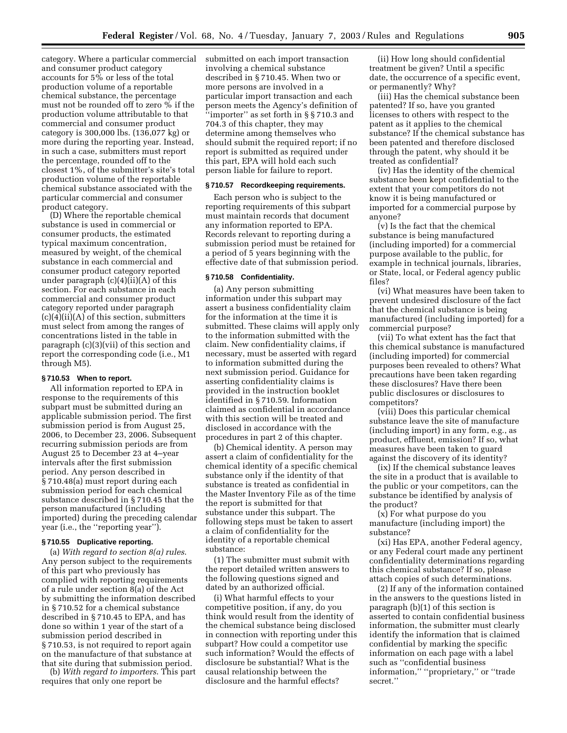category. Where a particular commercial and consumer product category accounts for 5% or less of the total production volume of a reportable chemical substance, the percentage must not be rounded off to zero % if the production volume attributable to that commercial and consumer product category is 300,000 lbs. (136,077 kg) or more during the reporting year. Instead, in such a case, submitters must report the percentage, rounded off to the closest 1%, of the submitter's site's total production volume of the reportable chemical substance associated with the particular commercial and consumer product category.

(D) Where the reportable chemical substance is used in commercial or consumer products, the estimated typical maximum concentration, measured by weight, of the chemical substance in each commercial and consumer product category reported under paragraph (c)(4)(ii)(A) of this section. For each substance in each commercial and consumer product category reported under paragraph (c)(4)(ii)(A) of this section, submitters must select from among the ranges of concentrations listed in the table in paragraph (c)(3)(vii) of this section and report the corresponding code (i.e., M1 through M5).

### § 710.53 When to report.

All information reported to EPA in response to the requirements of this subpart must be submitted during an applicable submission period. The first submission period is from August 25, 2006, to December 23, 2006. Subsequent recurring submission periods are from August 25 to December 23 at 4–year intervals after the first submission period. Any person described in § 710.48(a) must report during each submission period for each chemical substance described in § 710.45 that the person manufactured (including imported) during the preceding calendar year (i.e., the ''reporting year'').

### § 710.55 Duplicative reporting.

(a) *With regard to section 8(a) rules.* Any person subject to the requirements of this part who previously has complied with reporting requirements of a rule under section 8(a) of the Act by submitting the information described in § 710.52 for a chemical substance described in § 710.45 to EPA, and has done so within 1 year of the start of a submission period described in § 710.53, is not required to report again on the manufacture of that substance at that site during that submission period.

(b) *With regard to importers.* This part requires that only one report be submitted on each import transaction involving a chemical substance described in § 710.45. When two or more persons are involved in a particular import transaction and each person meets the Agency's definition of ''importer'' as set forth in §§ 710.3 and 704.3 of this chapter, they may determine among themselves who should submit the required report; if no report is submitted as required under this part, EPA will hold each such person liable for failure to report.

### § 710.57 Recordkeeping requirements.

Each person who is subject to the reporting requirements of this subpart must maintain records that document any information reported to EPA. Records relevant to reporting during a submission period must be retained for a period of 5 years beginning with the effective date of that submission period.

### § 710.58 Confidentiality.

(a) Any person submitting information under this subpart may assert a business confidentiality claim for the information at the time it is submitted. These claims will apply only to the information submitted with the claim. New confidentiality claims, if necessary, must be asserted with regard to information submitted during the next submission period. Guidance for asserting confidentiality claims is provided in the instruction booklet identified in § 710.59. Information claimed as confidential in accordance with this section will be treated and disclosed in accordance with the procedures in part 2 of this chapter.

(b) Chemical identity. A person may assert a claim of confidentiality for the chemical identity of a specific chemical substance only if the identity of that substance is treated as confidential in the Master Inventory File as of the time the report is submitted for that substance under this subpart. The following steps must be taken to assert a claim of confidentiality for the identity of a reportable chemical substance:

(1) The submitter must submit with the report detailed written answers to the following questions signed and dated by an authorized official.

(i) What harmful effects to your competitive position, if any, do you think would result from the identity of the chemical substance being disclosed in connection with reporting under this subpart? How could a competitor use such information? Would the effects of disclosure be substantial? What is the causal relationship between the disclosure and the harmful effects?

(ii) How long should confidential treatment be given? Until a specific date, the occurrence of a specific event, or permanently? Why?

(iii) Has the chemical substance been patented? If so, have you granted licenses to others with respect to the patent as it applies to the chemical substance? If the chemical substance has been patented and therefore disclosed through the patent, why should it be treated as confidential?

(iv) Has the identity of the chemical substance been kept confidential to the extent that your competitors do not know it is being manufactured or imported for a commercial purpose by anyone?

(v) Is the fact that the chemical substance is being manufactured (including imported) for a commercial purpose available to the public, for example in technical journals, libraries, or State, local, or Federal agency public files?

(vi) What measures have been taken to prevent undesired disclosure of the fact that the chemical substance is being manufactured (including imported) for a commercial purpose?

(vii) To what extent has the fact that this chemical substance is manufactured (including imported) for commercial purposes been revealed to others? What precautions have been taken regarding these disclosures? Have there been public disclosures or disclosures to competitors?

(viii) Does this particular chemical substance leave the site of manufacture (including import) in any form, e.g., as product, effluent, emission? If so, what measures have been taken to guard against the discovery of its identity?

(ix) If the chemical substance leaves the site in a product that is available to the public or your competitors, can the substance be identified by analysis of the product?

(x) For what purpose do you manufacture (including import) the substance?

(xi) Has EPA, another Federal agency, or any Federal court made any pertinent confidentiality determinations regarding this chemical substance? If so, please attach copies of such determinations.

(2) If any of the information contained in the answers to the questions listed in paragraph (b)(1) of this section is asserted to contain confidential business information, the submitter must clearly identify the information that is claimed confidential by marking the specific information on each page with a label such as ''confidential business information,'' ''proprietary,'' or ''trade secret.''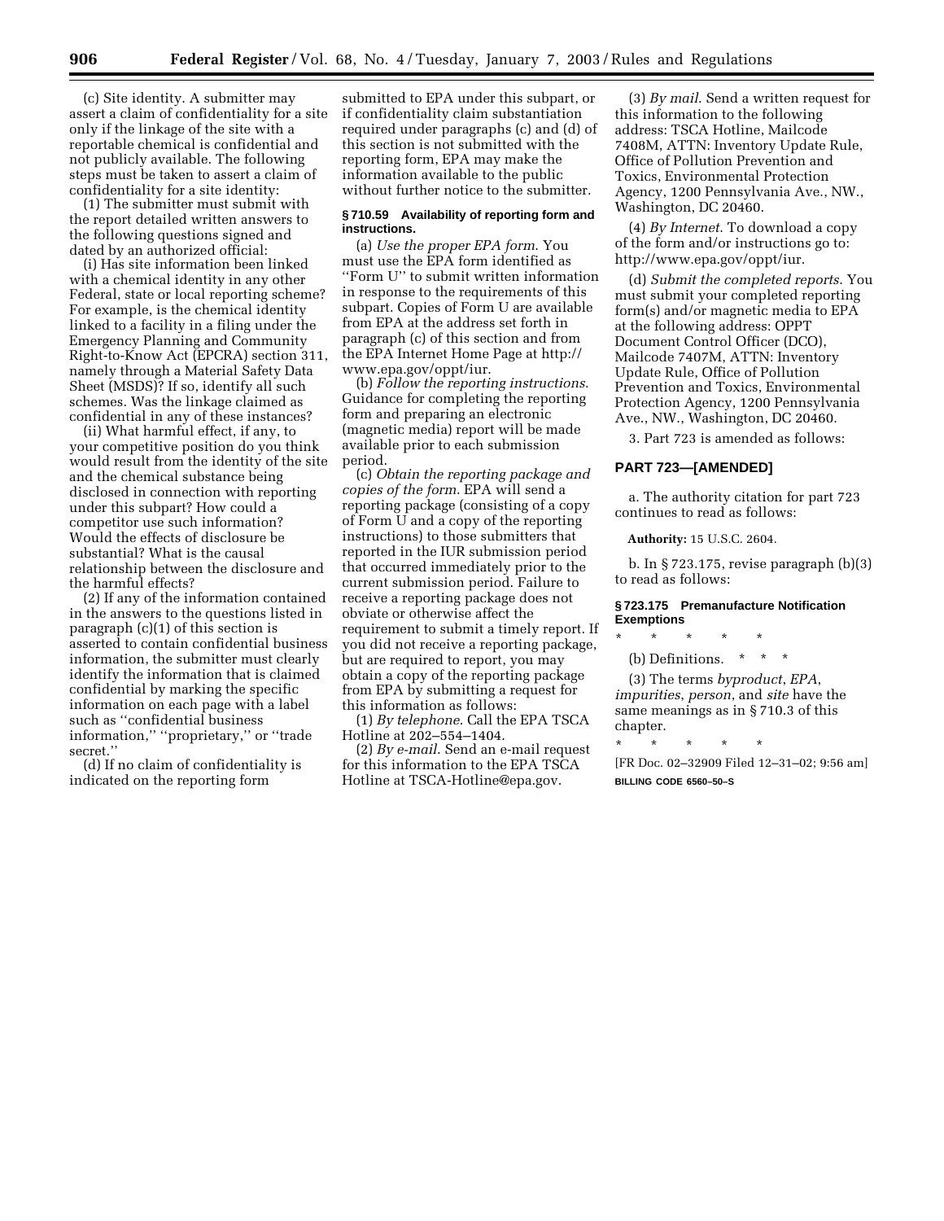(c) Site identity. A submitter may assert a claim of confidentiality for a site only if the linkage of the site with a reportable chemical is confidential and not publicly available. The following steps must be taken to assert a claim of confidentiality for a site identity:

(1) The submitter must submit with the report detailed written answers to the following questions signed and dated by an authorized official:

(i) Has site information been linked with a chemical identity in any other Federal, state or local reporting scheme? For example, is the chemical identity linked to a facility in a filing under the Emergency Planning and Community Right-to-Know Act (EPCRA) section 311, namely through a Material Safety Data Sheet (MSDS)? If so, identify all such schemes. Was the linkage claimed as confidential in any of these instances?

(ii) What harmful effect, if any, to your competitive position do you think would result from the identity of the site and the chemical substance being disclosed in connection with reporting under this subpart? How could a competitor use such information? Would the effects of disclosure be substantial? What is the causal relationship between the disclosure and the harmful effects?

(2) If any of the information contained in the answers to the questions listed in paragraph (c)(1) of this section is asserted to contain confidential business information, the submitter must clearly identify the information that is claimed confidential by marking the specific information on each page with a label such as ''confidential business information,'' ''proprietary,'' or ''trade secret.''

(d) If no claim of confidentiality is indicated on the reporting form submitted to EPA under this subpart, or if confidentiality claim substantiation required under paragraphs (c) and (d) of this section is not submitted with the reporting form, EPA may make the information available to the public without further notice to the submitter.

#### § 710.59 Availability of reporting form and instructions.

(a) *Use the proper EPA form.* You must use the EPA form identified as ''Form U'' to submit written information in response to the requirements of this subpart. Copies of Form U are available from EPA at the address set forth in paragraph (c) of this section and from the EPA Internet Home Page at http://www.epa.gov/oppt/iur.

(b) *Follow the reporting instructions.* Guidance for completing the reporting form and preparing an electronic (magnetic media) report will be made available prior to each submission period.

(c) *Obtain the reporting package and copies of the form.* EPA will send a reporting package (consisting of a copy of Form U and a copy of the reporting instructions) to those submitters that reported in the IUR submission period that occurred immediately prior to the current submission period. Failure to receive a reporting package does not obviate or otherwise affect the requirement to submit a timely report. If you did not receive a reporting package, but are required to report, you may obtain a copy of the reporting package from EPA by submitting a request for this information as follows:

(1) *By telephone.* Call the EPA TSCA Hotline at 202–554–1404.

(2) *By e-mail.* Send an e-mail request for this information to the EPA TSCA Hotline at TSCA-Hotline@epa.gov.

(3) *By mail.* Send a written request for this information to the following address: TSCA Hotline, Mailcode 7408M, ATTN: Inventory Update Rule, Office of Pollution Prevention and Toxics, Environmental Protection Agency, 1200 Pennsylvania Ave., NW., Washington, DC 20460.

(4) *By Internet.* To download a copy of the form and/or instructions go to: http://www.epa.gov/oppt/iur.

(d) *Submit the completed reports.* You must submit your completed reporting form(s) and/or magnetic media to EPA at the following address: OPPT Document Control Officer (DCO), Mailcode 7407M, ATTN: Inventory Update Rule, Office of Pollution Prevention and Toxics, Environmental Protection Agency, 1200 Pennsylvania Ave., NW., Washington, DC 20460.

3. Part 723 is amended as follows:

### PART 723—[AMENDED]

a. The authority citation for part 723 continues to read as follows:

**Authority:** 15 U.S.C. 2604.

b. In § 723.175, revise paragraph (b)(3) to read as follows:

#### § 723.175 Premanufacture Notification Exemptions

\* \* \* \* \*

(b) Definitions. \* \* \*

(3) The terms *byproduct*, *EPA*, *impurities*, *person*, and *site* have the same meanings as in § 710.3 of this chapter.

\* \* \* \* \*

[FR Doc. 02–32909 Filed 12–31–02; 9:56 am]

**BILLING CODE 6560–50–S**